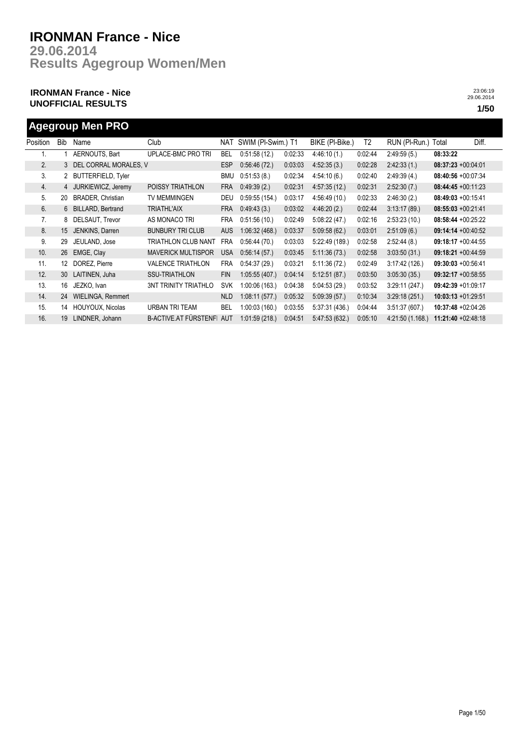# IRONMAN France - Nice

## 29.06.2014

## Results Agegroup Women/Men

**IRONMAN France - Nice**
**UNOFFICIAL RESULTS**

23:06:19
29.06.2014

## Agegroup Men PRO

| Position | Bib | Name | Club | NAT | SWIM (Pl-Swim.) | T1 | BIKE (Pl-Bike.) | T2 | RUN (Pl-Run.) | Total | Diff. |
|---|---|---|---|---|---|---|---|---|---|---|---|
| 1. | 1 | AERNOUTS, Bart | UPLACE-BMC PRO TRI | BEL | 0:51:58 (12.) | 0:02:33 | 4:46:10 (1.) | 0:02:44 | 2:49:59 (5.) | **08:33:22** | |
| 2. | 3 | DEL CORRAL MORALES, V | | ESP | 0:56:46 (72.) | 0:03:03 | 4:52:35 (3.) | 0:02:28 | 2:42:33 (1.) | **08:37:23** | +00:04:01 |
| 3. | 2 | BUTTERFIELD, Tyler | | BMU | 0:51:53 (8.) | 0:02:34 | 4:54:10 (6.) | 0:02:40 | 2:49:39 (4.) | **08:40:56** | +00:07:34 |
| 4. | 4 | JURKIEWICZ, Jeremy | POISSY TRIATHLON | FRA | 0:49:39 (2.) | 0:02:31 | 4:57:35 (12.) | 0:02:31 | 2:52:30 (7.) | **08:44:45** | +00:11:23 |
| 5. | 20 | BRADER, Christian | TV MEMMINGEN | DEU | 0:59:55 (154.) | 0:03:17 | 4:56:49 (10.) | 0:02:33 | 2:46:30 (2.) | **08:49:03** | +00:15:41 |
| 6. | 6 | BILLARD, Bertrand | TRIATHL'AIX | FRA | 0:49:43 (3.) | 0:03:02 | 4:46:20 (2.) | 0:02:44 | 3:13:17 (89.) | **08:55:03** | +00:21:41 |
| 7. | 8 | DELSAUT, Trevor | AS MONACO TRI | FRA | 0:51:56 (10.) | 0:02:49 | 5:08:22 (47.) | 0:02:16 | 2:53:23 (10.) | **08:58:44** | +00:25:22 |
| 8. | 15 | JENKINS, Darren | BUNBURY TRI CLUB | AUS | 1:06:32 (468.) | 0:03:37 | 5:09:58 (62.) | 0:03:01 | 2:51:09 (6.) | **09:14:14** | +00:40:52 |
| 9. | 29 | JEULAND, Jose | TRIATHLON CLUB NANT | FRA | 0:56:44 (70.) | 0:03:03 | 5:22:49 (189.) | 0:02:58 | 2:52:44 (8.) | **09:18:17** | +00:44:55 |
| 10. | 26 | EMGE, Clay | MAVERICK MULTISPOR | USA | 0:56:14 (57.) | 0:03:45 | 5:11:36 (73.) | 0:02:58 | 3:03:50 (31.) | **09:18:21** | +00:44:59 |
| 11. | 12 | DOREZ, Pierre | VALENCE TRIATHLON | FRA | 0:54:37 (29.) | 0:03:21 | 5:11:36 (72.) | 0:02:49 | 3:17:42 (126.) | **09:30:03** | +00:56:41 |
| 12. | 30 | LAITINEN, Juha | SSU-TRIATHLON | FIN | 1:05:55 (407.) | 0:04:14 | 5:12:51 (87.) | 0:03:50 | 3:05:30 (35.) | **09:32:17** | +00:58:55 |
| 13. | 16 | JEZKO, Ivan | 3NT TRINITY TRIATHLO | SVK | 1:00:06 (163.) | 0:04:38 | 5:04:53 (29.) | 0:03:52 | 3:29:11 (247.) | **09:42:39** | +01:09:17 |
| 14. | 24 | WIELINGA, Remmert | | NLD | 1:08:11 (577.) | 0:05:32 | 5:09:39 (57.) | 0:10:34 | 3:29:18 (251.) | **10:03:13** | +01:29:51 |
| 15. | 14 | HOUYOUX, Nicolas | URBAN TRI TEAM | BEL | 1:00:03 (160.) | 0:03:55 | 5:37:31 (436.) | 0:04:44 | 3:51:37 (607.) | **10:37:48** | +02:04:26 |
| 16. | 19 | LINDNER, Johann | B-ACTIVE.AT FÜRSTENF | AUT | 1:01:59 (218.) | 0:04:51 | 5:47:53 (632.) | 0:05:10 | 4:21:50 (1.168.) | **11:21:40** | +02:48:18 |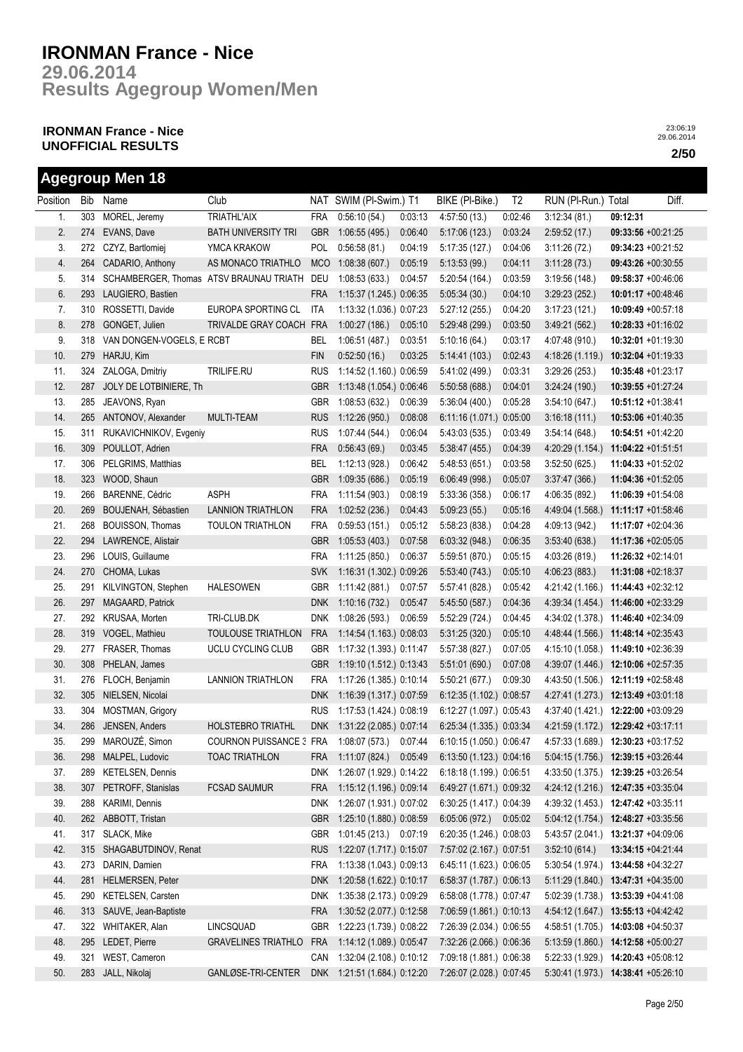# IRONMAN France - Nice

**29.06.2014**

**Results Agegroup Women/Men**

**IRONMAN France - Nice**
**UNOFFICIAL RESULTS**

23:06:19
29.06.2014

## Agegroup Men 18

| Position | Bib | Name | Club | NAT | SWIM (Pl-Swim.) | T1 | BIKE (Pl-Bike.) | T2 | RUN (Pl-Run.) | Total | Diff. |
|---|---|---|---|---|---|---|---|---|---|---|---|
| 1. | 303 | MOREL, Jeremy | TRIATHL'AIX | FRA | 0:56:10 (54.) | 0:03:13 | 4:57:50 (13.) | 0:02:46 | 3:12:34 (81.) | **09:12:31** | |
| 2. | 274 | EVANS, Dave | BATH UNIVERSITY TRI | GBR | 1:06:55 (495.) | 0:06:40 | 5:17:06 (123.) | 0:03:24 | 2:59:52 (17.) | **09:33:56** | +00:21:25 |
| 3. | 272 | CZYZ, Bartlomiej | YMCA KRAKOW | POL | 0:56:58 (81.) | 0:04:19 | 5:17:35 (127.) | 0:04:06 | 3:11:26 (72.) | **09:34:23** | +00:21:52 |
| 4. | 264 | CADARIO, Anthony | AS MONACO TRIATHLO | MCO | 1:08:38 (607.) | 0:05:19 | 5:13:53 (99.) | 0:04:11 | 3:11:28 (73.) | **09:43:26** | +00:30:55 |
| 5. | 314 | SCHAMBERGER, Thomas | ATSV BRAUNAU TRIATH | DEU | 1:08:53 (633.) | 0:04:57 | 5:20:54 (164.) | 0:03:59 | 3:19:56 (148.) | **09:58:37** | +00:46:06 |
| 6. | 293 | LAUGIERO, Bastien | | FRA | 1:15:37 (1.245.) | 0:06:35 | 5:05:34 (30.) | 0:04:10 | 3:29:23 (252.) | **10:01:17** | +00:48:46 |
| 7. | 310 | ROSSETTI, Davide | EUROPA SPORTING CL | ITA | 1:13:32 (1.036.) | 0:07:23 | 5:27:12 (255.) | 0:04:20 | 3:17:23 (121.) | **10:09:49** | +00:57:18 |
| 8. | 278 | GONGET, Julien | TRIVALDE GRAY COACH | FRA | 1:00:27 (186.) | 0:05:10 | 5:29:48 (299.) | 0:03:50 | 3:49:21 (562.) | **10:28:33** | +01:16:02 |
| 9. | 318 | VAN DONGEN-VOGELS, E | RCBT | BEL | 1:06:51 (487.) | 0:03:51 | 5:10:16 (64.) | 0:03:17 | 4:07:48 (910.) | **10:32:01** | +01:19:30 |
| 10. | 279 | HARJU, Kim | | FIN | 0:52:50 (16.) | 0:03:25 | 5:14:41 (103.) | 0:02:43 | 4:18:26 (1.119.) | **10:32:04** | +01:19:33 |
| 11. | 324 | ZALOGA, Dmitriy | TRILIFE.RU | RUS | 1:14:52 (1.160.) | 0:06:59 | 5:41:02 (499.) | 0:03:31 | 3:29:26 (253.) | **10:35:48** | +01:23:17 |
| 12. | 287 | JOLY DE LOTBINIERE, Th | | GBR | 1:13:48 (1.054.) | 0:06:46 | 5:50:58 (688.) | 0:04:01 | 3:24:24 (190.) | **10:39:55** | +01:27:24 |
| 13. | 285 | JEAVONS, Ryan | | GBR | 1:08:53 (632.) | 0:06:39 | 5:36:04 (400.) | 0:05:28 | 3:54:10 (647.) | **10:51:12** | +01:38:41 |
| 14. | 265 | ANTONOV, Alexander | MULTI-TEAM | RUS | 1:12:26 (950.) | 0:08:08 | 6:11:16 (1.071.) | 0:05:00 | 3:16:18 (111.) | **10:53:06** | +01:40:35 |
| 15. | 311 | RUKAVICHNIKOV, Evgeniy | | RUS | 1:07:44 (544.) | 0:06:04 | 5:43:03 (535.) | 0:03:49 | 3:54:14 (648.) | **10:54:51** | +01:42:20 |
| 16. | 309 | POULLOT, Adrien | | FRA | 0:56:43 (69.) | 0:03:45 | 5:38:47 (455.) | 0:04:39 | 4:20:29 (1.154.) | **11:04:22** | +01:51:51 |
| 17. | 306 | PELGRIMS, Matthias | | BEL | 1:12:13 (928.) | 0:06:42 | 5:48:53 (651.) | 0:03:58 | 3:52:50 (625.) | **11:04:33** | +01:52:02 |
| 18. | 323 | WOOD, Shaun | | GBR | 1:09:35 (686.) | 0:05:19 | 6:06:49 (998.) | 0:05:07 | 3:37:47 (366.) | **11:04:36** | +01:52:05 |
| 19. | 266 | BARENNE, Cédric | ASPH | FRA | 1:11:54 (903.) | 0:08:19 | 5:33:36 (358.) | 0:06:17 | 4:06:35 (892.) | **11:06:39** | +01:54:08 |
| 20. | 269 | BOUJENAH, Sébastien | LANNION TRIATHLON | FRA | 1:02:52 (236.) | 0:04:43 | 5:09:23 (55.) | 0:05:16 | 4:49:04 (1.568.) | **11:11:17** | +01:58:46 |
| 21. | 268 | BOUISSON, Thomas | TOULON TRIATHLON | FRA | 0:59:53 (151.) | 0:05:12 | 5:58:23 (838.) | 0:04:28 | 4:09:13 (942.) | **11:17:07** | +02:04:36 |
| 22. | 294 | LAWRENCE, Alistair | | GBR | 1:05:53 (403.) | 0:07:58 | 6:03:32 (948.) | 0:06:35 | 3:53:40 (638.) | **11:17:36** | +02:05:05 |
| 23. | 296 | LOUIS, Guillaume | | FRA | 1:11:25 (850.) | 0:06:37 | 5:59:51 (870.) | 0:05:15 | 4:03:26 (819.) | **11:26:32** | +02:14:01 |
| 24. | 270 | CHOMA, Lukas | | SVK | 1:16:31 (1.302.) | 0:09:26 | 5:53:40 (743.) | 0:05:10 | 4:06:23 (883.) | **11:31:08** | +02:18:37 |
| 25. | 291 | KILVINGTON, Stephen | HALESOWEN | GBR | 1:11:42 (881.) | 0:07:57 | 5:57:41 (828.) | 0:05:42 | 4:21:42 (1.166.) | **11:44:43** | +02:32:12 |
| 26. | 297 | MAGAARD, Patrick | | DNK | 1:10:16 (732.) | 0:05:47 | 5:45:50 (587.) | 0:04:36 | 4:39:34 (1.454.) | **11:46:00** | +02:33:29 |
| 27. | 292 | KRUSAA, Morten | TRI-CLUB.DK | DNK | 1:08:26 (593.) | 0:06:59 | 5:52:29 (724.) | 0:04:45 | 4:34:02 (1.378.) | **11:46:40** | +02:34:09 |
| 28. | 319 | VOGEL, Mathieu | TOULOUSE TRIATHLON | FRA | 1:14:54 (1.163.) | 0:08:03 | 5:31:25 (320.) | 0:05:10 | 4:48:44 (1.566.) | **11:48:14** | +02:35:43 |
| 29. | 277 | FRASER, Thomas | UCLU CYCLING CLUB | GBR | 1:17:32 (1.393.) | 0:11:47 | 5:57:38 (827.) | 0:07:05 | 4:15:10 (1.058.) | **11:49:10** | +02:36:39 |
| 30. | 308 | PHELAN, James | | GBR | 1:19:10 (1.512.) | 0:13:43 | 5:51:01 (690.) | 0:07:08 | 4:39:07 (1.446.) | **12:10:06** | +02:57:35 |
| 31. | 276 | FLOCH, Benjamin | LANNION TRIATHLON | FRA | 1:17:26 (1.385.) | 0:10:14 | 5:50:21 (677.) | 0:09:30 | 4:43:50 (1.506.) | **12:11:19** | +02:58:48 |
| 32. | 305 | NIELSEN, Nicolai | | DNK | 1:16:39 (1.317.) | 0:07:59 | 6:12:35 (1.102.) | 0:08:57 | 4:27:41 (1.273.) | **12:13:49** | +03:01:18 |
| 33. | 304 | MOSTMAN, Grigory | | RUS | 1:17:53 (1.424.) | 0:08:19 | 6:12:37 (1.097.) | 0:05:43 | 4:37:40 (1.421.) | **12:22:00** | +03:09:29 |
| 34. | 286 | JENSEN, Anders | HOLSTEBRO TRIATHL | DNK | 1:31:22 (2.085.) | 0:07:14 | 6:25:34 (1.335.) | 0:03:34 | 4:21:59 (1.172.) | **12:29:42** | +03:17:11 |
| 35. | 299 | MAROUZÉ, Simon | COURNON PUISSANCE 3 | FRA | 1:08:07 (573.) | 0:07:44 | 6:10:15 (1.050.) | 0:06:47 | 4:57:33 (1.689.) | **12:30:23** | +03:17:52 |
| 36. | 298 | MALPEL, Ludovic | TOAC TRIATHLON | FRA | 1:11:07 (824.) | 0:05:49 | 6:13:50 (1.123.) | 0:04:16 | 5:04:15 (1.756.) | **12:39:15** | +03:26:44 |
| 37. | 289 | KETELSEN, Dennis | | DNK | 1:26:07 (1.929.) | 0:14:22 | 6:18:18 (1.199.) | 0:06:51 | 4:33:50 (1.375.) | **12:39:25** | +03:26:54 |
| 38. | 307 | PETROFF, Stanislas | FCSAD SAUMUR | FRA | 1:15:12 (1.196.) | 0:09:14 | 6:49:27 (1.671.) | 0:09:32 | 4:24:12 (1.216.) | **12:47:35** | +03:35:04 |
| 39. | 288 | KARIMI, Dennis | | DNK | 1:26:07 (1.931.) | 0:07:02 | 6:30:25 (1.417.) | 0:04:39 | 4:39:32 (1.453.) | **12:47:42** | +03:35:11 |
| 40. | 262 | ABBOTT, Tristan | | GBR | 1:25:10 (1.880.) | 0:08:59 | 6:05:06 (972.) | 0:05:02 | 5:04:12 (1.754.) | **12:48:27** | +03:35:56 |
| 41. | 317 | SLACK, Mike | | GBR | 1:01:45 (213.) | 0:07:19 | 6:20:35 (1.246.) | 0:08:03 | 5:43:57 (2.041.) | **13:21:37** | +04:09:06 |
| 42. | 315 | SHAGABUTDINOV, Renat | | RUS | 1:22:07 (1.717.) | 0:15:07 | 7:57:02 (2.167.) | 0:07:51 | 3:52:10 (614.) | **13:34:15** | +04:21:44 |
| 43. | 273 | DARIN, Damien | | FRA | 1:13:38 (1.043.) | 0:09:13 | 6:45:11 (1.623.) | 0:06:05 | 5:30:54 (1.974.) | **13:44:58** | +04:32:27 |
| 44. | 281 | HELMERSEN, Peter | | DNK | 1:20:58 (1.622.) | 0:10:17 | 6:58:37 (1.787.) | 0:06:13 | 5:11:29 (1.840.) | **13:47:31** | +04:35:00 |
| 45. | 290 | KETELSEN, Carsten | | DNK | 1:35:38 (2.173.) | 0:09:29 | 6:58:08 (1.778.) | 0:07:47 | 5:02:39 (1.738.) | **13:53:39** | +04:41:08 |
| 46. | 313 | SAUVE, Jean-Baptiste | | FRA | 1:30:52 (2.077.) | 0:12:58 | 7:06:59 (1.861.) | 0:10:13 | 4:54:12 (1.647.) | **13:55:13** | +04:42:42 |
| 47. | 322 | WHITAKER, Alan | LINCSQUAD | GBR | 1:22:23 (1.739.) | 0:08:22 | 7:26:39 (2.034.) | 0:06:55 | 4:58:51 (1.705.) | **14:03:08** | +04:50:37 |
| 48. | 295 | LEDET, Pierre | GRAVELINES TRIATHLO | FRA | 1:14:12 (1.089.) | 0:05:47 | 7:32:26 (2.066.) | 0:06:36 | 5:13:59 (1.860.) | **14:12:58** | +05:00:27 |
| 49. | 321 | WEST, Cameron | | CAN | 1:32:04 (2.108.) | 0:10:12 | 7:09:18 (1.881.) | 0:06:38 | 5:22:33 (1.929.) | **14:20:43** | +05:08:12 |
| 50. | 283 | JALL, Nikolaj | GANLØSE-TRI-CENTER | DNK | 1:21:51 (1.684.) | 0:12:20 | 7:26:07 (2.028.) | 0:07:45 | 5:30:41 (1.973.) | **14:38:41** | +05:26:10 |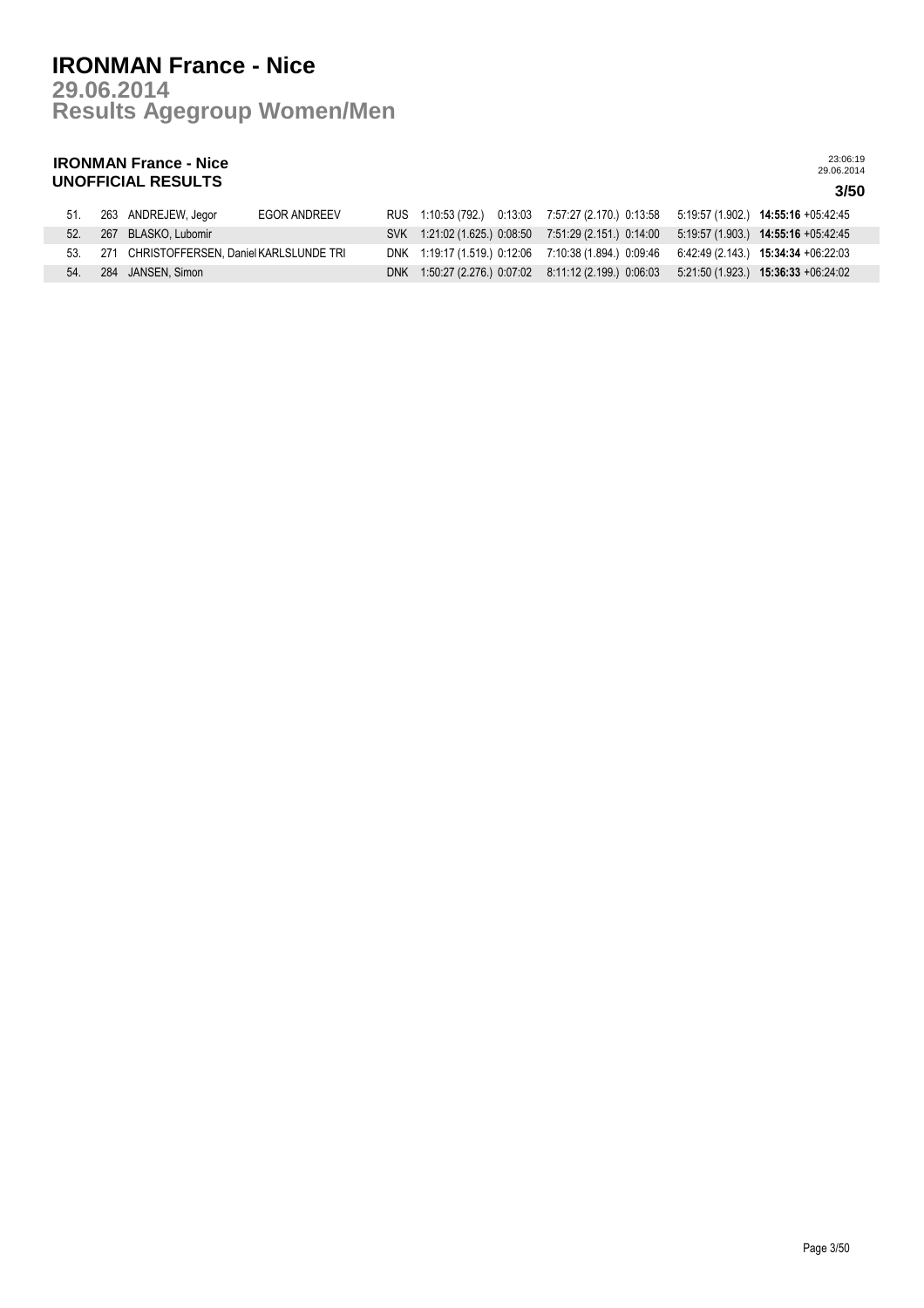# IRONMAN France - Nice

## 29.06.2014

## Results Agegroup Women/Men

### IRONMAN France - Nice
### UNOFFICIAL RESULTS

23:06:19
29.06.2014

**3/50**

| | | | | | | | | | | |
|---|---|---|---|---|---|---|---|---|---|---|
| 51. | 263 | ANDREJEW, Jegor | EGOR ANDREEV | RUS | 1:10:53 (792.) | 0:13:03 | 7:57:27 (2.170.) | 0:13:58 | 5:19:57 (1.902.) | **14:55:16** +05:42:45 |
| 52. | 267 | BLASKO, Lubomir | | SVK | 1:21:02 (1.625.) | 0:08:50 | 7:51:29 (2.151.) | 0:14:00 | 5:19:57 (1.903.) | **14:55:16** +05:42:45 |
| 53. | 271 | CHRISTOFFERSEN, Daniel | KARLSLUNDE TRI | DNK | 1:19:17 (1.519.) | 0:12:06 | 7:10:38 (1.894.) | 0:09:46 | 6:42:49 (2.143.) | **15:34:34** +06:22:03 |
| 54. | 284 | JANSEN, Simon | | DNK | 1:50:27 (2.276.) | 0:07:02 | 8:11:12 (2.199.) | 0:06:03 | 5:21:50 (1.923.) | **15:36:33** +06:24:02 |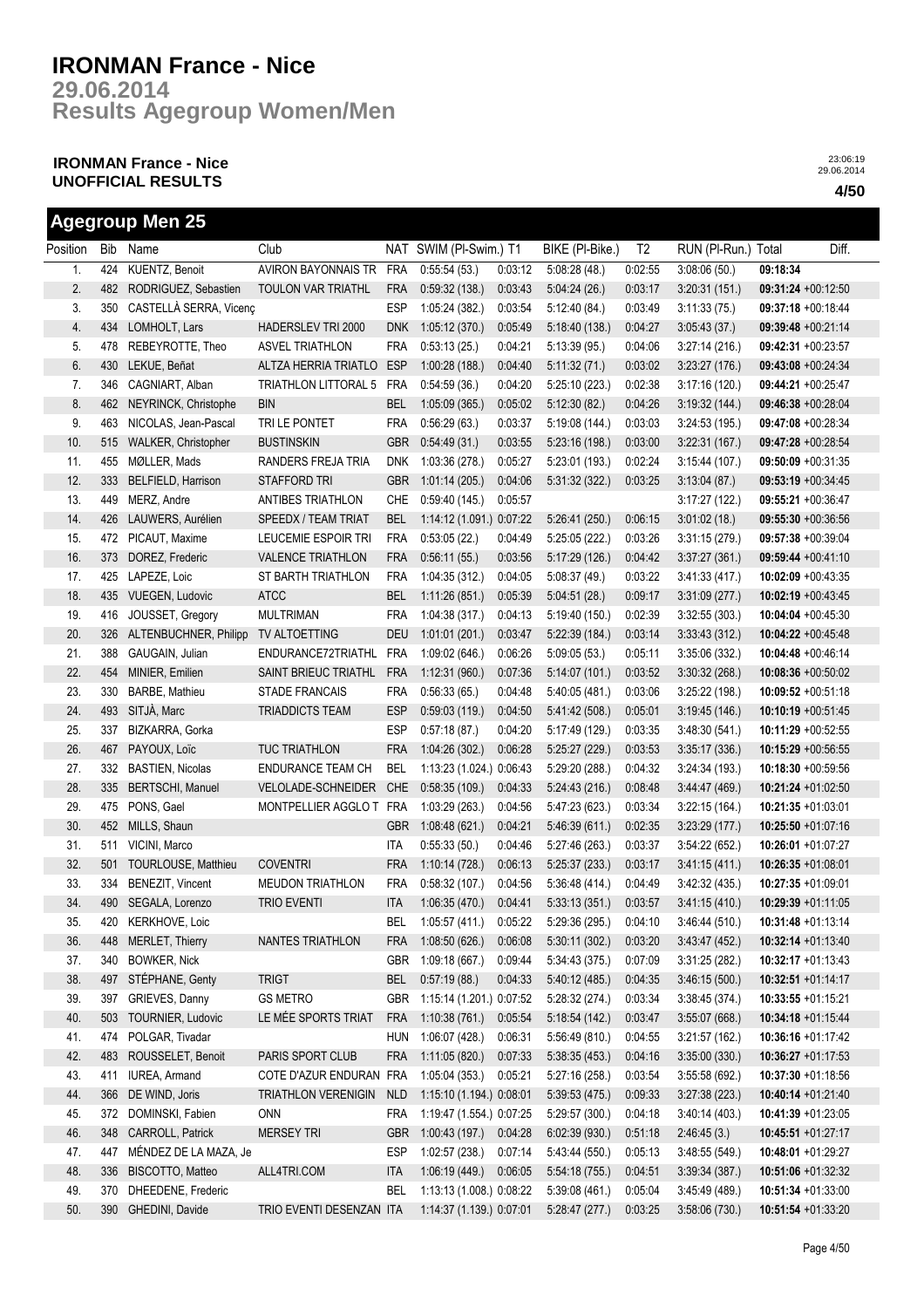# IRONMAN France - Nice

## 29.06.2014

## Results Agegroup Women/Men

**IRONMAN France - Nice**
**UNOFFICIAL RESULTS**

23:06:19
29.06.2014

**4/50**

## Agegroup Men 25

| Position | Bib | Name | Club | NAT | SWIM (Pl-Swim.) | T1 | BIKE (Pl-Bike.) | T2 | RUN (Pl-Run.) | Total | Diff. |
|---|---|---|---|---|---|---|---|---|---|---|---|
| 1. | 424 | KUENTZ, Benoit | AVIRON BAYONNAIS TR | FRA | 0:55:54 (53.) | 0:03:12 | 5:08:28 (48.) | 0:02:55 | 3:08:06 (50.) | **09:18:34** | |
| 2. | 482 | RODRIGUEZ, Sebastien | TOULON VAR TRIATHL | FRA | 0:59:32 (138.) | 0:03:43 | 5:04:24 (26.) | 0:03:17 | 3:20:31 (151.) | **09:31:24** | +00:12:50 |
| 3. | 350 | CASTELLÀ SERRA, Vicenç | | ESP | 1:05:24 (382.) | 0:03:54 | 5:12:40 (84.) | 0:03:49 | 3:11:33 (75.) | **09:37:18** | +00:18:44 |
| 4. | 434 | LOMHOLT, Lars | HADERSLEV TRI 2000 | DNK | 1:05:12 (370.) | 0:05:49 | 5:18:40 (138.) | 0:04:27 | 3:05:43 (37.) | **09:39:48** | +00:21:14 |
| 5. | 478 | REBEYROTTE, Theo | ASVEL TRIATHLON | FRA | 0:53:13 (25.) | 0:04:21 | 5:13:39 (95.) | 0:04:06 | 3:27:14 (216.) | **09:42:31** | +00:23:57 |
| 6. | 430 | LEKUE, Beñat | ALTZA HERRIA TRIATLO | ESP | 1:00:28 (188.) | 0:04:40 | 5:11:32 (71.) | 0:03:02 | 3:23:27 (176.) | **09:43:08** | +00:24:34 |
| 7. | 346 | CAGNIART, Alban | TRIATHLON LITTORAL 5 | FRA | 0:54:59 (36.) | 0:04:20 | 5:25:10 (223.) | 0:02:38 | 3:17:16 (120.) | **09:44:21** | +00:25:47 |
| 8. | 462 | NEYRINCK, Christophe | BIN | BEL | 1:05:09 (365.) | 0:05:02 | 5:12:30 (82.) | 0:04:26 | 3:19:32 (144.) | **09:46:38** | +00:28:04 |
| 9. | 463 | NICOLAS, Jean-Pascal | TRI LE PONTET | FRA | 0:56:29 (63.) | 0:03:37 | 5:19:08 (144.) | 0:03:03 | 3:24:53 (195.) | **09:47:08** | +00:28:34 |
| 10. | 515 | WALKER, Christopher | BUSTINSKIN | GBR | 0:54:49 (31.) | 0:03:55 | 5:23:16 (198.) | 0:03:00 | 3:22:31 (167.) | **09:47:28** | +00:28:54 |
| 11. | 455 | MØLLER, Mads | RANDERS FREJA TRIA | DNK | 1:03:36 (278.) | 0:05:27 | 5:23:01 (193.) | 0:02:24 | 3:15:44 (107.) | **09:50:09** | +00:31:35 |
| 12. | 333 | BELFIELD, Harrison | STAFFORD TRI | GBR | 1:01:14 (205.) | 0:04:06 | 5:31:32 (322.) | 0:03:25 | 3:13:04 (87.) | **09:53:19** | +00:34:45 |
| 13. | 449 | MERZ, Andre | ANTIBES TRIATHLON | CHE | 0:59:40 (145.) | 0:05:57 | | | 3:17:27 (122.) | **09:55:21** | +00:36:47 |
| 14. | 426 | LAUWERS, Aurélien | SPEEDX / TEAM TRIAT | BEL | 1:14:12 (1.091.) | 0:07:22 | 5:26:41 (250.) | 0:06:15 | 3:01:02 (18.) | **09:55:30** | +00:36:56 |
| 15. | 472 | PICAUT, Maxime | LEUCEMIE ESPOIR TRI | FRA | 0:53:05 (22.) | 0:04:49 | 5:25:05 (222.) | 0:03:26 | 3:31:15 (279.) | **09:57:38** | +00:39:04 |
| 16. | 373 | DOREZ, Frederic | VALENCE TRIATHLON | FRA | 0:56:11 (55.) | 0:03:56 | 5:17:29 (126.) | 0:04:42 | 3:37:27 (361.) | **09:59:44** | +00:41:10 |
| 17. | 425 | LAPEZE, Loic | ST BARTH TRIATHLON | FRA | 1:04:35 (312.) | 0:04:05 | 5:08:37 (49.) | 0:03:22 | 3:41:33 (417.) | **10:02:09** | +00:43:35 |
| 18. | 435 | VUEGEN, Ludovic | ATCC | BEL | 1:11:26 (851.) | 0:05:39 | 5:04:51 (28.) | 0:09:17 | 3:31:09 (277.) | **10:02:19** | +00:43:45 |
| 19. | 416 | JOUSSET, Gregory | MULTRIMAN | FRA | 1:04:38 (317.) | 0:04:13 | 5:19:40 (150.) | 0:02:39 | 3:32:55 (303.) | **10:04:04** | +00:45:30 |
| 20. | 326 | ALTENBUCHNER, Philipp | TV ALTOETTING | DEU | 1:01:01 (201.) | 0:03:47 | 5:22:39 (184.) | 0:03:14 | 3:33:43 (312.) | **10:04:22** | +00:45:48 |
| 21. | 388 | GAUGAIN, Julian | ENDURANCE72TRIATHL | FRA | 1:09:02 (646.) | 0:06:26 | 5:09:05 (53.) | 0:05:11 | 3:35:06 (332.) | **10:04:48** | +00:46:14 |
| 22. | 454 | MINIER, Emilien | SAINT BRIEUC TRIATHL | FRA | 1:12:31 (960.) | 0:07:36 | 5:14:07 (101.) | 0:03:52 | 3:30:32 (268.) | **10:08:36** | +00:50:02 |
| 23. | 330 | BARBE, Mathieu | STADE FRANCAIS | FRA | 0:56:33 (65.) | 0:04:48 | 5:40:05 (481.) | 0:03:06 | 3:25:22 (198.) | **10:09:52** | +00:51:18 |
| 24. | 493 | SITJÀ, Marc | TRIADDICTS TEAM | ESP | 0:59:03 (119.) | 0:04:50 | 5:41:42 (508.) | 0:05:01 | 3:19:45 (146.) | **10:10:19** | +00:51:45 |
| 25. | 337 | BIZKARRA, Gorka | | ESP | 0:57:18 (87.) | 0:04:20 | 5:17:49 (129.) | 0:03:35 | 3:48:30 (541.) | **10:11:29** | +00:52:55 |
| 26. | 467 | PAYOUX, Loïc | TUC TRIATHLON | FRA | 1:04:26 (302.) | 0:06:28 | 5:25:27 (229.) | 0:03:53 | 3:35:17 (336.) | **10:15:29** | +00:56:55 |
| 27. | 332 | BASTIEN, Nicolas | ENDURANCE TEAM CH | BEL | 1:13:23 (1.024.) | 0:06:43 | 5:29:20 (288.) | 0:04:32 | 3:24:34 (193.) | **10:18:30** | +00:59:56 |
| 28. | 335 | BERTSCHI, Manuel | VELOLADE-SCHNEIDER | CHE | 0:58:35 (109.) | 0:04:33 | 5:24:43 (216.) | 0:08:48 | 3:44:47 (469.) | **10:21:24** | +01:02:50 |
| 29. | 475 | PONS, Gael | MONTPELLIER AGGLO T | FRA | 1:03:29 (263.) | 0:04:56 | 5:47:23 (623.) | 0:03:34 | 3:22:15 (164.) | **10:21:35** | +01:03:01 |
| 30. | 452 | MILLS, Shaun | | GBR | 1:08:48 (621.) | 0:04:21 | 5:46:39 (611.) | 0:02:35 | 3:23:29 (177.) | **10:25:50** | +01:07:16 |
| 31. | 511 | VICINI, Marco | | ITA | 0:55:33 (50.) | 0:04:46 | 5:27:46 (263.) | 0:03:37 | 3:54:22 (652.) | **10:26:01** | +01:07:27 |
| 32. | 501 | TOURLOUSE, Matthieu | COVENTRI | FRA | 1:10:14 (728.) | 0:06:13 | 5:25:37 (233.) | 0:03:17 | 3:41:15 (411.) | **10:26:35** | +01:08:01 |
| 33. | 334 | BENEZIT, Vincent | MEUDON TRIATHLON | FRA | 0:58:32 (107.) | 0:04:56 | 5:36:48 (414.) | 0:04:49 | 3:42:32 (435.) | **10:27:35** | +01:09:01 |
| 34. | 490 | SEGALA, Lorenzo | TRIO EVENTI | ITA | 1:06:35 (470.) | 0:04:41 | 5:33:13 (351.) | 0:03:57 | 3:41:15 (410.) | **10:29:39** | +01:11:05 |
| 35. | 420 | KERKHOVE, Loic | | BEL | 1:05:57 (411.) | 0:05:22 | 5:29:36 (295.) | 0:04:10 | 3:46:44 (510.) | **10:31:48** | +01:13:14 |
| 36. | 448 | MERLET, Thierry | NANTES TRIATHLON | FRA | 1:08:50 (626.) | 0:06:08 | 5:30:11 (302.) | 0:03:20 | 3:43:47 (452.) | **10:32:14** | +01:13:40 |
| 37. | 340 | BOWKER, Nick | | GBR | 1:09:18 (667.) | 0:09:44 | 5:34:43 (375.) | 0:07:09 | 3:31:25 (282.) | **10:32:17** | +01:13:43 |
| 38. | 497 | STÉPHANE, Genty | TRIGT | BEL | 0:57:19 (88.) | 0:04:33 | 5:40:12 (485.) | 0:04:35 | 3:46:15 (500.) | **10:32:51** | +01:14:17 |
| 39. | 397 | GRIEVES, Danny | GS METRO | GBR | 1:15:14 (1.201.) | 0:07:52 | 5:28:32 (274.) | 0:03:34 | 3:38:45 (374.) | **10:33:55** | +01:15:21 |
| 40. | 503 | TOURNIER, Ludovic | LE MÉE SPORTS TRIAT | FRA | 1:10:38 (761.) | 0:05:54 | 5:18:54 (142.) | 0:03:47 | 3:55:07 (668.) | **10:34:18** | +01:15:44 |
| 41. | 474 | POLGAR, Tivadar | | HUN | 1:06:07 (428.) | 0:06:31 | 5:56:49 (810.) | 0:04:55 | 3:21:57 (162.) | **10:36:16** | +01:17:42 |
| 42. | 483 | ROUSSELET, Benoit | PARIS SPORT CLUB | FRA | 1:11:05 (820.) | 0:07:33 | 5:38:35 (453.) | 0:04:16 | 3:35:00 (330.) | **10:36:27** | +01:17:53 |
| 43. | 411 | IUREA, Armand | COTE D'AZUR ENDURAN | FRA | 1:05:04 (353.) | 0:05:21 | 5:27:16 (258.) | 0:03:54 | 3:55:58 (692.) | **10:37:30** | +01:18:56 |
| 44. | 366 | DE WIND, Joris | TRIATHLON VERENIGIN | NLD | 1:15:10 (1.194.) | 0:08:01 | 5:39:53 (475.) | 0:09:33 | 3:27:38 (223.) | **10:40:14** | +01:21:40 |
| 45. | 372 | DOMINSKI, Fabien | ONN | FRA | 1:19:47 (1.554.) | 0:07:25 | 5:29:57 (300.) | 0:04:18 | 3:40:14 (403.) | **10:41:39** | +01:23:05 |
| 46. | 348 | CARROLL, Patrick | MERSEY TRI | GBR | 1:00:43 (197.) | 0:04:28 | 6:02:39 (930.) | 0:51:18 | 2:46:45 (3.) | **10:45:51** | +01:27:17 |
| 47. | 447 | MÉNDEZ DE LA MAZA, Je | | ESP | 1:02:57 (238.) | 0:07:14 | 5:43:44 (550.) | 0:05:13 | 3:48:55 (549.) | **10:48:01** | +01:29:27 |
| 48. | 336 | BISCOTTO, Matteo | ALL4TRI.COM | ITA | 1:06:19 (449.) | 0:06:05 | 5:54:18 (755.) | 0:04:51 | 3:39:34 (387.) | **10:51:06** | +01:32:32 |
| 49. | 370 | DHEEDENE, Frederic | | BEL | 1:13:13 (1.008.) | 0:08:22 | 5:39:08 (461.) | 0:05:04 | 3:45:49 (489.) | **10:51:34** | +01:33:00 |
| 50. | 390 | GHEDINI, Davide | TRIO EVENTI DESENZAN | ITA | 1:14:37 (1.139.) | 0:07:01 | 5:28:47 (277.) | 0:03:25 | 3:58:06 (730.) | **10:51:54** | +01:33:20 |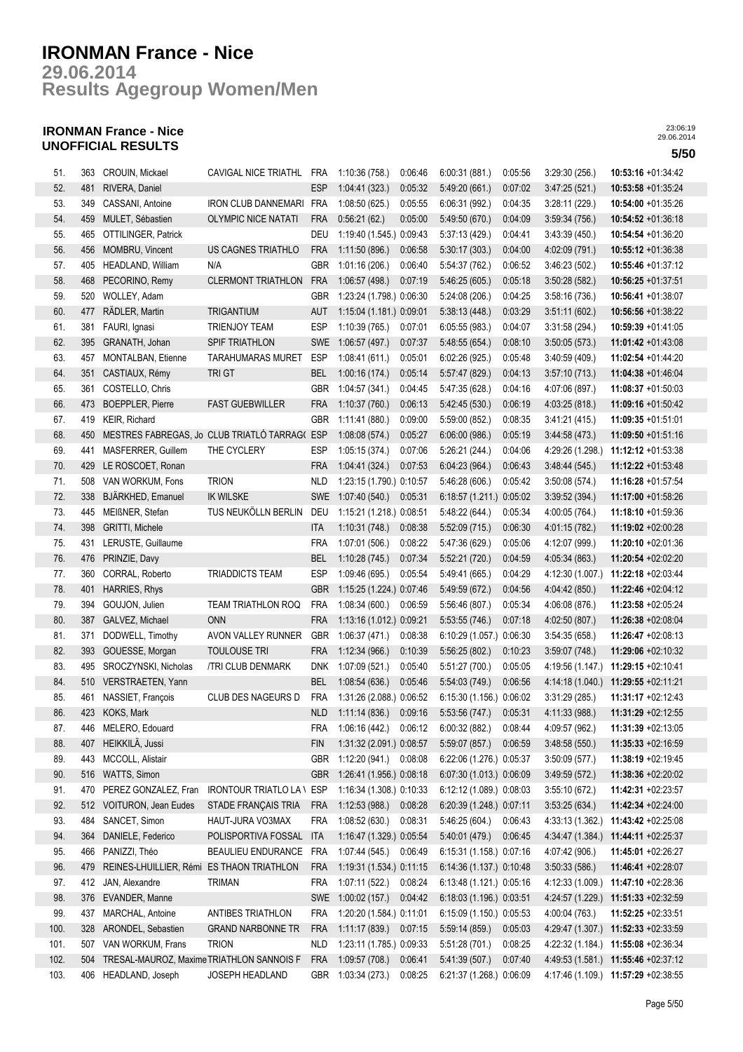# IRONMAN France - Nice

## 29.06.2014

## Results Agegroup Women/Men

### IRONMAN France - Nice
### UNOFFICIAL RESULTS

23:06:19
29.06.2014

| | | | | | | | | | | |
|---|---|---|---|---|---|---|---|---|---|---|
| 51. | 363 | CROUIN, Mickael | CAVIGAL NICE TRIATHL | FRA | 1:10:36 (758.) | 0:06:46 | 6:00:31 (881.) | 0:05:56 | 3:29:30 (256.) | **10:53:16** +01:34:42 |
| 52. | 481 | RIVERA, Daniel | | ESP | 1:04:41 (323.) | 0:05:32 | 5:49:20 (661.) | 0:07:02 | 3:47:25 (521.) | **10:53:58** +01:35:24 |
| 53. | 349 | CASSANI, Antoine | IRON CLUB DANNEMARI | FRA | 1:08:50 (625.) | 0:05:55 | 6:06:31 (992.) | 0:04:35 | 3:28:11 (229.) | **10:54:00** +01:35:26 |
| 54. | 459 | MULET, Sébastien | OLYMPIC NICE NATATI | FRA | 0:56:21 (62.) | 0:05:00 | 5:49:50 (670.) | 0:04:09 | 3:59:34 (756.) | **10:54:52** +01:36:18 |
| 55. | 465 | OTTILINGER, Patrick | | DEU | 1:19:40 (1.545.) | 0:09:43 | 5:37:13 (429.) | 0:04:41 | 3:43:39 (450.) | **10:54:54** +01:36:20 |
| 56. | 456 | MOMBRU, Vincent | US CAGNES TRIATHLO | FRA | 1:11:50 (896.) | 0:06:58 | 5:30:17 (303.) | 0:04:00 | 4:02:09 (791.) | **10:55:12** +01:36:38 |
| 57. | 405 | HEADLAND, William | N/A | GBR | 1:01:16 (206.) | 0:06:40 | 5:54:37 (762.) | 0:06:52 | 3:46:23 (502.) | **10:55:46** +01:37:12 |
| 58. | 468 | PECORINO, Remy | CLERMONT TRIATHLON | FRA | 1:06:57 (498.) | 0:07:19 | 5:46:25 (605.) | 0:05:18 | 3:50:28 (582.) | **10:56:25** +01:37:51 |
| 59. | 520 | WOLLEY, Adam | | GBR | 1:23:24 (1.798.) | 0:06:30 | 5:24:08 (206.) | 0:04:25 | 3:58:16 (736.) | **10:56:41** +01:38:07 |
| 60. | 477 | RÄDLER, Martin | TRIGANTIUM | AUT | 1:15:04 (1.181.) | 0:09:01 | 5:38:13 (448.) | 0:03:29 | 3:51:11 (602.) | **10:56:56** +01:38:22 |
| 61. | 381 | FAURI, Ignasi | TRIENJOY TEAM | ESP | 1:10:39 (765.) | 0:07:01 | 6:05:55 (983.) | 0:04:07 | 3:31:58 (294.) | **10:59:39** +01:41:05 |
| 62. | 395 | GRANATH, Johan | SPIF TRIATHLON | SWE | 1:06:57 (497.) | 0:07:37 | 5:48:55 (654.) | 0:08:10 | 3:50:05 (573.) | **11:01:42** +01:43:08 |
| 63. | 457 | MONTALBAN, Etienne | TARAHUMARAS MURET | ESP | 1:08:41 (611.) | 0:05:01 | 6:02:26 (925.) | 0:05:48 | 3:40:59 (409.) | **11:02:54** +01:44:20 |
| 64. | 351 | CASTIAUX, Rémy | TRI GT | BEL | 1:00:16 (174.) | 0:05:14 | 5:57:47 (829.) | 0:04:13 | 3:57:10 (713.) | **11:04:38** +01:46:04 |
| 65. | 361 | COSTELLO, Chris | | GBR | 1:04:57 (341.) | 0:04:45 | 5:47:35 (628.) | 0:04:16 | 4:07:06 (897.) | **11:08:37** +01:50:03 |
| 66. | 473 | BOEPPLER, Pierre | FAST GUEBWILLER | FRA | 1:10:37 (760.) | 0:06:13 | 5:42:45 (530.) | 0:06:19 | 4:03:25 (818.) | **11:09:16** +01:50:42 |
| 67. | 419 | KEIR, Richard | | GBR | 1:11:41 (880.) | 0:09:00 | 5:59:00 (852.) | 0:08:35 | 3:41:21 (415.) | **11:09:35** +01:51:01 |
| 68. | 450 | MESTRES FABREGAS, Jo | CLUB TRIATLÓ TARRAG( | ESP | 1:08:08 (574.) | 0:05:27 | 6:06:00 (986.) | 0:05:19 | 3:44:58 (473.) | **11:09:50** +01:51:16 |
| 69. | 441 | MASFERRER, Guillem | THE CYCLERY | ESP | 1:05:15 (374.) | 0:07:06 | 5:26:21 (244.) | 0:04:06 | 4:29:26 (1.298.) | **11:12:12** +01:53:38 |
| 70. | 429 | LE ROSCOET, Ronan | | FRA | 1:04:41 (324.) | 0:07:53 | 6:04:23 (964.) | 0:06:43 | 3:48:44 (545.) | **11:12:22** +01:53:48 |
| 71. | 508 | VAN WORKUM, Fons | TRION | NLD | 1:23:15 (1.790.) | 0:10:57 | 5:46:28 (606.) | 0:05:42 | 3:50:08 (574.) | **11:16:28** +01:57:54 |
| 72. | 338 | BJÄRKHED, Emanuel | IK WILSKE | SWE | 1:07:40 (540.) | 0:05:31 | 6:18:57 (1.211.) | 0:05:02 | 3:39:52 (394.) | **11:17:00** +01:58:26 |
| 73. | 445 | MEIßNER, Stefan | TUS NEUKÖLLN BERLIN | DEU | 1:15:21 (1.218.) | 0:08:51 | 5:48:22 (644.) | 0:05:34 | 4:00:05 (764.) | **11:18:10** +01:59:36 |
| 74. | 398 | GRITTI, Michele | | ITA | 1:10:31 (748.) | 0:08:38 | 5:52:09 (715.) | 0:06:30 | 4:01:15 (782.) | **11:19:02** +02:00:28 |
| 75. | 431 | LERUSTE, Guillaume | | FRA | 1:07:01 (506.) | 0:08:22 | 5:47:36 (629.) | 0:05:06 | 4:12:07 (999.) | **11:20:10** +02:01:36 |
| 76. | 476 | PRINZIE, Davy | | BEL | 1:10:28 (745.) | 0:07:34 | 5:52:21 (720.) | 0:04:59 | 4:05:34 (863.) | **11:20:54** +02:02:20 |
| 77. | 360 | CORRAL, Roberto | TRIADDICTS TEAM | ESP | 1:09:46 (695.) | 0:05:54 | 5:49:41 (665.) | 0:04:29 | 4:12:30 (1.007.) | **11:22:18** +02:03:44 |
| 78. | 401 | HARRIES, Rhys | | GBR | 1:15:25 (1.224.) | 0:07:46 | 5:49:59 (672.) | 0:04:56 | 4:04:42 (850.) | **11:22:46** +02:04:12 |
| 79. | 394 | GOUJON, Julien | TEAM TRIATHLON ROQ | FRA | 1:08:34 (600.) | 0:06:59 | 5:56:46 (807.) | 0:05:34 | 4:06:08 (876.) | **11:23:58** +02:05:24 |
| 80. | 387 | GALVEZ, Michael | ONN | FRA | 1:13:16 (1.012.) | 0:09:21 | 5:53:55 (746.) | 0:07:18 | 4:02:50 (807.) | **11:26:38** +02:08:04 |
| 81. | 371 | DODWELL, Timothy | AVON VALLEY RUNNER | GBR | 1:06:37 (471.) | 0:08:38 | 6:10:29 (1.057.) | 0:06:30 | 3:54:35 (658.) | **11:26:47** +02:08:13 |
| 82. | 393 | GOUESSE, Morgan | TOULOUSE TRI | FRA | 1:12:34 (966.) | 0:10:39 | 5:56:25 (802.) | 0:10:23 | 3:59:07 (748.) | **11:29:06** +02:10:32 |
| 83. | 495 | SROCZYNSKI, Nicholas | /TRI CLUB DENMARK | DNK | 1:07:09 (521.) | 0:05:40 | 5:51:27 (700.) | 0:05:05 | 4:19:56 (1.147.) | **11:29:15** +02:10:41 |
| 84. | 510 | VERSTRAETEN, Yann | | BEL | 1:08:54 (636.) | 0:05:46 | 5:54:03 (749.) | 0:06:56 | 4:14:18 (1.040.) | **11:29:55** +02:11:21 |
| 85. | 461 | NASSIET, François | CLUB DES NAGEURS D | FRA | 1:31:26 (2.088.) | 0:06:52 | 6:15:30 (1.156.) | 0:06:02 | 3:31:29 (285.) | **11:31:17** +02:12:43 |
| 86. | 423 | KOKS, Mark | | NLD | 1:11:14 (836.) | 0:09:16 | 5:53:56 (747.) | 0:05:31 | 4:11:33 (988.) | **11:31:29** +02:12:55 |
| 87. | 446 | MELERO, Edouard | | FRA | 1:06:16 (442.) | 0:06:12 | 6:00:32 (882.) | 0:08:44 | 4:09:57 (962.) | **11:31:39** +02:13:05 |
| 88. | 407 | HEIKKILÄ, Jussi | | FIN | 1:31:32 (2.091.) | 0:08:57 | 5:59:07 (857.) | 0:06:59 | 3:48:58 (550.) | **11:35:33** +02:16:59 |
| 89. | 443 | MCCOLL, Alistair | | GBR | 1:12:20 (941.) | 0:08:08 | 6:22:06 (1.276.) | 0:05:37 | 3:50:09 (577.) | **11:38:19** +02:19:45 |
| 90. | 516 | WATTS, Simon | | GBR | 1:26:41 (1.956.) | 0:08:18 | 6:07:30 (1.013.) | 0:06:09 | 3:49:59 (572.) | **11:38:36** +02:20:02 |
| 91. | 470 | PEREZ GONZALEZ, Fran | IRONTOUR TRIATLO LA \ | ESP | 1:16:34 (1.308.) | 0:10:33 | 6:12:12 (1.089.) | 0:08:03 | 3:55:10 (672.) | **11:42:31** +02:23:57 |
| 92. | 512 | VOITURON, Jean Eudes | STADE FRANÇAIS TRIA | FRA | 1:12:53 (988.) | 0:08:28 | 6:20:39 (1.248.) | 0:07:11 | 3:53:25 (634.) | **11:42:34** +02:24:00 |
| 93. | 484 | SANCET, Simon | HAUT-JURA VO3MAX | FRA | 1:08:52 (630.) | 0:08:31 | 5:46:25 (604.) | 0:06:43 | 4:33:13 (1.362.) | **11:43:42** +02:25:08 |
| 94. | 364 | DANIELE, Federico | POLISPORTIVA FOSSAL | ITA | 1:16:47 (1.329.) | 0:05:54 | 5:40:01 (479.) | 0:06:45 | 4:34:47 (1.384.) | **11:44:11** +02:25:37 |
| 95. | 466 | PANIZZI, Théo | BEAULIEU ENDURANCE | FRA | 1:07:44 (545.) | 0:06:49 | 6:15:31 (1.158.) | 0:07:16 | 4:07:42 (906.) | **11:45:01** +02:26:27 |
| 96. | 479 | REINES-LHUILLIER, Rémi | ES THAON TRIATHLON | FRA | 1:19:31 (1.534.) | 0:11:15 | 6:14:36 (1.137.) | 0:10:48 | 3:50:33 (586.) | **11:46:41** +02:28:07 |
| 97. | 412 | JAN, Alexandre | TRIMAN | FRA | 1:07:11 (522.) | 0:08:24 | 6:13:48 (1.121.) | 0:05:16 | 4:12:33 (1.009.) | **11:47:10** +02:28:36 |
| 98. | 376 | EVANDER, Manne | | SWE | 1:00:02 (157.) | 0:04:42 | 6:18:03 (1.196.) | 0:03:51 | 4:24:57 (1.229.) | **11:51:33** +02:32:59 |
| 99. | 437 | MARCHAL, Antoine | ANTIBES TRIATHLON | FRA | 1:20:20 (1.584.) | 0:11:01 | 6:15:09 (1.150.) | 0:05:53 | 4:00:04 (763.) | **11:52:25** +02:33:51 |
| 100. | 328 | ARONDEL, Sebastien | GRAND NARBONNE TR | FRA | 1:11:17 (839.) | 0:07:15 | 5:59:14 (859.) | 0:05:03 | 4:29:47 (1.307.) | **11:52:33** +02:33:59 |
| 101. | 507 | VAN WORKUM, Frans | TRION | NLD | 1:23:11 (1.785.) | 0:09:33 | 5:51:28 (701.) | 0:08:25 | 4:22:32 (1.184.) | **11:55:08** +02:36:34 |
| 102. | 504 | TRESAL-MAUROZ, Maxime | TRIATHLON SANNOIS F | FRA | 1:09:57 (708.) | 0:06:41 | 5:41:39 (507.) | 0:07:40 | 4:49:53 (1.581.) | **11:55:46** +02:37:12 |
| 103. | 406 | HEADLAND, Joseph | JOSEPH HEADLAND | GBR | 1:03:34 (273.) | 0:08:25 | 6:21:37 (1.268.) | 0:06:09 | 4:17:46 (1.109.) | **11:57:29** +02:38:55 |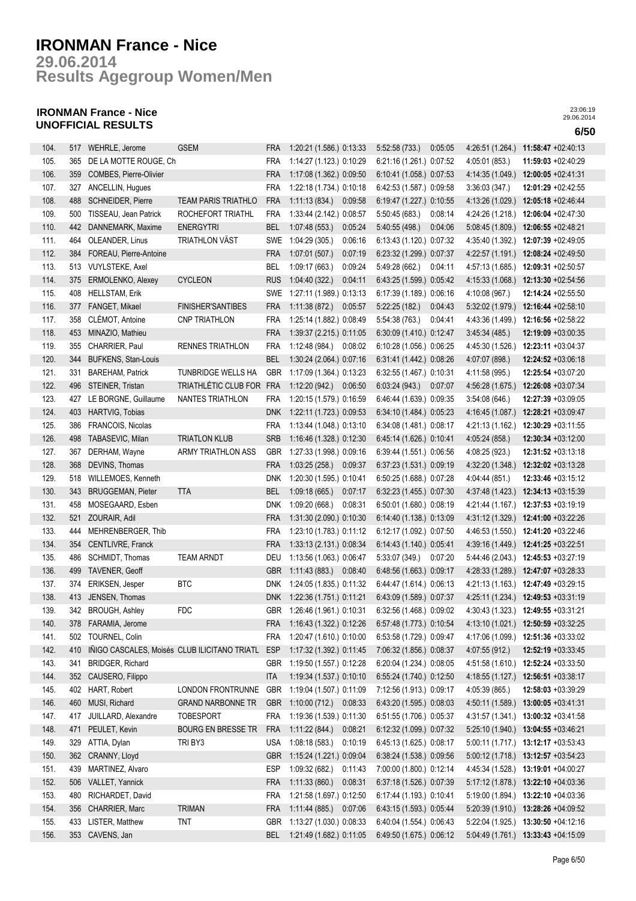# IRONMAN France - Nice

## 29.06.2014

## Results Agegroup Women/Men

### IRONMAN France - Nice
### UNOFFICIAL RESULTS

23:06:19
29.06.2014

| | | | | | | | | | | |
|---|---|---|---|---|---|---|---|---|---|---|
| 104. | 517 | WEHRLE, Jerome | GSEM | FRA | 1:20:21 (1.586.) | 0:13:33 | 5:52:58 (733.) | 0:05:05 | 4:26:51 (1.264.) | **11:58:47** +02:40:13 |
| 105. | 365 | DE LA MOTTE ROUGE, Ch | | FRA | 1:14:27 (1.123.) | 0:10:29 | 6:21:16 (1.261.) | 0:07:52 | 4:05:01 (853.) | **11:59:03** +02:40:29 |
| 106. | 359 | COMBES, Pierre-Olivier | | FRA | 1:17:08 (1.362.) | 0:09:50 | 6:10:41 (1.058.) | 0:07:53 | 4:14:35 (1.049.) | **12:00:05** +02:41:31 |
| 107. | 327 | ANCELLIN, Hugues | | FRA | 1:22:18 (1.734.) | 0:10:18 | 6:42:53 (1.587.) | 0:09:58 | 3:36:03 (347.) | **12:01:29** +02:42:55 |
| 108. | 488 | SCHNEIDER, Pierre | TEAM PARIS TRIATHLO | FRA | 1:11:13 (834.) | 0:09:58 | 6:19:47 (1.227.) | 0:10:55 | 4:13:26 (1.029.) | **12:05:18** +02:46:44 |
| 109. | 500 | TISSEAU, Jean Patrick | ROCHEFORT TRIATHL | FRA | 1:33:44 (2.142.) | 0:08:57 | 5:50:45 (683.) | 0:08:14 | 4:24:26 (1.218.) | **12:06:04** +02:47:30 |
| 110. | 442 | DANNEMARK, Maxime | ENERGYTRI | BEL | 1:07:48 (553.) | 0:05:24 | 5:40:55 (498.) | 0:04:06 | 5:08:45 (1.809.) | **12:06:55** +02:48:21 |
| 111. | 464 | OLEANDER, Linus | TRIATHLON VÄST | SWE | 1:04:29 (305.) | 0:06:16 | 6:13:43 (1.120.) | 0:07:32 | 4:35:40 (1.392.) | **12:07:39** +02:49:05 |
| 112. | 384 | FOREAU, Pierre-Antoine | | FRA | 1:07:01 (507.) | 0:07:19 | 6:23:32 (1.299.) | 0:07:37 | 4:22:57 (1.191.) | **12:08:24** +02:49:50 |
| 113. | 513 | VUYLSTEKE, Axel | | BEL | 1:09:17 (663.) | 0:09:24 | 5:49:28 (662.) | 0:04:11 | 4:57:13 (1.685.) | **12:09:31** +02:50:57 |
| 114. | 375 | ERMOLENKO, Alexey | CYCLEON | RUS | 1:04:40 (322.) | 0:04:11 | 6:43:25 (1.599.) | 0:05:42 | 4:15:33 (1.068.) | **12:13:30** +02:54:56 |
| 115. | 408 | HELLSTAM, Erik | | SWE | 1:27:11 (1.989.) | 0:13:13 | 6:17:39 (1.189.) | 0:06:16 | 4:10:08 (967.) | **12:14:24** +02:55:50 |
| 116. | 377 | FANGET, Mikael | FINISHER'SANTIBES | FRA | 1:11:38 (872.) | 0:05:57 | 5:22:25 (182.) | 0:04:43 | 5:32:02 (1.979.) | **12:16:44** +02:58:10 |
| 117. | 358 | CLÉMOT, Antoine | CNP TRIATHLON | FRA | 1:25:14 (1.882.) | 0:08:49 | 5:54:38 (763.) | 0:04:41 | 4:43:36 (1.499.) | **12:16:56** +02:58:22 |
| 118. | 453 | MINAZIO, Mathieu | | FRA | 1:39:37 (2.215.) | 0:11:05 | 6:30:09 (1.410.) | 0:12:47 | 3:45:34 (485.) | **12:19:09** +03:00:35 |
| 119. | 355 | CHARRIER, Paul | RENNES TRIATHLON | FRA | 1:12:48 (984.) | 0:08:02 | 6:10:28 (1.056.) | 0:06:25 | 4:45:30 (1.526.) | **12:23:11** +03:04:37 |
| 120. | 344 | BUFKENS, Stan-Louis | | BEL | 1:30:24 (2.064.) | 0:07:16 | 6:31:41 (1.442.) | 0:08:26 | 4:07:07 (898.) | **12:24:52** +03:06:18 |
| 121. | 331 | BAREHAM, Patrick | TUNBRIDGE WELLS HA | GBR | 1:17:09 (1.364.) | 0:13:23 | 6:32:55 (1.467.) | 0:10:31 | 4:11:58 (995.) | **12:25:54** +03:07:20 |
| 122. | 496 | STEINER, Tristan | TRIATHLÉTIC CLUB FOR | FRA | 1:12:20 (942.) | 0:06:50 | 6:03:24 (943.) | 0:07:07 | 4:56:28 (1.675.) | **12:26:08** +03:07:34 |
| 123. | 427 | LE BORGNE, Guillaume | NANTES TRIATHLON | FRA | 1:20:15 (1.579.) | 0:16:59 | 6:46:44 (1.639.) | 0:09:35 | 3:54:08 (646.) | **12:27:39** +03:09:05 |
| 124. | 403 | HARTVIG, Tobias | | DNK | 1:22:11 (1.723.) | 0:09:53 | 6:34:10 (1.484.) | 0:05:23 | 4:16:45 (1.087.) | **12:28:21** +03:09:47 |
| 125. | 386 | FRANCOIS, Nicolas | | FRA | 1:13:44 (1.048.) | 0:13:10 | 6:34:08 (1.481.) | 0:08:17 | 4:21:13 (1.162.) | **12:30:29** +03:11:55 |
| 126. | 498 | TABASEVIC, Milan | TRIATLON KLUB | SRB | 1:16:46 (1.328.) | 0:12:30 | 6:45:14 (1.626.) | 0:10:41 | 4:05:24 (858.) | **12:30:34** +03:12:00 |
| 127. | 367 | DERHAM, Wayne | ARMY TRIATHLON ASS | GBR | 1:27:33 (1.998.) | 0:09:16 | 6:39:44 (1.551.) | 0:06:56 | 4:08:25 (923.) | **12:31:52** +03:13:18 |
| 128. | 368 | DEVINS, Thomas | | FRA | 1:03:25 (258.) | 0:09:37 | 6:37:23 (1.531.) | 0:09:19 | 4:32:20 (1.348.) | **12:32:02** +03:13:28 |
| 129. | 518 | WILLEMOES, Kenneth | | DNK | 1:20:30 (1.595.) | 0:10:41 | 6:50:25 (1.688.) | 0:07:28 | 4:04:44 (851.) | **12:33:46** +03:15:12 |
| 130. | 343 | BRUGGEMAN, Pieter | TTA | BEL | 1:09:18 (665.) | 0:07:17 | 6:32:23 (1.455.) | 0:07:30 | 4:37:48 (1.423.) | **12:34:13** +03:15:39 |
| 131. | 458 | MOSEGAARD, Esben | | DNK | 1:09:20 (668.) | 0:08:31 | 6:50:01 (1.680.) | 0:08:19 | 4:21:44 (1.167.) | **12:37:53** +03:19:19 |
| 132. | 521 | ZOURAIR, Adil | | FRA | 1:31:30 (2.090.) | 0:10:30 | 6:14:40 (1.138.) | 0:13:09 | 4:31:12 (1.329.) | **12:41:00** +03:22:26 |
| 133. | 444 | MEHRENBERGER, Thib | | FRA | 1:23:10 (1.783.) | 0:11:12 | 6:12:17 (1.092.) | 0:07:50 | 4:46:53 (1.550.) | **12:41:20** +03:22:46 |
| 134. | 354 | CENTLIVRE, Franck | | FRA | 1:33:13 (2.131.) | 0:08:34 | 6:14:43 (1.140.) | 0:05:41 | 4:39:16 (1.449.) | **12:41:25** +03:22:51 |
| 135. | 486 | SCHMIDT, Thomas | TEAM ARNDT | DEU | 1:13:56 (1.063.) | 0:06:47 | 5:33:07 (349.) | 0:07:20 | 5:44:46 (2.043.) | **12:45:53** +03:27:19 |
| 136. | 499 | TAVENER, Geoff | | GBR | 1:11:43 (883.) | 0:08:40 | 6:48:56 (1.663.) | 0:09:17 | 4:28:33 (1.289.) | **12:47:07** +03:28:33 |
| 137. | 374 | ERIKSEN, Jesper | BTC | DNK | 1:24:05 (1.835.) | 0:11:32 | 6:44:47 (1.614.) | 0:06:13 | 4:21:13 (1.163.) | **12:47:49** +03:29:15 |
| 138. | 413 | JENSEN, Thomas | | DNK | 1:22:36 (1.751.) | 0:11:21 | 6:43:09 (1.589.) | 0:07:37 | 4:25:11 (1.234.) | **12:49:53** +03:31:19 |
| 139. | 342 | BROUGH, Ashley | FDC | GBR | 1:26:46 (1.961.) | 0:10:31 | 6:32:56 (1.468.) | 0:09:02 | 4:30:43 (1.323.) | **12:49:55** +03:31:21 |
| 140. | 378 | FARAMIA, Jerome | | FRA | 1:16:43 (1.322.) | 0:12:26 | 6:57:48 (1.773.) | 0:10:54 | 4:13:10 (1.021.) | **12:50:59** +03:32:25 |
| 141. | 502 | TOURNEL, Colin | | FRA | 1:20:47 (1.610.) | 0:10:00 | 6:53:58 (1.729.) | 0:09:47 | 4:17:06 (1.099.) | **12:51:36** +03:33:02 |
| 142. | 410 | IÑIGO CASCALES, Moisés | CLUB ILICITANO TRIATL | ESP | 1:17:32 (1.392.) | 0:11:45 | 7:06:32 (1.856.) | 0:08:37 | 4:07:55 (912.) | **12:52:19** +03:33:45 |
| 143. | 341 | BRIDGER, Richard | | GBR | 1:19:50 (1.557.) | 0:12:28 | 6:20:04 (1.234.) | 0:08:05 | 4:51:58 (1.610.) | **12:52:24** +03:33:50 |
| 144. | 352 | CAUSERO, Filippo | | ITA | 1:19:34 (1.537.) | 0:10:10 | 6:55:24 (1.740.) | 0:12:50 | 4:18:55 (1.127.) | **12:56:51** +03:38:17 |
| 145. | 402 | HART, Robert | LONDON FRONTRUNNE | GBR | 1:19:04 (1.507.) | 0:11:09 | 7:12:56 (1.913.) | 0:09:17 | 4:05:39 (865.) | **12:58:03** +03:39:29 |
| 146. | 460 | MUSI, Richard | GRAND NARBONNE TR | GBR | 1:10:00 (712.) | 0:08:33 | 6:43:20 (1.595.) | 0:08:03 | 4:50:11 (1.589.) | **13:00:05** +03:41:31 |
| 147. | 417 | JUILLARD, Alexandre | TOBESPORT | FRA | 1:19:36 (1.539.) | 0:11:30 | 6:51:55 (1.706.) | 0:05:37 | 4:31:57 (1.341.) | **13:00:32** +03:41:58 |
| 148. | 471 | PEULET, Kevin | BOURG EN BRESSE TR | FRA | 1:11:22 (844.) | 0:08:21 | 6:12:32 (1.099.) | 0:07:32 | 5:25:10 (1.940.) | **13:04:55** +03:46:21 |
| 149. | 329 | ATTIA, Dylan | TRI BY3 | USA | 1:08:18 (583.) | 0:10:19 | 6:45:13 (1.625.) | 0:08:17 | 5:00:11 (1.717.) | **13:12:17** +03:53:43 |
| 150. | 362 | CRANNY, Lloyd | | GBR | 1:15:24 (1.221.) | 0:09:04 | 6:38:24 (1.538.) | 0:09:56 | 5:00:12 (1.718.) | **13:12:57** +03:54:23 |
| 151. | 439 | MARTINEZ, Alvaro | | ESP | 1:09:32 (682.) | 0:11:43 | 7:00:00 (1.800.) | 0:12:14 | 4:45:34 (1.528.) | **13:19:01** +04:00:27 |
| 152. | 506 | VALLET, Yannick | | FRA | 1:11:33 (860.) | 0:08:31 | 6:37:18 (1.526.) | 0:07:39 | 5:17:12 (1.878.) | **13:22:10** +04:03:36 |
| 153. | 480 | RICHARDET, David | | FRA | 1:21:58 (1.697.) | 0:12:50 | 6:17:44 (1.193.) | 0:10:41 | 5:19:00 (1.894.) | **13:22:10** +04:03:36 |
| 154. | 356 | CHARRIER, Marc | TRIMAN | FRA | 1:11:44 (885.) | 0:07:06 | 6:43:15 (1.593.) | 0:05:44 | 5:20:39 (1.910.) | **13:28:26** +04:09:52 |
| 155. | 433 | LISTER, Matthew | TNT | GBR | 1:13:27 (1.030.) | 0:08:33 | 6:40:04 (1.554.) | 0:06:43 | 5:22:04 (1.925.) | **13:30:50** +04:12:16 |
| 156. | 353 | CAVENS, Jan | | BEL | 1:21:49 (1.682.) | 0:11:05 | 6:49:50 (1.675.) | 0:06:12 | 5:04:49 (1.761.) | **13:33:43** +04:15:09 |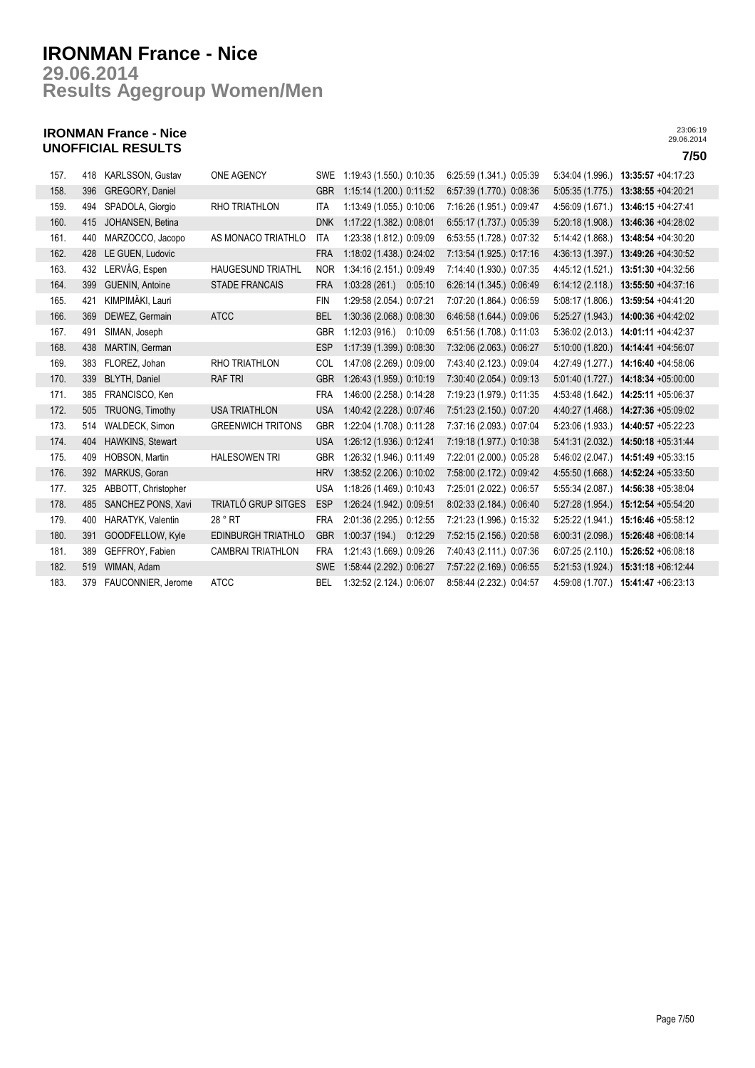# IRONMAN France - Nice

## 29.06.2014

## Results Agegroup Women/Men

### IRONMAN France - Nice
### UNOFFICIAL RESULTS

23:06:19
29.06.2014

| | | | | | | | | |
|---|---|---|---|---|---|---|---|---|
| 157. | 418 | KARLSSON, Gustav | ONE AGENCY | SWE | 1:19:43 (1.550.) 0:10:35 | 6:25:59 (1.341.) 0:05:39 | 5:34:04 (1.996.) | **13:35:57** +04:17:23 |
| 158. | 396 | GREGORY, Daniel | | GBR | 1:15:14 (1.200.) 0:11:52 | 6:57:39 (1.770.) 0:08:36 | 5:05:35 (1.775.) | **13:38:55** +04:20:21 |
| 159. | 494 | SPADOLA, Giorgio | RHO TRIATHLON | ITA | 1:13:49 (1.055.) 0:10:06 | 7:16:26 (1.951.) 0:09:47 | 4:56:09 (1.671.) | **13:46:15** +04:27:41 |
| 160. | 415 | JOHANSEN, Betina | | DNK | 1:17:22 (1.382.) 0:08:01 | 6:55:17 (1.737.) 0:05:39 | 5:20:18 (1.908.) | **13:46:36** +04:28:02 |
| 161. | 440 | MARZOCCO, Jacopo | AS MONACO TRIATHLO | ITA | 1:23:38 (1.812.) 0:09:09 | 6:53:55 (1.728.) 0:07:32 | 5:14:42 (1.868.) | **13:48:54** +04:30:20 |
| 162. | 428 | LE GUEN, Ludovic | | FRA | 1:18:02 (1.438.) 0:24:02 | 7:13:54 (1.925.) 0:17:16 | 4:36:13 (1.397.) | **13:49:26** +04:30:52 |
| 163. | 432 | LERVÅG, Espen | HAUGESUND TRIATHL | NOR | 1:34:16 (2.151.) 0:09:49 | 7:14:40 (1.930.) 0:07:35 | 4:45:12 (1.521.) | **13:51:30** +04:32:56 |
| 164. | 399 | GUENIN, Antoine | STADE FRANCAIS | FRA | 1:03:28 (261.) 0:05:10 | 6:26:14 (1.345.) 0:06:49 | 6:14:12 (2.118.) | **13:55:50** +04:37:16 |
| 165. | 421 | KIMPIMÄKI, Lauri | | FIN | 1:29:58 (2.054.) 0:07:21 | 7:07:20 (1.864.) 0:06:59 | 5:08:17 (1.806.) | **13:59:54** +04:41:20 |
| 166. | 369 | DEWEZ, Germain | ATCC | BEL | 1:30:36 (2.068.) 0:08:30 | 6:46:58 (1.644.) 0:09:06 | 5:25:27 (1.943.) | **14:00:36** +04:42:02 |
| 167. | 491 | SIMAN, Joseph | | GBR | 1:12:03 (916.) 0:10:09 | 6:51:56 (1.708.) 0:11:03 | 5:36:02 (2.013.) | **14:01:11** +04:42:37 |
| 168. | 438 | MARTIN, German | | ESP | 1:17:39 (1.399.) 0:08:30 | 7:32:06 (2.063.) 0:06:27 | 5:10:00 (1.820.) | **14:14:41** +04:56:07 |
| 169. | 383 | FLOREZ, Johan | RHO TRIATHLON | COL | 1:47:08 (2.269.) 0:09:00 | 7:43:40 (2.123.) 0:09:04 | 4:27:49 (1.277.) | **14:16:40** +04:58:06 |
| 170. | 339 | BLYTH, Daniel | RAF TRI | GBR | 1:26:43 (1.959.) 0:10:19 | 7:30:40 (2.054.) 0:09:13 | 5:01:40 (1.727.) | **14:18:34** +05:00:00 |
| 171. | 385 | FRANCISCO, Ken | | FRA | 1:46:00 (2.258.) 0:14:28 | 7:19:23 (1.979.) 0:11:35 | 4:53:48 (1.642.) | **14:25:11** +05:06:37 |
| 172. | 505 | TRUONG, Timothy | USA TRIATHLON | USA | 1:40:42 (2.228.) 0:07:46 | 7:51:23 (2.150.) 0:07:20 | 4:40:27 (1.468.) | **14:27:36** +05:09:02 |
| 173. | 514 | WALDECK, Simon | GREENWICH TRITONS | GBR | 1:22:04 (1.708.) 0:11:28 | 7:37:16 (2.093.) 0:07:04 | 5:23:06 (1.933.) | **14:40:57** +05:22:23 |
| 174. | 404 | HAWKINS, Stewart | | USA | 1:26:12 (1.936.) 0:12:41 | 7:19:18 (1.977.) 0:10:38 | 5:41:31 (2.032.) | **14:50:18** +05:31:44 |
| 175. | 409 | HOBSON, Martin | HALESOWEN TRI | GBR | 1:26:32 (1.946.) 0:11:49 | 7:22:01 (2.000.) 0:05:28 | 5:46:02 (2.047.) | **14:51:49** +05:33:15 |
| 176. | 392 | MARKUS, Goran | | HRV | 1:38:52 (2.206.) 0:10:02 | 7:58:00 (2.172.) 0:09:42 | 4:55:50 (1.668.) | **14:52:24** +05:33:50 |
| 177. | 325 | ABBOTT, Christopher | | USA | 1:18:26 (1.469.) 0:10:43 | 7:25:01 (2.022.) 0:06:57 | 5:55:34 (2.087.) | **14:56:38** +05:38:04 |
| 178. | 485 | SANCHEZ PONS, Xavi | TRIATLÓ GRUP SITGES | ESP | 1:26:24 (1.942.) 0:09:51 | 8:02:33 (2.184.) 0:06:40 | 5:27:28 (1.954.) | **15:12:54** +05:54:20 |
| 179. | 400 | HARATYK, Valentin | 28 ° RT | FRA | 2:01:36 (2.295.) 0:12:55 | 7:21:23 (1.996.) 0:15:32 | 5:25:22 (1.941.) | **15:16:46** +05:58:12 |
| 180. | 391 | GOODFELLOW, Kyle | EDINBURGH TRIATHLO | GBR | 1:00:37 (194.) 0:12:29 | 7:52:15 (2.156.) 0:20:58 | 6:00:31 (2.098.) | **15:26:48** +06:08:14 |
| 181. | 389 | GEFFROY, Fabien | CAMBRAI TRIATHLON | FRA | 1:21:43 (1.669.) 0:09:26 | 7:40:43 (2.111.) 0:07:36 | 6:07:25 (2.110.) | **15:26:52** +06:08:18 |
| 182. | 519 | WIMAN, Adam | | SWE | 1:58:44 (2.292.) 0:06:27 | 7:57:22 (2.169.) 0:06:55 | 5:21:53 (1.924.) | **15:31:18** +06:12:44 |
| 183. | 379 | FAUCONNIER, Jerome | ATCC | BEL | 1:32:52 (2.124.) 0:06:07 | 8:58:44 (2.232.) 0:04:57 | 4:59:08 (1.707.) | **15:41:47** +06:23:13 |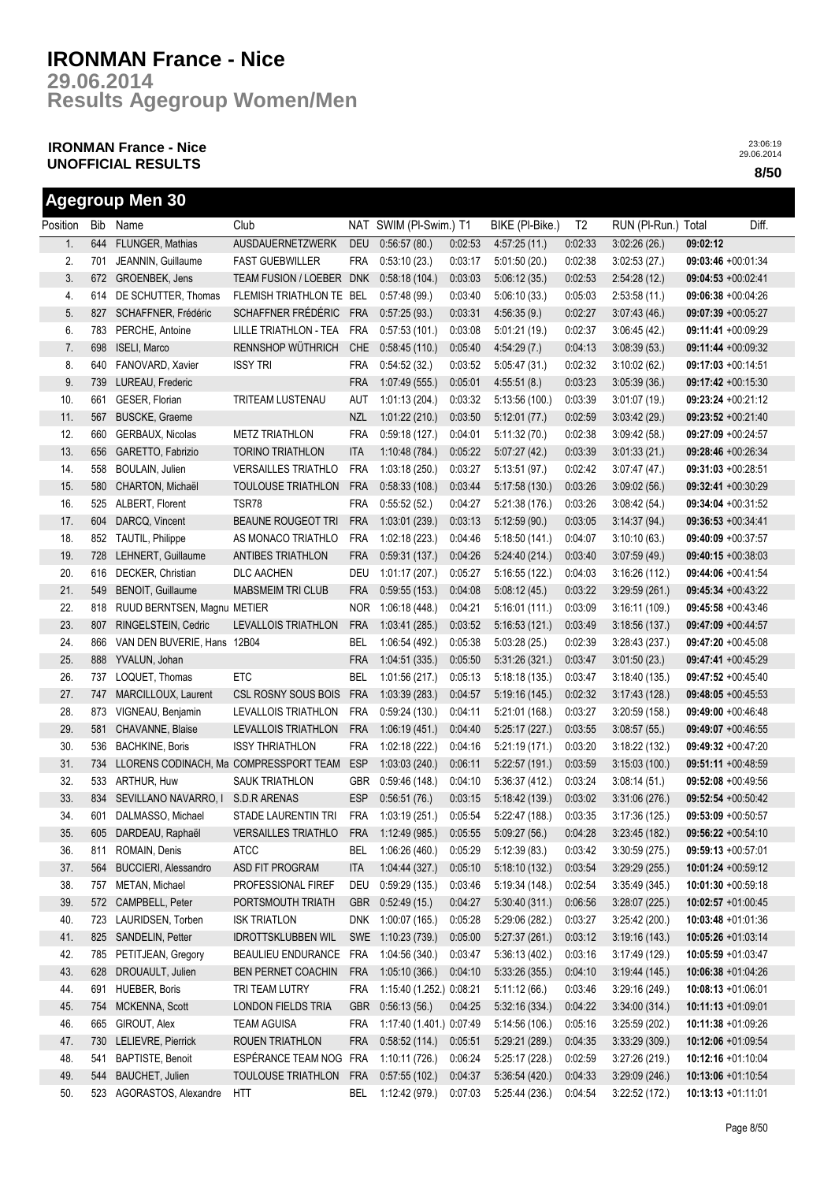# IRONMAN France - Nice

## 29.06.2014

## Results Agegroup Women/Men

**IRONMAN France - Nice**
**UNOFFICIAL RESULTS**

23:06:19
29.06.2014

## Agegroup Men 30

| Position | Bib | Name | Club | NAT | SWIM (Pl-Swim.) | T1 | BIKE (Pl-Bike.) | T2 | RUN (Pl-Run.) | Total | Diff. |
|---|---|---|---|---|---|---|---|---|---|---|---|
| 1. | 644 | FLUNGER, Mathias | AUSDAUERNETZWERK | DEU | 0:56:57 (80.) | 0:02:53 | 4:57:25 (11.) | 0:02:33 | 3:02:26 (26.) | **09:02:12** | |
| 2. | 701 | JEANNIN, Guillaume | FAST GUEBWILLER | FRA | 0:53:10 (23.) | 0:03:17 | 5:01:50 (20.) | 0:02:38 | 3:02:53 (27.) | **09:03:46** | +00:01:34 |
| 3. | 672 | GROENBEK, Jens | TEAM FUSION / LOEBER | DNK | 0:58:18 (104.) | 0:03:03 | 5:06:12 (35.) | 0:02:53 | 2:54:28 (12.) | **09:04:53** | +00:02:41 |
| 4. | 614 | DE SCHUTTER, Thomas | FLEMISH TRIATHLON TE | BEL | 0:57:48 (99.) | 0:03:40 | 5:06:10 (33.) | 0:05:03 | 2:53:58 (11.) | **09:06:38** | +00:04:26 |
| 5. | 827 | SCHAFFNER, Frédéric | SCHAFFNER FRÉDÉRIC | FRA | 0:57:25 (93.) | 0:03:31 | 4:56:35 (9.) | 0:02:27 | 3:07:43 (46.) | **09:07:39** | +00:05:27 |
| 6. | 783 | PERCHE, Antoine | LILLE TRIATHLON - TEA | FRA | 0:57:53 (101.) | 0:03:08 | 5:01:21 (19.) | 0:02:37 | 3:06:45 (42.) | **09:11:41** | +00:09:29 |
| 7. | 698 | ISELI, Marco | RENNSHOP WÜTHRICH | CHE | 0:58:45 (110.) | 0:05:40 | 4:54:29 (7.) | 0:04:13 | 3:08:39 (53.) | **09:11:44** | +00:09:32 |
| 8. | 640 | FANOVARD, Xavier | ISSY TRI | FRA | 0:54:52 (32.) | 0:03:52 | 5:05:47 (31.) | 0:02:32 | 3:10:02 (62.) | **09:17:03** | +00:14:51 |
| 9. | 739 | LUREAU, Frederic | | FRA | 1:07:49 (555.) | 0:05:01 | 4:55:51 (8.) | 0:03:23 | 3:05:39 (36.) | **09:17:42** | +00:15:30 |
| 10. | 661 | GESER, Florian | TRITEAM LUSTENAU | AUT | 1:01:13 (204.) | 0:03:32 | 5:13:56 (100.) | 0:03:39 | 3:01:07 (19.) | **09:23:24** | +00:21:12 |
| 11. | 567 | BUSCKE, Graeme | | NZL | 1:01:22 (210.) | 0:03:50 | 5:12:01 (77.) | 0:02:59 | 3:03:42 (29.) | **09:23:52** | +00:21:40 |
| 12. | 660 | GERBAUX, Nicolas | METZ TRIATHLON | FRA | 0:59:18 (127.) | 0:04:01 | 5:11:32 (70.) | 0:02:38 | 3:09:42 (58.) | **09:27:09** | +00:24:57 |
| 13. | 656 | GARETTO, Fabrizio | TORINO TRIATHLON | ITA | 1:10:48 (784.) | 0:05:22 | 5:07:27 (42.) | 0:03:39 | 3:01:33 (21.) | **09:28:46** | +00:26:34 |
| 14. | 558 | BOULAIN, Julien | VERSAILLES TRIATHLO | FRA | 1:03:18 (250.) | 0:03:27 | 5:13:51 (97.) | 0:02:42 | 3:07:47 (47.) | **09:31:03** | +00:28:51 |
| 15. | 580 | CHARTON, Michaël | TOULOUSE TRIATHLON | FRA | 0:58:33 (108.) | 0:03:44 | 5:17:58 (130.) | 0:03:26 | 3:09:02 (56.) | **09:32:41** | +00:30:29 |
| 16. | 525 | ALBERT, Florent | TSR78 | FRA | 0:55:52 (52.) | 0:04:27 | 5:21:38 (176.) | 0:03:26 | 3:08:42 (54.) | **09:34:04** | +00:31:52 |
| 17. | 604 | DARCQ, Vincent | BEAUNE ROUGEOT TRI | FRA | 1:03:01 (239.) | 0:03:13 | 5:12:59 (90.) | 0:03:05 | 3:14:37 (94.) | **09:36:53** | +00:34:41 |
| 18. | 852 | TAUTIL, Philippe | AS MONACO TRIATHLO | FRA | 1:02:18 (223.) | 0:04:46 | 5:18:50 (141.) | 0:04:07 | 3:10:10 (63.) | **09:40:09** | +00:37:57 |
| 19. | 728 | LEHNERT, Guillaume | ANTIBES TRIATHLON | FRA | 0:59:31 (137.) | 0:04:26 | 5:24:40 (214.) | 0:03:40 | 3:07:59 (49.) | **09:40:15** | +00:38:03 |
| 20. | 616 | DECKER, Christian | DLC AACHEN | DEU | 1:01:17 (207.) | 0:05:27 | 5:16:55 (122.) | 0:04:03 | 3:16:26 (112.) | **09:44:06** | +00:41:54 |
| 21. | 549 | BENOIT, Guillaume | MABSMEIM TRI CLUB | FRA | 0:59:55 (153.) | 0:04:08 | 5:08:12 (45.) | 0:03:22 | 3:29:59 (261.) | **09:45:34** | +00:43:22 |
| 22. | 818 | RUUD BERNTSEN, Magnu | METIER | NOR | 1:06:18 (448.) | 0:04:21 | 5:16:01 (111.) | 0:03:09 | 3:16:11 (109.) | **09:45:58** | +00:43:46 |
| 23. | 807 | RINGELSTEIN, Cedric | LEVALLOIS TRIATHLON | FRA | 1:03:41 (285.) | 0:03:52 | 5:16:53 (121.) | 0:03:49 | 3:18:56 (137.) | **09:47:09** | +00:44:57 |
| 24. | 866 | VAN DEN BUVERIE, Hans | 12B04 | BEL | 1:06:54 (492.) | 0:05:38 | 5:03:28 (25.) | 0:02:39 | 3:28:43 (237.) | **09:47:20** | +00:45:08 |
| 25. | 888 | YVALUN, Johan | | FRA | 1:04:51 (335.) | 0:05:50 | 5:31:26 (321.) | 0:03:47 | 3:01:50 (23.) | **09:47:41** | +00:45:29 |
| 26. | 737 | LOQUET, Thomas | ETC | BEL | 1:01:56 (217.) | 0:05:13 | 5:18:18 (135.) | 0:03:47 | 3:18:40 (135.) | **09:47:52** | +00:45:40 |
| 27. | 747 | MARCILLOUX, Laurent | CSL ROSNY SOUS BOIS | FRA | 1:03:39 (283.) | 0:04:57 | 5:19:16 (145.) | 0:02:32 | 3:17:43 (128.) | **09:48:05** | +00:45:53 |
| 28. | 873 | VIGNEAU, Benjamin | LEVALLOIS TRIATHLON | FRA | 0:59:24 (130.) | 0:04:11 | 5:21:01 (168.) | 0:03:27 | 3:20:59 (158.) | **09:49:00** | +00:46:48 |
| 29. | 581 | CHAVANNE, Blaise | LEVALLOIS TRIATHLON | FRA | 1:06:19 (451.) | 0:04:40 | 5:25:17 (227.) | 0:03:55 | 3:08:57 (55.) | **09:49:07** | +00:46:55 |
| 30. | 536 | BACHKINE, Boris | ISSY THRIATHLON | FRA | 1:02:18 (222.) | 0:04:16 | 5:21:19 (171.) | 0:03:20 | 3:18:22 (132.) | **09:49:32** | +00:47:20 |
| 31. | 734 | LLORENS CODINACH, Ma | COMPRESSPORT TEAM | ESP | 1:03:03 (240.) | 0:06:11 | 5:22:57 (191.) | 0:03:59 | 3:15:03 (100.) | **09:51:11** | +00:48:59 |
| 32. | 533 | ARTHUR, Huw | SAUK TRIATHLON | GBR | 0:59:46 (148.) | 0:04:10 | 5:36:37 (412.) | 0:03:24 | 3:08:14 (51.) | **09:52:08** | +00:49:56 |
| 33. | 834 | SEVILLANO NAVARRO, I | S.D.R ARENAS | ESP | 0:56:51 (76.) | 0:03:15 | 5:18:42 (139.) | 0:03:02 | 3:31:06 (276.) | **09:52:54** | +00:50:42 |
| 34. | 601 | DALMASSO, Michael | STADE LAURENTIN TRI | FRA | 1:03:19 (251.) | 0:05:54 | 5:22:47 (188.) | 0:03:35 | 3:17:36 (125.) | **09:53:09** | +00:50:57 |
| 35. | 605 | DARDEAU, Raphaël | VERSAILLES TRIATHLO | FRA | 1:12:49 (985.) | 0:05:55 | 5:09:27 (56.) | 0:04:28 | 3:23:45 (182.) | **09:56:22** | +00:54:10 |
| 36. | 811 | ROMAIN, Denis | ATCC | BEL | 1:06:26 (460.) | 0:05:29 | 5:12:39 (83.) | 0:03:42 | 3:30:59 (275.) | **09:59:13** | +00:57:01 |
| 37. | 564 | BUCCIERI, Alessandro | ASD FIT PROGRAM | ITA | 1:04:44 (327.) | 0:05:10 | 5:18:10 (132.) | 0:03:54 | 3:29:29 (255.) | **10:01:24** | +00:59:12 |
| 38. | 757 | METAN, Michael | PROFESSIONAL FIREF | DEU | 0:59:29 (135.) | 0:03:46 | 5:19:34 (148.) | 0:02:54 | 3:35:49 (345.) | **10:01:30** | +00:59:18 |
| 39. | 572 | CAMPBELL, Peter | PORTSMOUTH TRIATH | GBR | 0:52:49 (15.) | 0:04:27 | 5:30:40 (311.) | 0:06:56 | 3:28:07 (225.) | **10:02:57** | +01:00:45 |
| 40. | 723 | LAURIDSEN, Torben | ISK TRIATLON | DNK | 1:00:07 (165.) | 0:05:28 | 5:29:06 (282.) | 0:03:27 | 3:25:42 (200.) | **10:03:48** | +01:01:36 |
| 41. | 825 | SANDELIN, Petter | IDROTTSKLUBBEN WIL | SWE | 1:10:23 (739.) | 0:05:00 | 5:27:37 (261.) | 0:03:12 | 3:19:16 (143.) | **10:05:26** | +01:03:14 |
| 42. | 785 | PETITJEAN, Gregory | BEAULIEU ENDURANCE | FRA | 1:04:56 (340.) | 0:03:47 | 5:36:13 (402.) | 0:03:16 | 3:17:49 (129.) | **10:05:59** | +01:03:47 |
| 43. | 628 | DROUAULT, Julien | BEN PERNET COACHIN | FRA | 1:05:10 (366.) | 0:04:10 | 5:33:26 (355.) | 0:04:10 | 3:19:44 (145.) | **10:06:38** | +01:04:26 |
| 44. | 691 | HUEBER, Boris | TRI TEAM LUTRY | FRA | 1:15:40 (1.252.) | 0:08:21 | 5:11:12 (66.) | 0:03:46 | 3:29:16 (249.) | **10:08:13** | +01:06:01 |
| 45. | 754 | MCKENNA, Scott | LONDON FIELDS TRIA | GBR | 0:56:13 (56.) | 0:04:25 | 5:32:16 (334.) | 0:04:22 | 3:34:00 (314.) | **10:11:13** | +01:09:01 |
| 46. | 665 | GIROUT, Alex | TEAM AGUISA | FRA | 1:17:40 (1.401.) | 0:07:49 | 5:14:56 (106.) | 0:05:16 | 3:25:59 (202.) | **10:11:38** | +01:09:26 |
| 47. | 730 | LELIEVRE, Pierrick | ROUEN TRIATHLON | FRA | 0:58:52 (114.) | 0:05:51 | 5:29:21 (289.) | 0:04:35 | 3:33:29 (309.) | **10:12:06** | +01:09:54 |
| 48. | 541 | BAPTISTE, Benoit | ESPÉRANCE TEAM NOG | FRA | 1:10:11 (726.) | 0:06:24 | 5:25:17 (228.) | 0:02:59 | 3:27:26 (219.) | **10:12:16** | +01:10:04 |
| 49. | 544 | BAUCHET, Julien | TOULOUSE TRIATHLON | FRA | 0:57:55 (102.) | 0:04:37 | 5:36:54 (420.) | 0:04:33 | 3:29:09 (246.) | **10:13:06** | +01:10:54 |
| 50. | 523 | AGORASTOS, Alexandre | HTT | BEL | 1:12:42 (979.) | 0:07:03 | 5:25:44 (236.) | 0:04:54 | 3:22:52 (172.) | **10:13:13** | +01:11:01 |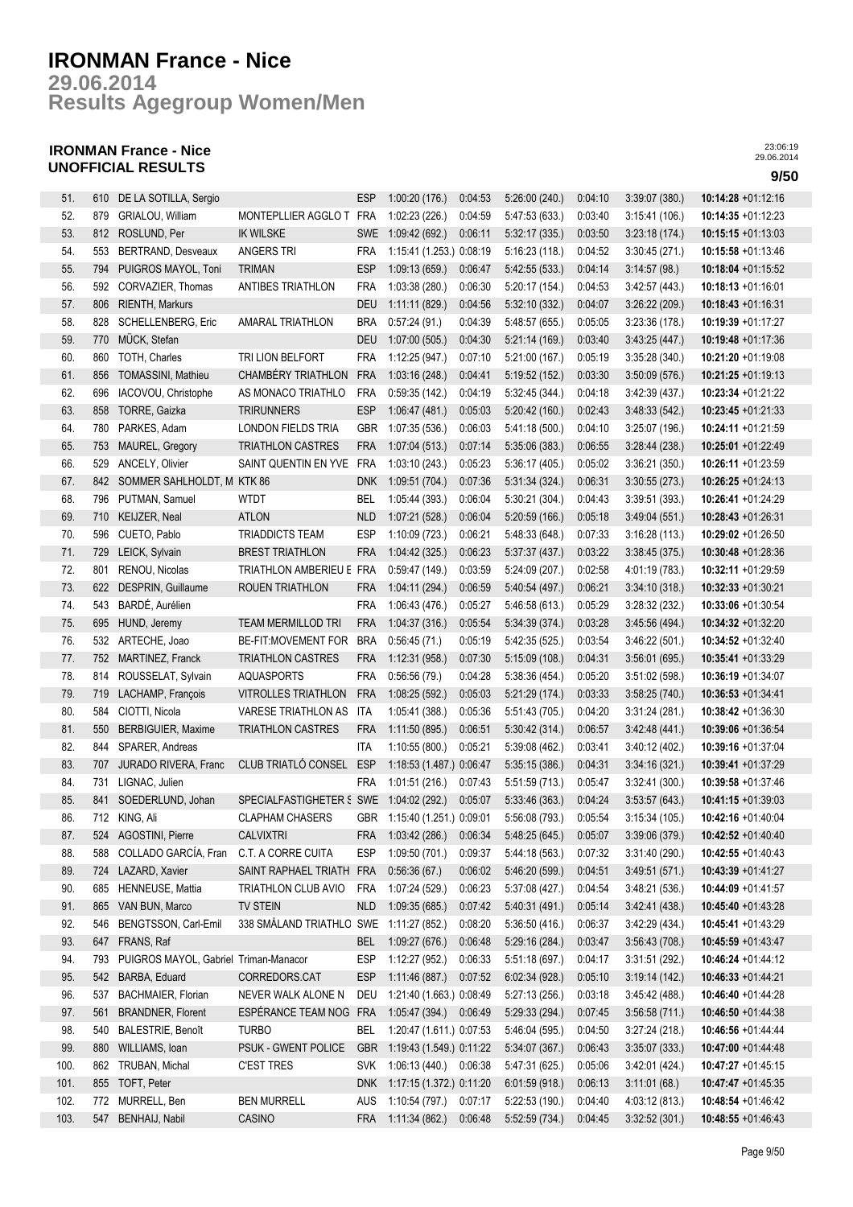# IRONMAN France - Nice

## 29.06.2014

## Results Agegroup Women/Men

### IRONMAN France - Nice
### UNOFFICIAL RESULTS

23:06:19
29.06.2014

| | | | | | | | | | | | |
|---|---|---|---|---|---|---|---|---|---|---|---|
| 51. | 610 | DE LA SOTILLA, Sergio | | ESP | 1:00:20 (176.) | 0:04:53 | 5:26:00 (240.) | 0:04:10 | 3:39:07 (380.) | **10:14:28** +01:12:16 |
| 52. | 879 | GRIALOU, William | MONTEPLLIER AGGLO T | FRA | 1:02:23 (226.) | 0:04:59 | 5:47:53 (633.) | 0:03:40 | 3:15:41 (106.) | **10:14:35** +01:12:23 |
| 53. | 812 | ROSLUND, Per | IK WILSKE | SWE | 1:09:42 (692.) | 0:06:11 | 5:32:17 (335.) | 0:03:50 | 3:23:18 (174.) | **10:15:15** +01:13:03 |
| 54. | 553 | BERTRAND, Desveaux | ANGERS TRI | FRA | 1:15:41 (1.253.) | 0:08:19 | 5:16:23 (118.) | 0:04:52 | 3:30:45 (271.) | **10:15:58** +01:13:46 |
| 55. | 794 | PUIGROS MAYOL, Toni | TRIMAN | ESP | 1:09:13 (659.) | 0:06:47 | 5:42:55 (533.) | 0:04:14 | 3:14:57 (98.) | **10:18:04** +01:15:52 |
| 56. | 592 | CORVAZIER, Thomas | ANTIBES TRIATHLON | FRA | 1:03:38 (280.) | 0:06:30 | 5:20:17 (154.) | 0:04:53 | 3:42:57 (443.) | **10:18:13** +01:16:01 |
| 57. | 806 | RIENTH, Markurs | | DEU | 1:11:11 (829.) | 0:04:56 | 5:32:10 (332.) | 0:04:07 | 3:26:22 (209.) | **10:18:43** +01:16:31 |
| 58. | 828 | SCHELLENBERG, Eric | AMARAL TRIATHLON | BRA | 0:57:24 (91.) | 0:04:39 | 5:48:57 (655.) | 0:05:05 | 3:23:36 (178.) | **10:19:39** +01:17:27 |
| 59. | 770 | MÜCK, Stefan | | DEU | 1:07:00 (505.) | 0:04:30 | 5:21:14 (169.) | 0:03:40 | 3:43:25 (447.) | **10:19:48** +01:17:36 |
| 60. | 860 | TOTH, Charles | TRI LION BELFORT | FRA | 1:12:25 (947.) | 0:07:10 | 5:21:00 (167.) | 0:05:19 | 3:35:28 (340.) | **10:21:20** +01:19:08 |
| 61. | 856 | TOMASSINI, Mathieu | CHAMBÉRY TRIATHLON | FRA | 1:03:16 (248.) | 0:04:41 | 5:19:52 (152.) | 0:03:30 | 3:50:09 (576.) | **10:21:25** +01:19:13 |
| 62. | 696 | IACOVOU, Christophe | AS MONACO TRIATHLO | FRA | 0:59:35 (142.) | 0:04:19 | 5:32:45 (344.) | 0:04:18 | 3:42:39 (437.) | **10:23:34** +01:21:22 |
| 63. | 858 | TORRE, Gaizka | TRIRUNNERS | ESP | 1:06:47 (481.) | 0:05:03 | 5:20:42 (160.) | 0:02:43 | 3:48:33 (542.) | **10:23:45** +01:21:33 |
| 64. | 780 | PARKES, Adam | LONDON FIELDS TRIA | GBR | 1:07:35 (536.) | 0:06:03 | 5:41:18 (500.) | 0:04:10 | 3:25:07 (196.) | **10:24:11** +01:21:59 |
| 65. | 753 | MAUREL, Gregory | TRIATHLON CASTRES | FRA | 1:07:04 (513.) | 0:07:14 | 5:35:06 (383.) | 0:06:55 | 3:28:44 (238.) | **10:25:01** +01:22:49 |
| 66. | 529 | ANCELY, Olivier | SAINT QUENTIN EN YVE | FRA | 1:03:10 (243.) | 0:05:23 | 5:36:17 (405.) | 0:05:02 | 3:36:21 (350.) | **10:26:11** +01:23:59 |
| 67. | 842 | SOMMER SAHLHOLDT, M | KTK 86 | DNK | 1:09:51 (704.) | 0:07:36 | 5:31:34 (324.) | 0:06:31 | 3:30:55 (273.) | **10:26:25** +01:24:13 |
| 68. | 796 | PUTMAN, Samuel | WTDT | BEL | 1:05:44 (393.) | 0:06:04 | 5:30:21 (304.) | 0:04:43 | 3:39:51 (393.) | **10:26:41** +01:24:29 |
| 69. | 710 | KEIJZER, Neal | ATLON | NLD | 1:07:21 (528.) | 0:06:04 | 5:20:59 (166.) | 0:05:18 | 3:49:04 (551.) | **10:28:43** +01:26:31 |
| 70. | 596 | CUETO, Pablo | TRIADDICTS TEAM | ESP | 1:10:09 (723.) | 0:06:21 | 5:48:33 (648.) | 0:07:33 | 3:16:28 (113.) | **10:29:02** +01:26:50 |
| 71. | 729 | LEICK, Sylvain | BREST TRIATHLON | FRA | 1:04:42 (325.) | 0:06:23 | 5:37:37 (437.) | 0:03:22 | 3:38:45 (375.) | **10:30:48** +01:28:36 |
| 72. | 801 | RENOU, Nicolas | TRIATHLON AMBERIEU E | FRA | 0:59:47 (149.) | 0:03:59 | 5:24:09 (207.) | 0:02:58 | 4:01:19 (783.) | **10:32:11** +01:29:59 |
| 73. | 622 | DESPRIN, Guillaume | ROUEN TRIATHLON | FRA | 1:04:11 (294.) | 0:06:59 | 5:40:54 (497.) | 0:06:21 | 3:34:10 (318.) | **10:32:33** +01:30:21 |
| 74. | 543 | BARDÉ, Aurélien | | FRA | 1:06:43 (476.) | 0:05:27 | 5:46:58 (613.) | 0:05:29 | 3:28:32 (232.) | **10:33:06** +01:30:54 |
| 75. | 695 | HUND, Jeremy | TEAM MERMILLOD TRI | FRA | 1:04:37 (316.) | 0:05:54 | 5:34:39 (374.) | 0:03:28 | 3:45:56 (494.) | **10:34:32** +01:32:20 |
| 76. | 532 | ARTECHE, Joao | BE-FIT:MOVEMENT FOR | BRA | 0:56:45 (71.) | 0:05:19 | 5:42:35 (525.) | 0:03:54 | 3:46:22 (501.) | **10:34:52** +01:32:40 |
| 77. | 752 | MARTINEZ, Franck | TRIATHLON CASTRES | FRA | 1:12:31 (958.) | 0:07:30 | 5:15:09 (108.) | 0:04:31 | 3:56:01 (695.) | **10:35:41** +01:33:29 |
| 78. | 814 | ROUSSELAT, Sylvain | AQUASPORTS | FRA | 0:56:56 (79.) | 0:04:28 | 5:38:36 (454.) | 0:05:20 | 3:51:02 (598.) | **10:36:19** +01:34:07 |
| 79. | 719 | LACHAMP, François | VITROLLES TRIATHLON | FRA | 1:08:25 (592.) | 0:05:03 | 5:21:29 (174.) | 0:03:33 | 3:58:25 (740.) | **10:36:53** +01:34:41 |
| 80. | 584 | CIOTTI, Nicola | VARESE TRIATHLON AS | ITA | 1:05:41 (388.) | 0:05:36 | 5:51:43 (705.) | 0:04:20 | 3:31:24 (281.) | **10:38:42** +01:36:30 |
| 81. | 550 | BERBIGUIER, Maxime | TRIATHLON CASTRES | FRA | 1:11:50 (895.) | 0:06:51 | 5:30:42 (314.) | 0:06:57 | 3:42:48 (441.) | **10:39:06** +01:36:54 |
| 82. | 844 | SPARER, Andreas | | ITA | 1:10:55 (800.) | 0:05:21 | 5:39:08 (462.) | 0:03:41 | 3:40:12 (402.) | **10:39:16** +01:37:04 |
| 83. | 707 | JURADO RIVERA, Franc | CLUB TRIATLÓ CONSEL | ESP | 1:18:53 (1.487.) | 0:06:47 | 5:35:15 (386.) | 0:04:31 | 3:34:16 (321.) | **10:39:41** +01:37:29 |
| 84. | 731 | LIGNAC, Julien | | FRA | 1:01:51 (216.) | 0:07:43 | 5:51:59 (713.) | 0:05:47 | 3:32:41 (300.) | **10:39:58** +01:37:46 |
| 85. | 841 | SOEDERLUND, Johan | SPECIALFASTIGHETER S | SWE | 1:04:02 (292.) | 0:05:07 | 5:33:46 (363.) | 0:04:24 | 3:53:57 (643.) | **10:41:15** +01:39:03 |
| 86. | 712 | KING, Ali | CLAPHAM CHASERS | GBR | 1:15:40 (1.251.) | 0:09:01 | 5:56:08 (793.) | 0:05:54 | 3:15:34 (105.) | **10:42:16** +01:40:04 |
| 87. | 524 | AGOSTINI, Pierre | CALVIXTRI | FRA | 1:03:42 (286.) | 0:06:34 | 5:48:25 (645.) | 0:05:07 | 3:39:06 (379.) | **10:42:52** +01:40:40 |
| 88. | 588 | COLLADO GARCÍA, Fran | C.T. A CORRE CUITA | ESP | 1:09:50 (701.) | 0:09:37 | 5:44:18 (563.) | 0:07:32 | 3:31:40 (290.) | **10:42:55** +01:40:43 |
| 89. | 724 | LAZARD, Xavier | SAINT RAPHAEL TRIATH | FRA | 0:56:36 (67.) | 0:06:02 | 5:46:20 (599.) | 0:04:51 | 3:49:51 (571.) | **10:43:39** +01:41:27 |
| 90. | 685 | HENNEUSE, Mattia | TRIATHLON CLUB AVIO | FRA | 1:07:24 (529.) | 0:06:23 | 5:37:08 (427.) | 0:04:54 | 3:48:21 (536.) | **10:44:09** +01:41:57 |
| 91. | 865 | VAN BUN, Marco | TV STEIN | NLD | 1:09:35 (685.) | 0:07:42 | 5:40:31 (491.) | 0:05:14 | 3:42:41 (438.) | **10:45:40** +01:43:28 |
| 92. | 546 | BENGTSSON, Carl-Emil | 338 SMÅLAND TRIATHLO | SWE | 1:11:27 (852.) | 0:08:20 | 5:36:50 (416.) | 0:06:37 | 3:42:29 (434.) | **10:45:41** +01:43:29 |
| 93. | 647 | FRANS, Raf | | BEL | 1:09:27 (676.) | 0:06:48 | 5:29:16 (284.) | 0:03:47 | 3:56:43 (708.) | **10:45:59** +01:43:47 |
| 94. | 793 | PUIGROS MAYOL, Gabriel | Triman-Manacor | ESP | 1:12:27 (952.) | 0:06:33 | 5:51:18 (697.) | 0:04:17 | 3:31:51 (292.) | **10:46:24** +01:44:12 |
| 95. | 542 | BARBA, Eduard | CORREDORS.CAT | ESP | 1:11:46 (887.) | 0:07:52 | 6:02:34 (928.) | 0:05:10 | 3:19:14 (142.) | **10:46:33** +01:44:21 |
| 96. | 537 | BACHMAIER, Florian | NEVER WALK ALONE N | DEU | 1:21:40 (1.663.) | 0:08:49 | 5:27:13 (256.) | 0:03:18 | 3:45:42 (488.) | **10:46:40** +01:44:28 |
| 97. | 561 | BRANDNER, Florent | ESPÉRANCE TEAM NOG | FRA | 1:05:47 (394.) | 0:06:49 | 5:29:33 (294.) | 0:07:45 | 3:56:58 (711.) | **10:46:50** +01:44:38 |
| 98. | 540 | BALESTRIE, Benoît | TURBO | BEL | 1:20:47 (1.611.) | 0:07:53 | 5:46:04 (595.) | 0:04:50 | 3:27:24 (218.) | **10:46:56** +01:44:44 |
| 99. | 880 | WILLIAMS, Ioan | PSUK - GWENT POLICE | GBR | 1:19:43 (1.549.) | 0:11:22 | 5:34:07 (367.) | 0:06:43 | 3:35:07 (333.) | **10:47:00** +01:44:48 |
| 100. | 862 | TRUBAN, Michal | C'EST TRES | SVK | 1:06:13 (440.) | 0:06:38 | 5:47:31 (625.) | 0:05:06 | 3:42:01 (424.) | **10:47:27** +01:45:15 |
| 101. | 855 | TOFT, Peter | | DNK | 1:17:15 (1.372.) | 0:11:20 | 6:01:59 (918.) | 0:06:13 | 3:11:01 (68.) | **10:47:47** +01:45:35 |
| 102. | 772 | MURRELL, Ben | BEN MURRELL | AUS | 1:10:54 (797.) | 0:07:17 | 5:22:53 (190.) | 0:04:40 | 4:03:12 (813.) | **10:48:54** +01:46:42 |
| 103. | 547 | BENHAIJ, Nabil | CASINO | FRA | 1:11:34 (862.) | 0:06:48 | 5:52:59 (734.) | 0:04:45 | 3:32:52 (301.) | **10:48:55** +01:46:43 |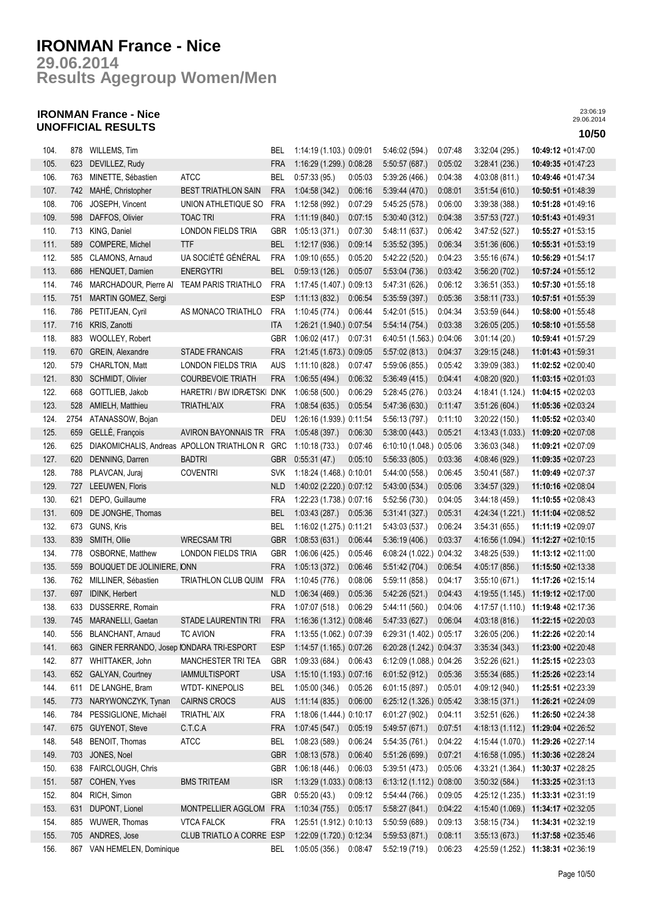# IRONMAN France - Nice

## 29.06.2014
## Results Agegroup Women/Men

### IRONMAN France - Nice
### UNOFFICIAL RESULTS

23:06:19
29.06.2014

**10/50**

| | | | | | | | | | | | |
|---|---|---|---|---|---|---|---|---|---|---|---|
| 104. | 878 | WILLEMS, Tim | | BEL | 1:14:19 (1.103.) | 0:09:01 | 5:46:02 (594.) | 0:07:48 | 3:32:04 (295.) | **10:49:12** +01:47:00 |
| 105. | 623 | DEVILLEZ, Rudy | | FRA | 1:16:29 (1.299.) | 0:08:28 | 5:50:57 (687.) | 0:05:02 | 3:28:41 (236.) | **10:49:35** +01:47:23 |
| 106. | 763 | MINETTE, Sébastien | ATCC | BEL | 0:57:33 (95.) | 0:05:03 | 5:39:26 (466.) | 0:04:38 | 4:03:08 (811.) | **10:49:46** +01:47:34 |
| 107. | 742 | MAHÉ, Christopher | BEST TRIATHLON SAIN | FRA | 1:04:58 (342.) | 0:06:16 | 5:39:44 (470.) | 0:08:01 | 3:51:54 (610.) | **10:50:51** +01:48:39 |
| 108. | 706 | JOSEPH, Vincent | UNION ATHLETIQUE SO | FRA | 1:12:58 (992.) | 0:07:29 | 5:45:25 (578.) | 0:06:00 | 3:39:38 (388.) | **10:51:28** +01:49:16 |
| 109. | 598 | DAFFOS, Olivier | TOAC TRI | FRA | 1:11:19 (840.) | 0:07:15 | 5:30:40 (312.) | 0:04:38 | 3:57:53 (727.) | **10:51:43** +01:49:31 |
| 110. | 713 | KING, Daniel | LONDON FIELDS TRIA | GBR | 1:05:13 (371.) | 0:07:30 | 5:48:11 (637.) | 0:06:42 | 3:47:52 (527.) | **10:55:27** +01:53:15 |
| 111. | 589 | COMPERE, Michel | TTF | BEL | 1:12:17 (936.) | 0:09:14 | 5:35:52 (395.) | 0:06:34 | 3:51:36 (606.) | **10:55:31** +01:53:19 |
| 112. | 585 | CLAMONS, Arnaud | UA SOCIÉTÉ GÉNÉRAL | FRA | 1:09:10 (655.) | 0:05:20 | 5:42:22 (520.) | 0:04:23 | 3:55:16 (674.) | **10:56:29** +01:54:17 |
| 113. | 686 | HENQUET, Damien | ENERGYTRI | BEL | 0:59:13 (126.) | 0:05:07 | 5:53:04 (736.) | 0:03:42 | 3:56:20 (702.) | **10:57:24** +01:55:12 |
| 114. | 746 | MARCHADOUR, Pierre Al | TEAM PARIS TRIATHLO | FRA | 1:17:45 (1.407.) | 0:09:13 | 5:47:31 (626.) | 0:06:12 | 3:36:51 (353.) | **10:57:30** +01:55:18 |
| 115. | 751 | MARTIN GOMEZ, Sergi | | ESP | 1:11:13 (832.) | 0:06:54 | 5:35:59 (397.) | 0:05:36 | 3:58:11 (733.) | **10:57:51** +01:55:39 |
| 116. | 786 | PETITJEAN, Cyril | AS MONACO TRIATHLO | FRA | 1:10:45 (774.) | 0:06:44 | 5:42:01 (515.) | 0:04:34 | 3:53:59 (644.) | **10:58:00** +01:55:48 |
| 117. | 716 | KRIS, Zanotti | | ITA | 1:26:21 (1.940.) | 0:07:54 | 5:54:14 (754.) | 0:03:38 | 3:26:05 (205.) | **10:58:10** +01:55:58 |
| 118. | 883 | WOOLLEY, Robert | | GBR | 1:06:02 (417.) | 0:07:31 | 6:40:51 (1.563.) | 0:04:06 | 3:01:14 (20.) | **10:59:41** +01:57:29 |
| 119. | 670 | GREIN, Alexandre | STADE FRANCAIS | FRA | 1:21:45 (1.673.) | 0:09:05 | 5:57:02 (813.) | 0:04:37 | 3:29:15 (248.) | **11:01:43** +01:59:31 |
| 120. | 579 | CHARLTON, Matt | LONDON FIELDS TRIA | AUS | 1:11:10 (828.) | 0:07:47 | 5:59:06 (855.) | 0:05:42 | 3:39:09 (383.) | **11:02:52** +02:00:40 |
| 121. | 830 | SCHMIDT, Olivier | COURBEVOIE TRIATH | FRA | 1:06:55 (494.) | 0:06:32 | 5:36:49 (415.) | 0:04:41 | 4:08:20 (920.) | **11:03:15** +02:01:03 |
| 122. | 668 | GOTTLIEB, Jakob | HARETRI / BW IDRÆTSKI | DNK | 1:06:58 (500.) | 0:06:29 | 5:28:45 (276.) | 0:03:24 | 4:18:41 (1.124.) | **11:04:15** +02:02:03 |
| 123. | 528 | AMIELH, Matthieu | TRIATHL'AIX | FRA | 1:08:54 (635.) | 0:05:54 | 5:47:36 (630.) | 0:11:47 | 3:51:26 (604.) | **11:05:36** +02:03:24 |
| 124. | 2754 | ATANASSOW, Bojan | | DEU | 1:26:16 (1.939.) | 0:11:54 | 5:56:13 (797.) | 0:11:10 | 3:20:22 (150.) | **11:05:52** +02:03:40 |
| 125. | 659 | GELLÉ, François | AVIRON BAYONNAIS TR | FRA | 1:05:48 (397.) | 0:06:30 | 5:38:00 (443.) | 0:05:21 | 4:13:43 (1.033.) | **11:09:20** +02:07:08 |
| 126. | 625 | DIAKOMICHALIS, Andreas | APOLLON TRIATHLON R | GRC | 1:10:18 (733.) | 0:07:46 | 6:10:10 (1.048.) | 0:05:06 | 3:36:03 (348.) | **11:09:21** +02:07:09 |
| 127. | 620 | DENNING, Darren | BADTRI | GBR | 0:55:31 (47.) | 0:05:10 | 5:56:33 (805.) | 0:03:36 | 4:08:46 (929.) | **11:09:35** +02:07:23 |
| 128. | 788 | PLAVCAN, Juraj | COVENTRI | SVK | 1:18:24 (1.468.) | 0:10:01 | 5:44:00 (558.) | 0:06:45 | 3:50:41 (587.) | **11:09:49** +02:07:37 |
| 129. | 727 | LEEUWEN, Floris | | NLD | 1:40:02 (2.220.) | 0:07:12 | 5:43:00 (534.) | 0:05:06 | 3:34:57 (329.) | **11:10:16** +02:08:04 |
| 130. | 621 | DEPO, Guillaume | | FRA | 1:22:23 (1.738.) | 0:07:16 | 5:52:56 (730.) | 0:04:05 | 3:44:18 (459.) | **11:10:55** +02:08:43 |
| 131. | 609 | DE JONGHE, Thomas | | BEL | 1:03:43 (287.) | 0:05:36 | 5:31:41 (327.) | 0:05:31 | 4:24:34 (1.221.) | **11:11:04** +02:08:52 |
| 132. | 673 | GUNS, Kris | | BEL | 1:16:02 (1.275.) | 0:11:21 | 5:43:03 (537.) | 0:06:24 | 3:54:31 (655.) | **11:11:19** +02:09:07 |
| 133. | 839 | SMITH, Ollie | WRECSAM TRI | GBR | 1:08:53 (631.) | 0:06:44 | 5:36:19 (406.) | 0:03:37 | 4:16:56 (1.094.) | **11:12:27** +02:10:15 |
| 134. | 778 | OSBORNE, Matthew | LONDON FIELDS TRIA | GBR | 1:06:06 (425.) | 0:05:46 | 6:08:24 (1.022.) | 0:04:32 | 3:48:25 (539.) | **11:13:12** +02:11:00 |
| 135. | 559 | BOUQUET DE JOLINIERE, I | ONN | FRA | 1:05:13 (372.) | 0:06:46 | 5:51:42 (704.) | 0:06:54 | 4:05:17 (856.) | **11:15:50** +02:13:38 |
| 136. | 762 | MILLINER, Sébastien | TRIATHLON CLUB QUIM | FRA | 1:10:45 (776.) | 0:08:06 | 5:59:11 (858.) | 0:04:17 | 3:55:10 (671.) | **11:17:26** +02:15:14 |
| 137. | 697 | IDINK, Herbert | | NLD | 1:06:34 (469.) | 0:05:36 | 5:42:26 (521.) | 0:04:43 | 4:19:55 (1.145.) | **11:19:12** +02:17:00 |
| 138. | 633 | DUSSERRE, Romain | | FRA | 1:07:07 (518.) | 0:06:29 | 5:44:11 (560.) | 0:04:06 | 4:17:57 (1.110.) | **11:19:48** +02:17:36 |
| 139. | 745 | MARANELLI, Gaetan | STADE LAURENTIN TRI | FRA | 1:16:36 (1.312.) | 0:08:46 | 5:47:33 (627.) | 0:06:04 | 4:03:18 (816.) | **11:22:15** +02:20:03 |
| 140. | 556 | BLANCHANT, Arnaud | TC AVION | FRA | 1:13:55 (1.062.) | 0:07:39 | 6:29:31 (1.402.) | 0:05:17 | 3:26:05 (206.) | **11:22:26** +02:20:14 |
| 141. | 663 | GINER FERRANDO, Josep | ONDARA TRI-ESPORT | ESP | 1:14:57 (1.165.) | 0:07:26 | 6:20:28 (1.242.) | 0:04:37 | 3:35:34 (343.) | **11:23:00** +02:20:48 |
| 142. | 877 | WHITTAKER, John | MANCHESTER TRI TEA | GBR | 1:09:33 (684.) | 0:06:43 | 6:12:09 (1.088.) | 0:04:26 | 3:52:26 (621.) | **11:25:15** +02:23:03 |
| 143. | 652 | GALYAN, Courtney | IAMMULTISPORT | USA | 1:15:10 (1.193.) | 0:07:16 | 6:01:52 (912.) | 0:05:36 | 3:55:34 (685.) | **11:25:26** +02:23:14 |
| 144. | 611 | DE LANGHE, Bram | WTDT- KINEPOLIS | BEL | 1:05:00 (346.) | 0:05:26 | 6:01:15 (897.) | 0:05:01 | 4:09:12 (940.) | **11:25:51** +02:23:39 |
| 145. | 773 | NARYWONCZYK, Tynan | CAIRNS CROCS | AUS | 1:11:14 (835.) | 0:06:00 | 6:25:12 (1.326.) | 0:05:42 | 3:38:15 (371.) | **11:26:21** +02:24:09 |
| 146. | 784 | PESSIGLIONE, Michaël | TRIATHL`AIX | FRA | 1:18:06 (1.444.) | 0:10:17 | 6:01:27 (902.) | 0:04:11 | 3:52:51 (626.) | **11:26:50** +02:24:38 |
| 147. | 675 | GUYENOT, Steve | C.T.C.A | FRA | 1:07:45 (547.) | 0:05:19 | 5:49:57 (671.) | 0:07:51 | 4:18:13 (1.112.) | **11:29:04** +02:26:52 |
| 148. | 548 | BENOIT, Thomas | ATCC | BEL | 1:08:23 (589.) | 0:06:24 | 5:54:35 (761.) | 0:04:22 | 4:15:44 (1.070.) | **11:29:26** +02:27:14 |
| 149. | 703 | JONES, Noel | | GBR | 1:08:13 (578.) | 0:06:40 | 5:51:26 (699.) | 0:07:21 | 4:16:58 (1.095.) | **11:30:36** +02:28:24 |
| 150. | 638 | FAIRCLOUGH, Chris | | GBR | 1:06:18 (446.) | 0:06:03 | 5:39:51 (473.) | 0:05:06 | 4:33:21 (1.364.) | **11:30:37** +02:28:25 |
| 151. | 587 | COHEN, Yves | BMS TRITEAM | ISR | 1:13:29 (1.033.) | 0:08:13 | 6:13:12 (1.112.) | 0:08:00 | 3:50:32 (584.) | **11:33:25** +02:31:13 |
| 152. | 804 | RICH, Simon | | GBR | 0:55:20 (43.) | 0:09:12 | 5:54:44 (766.) | 0:09:05 | 4:25:12 (1.235.) | **11:33:31** +02:31:19 |
| 153. | 631 | DUPONT, Lionel | MONTPELLIER AGGLOM | FRA | 1:10:34 (755.) | 0:05:17 | 5:58:27 (841.) | 0:04:22 | 4:15:40 (1.069.) | **11:34:17** +02:32:05 |
| 154. | 885 | WUWER, Thomas | VTCA FALCK | FRA | 1:25:51 (1.912.) | 0:10:13 | 5:50:59 (689.) | 0:09:13 | 3:58:15 (734.) | **11:34:31** +02:32:19 |
| 155. | 705 | ANDRES, Jose | CLUB TRIATLO A CORRE | ESP | 1:22:09 (1.720.) | 0:12:34 | 5:59:53 (871.) | 0:08:11 | 3:55:13 (673.) | **11:37:58** +02:35:46 |
| 156. | 867 | VAN HEMELEN, Dominique | | BEL | 1:05:05 (356.) | 0:08:47 | 5:52:19 (719.) | 0:06:23 | 4:25:59 (1.252.) | **11:38:31** +02:36:19 |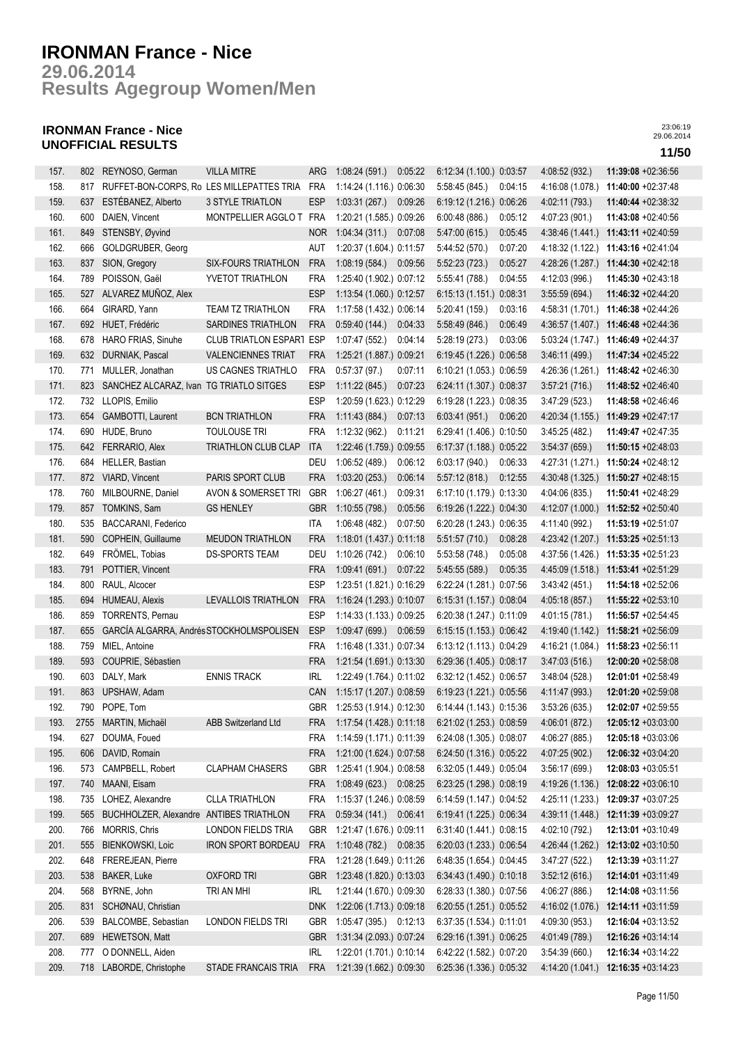# IRONMAN France - Nice

## 29.06.2014
## Results Agegroup Women/Men

### IRONMAN France - Nice
### UNOFFICIAL RESULTS

23:06:19
29.06.2014

| Rank | Bib | Name | Club | Nat | Swim | T1 | Bike | T2 | Run | Total |
|---|---|---|---|---|---|---|---|---|---|---|
| 157. | 802 | REYNOSO, German | VILLA MITRE | ARG | 1:08:24 (591.) | 0:05:22 | 6:12:34 (1.100.) | 0:03:57 | 4:08:52 (932.) | **11:39:08** +02:36:56 |
| 158. | 817 | RUFFET-BON-CORPS, Ro | LES MILLEPATTES TRIA | FRA | 1:14:24 (1.116.) | 0:06:30 | 5:58:45 (845.) | 0:04:15 | 4:16:08 (1.078.) | **11:40:00** +02:37:48 |
| 159. | 637 | ESTÉBANEZ, Alberto | 3 STYLE TRIATLON | ESP | 1:03:31 (267.) | 0:09:26 | 6:19:12 (1.216.) | 0:06:26 | 4:02:11 (793.) | **11:40:44** +02:38:32 |
| 160. | 600 | DAIEN, Vincent | MONTPELLIER AGGLO T | FRA | 1:20:21 (1.585.) | 0:09:26 | 6:00:48 (886.) | 0:05:12 | 4:07:23 (901.) | **11:43:08** +02:40:56 |
| 161. | 849 | STENSBY, Øyvind | | NOR | 1:04:34 (311.) | 0:07:08 | 5:47:00 (615.) | 0:05:45 | 4:38:46 (1.441.) | **11:43:11** +02:40:59 |
| 162. | 666 | GOLDGRUBER, Georg | | AUT | 1:20:37 (1.604.) | 0:11:57 | 5:44:52 (570.) | 0:07:20 | 4:18:32 (1.122.) | **11:43:16** +02:41:04 |
| 163. | 837 | SION, Gregory | SIX-FOURS TRIATHLON | FRA | 1:08:19 (584.) | 0:09:56 | 5:52:23 (723.) | 0:05:27 | 4:28:26 (1.287.) | **11:44:30** +02:42:18 |
| 164. | 789 | POISSON, Gaël | YVETOT TRIATHLON | FRA | 1:25:40 (1.902.) | 0:07:12 | 5:55:41 (788.) | 0:04:55 | 4:12:03 (996.) | **11:45:30** +02:43:18 |
| 165. | 527 | ALVAREZ MUÑOZ, Alex | | ESP | 1:13:54 (1.060.) | 0:12:57 | 6:15:13 (1.151.) | 0:08:31 | 3:55:59 (694.) | **11:46:32** +02:44:20 |
| 166. | 664 | GIRARD, Yann | TEAM TZ TRIATHLON | FRA | 1:17:58 (1.432.) | 0:06:14 | 5:20:41 (159.) | 0:03:16 | 4:58:31 (1.701.) | **11:46:38** +02:44:26 |
| 167. | 692 | HUET, Frédéric | SARDINES TRIATHLON | FRA | 0:59:40 (144.) | 0:04:33 | 5:58:49 (846.) | 0:06:49 | 4:36:57 (1.407.) | **11:46:48** +02:44:36 |
| 168. | 678 | HARO FRIAS, Sinuhe | CLUB TRIATLON ESPART | ESP | 1:07:47 (552.) | 0:04:14 | 5:28:19 (273.) | 0:03:06 | 5:03:24 (1.747.) | **11:46:49** +02:44:37 |
| 169. | 632 | DURNIAK, Pascal | VALENCIENNES TRIAT | FRA | 1:25:21 (1.887.) | 0:09:21 | 6:19:45 (1.226.) | 0:06:58 | 3:46:11 (499.) | **11:47:34** +02:45:22 |
| 170. | 771 | MULLER, Jonathan | US CAGNES TRIATHLO | FRA | 0:57:37 (97.) | 0:07:11 | 6:10:21 (1.053.) | 0:06:59 | 4:26:36 (1.261.) | **11:48:42** +02:46:30 |
| 171. | 823 | SANCHEZ ALCARAZ, Ivan | TG TRIATLO SITGES | ESP | 1:11:22 (845.) | 0:07:23 | 6:24:11 (1.307.) | 0:08:37 | 3:57:21 (716.) | **11:48:52** +02:46:40 |
| 172. | 732 | LLOPIS, Emilio | | ESP | 1:20:59 (1.623.) | 0:12:29 | 6:19:28 (1.223.) | 0:08:35 | 3:47:29 (523.) | **11:48:58** +02:46:46 |
| 173. | 654 | GAMBOTTI, Laurent | BCN TRIATHLON | FRA | 1:11:43 (884.) | 0:07:13 | 6:03:41 (951.) | 0:06:20 | 4:20:34 (1.155.) | **11:49:29** +02:47:17 |
| 174. | 690 | HUDE, Bruno | TOULOUSE TRI | FRA | 1:12:32 (962.) | 0:11:21 | 6:29:41 (1.406.) | 0:10:50 | 3:45:25 (482.) | **11:49:47** +02:47:35 |
| 175. | 642 | FERRARIO, Alex | TRIATHLON CLUB CLAP | ITA | 1:22:46 (1.759.) | 0:09:55 | 6:17:37 (1.188.) | 0:05:22 | 3:54:37 (659.) | **11:50:15** +02:48:03 |
| 176. | 684 | HELLER, Bastian | | DEU | 1:06:52 (489.) | 0:06:12 | 6:03:17 (940.) | 0:06:33 | 4:27:31 (1.271.) | **11:50:24** +02:48:12 |
| 177. | 872 | VIARD, Vincent | PARIS SPORT CLUB | FRA | 1:03:20 (253.) | 0:06:14 | 5:57:12 (818.) | 0:12:55 | 4:30:48 (1.325.) | **11:50:27** +02:48:15 |
| 178. | 760 | MILBOURNE, Daniel | AVON & SOMERSET TRI | GBR | 1:06:27 (461.) | 0:09:31 | 6:17:10 (1.179.) | 0:13:30 | 4:04:06 (835.) | **11:50:41** +02:48:29 |
| 179. | 857 | TOMKINS, Sam | GS HENLEY | GBR | 1:10:55 (798.) | 0:05:56 | 6:19:26 (1.222.) | 0:04:30 | 4:12:07 (1.000.) | **11:52:52** +02:50:40 |
| 180. | 535 | BACCARANI, Federico | | ITA | 1:06:48 (482.) | 0:07:50 | 6:20:28 (1.243.) | 0:06:35 | 4:11:40 (992.) | **11:53:19** +02:51:07 |
| 181. | 590 | COPHEIN, Guillaume | MEUDON TRIATHLON | FRA | 1:18:01 (1.437.) | 0:11:18 | 5:51:57 (710.) | 0:08:28 | 4:23:42 (1.207.) | **11:53:25** +02:51:13 |
| 182. | 649 | FRÖMEL, Tobias | DS-SPORTS TEAM | DEU | 1:10:26 (742.) | 0:06:10 | 5:53:58 (748.) | 0:05:08 | 4:37:56 (1.426.) | **11:53:35** +02:51:23 |
| 183. | 791 | POTTIER, Vincent | | FRA | 1:09:41 (691.) | 0:07:22 | 5:45:55 (589.) | 0:05:35 | 4:45:09 (1.518.) | **11:53:41** +02:51:29 |
| 184. | 800 | RAUL, Alcocer | | ESP | 1:23:51 (1.821.) | 0:16:29 | 6:22:24 (1.281.) | 0:07:56 | 3:43:42 (451.) | **11:54:18** +02:52:06 |
| 185. | 694 | HUMEAU, Alexis | LEVALLOIS TRIATHLON | FRA | 1:16:24 (1.293.) | 0:10:07 | 6:15:31 (1.157.) | 0:08:04 | 4:05:18 (857.) | **11:55:22** +02:53:10 |
| 186. | 859 | TORRENTS, Pernau | | ESP | 1:14:33 (1.133.) | 0:09:25 | 6:20:38 (1.247.) | 0:11:09 | 4:01:15 (781.) | **11:56:57** +02:54:45 |
| 187. | 655 | GARCÍA ALGARRA, Andrés | STOCKHOLMSPOLISEN | ESP | 1:09:47 (699.) | 0:06:59 | 6:15:15 (1.153.) | 0:06:42 | 4:19:40 (1.142.) | **11:58:21** +02:56:09 |
| 188. | 759 | MIEL, Antoine | | FRA | 1:16:48 (1.331.) | 0:07:34 | 6:13:12 (1.113.) | 0:04:29 | 4:16:21 (1.084.) | **11:58:23** +02:56:11 |
| 189. | 593 | COUPRIE, Sébastien | | FRA | 1:21:54 (1.691.) | 0:13:30 | 6:29:36 (1.405.) | 0:08:17 | 3:47:03 (516.) | **12:00:20** +02:58:08 |
| 190. | 603 | DALY, Mark | ENNIS TRACK | IRL | 1:22:49 (1.764.) | 0:11:02 | 6:32:12 (1.452.) | 0:06:57 | 3:48:04 (528.) | **12:01:01** +02:58:49 |
| 191. | 863 | UPSHAW, Adam | | CAN | 1:15:17 (1.207.) | 0:08:59 | 6:19:23 (1.221.) | 0:05:56 | 4:11:47 (993.) | **12:01:20** +02:59:08 |
| 192. | 790 | POPE, Tom | | GBR | 1:25:53 (1.914.) | 0:12:30 | 6:14:44 (1.143.) | 0:15:36 | 3:53:26 (635.) | **12:02:07** +02:59:55 |
| 193. | 2755 | MARTIN, Michaël | ABB Switzerland Ltd | FRA | 1:17:54 (1.428.) | 0:11:18 | 6:21:02 (1.253.) | 0:08:59 | 4:06:01 (872.) | **12:05:12** +03:03:00 |
| 194. | 627 | DOUMA, Foued | | FRA | 1:14:59 (1.171.) | 0:11:39 | 6:24:08 (1.305.) | 0:08:07 | 4:06:27 (885.) | **12:05:18** +03:03:06 |
| 195. | 606 | DAVID, Romain | | FRA | 1:21:00 (1.624.) | 0:07:58 | 6:24:50 (1.316.) | 0:05:22 | 4:07:25 (902.) | **12:06:32** +03:04:20 |
| 196. | 573 | CAMPBELL, Robert | CLAPHAM CHASERS | GBR | 1:25:41 (1.904.) | 0:08:58 | 6:32:05 (1.449.) | 0:05:04 | 3:56:17 (699.) | **12:08:03** +03:05:51 |
| 197. | 740 | MAANI, Eisam | | FRA | 1:08:49 (623.) | 0:08:25 | 6:23:25 (1.298.) | 0:08:19 | 4:19:26 (1.136.) | **12:08:22** +03:06:10 |
| 198. | 735 | LOHEZ, Alexandre | CLLA TRIATHLON | FRA | 1:15:37 (1.246.) | 0:08:59 | 6:14:59 (1.147.) | 0:04:52 | 4:25:11 (1.233.) | **12:09:37** +03:07:25 |
| 199. | 565 | BUCHHOLZER, Alexandre | ANTIBES TRIATHLON | FRA | 0:59:34 (141.) | 0:06:41 | 6:19:41 (1.225.) | 0:06:34 | 4:39:11 (1.448.) | **12:11:39** +03:09:27 |
| 200. | 766 | MORRIS, Chris | LONDON FIELDS TRIA | GBR | 1:21:47 (1.676.) | 0:09:11 | 6:31:40 (1.441.) | 0:08:15 | 4:02:10 (792.) | **12:13:01** +03:10:49 |
| 201. | 555 | BIENKOWSKI, Loic | IRON SPORT BORDEAU | FRA | 1:10:48 (782.) | 0:08:35 | 6:20:03 (1.233.) | 0:06:54 | 4:26:44 (1.262.) | **12:13:02** +03:10:50 |
| 202. | 648 | FREREJEAN, Pierre | | FRA | 1:21:28 (1.649.) | 0:11:26 | 6:48:35 (1.654.) | 0:04:45 | 3:47:27 (522.) | **12:13:39** +03:11:27 |
| 203. | 538 | BAKER, Luke | OXFORD TRI | GBR | 1:23:48 (1.820.) | 0:13:03 | 6:34:43 (1.490.) | 0:10:18 | 3:52:12 (616.) | **12:14:01** +03:11:49 |
| 204. | 568 | BYRNE, John | TRI AN MHI | IRL | 1:21:44 (1.670.) | 0:09:30 | 6:28:33 (1.380.) | 0:07:56 | 4:06:27 (886.) | **12:14:08** +03:11:56 |
| 205. | 831 | SCHØNAU, Christian | | DNK | 1:22:06 (1.713.) | 0:09:18 | 6:20:55 (1.251.) | 0:05:52 | 4:16:02 (1.076.) | **12:14:11** +03:11:59 |
| 206. | 539 | BALCOMBE, Sebastian | LONDON FIELDS TRI | GBR | 1:05:47 (395.) | 0:12:13 | 6:37:35 (1.534.) | 0:11:01 | 4:09:30 (953.) | **12:16:04** +03:13:52 |
| 207. | 689 | HEWETSON, Matt | | GBR | 1:31:34 (2.093.) | 0:07:24 | 6:29:16 (1.391.) | 0:06:25 | 4:01:49 (789.) | **12:16:26** +03:14:14 |
| 208. | 777 | O DONNELL, Aiden | | IRL | 1:22:01 (1.701.) | 0:10:14 | 6:42:22 (1.582.) | 0:07:20 | 3:54:39 (660.) | **12:16:34** +03:14:22 |
| 209. | 718 | LABORDE, Christophe | STADE FRANCAIS TRIA | FRA | 1:21:39 (1.662.) | 0:09:30 | 6:25:36 (1.336.) | 0:05:32 | 4:14:20 (1.041.) | **12:16:35** +03:14:23 |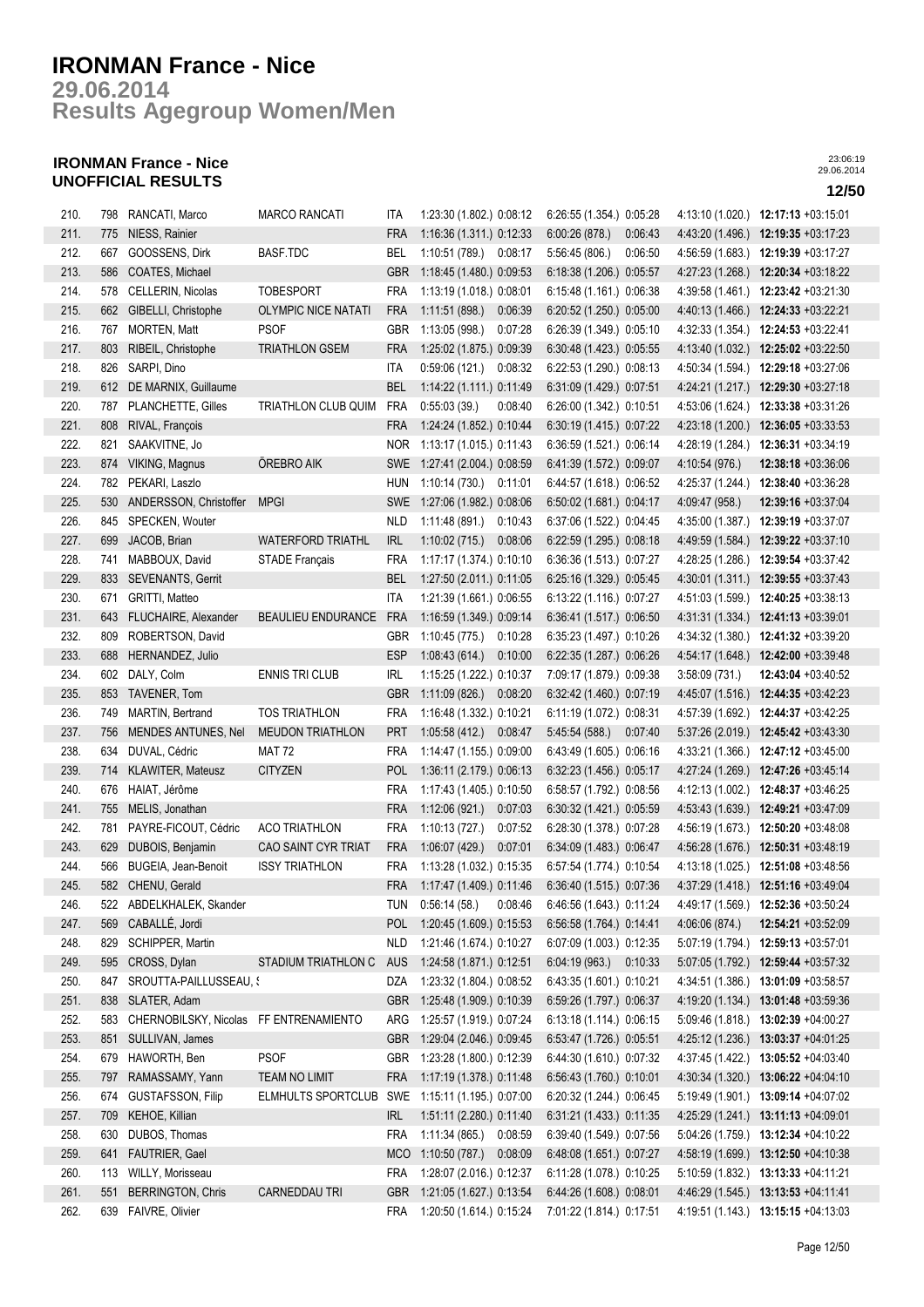# IRONMAN France - Nice

## 29.06.2014
## Results Agegroup Women/Men

### IRONMAN France - Nice
### UNOFFICIAL RESULTS

23:06:19
29.06.2014

**12/50**

| | | | | | | | | | | |
|---|---|---|---|---|---|---|---|---|---|---|
| 210. | 798 | RANCATI, Marco | MARCO RANCATI | ITA | 1:23:30 (1.802.) | 0:08:12 | 6:26:55 (1.354.) | 0:05:28 | 4:13:10 (1.020.) | **12:17:13** +03:15:01 |
| 211. | 775 | NIESS, Rainier | | FRA | 1:16:36 (1.311.) | 0:12:33 | 6:00:26 (878.) | 0:06:43 | 4:43:20 (1.496.) | **12:19:35** +03:17:23 |
| 212. | 667 | GOOSSENS, Dirk | BASF.TDC | BEL | 1:10:51 (789.) | 0:08:17 | 5:56:45 (806.) | 0:06:50 | 4:56:59 (1.683.) | **12:19:39** +03:17:27 |
| 213. | 586 | COATES, Michael | | GBR | 1:18:45 (1.480.) | 0:09:53 | 6:18:38 (1.206.) | 0:05:57 | 4:27:23 (1.268.) | **12:20:34** +03:18:22 |
| 214. | 578 | CELLERIN, Nicolas | TOBESPORT | FRA | 1:13:19 (1.018.) | 0:08:01 | 6:15:48 (1.161.) | 0:06:38 | 4:39:58 (1.461.) | **12:23:42** +03:21:30 |
| 215. | 662 | GIBELLI, Christophe | OLYMPIC NICE NATATI | FRA | 1:11:51 (898.) | 0:06:39 | 6:20:52 (1.250.) | 0:05:00 | 4:40:13 (1.466.) | **12:24:33** +03:22:21 |
| 216. | 767 | MORTEN, Matt | PSOF | GBR | 1:13:05 (998.) | 0:07:28 | 6:26:39 (1.349.) | 0:05:10 | 4:32:33 (1.354.) | **12:24:53** +03:22:41 |
| 217. | 803 | RIBEIL, Christophe | TRIATHLON GSEM | FRA | 1:25:02 (1.875.) | 0:09:39 | 6:30:48 (1.423.) | 0:05:55 | 4:13:40 (1.032.) | **12:25:02** +03:22:50 |
| 218. | 826 | SARPI, Dino | | ITA | 0:59:06 (121.) | 0:08:32 | 6:22:53 (1.290.) | 0:08:13 | 4:50:34 (1.594.) | **12:29:18** +03:27:06 |
| 219. | 612 | DE MARNIX, Guillaume | | BEL | 1:14:22 (1.111.) | 0:11:49 | 6:31:09 (1.429.) | 0:07:51 | 4:24:21 (1.217.) | **12:29:30** +03:27:18 |
| 220. | 787 | PLANCHETTE, Gilles | TRIATHLON CLUB QUIM | FRA | 0:55:03 (39.) | 0:08:40 | 6:26:00 (1.342.) | 0:10:51 | 4:53:06 (1.624.) | **12:33:38** +03:31:26 |
| 221. | 808 | RIVAL, François | | FRA | 1:24:24 (1.852.) | 0:10:44 | 6:30:19 (1.415.) | 0:07:22 | 4:23:18 (1.200.) | **12:36:05** +03:33:53 |
| 222. | 821 | SAAKVITNE, Jo | | NOR | 1:13:17 (1.015.) | 0:11:43 | 6:36:59 (1.521.) | 0:06:14 | 4:28:19 (1.284.) | **12:36:31** +03:34:19 |
| 223. | 874 | VIKING, Magnus | ÖREBRO AIK | SWE | 1:27:41 (2.004.) | 0:08:59 | 6:41:39 (1.572.) | 0:09:07 | 4:10:54 (976.) | **12:38:18** +03:36:06 |
| 224. | 782 | PEKARI, Laszlo | | HUN | 1:10:14 (730.) | 0:11:01 | 6:44:57 (1.618.) | 0:06:52 | 4:25:37 (1.244.) | **12:38:40** +03:36:28 |
| 225. | 530 | ANDERSSON, Christoffer | MPGI | SWE | 1:27:06 (1.982.) | 0:08:06 | 6:50:02 (1.681.) | 0:04:17 | 4:09:47 (958.) | **12:39:16** +03:37:04 |
| 226. | 845 | SPECKEN, Wouter | | NLD | 1:11:48 (891.) | 0:10:43 | 6:37:06 (1.522.) | 0:04:45 | 4:35:00 (1.387.) | **12:39:19** +03:37:07 |
| 227. | 699 | JACOB, Brian | WATERFORD TRIATHL | IRL | 1:10:02 (715.) | 0:08:06 | 6:22:59 (1.295.) | 0:08:18 | 4:49:59 (1.584.) | **12:39:22** +03:37:10 |
| 228. | 741 | MABBOUX, David | STADE Français | FRA | 1:17:17 (1.374.) | 0:10:10 | 6:36:36 (1.513.) | 0:07:27 | 4:28:25 (1.286.) | **12:39:54** +03:37:42 |
| 229. | 833 | SEVENANTS, Gerrit | | BEL | 1:27:50 (2.011.) | 0:11:05 | 6:25:16 (1.329.) | 0:05:45 | 4:30:01 (1.311.) | **12:39:55** +03:37:43 |
| 230. | 671 | GRITTI, Matteo | | ITA | 1:21:39 (1.661.) | 0:06:55 | 6:13:22 (1.116.) | 0:07:27 | 4:51:03 (1.599.) | **12:40:25** +03:38:13 |
| 231. | 643 | FLUCHAIRE, Alexander | BEAULIEU ENDURANCE | FRA | 1:16:59 (1.349.) | 0:09:14 | 6:36:41 (1.517.) | 0:06:50 | 4:31:31 (1.334.) | **12:41:13** +03:39:01 |
| 232. | 809 | ROBERTSON, David | | GBR | 1:10:45 (775.) | 0:10:28 | 6:35:23 (1.497.) | 0:10:26 | 4:34:32 (1.380.) | **12:41:32** +03:39:20 |
| 233. | 688 | HERNANDEZ, Julio | | ESP | 1:08:43 (614.) | 0:10:00 | 6:22:35 (1.287.) | 0:06:26 | 4:54:17 (1.648.) | **12:42:00** +03:39:48 |
| 234. | 602 | DALY, Colm | ENNIS TRI CLUB | IRL | 1:15:25 (1.222.) | 0:10:37 | 7:09:17 (1.879.) | 0:09:38 | 3:58:09 (731.) | **12:43:04** +03:40:52 |
| 235. | 853 | TAVENER, Tom | | GBR | 1:11:09 (826.) | 0:08:20 | 6:32:42 (1.460.) | 0:07:19 | 4:45:07 (1.516.) | **12:44:35** +03:42:23 |
| 236. | 749 | MARTIN, Bertrand | TOS TRIATHLON | FRA | 1:16:48 (1.332.) | 0:10:21 | 6:11:19 (1.072.) | 0:08:31 | 4:57:39 (1.692.) | **12:44:37** +03:42:25 |
| 237. | 756 | MENDES ANTUNES, Nel | MEUDON TRIATHLON | PRT | 1:05:58 (412.) | 0:08:47 | 5:45:54 (588.) | 0:07:40 | 5:37:26 (2.019.) | **12:45:42** +03:43:30 |
| 238. | 634 | DUVAL, Cédric | MAT 72 | FRA | 1:14:47 (1.155.) | 0:09:00 | 6:43:49 (1.605.) | 0:06:16 | 4:33:21 (1.366.) | **12:47:12** +03:45:00 |
| 239. | 714 | KLAWITER, Mateusz | CITYZEN | POL | 1:36:11 (2.179.) | 0:06:13 | 6:32:23 (1.456.) | 0:05:17 | 4:27:24 (1.269.) | **12:47:26** +03:45:14 |
| 240. | 676 | HAIAT, Jérôme | | FRA | 1:17:43 (1.405.) | 0:10:50 | 6:58:57 (1.792.) | 0:08:56 | 4:12:13 (1.002.) | **12:48:37** +03:46:25 |
| 241. | 755 | MELIS, Jonathan | | FRA | 1:12:06 (921.) | 0:07:03 | 6:30:32 (1.421.) | 0:05:59 | 4:53:43 (1.639.) | **12:49:21** +03:47:09 |
| 242. | 781 | PAYRE-FICOUT, Cédric | ACO TRIATHLON | FRA | 1:10:13 (727.) | 0:07:52 | 6:28:30 (1.378.) | 0:07:28 | 4:56:19 (1.673.) | **12:50:20** +03:48:08 |
| 243. | 629 | DUBOIS, Benjamin | CAO SAINT CYR TRIAT | FRA | 1:06:07 (429.) | 0:07:01 | 6:34:09 (1.483.) | 0:06:47 | 4:56:28 (1.676.) | **12:50:31** +03:48:19 |
| 244. | 566 | BUGEIA, Jean-Benoit | ISSY TRIATHLON | FRA | 1:13:28 (1.032.) | 0:15:35 | 6:57:54 (1.774.) | 0:10:54 | 4:13:18 (1.025.) | **12:51:08** +03:48:56 |
| 245. | 582 | CHENU, Gerald | | FRA | 1:17:47 (1.409.) | 0:11:46 | 6:36:40 (1.515.) | 0:07:36 | 4:37:29 (1.418.) | **12:51:16** +03:49:04 |
| 246. | 522 | ABDELKHALEK, Skander | | TUN | 0:56:14 (58.) | 0:08:46 | 6:46:56 (1.643.) | 0:11:24 | 4:49:17 (1.569.) | **12:52:36** +03:50:24 |
| 247. | 569 | CABALLÉ, Jordi | | POL | 1:20:45 (1.609.) | 0:15:53 | 6:56:58 (1.764.) | 0:14:41 | 4:06:06 (874.) | **12:54:21** +03:52:09 |
| 248. | 829 | SCHIPPER, Martin | | NLD | 1:21:46 (1.674.) | 0:10:27 | 6:07:09 (1.003.) | 0:12:35 | 5:07:19 (1.794.) | **12:59:13** +03:57:01 |
| 249. | 595 | CROSS, Dylan | STADIUM TRIATHLON C | AUS | 1:24:58 (1.871.) | 0:12:51 | 6:04:19 (963.) | 0:10:33 | 5:07:05 (1.792.) | **12:59:44** +03:57:32 |
| 250. | 847 | SROUTTA-PAILLUSSEAU, ! | | DZA | 1:23:32 (1.804.) | 0:08:52 | 6:43:35 (1.601.) | 0:10:21 | 4:34:51 (1.386.) | **13:01:09** +03:58:57 |
| 251. | 838 | SLATER, Adam | | GBR | 1:25:48 (1.909.) | 0:10:39 | 6:59:26 (1.797.) | 0:06:37 | 4:19:20 (1.134.) | **13:01:48** +03:59:36 |
| 252. | 583 | CHERNOBILSKY, Nicolas | FF ENTRENAMIENTO | ARG | 1:25:57 (1.919.) | 0:07:24 | 6:13:18 (1.114.) | 0:06:15 | 5:09:46 (1.818.) | **13:02:39** +04:00:27 |
| 253. | 851 | SULLIVAN, James | | GBR | 1:29:04 (2.046.) | 0:09:45 | 6:53:47 (1.726.) | 0:05:51 | 4:25:12 (1.236.) | **13:03:37** +04:01:25 |
| 254. | 679 | HAWORTH, Ben | PSOF | GBR | 1:23:28 (1.800.) | 0:12:39 | 6:44:30 (1.610.) | 0:07:32 | 4:37:45 (1.422.) | **13:05:52** +04:03:40 |
| 255. | 797 | RAMASSAMY, Yann | TEAM NO LIMIT | FRA | 1:17:19 (1.378.) | 0:11:48 | 6:56:43 (1.760.) | 0:10:01 | 4:30:34 (1.320.) | **13:06:22** +04:04:10 |
| 256. | 674 | GUSTAFSSON, Filip | ELMHULTS SPORTCLUB | SWE | 1:15:11 (1.195.) | 0:07:00 | 6:20:32 (1.244.) | 0:06:45 | 5:19:49 (1.901.) | **13:09:14** +04:07:02 |
| 257. | 709 | KEHOE, Killian | | IRL | 1:51:11 (2.280.) | 0:11:40 | 6:31:21 (1.433.) | 0:11:35 | 4:25:29 (1.241.) | **13:11:13** +04:09:01 |
| 258. | 630 | DUBOS, Thomas | | FRA | 1:11:34 (865.) | 0:08:59 | 6:39:40 (1.549.) | 0:07:56 | 5:04:26 (1.759.) | **13:12:34** +04:10:22 |
| 259. | 641 | FAUTRIER, Gael | | MCO | 1:10:50 (787.) | 0:08:09 | 6:48:08 (1.651.) | 0:07:27 | 4:58:19 (1.699.) | **13:12:50** +04:10:38 |
| 260. | 113 | WILLY, Morisseau | | FRA | 1:28:07 (2.016.) | 0:12:37 | 6:11:28 (1.078.) | 0:10:25 | 5:10:59 (1.832.) | **13:13:33** +04:11:21 |
| 261. | 551 | BERRINGTON, Chris | CARNEDDAU TRI | GBR | 1:21:05 (1.627.) | 0:13:54 | 6:44:26 (1.608.) | 0:08:01 | 4:46:29 (1.545.) | **13:13:53** +04:11:41 |
| 262. | 639 | FAIVRE, Olivier | | FRA | 1:20:50 (1.614.) | 0:15:24 | 7:01:22 (1.814.) | 0:17:51 | 4:19:51 (1.143.) | **13:15:15** +04:13:03 |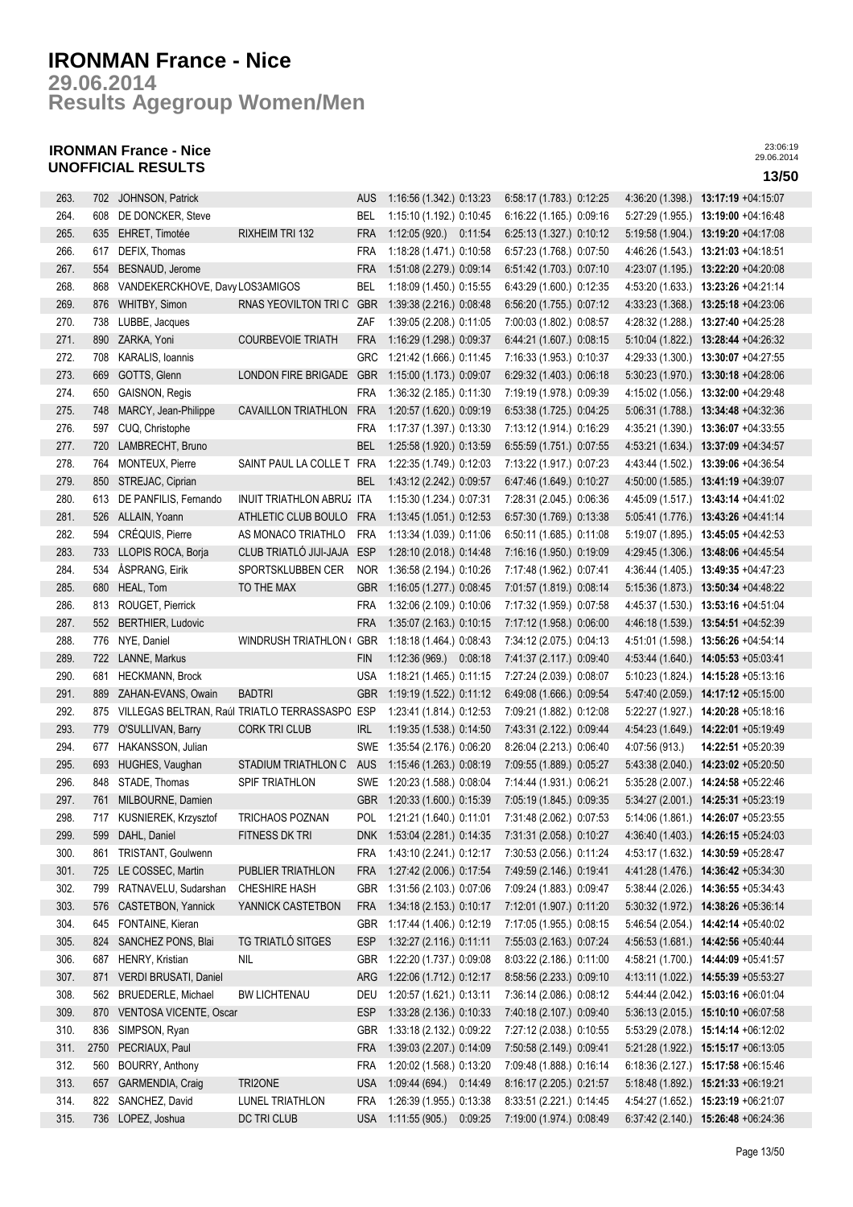# IRONMAN France - Nice

## 29.06.2014

## Results Agegroup Women/Men

### IRONMAN France - Nice
### UNOFFICIAL RESULTS

23:06:19
29.06.2014

**13/50**

| | | | | | | | | |
|---|---|---|---|---|---|---|---|---|
| 263. | 702 | JOHNSON, Patrick | | AUS | 1:16:56 (1.342.) 0:13:23 | 6:58:17 (1.783.) 0:12:25 | 4:36:20 (1.398.) | **13:17:19** +04:15:07 |
| 264. | 608 | DE DONCKER, Steve | | BEL | 1:15:10 (1.192.) 0:10:45 | 6:16:22 (1.165.) 0:09:16 | 5:27:29 (1.955.) | **13:19:00** +04:16:48 |
| 265. | 635 | EHRET, Timotée | RIXHEIM TRI 132 | FRA | 1:12:05 (920.) 0:11:54 | 6:25:13 (1.327.) 0:10:12 | 5:19:58 (1.904.) | **13:19:20** +04:17:08 |
| 266. | 617 | DEFIX, Thomas | | FRA | 1:18:28 (1.471.) 0:10:58 | 6:57:23 (1.768.) 0:07:50 | 4:46:26 (1.543.) | **13:21:03** +04:18:51 |
| 267. | 554 | BESNAUD, Jerome | | FRA | 1:51:08 (2.279.) 0:09:14 | 6:51:42 (1.703.) 0:07:10 | 4:23:07 (1.195.) | **13:22:20** +04:20:08 |
| 268. | 868 | VANDEKERCKHOVE, Davy | LOS3AMIGOS | BEL | 1:18:09 (1.450.) 0:15:55 | 6:43:29 (1.600.) 0:12:35 | 4:53:20 (1.633.) | **13:23:26** +04:21:14 |
| 269. | 876 | WHITBY, Simon | RNAS YEOVILTON TRI C | GBR | 1:39:38 (2.216.) 0:08:48 | 6:56:20 (1.755.) 0:07:12 | 4:33:23 (1.368.) | **13:25:18** +04:23:06 |
| 270. | 738 | LUBBE, Jacques | | ZAF | 1:39:05 (2.208.) 0:11:05 | 7:00:03 (1.802.) 0:08:57 | 4:28:32 (1.288.) | **13:27:40** +04:25:28 |
| 271. | 890 | ZARKA, Yoni | COURBEVOIE TRIATH | FRA | 1:16:29 (1.298.) 0:09:37 | 6:44:21 (1.607.) 0:08:15 | 5:10:04 (1.822.) | **13:28:44** +04:26:32 |
| 272. | 708 | KARALIS, Ioannis | | GRC | 1:21:42 (1.666.) 0:11:45 | 7:16:33 (1.953.) 0:10:37 | 4:29:33 (1.300.) | **13:30:07** +04:27:55 |
| 273. | 669 | GOTTS, Glenn | LONDON FIRE BRIGADE | GBR | 1:15:00 (1.173.) 0:09:07 | 6:29:32 (1.403.) 0:06:18 | 5:30:23 (1.970.) | **13:30:18** +04:28:06 |
| 274. | 650 | GAISNON, Regis | | FRA | 1:36:32 (2.185.) 0:11:30 | 7:19:19 (1.978.) 0:09:39 | 4:15:02 (1.056.) | **13:32:00** +04:29:48 |
| 275. | 748 | MARCY, Jean-Philippe | CAVAILLON TRIATHLON | FRA | 1:20:57 (1.620.) 0:09:19 | 6:53:38 (1.725.) 0:04:25 | 5:06:31 (1.788.) | **13:34:48** +04:32:36 |
| 276. | 597 | CUQ, Christophe | | FRA | 1:17:37 (1.397.) 0:13:30 | 7:13:12 (1.914.) 0:16:29 | 4:35:21 (1.390.) | **13:36:07** +04:33:55 |
| 277. | 720 | LAMBRECHT, Bruno | | BEL | 1:25:58 (1.920.) 0:13:59 | 6:55:59 (1.751.) 0:07:55 | 4:53:21 (1.634.) | **13:37:09** +04:34:57 |
| 278. | 764 | MONTEUX, Pierre | SAINT PAUL LA COLLE T | FRA | 1:22:35 (1.749.) 0:12:03 | 7:13:22 (1.917.) 0:07:23 | 4:43:44 (1.502.) | **13:39:06** +04:36:54 |
| 279. | 850 | STREJAC, Ciprian | | BEL | 1:43:12 (2.242.) 0:09:57 | 6:47:46 (1.649.) 0:10:27 | 4:50:00 (1.585.) | **13:41:19** +04:39:07 |
| 280. | 613 | DE PANFILIS, Fernando | INUIT TRIATHLON ABRUZ | ITA | 1:15:30 (1.234.) 0:07:31 | 7:28:31 (2.045.) 0:06:36 | 4:45:09 (1.517.) | **13:43:14** +04:41:02 |
| 281. | 526 | ALLAIN, Yoann | ATHLETIC CLUB BOULO | FRA | 1:13:45 (1.051.) 0:12:53 | 6:57:30 (1.769.) 0:13:38 | 5:05:41 (1.776.) | **13:43:26** +04:41:14 |
| 282. | 594 | CRÉQUIS, Pierre | AS MONACO TRIATHLO | FRA | 1:13:34 (1.039.) 0:11:06 | 6:50:11 (1.685.) 0:11:08 | 5:19:07 (1.895.) | **13:45:05** +04:42:53 |
| 283. | 733 | LLOPIS ROCA, Borja | CLUB TRIATLÓ JIJI-JAJA | ESP | 1:28:10 (2.018.) 0:14:48 | 7:16:16 (1.950.) 0:19:09 | 4:29:45 (1.306.) | **13:48:06** +04:45:54 |
| 284. | 534 | ÅSPRANG, Eirik | SPORTSKLUBBEN CER | NOR | 1:36:58 (2.194.) 0:10:26 | 7:17:48 (1.962.) 0:07:41 | 4:36:44 (1.405.) | **13:49:35** +04:47:23 |
| 285. | 680 | HEAL, Tom | TO THE MAX | GBR | 1:16:05 (1.277.) 0:08:45 | 7:01:57 (1.819.) 0:08:14 | 5:15:36 (1.873.) | **13:50:34** +04:48:22 |
| 286. | 813 | ROUGET, Pierrick | | FRA | 1:32:06 (2.109.) 0:10:06 | 7:17:32 (1.959.) 0:07:58 | 4:45:37 (1.530.) | **13:53:16** +04:51:04 |
| 287. | 552 | BERTHIER, Ludovic | | FRA | 1:35:07 (2.163.) 0:10:15 | 7:17:12 (1.958.) 0:06:00 | 4:46:18 (1.539.) | **13:54:51** +04:52:39 |
| 288. | 776 | NYE, Daniel | WINDRUSH TRIATHLON ( | GBR | 1:18:18 (1.464.) 0:08:43 | 7:34:12 (2.075.) 0:04:13 | 4:51:01 (1.598.) | **13:56:26** +04:54:14 |
| 289. | 722 | LANNE, Markus | | FIN | 1:12:36 (969.) 0:08:18 | 7:41:37 (2.117.) 0:09:40 | 4:53:44 (1.640.) | **14:05:53** +05:03:41 |
| 290. | 681 | HECKMANN, Brock | | USA | 1:18:21 (1.465.) 0:11:15 | 7:27:24 (2.039.) 0:08:07 | 5:10:23 (1.824.) | **14:15:28** +05:13:16 |
| 291. | 889 | ZAHAN-EVANS, Owain | BADTRI | GBR | 1:19:19 (1.522.) 0:11:12 | 6:49:08 (1.666.) 0:09:54 | 5:47:40 (2.059.) | **14:17:12** +05:15:00 |
| 292. | 875 | VILLEGAS BELTRAN, Raúl | TRIATLO TERRASSASPO | ESP | 1:23:41 (1.814.) 0:12:53 | 7:09:21 (1.882.) 0:12:08 | 5:22:27 (1.927.) | **14:20:28** +05:18:16 |
| 293. | 779 | O'SULLIVAN, Barry | CORK TRI CLUB | IRL | 1:19:35 (1.538.) 0:14:50 | 7:43:31 (2.122.) 0:09:44 | 4:54:23 (1.649.) | **14:22:01** +05:19:49 |
| 294. | 677 | HAKANSSON, Julian | | SWE | 1:35:54 (2.176.) 0:06:20 | 8:26:04 (2.213.) 0:06:40 | 4:07:56 (913.) | **14:22:51** +05:20:39 |
| 295. | 693 | HUGHES, Vaughan | STADIUM TRIATHLON C | AUS | 1:15:46 (1.263.) 0:08:19 | 7:09:55 (1.889.) 0:05:27 | 5:43:38 (2.040.) | **14:23:02** +05:20:50 |
| 296. | 848 | STADE, Thomas | SPIF TRIATHLON | SWE | 1:20:23 (1.588.) 0:08:04 | 7:14:44 (1.931.) 0:06:21 | 5:35:28 (2.007.) | **14:24:58** +05:22:46 |
| 297. | 761 | MILBOURNE, Damien | | GBR | 1:20:33 (1.600.) 0:15:39 | 7:05:19 (1.845.) 0:09:35 | 5:34:27 (2.001.) | **14:25:31** +05:23:19 |
| 298. | 717 | KUSNIEREK, Krzysztof | TRICHAOS POZNAN | POL | 1:21:21 (1.640.) 0:11:01 | 7:31:48 (2.062.) 0:07:53 | 5:14:06 (1.861.) | **14:26:07** +05:23:55 |
| 299. | 599 | DAHL, Daniel | FITNESS DK TRI | DNK | 1:53:04 (2.281.) 0:14:35 | 7:31:31 (2.058.) 0:10:27 | 4:36:40 (1.403.) | **14:26:15** +05:24:03 |
| 300. | 861 | TRISTANT, Goulwenn | | FRA | 1:43:10 (2.241.) 0:12:17 | 7:30:53 (2.056.) 0:11:24 | 4:53:17 (1.632.) | **14:30:59** +05:28:47 |
| 301. | 725 | LE COSSEC, Martin | PUBLIER TRIATHLON | FRA | 1:27:42 (2.006.) 0:17:54 | 7:49:59 (2.146.) 0:19:41 | 4:41:28 (1.476.) | **14:36:42** +05:34:30 |
| 302. | 799 | RATNAVELU, Sudarshan | CHESHIRE HASH | GBR | 1:31:56 (2.103.) 0:07:06 | 7:09:24 (1.883.) 0:09:47 | 5:38:44 (2.026.) | **14:36:55** +05:34:43 |
| 303. | 576 | CASTETBON, Yannick | YANNICK CASTETBON | FRA | 1:34:18 (2.153.) 0:10:17 | 7:12:01 (1.907.) 0:11:20 | 5:30:32 (1.972.) | **14:38:26** +05:36:14 |
| 304. | 645 | FONTAINE, Kieran | | GBR | 1:17:44 (1.406.) 0:12:19 | 7:17:05 (1.955.) 0:08:15 | 5:46:54 (2.054.) | **14:42:14** +05:40:02 |
| 305. | 824 | SANCHEZ PONS, Blai | TG TRIATLÓ SITGES | ESP | 1:32:27 (2.116.) 0:11:11 | 7:55:03 (2.163.) 0:07:24 | 4:56:53 (1.681.) | **14:42:56** +05:40:44 |
| 306. | 687 | HENRY, Kristian | NIL | GBR | 1:22:20 (1.737.) 0:09:08 | 8:03:22 (2.186.) 0:11:00 | 4:58:21 (1.700.) | **14:44:09** +05:41:57 |
| 307. | 871 | VERDI BRUSATI, Daniel | | ARG | 1:22:06 (1.712.) 0:12:17 | 8:58:56 (2.233.) 0:09:10 | 4:13:11 (1.022.) | **14:55:39** +05:53:27 |
| 308. | 562 | BRUEDERLE, Michael | BW LICHTENAU | DEU | 1:20:57 (1.621.) 0:13:11 | 7:36:14 (2.086.) 0:08:12 | 5:44:44 (2.042.) | **15:03:16** +06:01:04 |
| 309. | 870 | VENTOSA VICENTE, Oscar | | ESP | 1:33:28 (2.136.) 0:10:33 | 7:40:18 (2.107.) 0:09:40 | 5:36:13 (2.015.) | **15:10:10** +06:07:58 |
| 310. | 836 | SIMPSON, Ryan | | GBR | 1:33:18 (2.132.) 0:09:22 | 7:27:12 (2.038.) 0:10:55 | 5:53:29 (2.078.) | **15:14:14** +06:12:02 |
| 311. | 2750 | PECRIAUX, Paul | | FRA | 1:39:03 (2.207.) 0:14:09 | 7:50:58 (2.149.) 0:09:41 | 5:21:28 (1.922.) | **15:15:17** +06:13:05 |
| 312. | 560 | BOURRY, Anthony | | FRA | 1:20:02 (1.568.) 0:13:20 | 7:09:48 (1.888.) 0:16:14 | 6:18:36 (2.127.) | **15:17:58** +06:15:46 |
| 313. | 657 | GARMENDIA, Craig | TRI2ONE | USA | 1:09:44 (694.) 0:14:49 | 8:16:17 (2.205.) 0:21:57 | 5:18:48 (1.892.) | **15:21:33** +06:19:21 |
| 314. | 822 | SANCHEZ, David | LUNEL TRIATHLON | FRA | 1:26:39 (1.955.) 0:13:38 | 8:33:51 (2.221.) 0:14:45 | 4:54:27 (1.652.) | **15:23:19** +06:21:07 |
| 315. | 736 | LOPEZ, Joshua | DC TRI CLUB | USA | 1:11:55 (905.) 0:09:25 | 7:19:00 (1.974.) 0:08:49 | 6:37:42 (2.140.) | **15:26:48** +06:24:36 |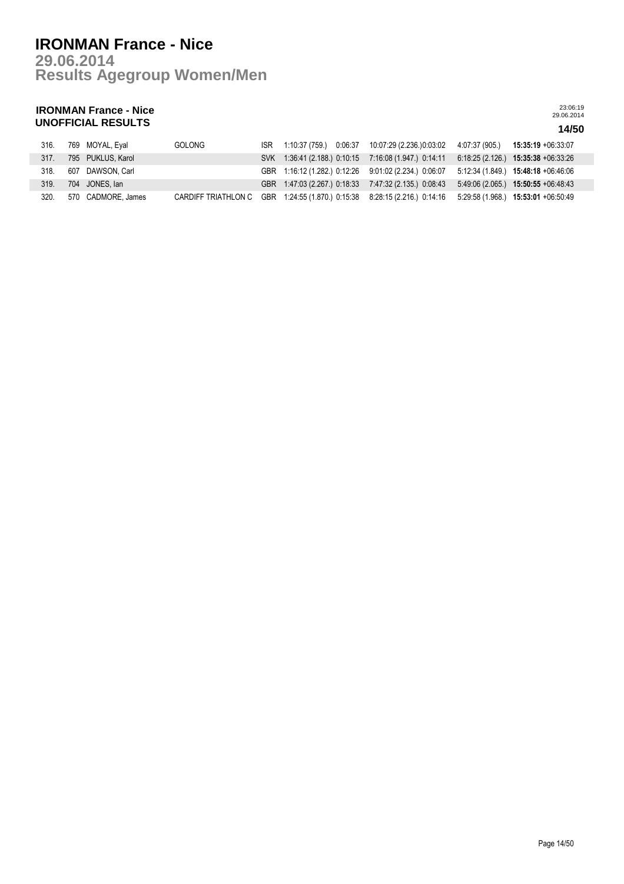# IRONMAN France - Nice

## 29.06.2014
## Results Agegroup Women/Men

**IRONMAN France - Nice**
**UNOFFICIAL RESULTS**

23:06:19
29.06.2014

**14/50**

| | | | | | | | | | | | |
|---|---|---|---|---|---|---|---|---|---|---|---|
| 316. | 769 | MOYAL, Eyal | GOLONG | ISR | 1:10:37 (759.) | 0:06:37 | 10:07:29 (2.236.) | 0:03:02 | 4:07:37 (905.) | **15:35:19** | +06:33:07 |
| 317. | 795 | PUKLUS, Karol | | SVK | 1:36:41 (2.188.) | 0:10:15 | 7:16:08 (1.947.) | 0:14:11 | 6:18:25 (2.126.) | **15:35:38** | +06:33:26 |
| 318. | 607 | DAWSON, Carl | | GBR | 1:16:12 (1.282.) | 0:12:26 | 9:01:02 (2.234.) | 0:06:07 | 5:12:34 (1.849.) | **15:48:18** | +06:46:06 |
| 319. | 704 | JONES, Ian | | GBR | 1:47:03 (2.267.) | 0:18:33 | 7:47:32 (2.135.) | 0:08:43 | 5:49:06 (2.065.) | **15:50:55** | +06:48:43 |
| 320. | 570 | CADMORE, James | CARDIFF TRIATHLON C | GBR | 1:24:55 (1.870.) | 0:15:38 | 8:28:15 (2.216.) | 0:14:16 | 5:29:58 (1.968.) | **15:53:01** | +06:50:49 |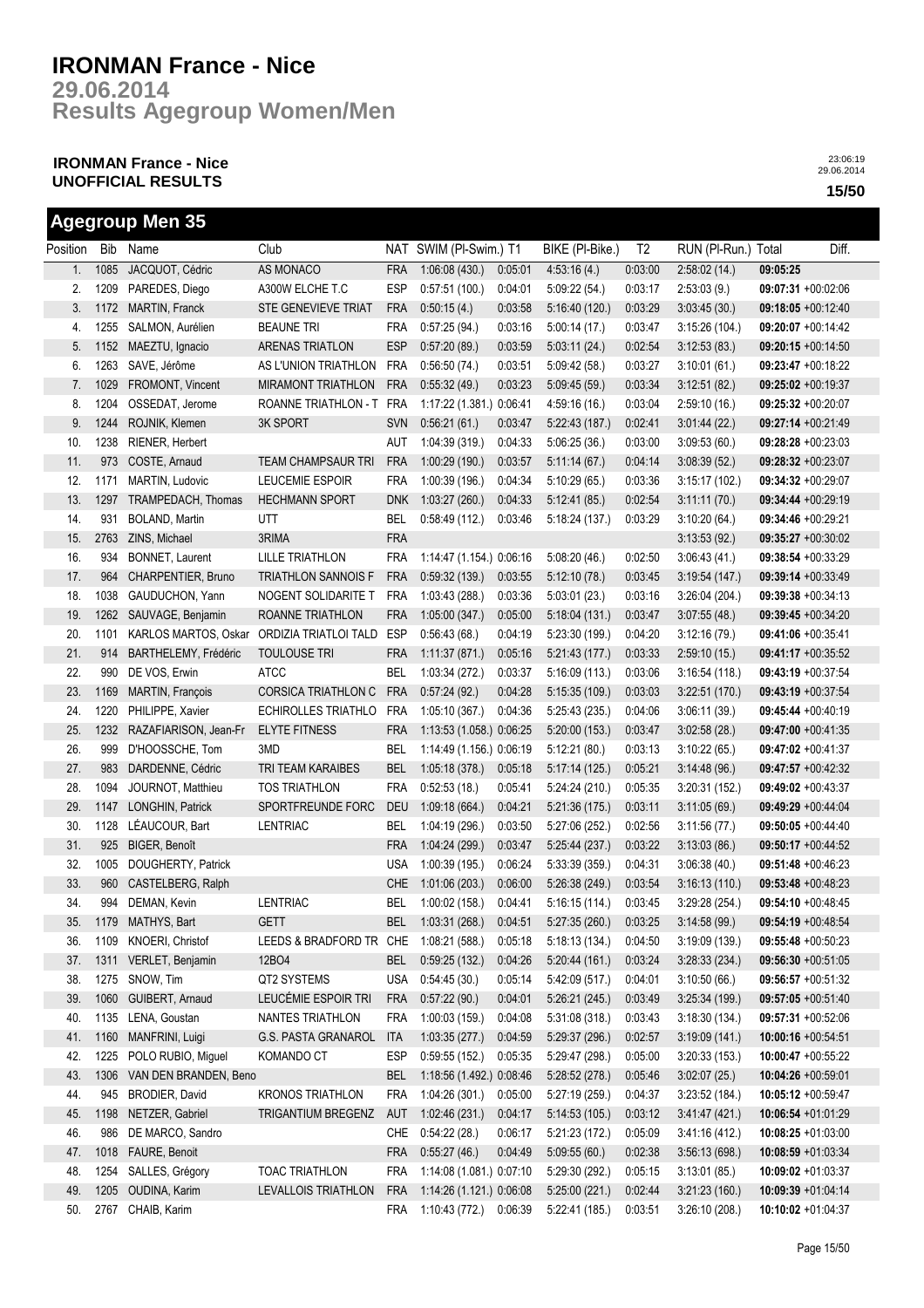# IRONMAN France - Nice

## 29.06.2014

## Results Agegroup Women/Men

**IRONMAN France - Nice**
**UNOFFICIAL RESULTS**

23:06:19
29.06.2014

**15/50**

## Agegroup Men 35

| Position | Bib | Name | Club | NAT | SWIM (Pl-Swim.) | T1 | BIKE (Pl-Bike.) | T2 | RUN (Pl-Run.) | Total | Diff. |
|---|---|---|---|---|---|---|---|---|---|---|---|
| 1. | 1085 | JACQUOT, Cédric | AS MONACO | FRA | 1:06:08 (430.) | 0:05:01 | 4:53:16 (4.) | 0:03:00 | 2:58:02 (14.) | **09:05:25** | |
| 2. | 1209 | PAREDES, Diego | A300W ELCHE T.C | ESP | 0:57:51 (100.) | 0:04:01 | 5:09:22 (54.) | 0:03:17 | 2:53:03 (9.) | **09:07:31** | +00:02:06 |
| 3. | 1172 | MARTIN, Franck | STE GENEVIEVE TRIAT | FRA | 0:50:15 (4.) | 0:03:58 | 5:16:40 (120.) | 0:03:29 | 3:03:45 (30.) | **09:18:05** | +00:12:40 |
| 4. | 1255 | SALMON, Aurélien | BEAUNE TRI | FRA | 0:57:25 (94.) | 0:03:16 | 5:00:14 (17.) | 0:03:47 | 3:15:26 (104.) | **09:20:07** | +00:14:42 |
| 5. | 1152 | MAEZTU, Ignacio | ARENAS TRIATLON | ESP | 0:57:20 (89.) | 0:03:59 | 5:03:11 (24.) | 0:02:54 | 3:12:53 (83.) | **09:20:15** | +00:14:50 |
| 6. | 1263 | SAVE, Jérôme | AS L'UNION TRIATHLON | FRA | 0:56:50 (74.) | 0:03:51 | 5:09:42 (58.) | 0:03:27 | 3:10:01 (61.) | **09:23:47** | +00:18:22 |
| 7. | 1029 | FROMONT, Vincent | MIRAMONT TRIATHLON | FRA | 0:55:32 (49.) | 0:03:23 | 5:09:45 (59.) | 0:03:34 | 3:12:51 (82.) | **09:25:02** | +00:19:37 |
| 8. | 1204 | OSSEDAT, Jerome | ROANNE TRIATHLON - T | FRA | 1:17:22 (1.381.) | 0:06:41 | 4:59:16 (16.) | 0:03:04 | 2:59:10 (16.) | **09:25:32** | +00:20:07 |
| 9. | 1244 | ROJNIK, Klemen | 3K SPORT | SVN | 0:56:21 (61.) | 0:03:47 | 5:22:43 (187.) | 0:02:41 | 3:01:44 (22.) | **09:27:14** | +00:21:49 |
| 10. | 1238 | RIENER, Herbert | | AUT | 1:04:39 (319.) | 0:04:33 | 5:06:25 (36.) | 0:03:00 | 3:09:53 (60.) | **09:28:28** | +00:23:03 |
| 11. | 973 | COSTE, Arnaud | TEAM CHAMPSAUR TRI | FRA | 1:00:29 (190.) | 0:03:57 | 5:11:14 (67.) | 0:04:14 | 3:08:39 (52.) | **09:28:32** | +00:23:07 |
| 12. | 1171 | MARTIN, Ludovic | LEUCEMIE ESPOIR | FRA | 1:00:39 (196.) | 0:04:34 | 5:10:29 (65.) | 0:03:36 | 3:15:17 (102.) | **09:34:32** | +00:29:07 |
| 13. | 1297 | TRAMPEDACH, Thomas | HECHMANN SPORT | DNK | 1:03:27 (260.) | 0:04:33 | 5:12:41 (85.) | 0:02:54 | 3:11:11 (70.) | **09:34:44** | +00:29:19 |
| 14. | 931 | BOLAND, Martin | UTT | BEL | 0:58:49 (112.) | 0:03:46 | 5:18:24 (137.) | 0:03:29 | 3:10:20 (64.) | **09:34:46** | +00:29:21 |
| 15. | 2763 | ZINS, Michael | 3RIMA | FRA | | | | | 3:13:53 (92.) | **09:35:27** | +00:30:02 |
| 16. | 934 | BONNET, Laurent | LILLE TRIATHLON | FRA | 1:14:47 (1.154.) | 0:06:16 | 5:08:20 (46.) | 0:02:50 | 3:06:43 (41.) | **09:38:54** | +00:33:29 |
| 17. | 964 | CHARPENTIER, Bruno | TRIATHLON SANNOIS F | FRA | 0:59:32 (139.) | 0:03:55 | 5:12:10 (78.) | 0:03:45 | 3:19:54 (147.) | **09:39:14** | +00:33:49 |
| 18. | 1038 | GAUDUCHON, Yann | NOGENT SOLIDARITE T | FRA | 1:03:43 (288.) | 0:03:36 | 5:03:01 (23.) | 0:03:16 | 3:26:04 (204.) | **09:39:38** | +00:34:13 |
| 19. | 1262 | SAUVAGE, Benjamin | ROANNE TRIATHLON | FRA | 1:05:00 (347.) | 0:05:00 | 5:18:04 (131.) | 0:03:47 | 3:07:55 (48.) | **09:39:45** | +00:34:20 |
| 20. | 1101 | KARLOS MARTOS, Oskar | ORDIZIA TRIATLOI TALD | ESP | 0:56:43 (68.) | 0:04:19 | 5:23:30 (199.) | 0:04:20 | 3:12:16 (79.) | **09:41:06** | +00:35:41 |
| 21. | 914 | BARTHELEMY, Frédéric | TOULOUSE TRI | FRA | 1:11:37 (871.) | 0:05:16 | 5:21:43 (177.) | 0:03:33 | 2:59:10 (15.) | **09:41:17** | +00:35:52 |
| 22. | 990 | DE VOS, Erwin | ATCC | BEL | 1:03:34 (272.) | 0:03:37 | 5:16:09 (113.) | 0:03:06 | 3:16:54 (118.) | **09:43:19** | +00:37:54 |
| 23. | 1169 | MARTIN, François | CORSICA TRIATHLON C | FRA | 0:57:24 (92.) | 0:04:28 | 5:15:35 (109.) | 0:03:03 | 3:22:51 (170.) | **09:43:19** | +00:37:54 |
| 24. | 1220 | PHILIPPE, Xavier | ECHIROLLES TRIATHLO | FRA | 1:05:10 (367.) | 0:04:36 | 5:25:43 (235.) | 0:04:06 | 3:06:11 (39.) | **09:45:44** | +00:40:19 |
| 25. | 1232 | RAZAFIARISON, Jean-Fr | ELYTE FITNESS | FRA | 1:13:53 (1.058.) | 0:06:25 | 5:20:00 (153.) | 0:03:47 | 3:02:58 (28.) | **09:47:00** | +00:41:35 |
| 26. | 999 | D'HOOSSCHE, Tom | 3MD | BEL | 1:14:49 (1.156.) | 0:06:19 | 5:12:21 (80.) | 0:03:13 | 3:10:22 (65.) | **09:47:02** | +00:41:37 |
| 27. | 983 | DARDENNE, Cédric | TRI TEAM KARAIBES | BEL | 1:05:18 (378.) | 0:05:18 | 5:17:14 (125.) | 0:05:21 | 3:14:48 (96.) | **09:47:57** | +00:42:32 |
| 28. | 1094 | JOURNOT, Matthieu | TOS TRIATHLON | FRA | 0:52:53 (18.) | 0:05:41 | 5:24:24 (210.) | 0:05:35 | 3:20:31 (152.) | **09:49:02** | +00:43:37 |
| 29. | 1147 | LONGHIN, Patrick | SPORTFREUNDE FORC | DEU | 1:09:18 (664.) | 0:04:21 | 5:21:36 (175.) | 0:03:11 | 3:11:05 (69.) | **09:49:29** | +00:44:04 |
| 30. | 1128 | LÉAUCOUR, Bart | LENTRIAC | BEL | 1:04:19 (296.) | 0:03:50 | 5:27:06 (252.) | 0:02:56 | 3:11:56 (77.) | **09:50:05** | +00:44:40 |
| 31. | 925 | BIGER, Benoît | | FRA | 1:04:24 (299.) | 0:03:47 | 5:25:44 (237.) | 0:03:22 | 3:13:03 (86.) | **09:50:17** | +00:44:52 |
| 32. | 1005 | DOUGHERTY, Patrick | | USA | 1:00:39 (195.) | 0:06:24 | 5:33:39 (359.) | 0:04:31 | 3:06:38 (40.) | **09:51:48** | +00:46:23 |
| 33. | 960 | CASTELBERG, Ralph | | CHE | 1:01:06 (203.) | 0:06:00 | 5:26:38 (249.) | 0:03:54 | 3:16:13 (110.) | **09:53:48** | +00:48:23 |
| 34. | 994 | DEMAN, Kevin | LENTRIAC | BEL | 1:00:02 (158.) | 0:04:41 | 5:16:15 (114.) | 0:03:45 | 3:29:28 (254.) | **09:54:10** | +00:48:45 |
| 35. | 1179 | MATHYS, Bart | GETT | BEL | 1:03:31 (268.) | 0:04:51 | 5:27:35 (260.) | 0:03:25 | 3:14:58 (99.) | **09:54:19** | +00:48:54 |
| 36. | 1109 | KNOERI, Christof | LEEDS & BRADFORD TR | CHE | 1:08:21 (588.) | 0:05:18 | 5:18:13 (134.) | 0:04:50 | 3:19:09 (139.) | **09:55:48** | +00:50:23 |
| 37. | 1311 | VERLET, Benjamin | 12BO4 | BEL | 0:59:25 (132.) | 0:04:26 | 5:20:44 (161.) | 0:03:24 | 3:28:33 (234.) | **09:56:30** | +00:51:05 |
| 38. | 1275 | SNOW, Tim | QT2 SYSTEMS | USA | 0:54:45 (30.) | 0:05:14 | 5:42:09 (517.) | 0:04:01 | 3:10:50 (66.) | **09:56:57** | +00:51:32 |
| 39. | 1060 | GUIBERT, Arnaud | LEUCÉMIE ESPOIR TRI | FRA | 0:57:22 (90.) | 0:04:01 | 5:26:21 (245.) | 0:03:49 | 3:25:34 (199.) | **09:57:05** | +00:51:40 |
| 40. | 1135 | LENA, Goustan | NANTES TRIATHLON | FRA | 1:00:03 (159.) | 0:04:08 | 5:31:08 (318.) | 0:03:43 | 3:18:30 (134.) | **09:57:31** | +00:52:06 |
| 41. | 1160 | MANFRINI, Luigi | G.S. PASTA GRANAROL | ITA | 1:03:35 (277.) | 0:04:59 | 5:29:37 (296.) | 0:02:57 | 3:19:09 (141.) | **10:00:16** | +00:54:51 |
| 42. | 1225 | POLO RUBIO, Miguel | KOMANDO CT | ESP | 0:59:55 (152.) | 0:05:35 | 5:29:47 (298.) | 0:05:00 | 3:20:33 (153.) | **10:00:47** | +00:55:22 |
| 43. | 1306 | VAN DEN BRANDEN, Beno | | BEL | 1:18:56 (1.492.) | 0:08:46 | 5:28:52 (278.) | 0:05:46 | 3:02:07 (25.) | **10:04:26** | +00:59:01 |
| 44. | 945 | BRODIER, David | KRONOS TRIATHLON | FRA | 1:04:26 (301.) | 0:05:00 | 5:27:19 (259.) | 0:04:37 | 3:23:52 (184.) | **10:05:12** | +00:59:47 |
| 45. | 1198 | NETZER, Gabriel | TRIGANTIUM BREGENZ | AUT | 1:02:46 (231.) | 0:04:17 | 5:14:53 (105.) | 0:03:12 | 3:41:47 (421.) | **10:06:54** | +01:01:29 |
| 46. | 986 | DE MARCO, Sandro | | CHE | 0:54:22 (28.) | 0:06:17 | 5:21:23 (172.) | 0:05:09 | 3:41:16 (412.) | **10:08:25** | +01:03:00 |
| 47. | 1018 | FAURE, Benoit | | FRA | 0:55:27 (46.) | 0:04:49 | 5:09:55 (60.) | 0:02:38 | 3:56:13 (698.) | **10:08:59** | +01:03:34 |
| 48. | 1254 | SALLES, Grégory | TOAC TRIATHLON | FRA | 1:14:08 (1.081.) | 0:07:10 | 5:29:30 (292.) | 0:05:15 | 3:13:01 (85.) | **10:09:02** | +01:03:37 |
| 49. | 1205 | OUDINA, Karim | LEVALLOIS TRIATHLON | FRA | 1:14:26 (1.121.) | 0:06:08 | 5:25:00 (221.) | 0:02:44 | 3:21:23 (160.) | **10:09:39** | +01:04:14 |
| 50. | 2767 | CHAIB, Karim | | FRA | 1:10:43 (772.) | 0:06:39 | 5:22:41 (185.) | 0:03:51 | 3:26:10 (208.) | **10:10:02** | +01:04:37 |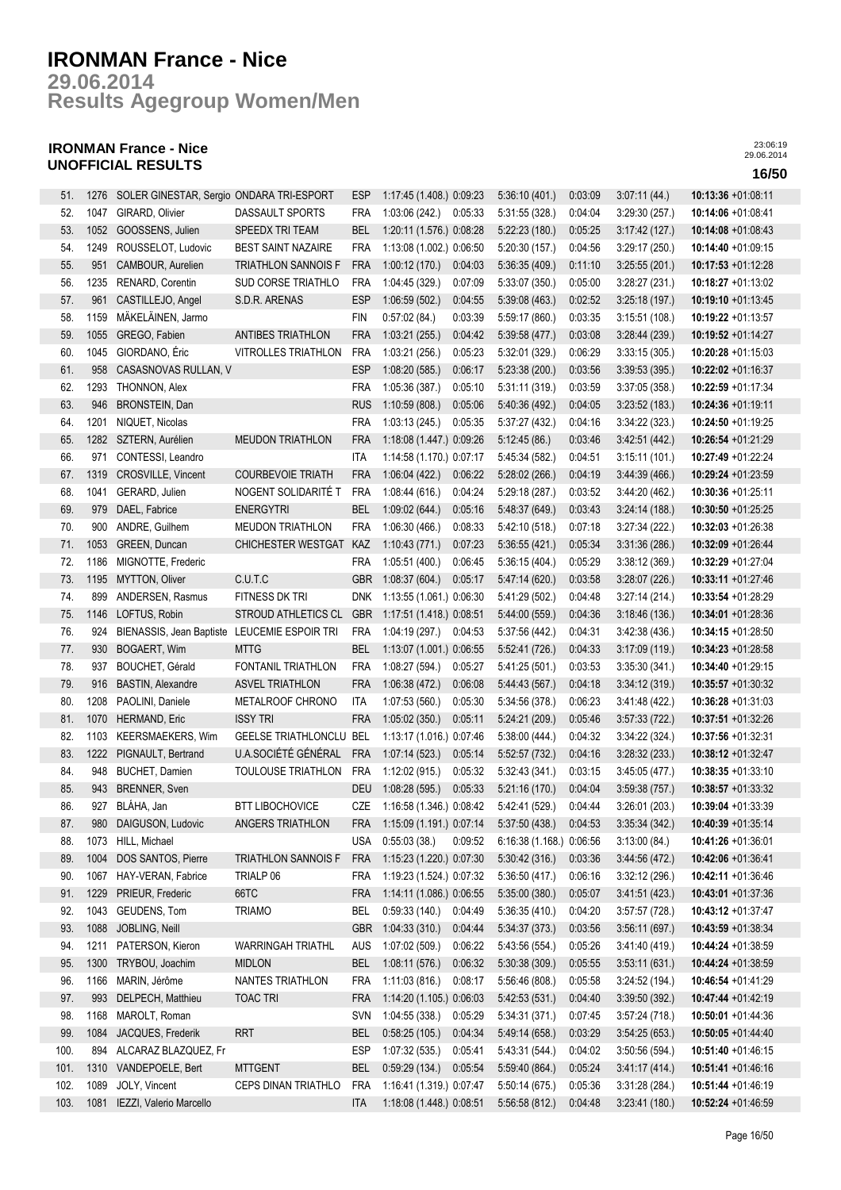# IRONMAN France - Nice

## 29.06.2014

## Results Agegroup Women/Men

**IRONMAN France - Nice**
**UNOFFICIAL RESULTS**

23:06:19
29.06.2014

**16/50**

| | | | | | | | | | | | |
|---|---|---|---|---|---|---|---|---|---|---|---|
| 51. | 1276 | SOLER GINESTAR, Sergio | ONDARA TRI-ESPORT | ESP | 1:17:45 (1.408.) | 0:09:23 | 5:36:10 (401.) | 0:03:09 | 3:07:11 (44.) | **10:13:36** | +01:08:11 |
| 52. | 1047 | GIRARD, Olivier | DASSAULT SPORTS | FRA | 1:03:06 (242.) | 0:05:33 | 5:31:55 (328.) | 0:04:04 | 3:29:30 (257.) | **10:14:06** | +01:08:41 |
| 53. | 1052 | GOOSSENS, Julien | SPEEDX TRI TEAM | BEL | 1:20:11 (1.576.) | 0:08:28 | 5:22:23 (180.) | 0:05:25 | 3:17:42 (127.) | **10:14:08** | +01:08:43 |
| 54. | 1249 | ROUSSELOT, Ludovic | BEST SAINT NAZAIRE | FRA | 1:13:08 (1.002.) | 0:06:50 | 5:20:30 (157.) | 0:04:56 | 3:29:17 (250.) | **10:14:40** | +01:09:15 |
| 55. | 951 | CAMBOUR, Aurelien | TRIATHLON SANNOIS F | FRA | 1:00:12 (170.) | 0:04:03 | 5:36:35 (409.) | 0:11:10 | 3:25:55 (201.) | **10:17:53** | +01:12:28 |
| 56. | 1235 | RENARD, Corentin | SUD CORSE TRIATHLO | FRA | 1:04:45 (329.) | 0:07:09 | 5:33:07 (350.) | 0:05:00 | 3:28:27 (231.) | **10:18:27** | +01:13:02 |
| 57. | 961 | CASTILLEJO, Angel | S.D.R. ARENAS | ESP | 1:06:59 (502.) | 0:04:55 | 5:39:08 (463.) | 0:02:52 | 3:25:18 (197.) | **10:19:10** | +01:13:45 |
| 58. | 1159 | MÄKELÄINEN, Jarmo | | FIN | 0:57:02 (84.) | 0:03:39 | 5:59:17 (860.) | 0:03:35 | 3:15:51 (108.) | **10:19:22** | +01:13:57 |
| 59. | 1055 | GREGO, Fabien | ANTIBES TRIATHLON | FRA | 1:03:21 (255.) | 0:04:42 | 5:39:58 (477.) | 0:03:08 | 3:28:44 (239.) | **10:19:52** | +01:14:27 |
| 60. | 1045 | GIORDANO, Éric | VITROLLES TRIATHLON | FRA | 1:03:21 (256.) | 0:05:23 | 5:32:01 (329.) | 0:06:29 | 3:33:15 (305.) | **10:20:28** | +01:15:03 |
| 61. | 958 | CASASNOVAS RULLAN, V | | ESP | 1:08:20 (585.) | 0:06:17 | 5:23:38 (200.) | 0:03:56 | 3:39:53 (395.) | **10:22:02** | +01:16:37 |
| 62. | 1293 | THONNON, Alex | | FRA | 1:05:36 (387.) | 0:05:10 | 5:31:11 (319.) | 0:03:59 | 3:37:05 (358.) | **10:22:59** | +01:17:34 |
| 63. | 946 | BRONSTEIN, Dan | | RUS | 1:10:59 (808.) | 0:05:06 | 5:40:36 (492.) | 0:04:05 | 3:23:52 (183.) | **10:24:36** | +01:19:11 |
| 64. | 1201 | NIQUET, Nicolas | | FRA | 1:03:13 (245.) | 0:05:35 | 5:37:27 (432.) | 0:04:16 | 3:34:22 (323.) | **10:24:50** | +01:19:25 |
| 65. | 1282 | SZTERN, Aurélien | MEUDON TRIATHLON | FRA | 1:18:08 (1.447.) | 0:09:26 | 5:12:45 (86.) | 0:03:46 | 3:42:51 (442.) | **10:26:54** | +01:21:29 |
| 66. | 971 | CONTESSI, Leandro | | ITA | 1:14:58 (1.170.) | 0:07:17 | 5:45:34 (582.) | 0:04:51 | 3:15:11 (101.) | **10:27:49** | +01:22:24 |
| 67. | 1319 | CROSVILLE, Vincent | COURBEVOIE TRIATH | FRA | 1:06:04 (422.) | 0:06:22 | 5:28:02 (266.) | 0:04:19 | 3:44:39 (466.) | **10:29:24** | +01:23:59 |
| 68. | 1041 | GERARD, Julien | NOGENT SOLIDARITÉ T | FRA | 1:08:44 (616.) | 0:04:24 | 5:29:18 (287.) | 0:03:52 | 3:44:20 (462.) | **10:30:36** | +01:25:11 |
| 69. | 979 | DAEL, Fabrice | ENERGYTRI | BEL | 1:09:02 (644.) | 0:05:16 | 5:48:37 (649.) | 0:03:43 | 3:24:14 (188.) | **10:30:50** | +01:25:25 |
| 70. | 900 | ANDRE, Guilhem | MEUDON TRIATHLON | FRA | 1:06:30 (466.) | 0:08:33 | 5:42:10 (518.) | 0:07:18 | 3:27:34 (222.) | **10:32:03** | +01:26:38 |
| 71. | 1053 | GREEN, Duncan | CHICHESTER WESTGAT | KAZ | 1:10:43 (771.) | 0:07:23 | 5:36:55 (421.) | 0:05:34 | 3:31:36 (286.) | **10:32:09** | +01:26:44 |
| 72. | 1186 | MIGNOTTE, Frederic | | FRA | 1:05:51 (400.) | 0:06:45 | 5:36:15 (404.) | 0:05:29 | 3:38:12 (369.) | **10:32:29** | +01:27:04 |
| 73. | 1195 | MYTTON, Oliver | C.U.T.C | GBR | 1:08:37 (604.) | 0:05:17 | 5:47:14 (620.) | 0:03:58 | 3:28:07 (226.) | **10:33:11** | +01:27:46 |
| 74. | 899 | ANDERSEN, Rasmus | FITNESS DK TRI | DNK | 1:13:55 (1.061.) | 0:06:30 | 5:41:29 (502.) | 0:04:48 | 3:27:14 (214.) | **10:33:54** | +01:28:29 |
| 75. | 1146 | LOFTUS, Robin | STROUD ATHLETICS CL | GBR | 1:17:51 (1.418.) | 0:08:51 | 5:44:00 (559.) | 0:04:36 | 3:18:46 (136.) | **10:34:01** | +01:28:36 |
| 76. | 924 | BIENASSIS, Jean Baptiste | LEUCEMIE ESPOIR TRI | FRA | 1:04:19 (297.) | 0:04:53 | 5:37:56 (442.) | 0:04:31 | 3:42:38 (436.) | **10:34:15** | +01:28:50 |
| 77. | 930 | BOGAERT, Wim | MTTG | BEL | 1:13:07 (1.001.) | 0:06:55 | 5:52:41 (726.) | 0:04:33 | 3:17:09 (119.) | **10:34:23** | +01:28:58 |
| 78. | 937 | BOUCHET, Gérald | FONTANIL TRIATHLON | FRA | 1:08:27 (594.) | 0:05:27 | 5:41:25 (501.) | 0:03:53 | 3:35:30 (341.) | **10:34:40** | +01:29:15 |
| 79. | 916 | BASTIN, Alexandre | ASVEL TRIATHLON | FRA | 1:06:38 (472.) | 0:06:08 | 5:44:43 (567.) | 0:04:18 | 3:34:12 (319.) | **10:35:57** | +01:30:32 |
| 80. | 1208 | PAOLINI, Daniele | METALROOF CHRONO | ITA | 1:07:53 (560.) | 0:05:30 | 5:34:56 (378.) | 0:06:23 | 3:41:48 (422.) | **10:36:28** | +01:31:03 |
| 81. | 1070 | HERMAND, Eric | ISSY TRI | FRA | 1:05:02 (350.) | 0:05:11 | 5:24:21 (209.) | 0:05:46 | 3:57:33 (722.) | **10:37:51** | +01:32:26 |
| 82. | 1103 | KEERSMAEKERS, Wim | GEELSE TRIATHLONCLU | BEL | 1:13:17 (1.016.) | 0:07:46 | 5:38:00 (444.) | 0:04:32 | 3:34:22 (324.) | **10:37:56** | +01:32:31 |
| 83. | 1222 | PIGNAULT, Bertrand | U.A.SOCIÉTÉ GÉNÉRAL | FRA | 1:07:14 (523.) | 0:05:14 | 5:52:57 (732.) | 0:04:16 | 3:28:32 (233.) | **10:38:12** | +01:32:47 |
| 84. | 948 | BUCHET, Damien | TOULOUSE TRIATHLON | FRA | 1:12:02 (915.) | 0:05:32 | 5:32:43 (341.) | 0:03:15 | 3:45:05 (477.) | **10:38:35** | +01:33:10 |
| 85. | 943 | BRENNER, Sven | | DEU | 1:08:28 (595.) | 0:05:33 | 5:21:16 (170.) | 0:04:04 | 3:59:38 (757.) | **10:38:57** | +01:33:32 |
| 86. | 927 | BLÁHA, Jan | BTT LIBOCHOVICE | CZE | 1:16:58 (1.346.) | 0:08:42 | 5:42:41 (529.) | 0:04:44 | 3:26:01 (203.) | **10:39:04** | +01:33:39 |
| 87. | 980 | DAIGUSON, Ludovic | ANGERS TRIATHLON | FRA | 1:15:09 (1.191.) | 0:07:14 | 5:37:50 (438.) | 0:04:53 | 3:35:34 (342.) | **10:40:39** | +01:35:14 |
| 88. | 1073 | HILL, Michael | | USA | 0:55:03 (38.) | 0:09:52 | 6:16:38 (1.168.) | 0:06:56 | 3:13:00 (84.) | **10:41:26** | +01:36:01 |
| 89. | 1004 | DOS SANTOS, Pierre | TRIATHLON SANNOIS F | FRA | 1:15:23 (1.220.) | 0:07:30 | 5:30:42 (316.) | 0:03:36 | 3:44:56 (472.) | **10:42:06** | +01:36:41 |
| 90. | 1067 | HAY-VERAN, Fabrice | TRIALP 06 | FRA | 1:19:23 (1.524.) | 0:07:32 | 5:36:50 (417.) | 0:06:16 | 3:32:12 (296.) | **10:42:11** | +01:36:46 |
| 91. | 1229 | PRIEUR, Frederic | 66TC | FRA | 1:14:11 (1.086.) | 0:06:55 | 5:35:00 (380.) | 0:05:07 | 3:41:51 (423.) | **10:43:01** | +01:37:36 |
| 92. | 1043 | GEUDENS, Tom | TRIAMO | BEL | 0:59:33 (140.) | 0:04:49 | 5:36:35 (410.) | 0:04:20 | 3:57:57 (728.) | **10:43:12** | +01:37:47 |
| 93. | 1088 | JOBLING, Neill | | GBR | 1:04:33 (310.) | 0:04:44 | 5:34:37 (373.) | 0:03:56 | 3:56:11 (697.) | **10:43:59** | +01:38:34 |
| 94. | 1211 | PATERSON, Kieron | WARRINGAH TRIATHL | AUS | 1:07:02 (509.) | 0:06:22 | 5:43:56 (554.) | 0:05:26 | 3:41:40 (419.) | **10:44:24** | +01:38:59 |
| 95. | 1300 | TRYBOU, Joachim | MIDLON | BEL | 1:08:11 (576.) | 0:06:32 | 5:30:38 (309.) | 0:05:55 | 3:53:11 (631.) | **10:44:24** | +01:38:59 |
| 96. | 1166 | MARIN, Jérôme | NANTES TRIATHLON | FRA | 1:11:03 (816.) | 0:08:17 | 5:56:46 (808.) | 0:05:58 | 3:24:52 (194.) | **10:46:54** | +01:41:29 |
| 97. | 993 | DELPECH, Matthieu | TOAC TRI | FRA | 1:14:20 (1.105.) | 0:06:03 | 5:42:53 (531.) | 0:04:40 | 3:39:50 (392.) | **10:47:44** | +01:42:19 |
| 98. | 1168 | MAROLT, Roman | | SVN | 1:04:55 (338.) | 0:05:29 | 5:34:31 (371.) | 0:07:45 | 3:57:24 (718.) | **10:50:01** | +01:44:36 |
| 99. | 1084 | JACQUES, Frederik | RRT | BEL | 0:58:25 (105.) | 0:04:34 | 5:49:14 (658.) | 0:03:29 | 3:54:25 (653.) | **10:50:05** | +01:44:40 |
| 100. | 894 | ALCARAZ BLAZQUEZ, Fr | | ESP | 1:07:32 (535.) | 0:05:41 | 5:43:31 (544.) | 0:04:02 | 3:50:56 (594.) | **10:51:40** | +01:46:15 |
| 101. | 1310 | VANDEPOELE, Bert | MTTGENT | BEL | 0:59:29 (134.) | 0:05:54 | 5:59:40 (864.) | 0:05:24 | 3:41:17 (414.) | **10:51:41** | +01:46:16 |
| 102. | 1089 | JOLY, Vincent | CEPS DINAN TRIATHLO | FRA | 1:16:41 (1.319.) | 0:07:47 | 5:50:14 (675.) | 0:05:36 | 3:31:28 (284.) | **10:51:44** | +01:46:19 |
| 103. | 1081 | IEZZI, Valerio Marcello | | ITA | 1:18:08 (1.448.) | 0:08:51 | 5:56:58 (812.) | 0:04:48 | 3:23:41 (180.) | **10:52:24** | +01:46:59 |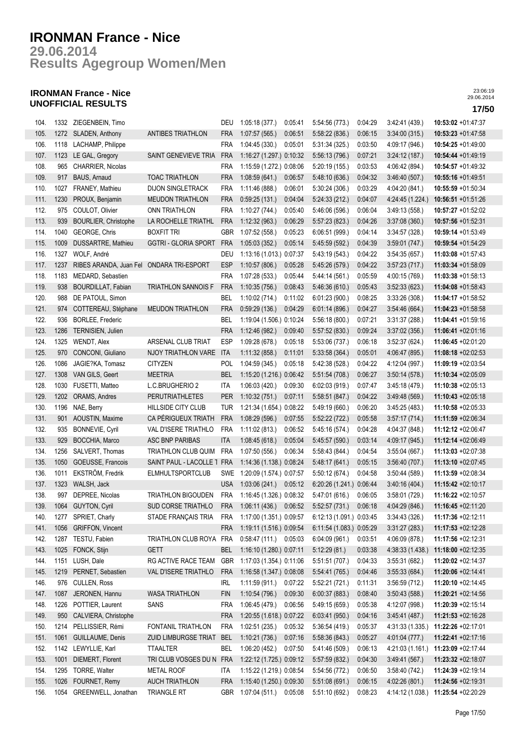# IRONMAN France - Nice

## 29.06.2014

## Results Agegroup Women/Men

### IRONMAN France - Nice
### UNOFFICIAL RESULTS

23:06:19
29.06.2014

**17/50**

| | | | | | | | | | | | |
|---|---|---|---|---|---|---|---|---|---|---|---|
| 104. | 1332 | ZIEGENBEIN, Timo | | DEU | 1:05:18 (377.) | 0:05:41 | 5:54:56 (773.) | 0:04:29 | 3:42:41 (439.) | **10:53:02** +01:47:37 |
| 105. | 1272 | SLADEN, Anthony | ANTIBES TRIATHLON | FRA | 1:07:57 (565.) | 0:06:51 | 5:58:22 (836.) | 0:06:15 | 3:34:00 (315.) | **10:53:23** +01:47:58 |
| 106. | 1118 | LACHAMP, Philippe | | FRA | 1:04:45 (330.) | 0:05:01 | 5:31:34 (325.) | 0:03:50 | 4:09:17 (946.) | **10:54:25** +01:49:00 |
| 107. | 1123 | LE GAL, Gregory | SAINT GENEVIEVE TRIA | FRA | 1:16:27 (1.297.) | 0:10:32 | 5:56:13 (796.) | 0:07:21 | 3:24:12 (187.) | **10:54:44** +01:49:19 |
| 108. | 965 | CHARRIER, Nicolas | | FRA | 1:15:59 (1.272.) | 0:08:06 | 5:20:19 (155.) | 0:03:53 | 4:06:42 (894.) | **10:54:57** +01:49:32 |
| 109. | 917 | BAUS, Arnaud | TOAC TRIATHLON | FRA | 1:08:59 (641.) | 0:06:57 | 5:48:10 (636.) | 0:04:32 | 3:46:40 (507.) | **10:55:16** +01:49:51 |
| 110. | 1027 | FRANEY, Mathieu | DIJON SINGLETRACK | FRA | 1:11:46 (888.) | 0:06:01 | 5:30:24 (306.) | 0:03:29 | 4:04:20 (841.) | **10:55:59** +01:50:34 |
| 111. | 1230 | PROUX, Benjamin | MEUDON TRIATHLON | FRA | 0:59:25 (131.) | 0:04:04 | 5:24:33 (212.) | 0:04:07 | 4:24:45 (1.224.) | **10:56:51** +01:51:26 |
| 112. | 975 | COULOT, Olivier | ONN TRIATHLON | FRA | 1:10:27 (744.) | 0:05:40 | 5:46:06 (596.) | 0:06:04 | 3:49:13 (558.) | **10:57:27** +01:52:02 |
| 113. | 939 | BOURLIER, Christophe | LA ROCHELLE TRIATHL | FRA | 1:12:32 (963.) | 0:06:29 | 5:57:23 (823.) | 0:04:26 | 3:37:08 (360.) | **10:57:56** +01:52:31 |
| 114. | 1040 | GEORGE, Chris | BOXFIT TRI | GBR | 1:07:52 (558.) | 0:05:23 | 6:06:51 (999.) | 0:04:14 | 3:34:57 (328.) | **10:59:14** +01:53:49 |
| 115. | 1009 | DUSSARTRE, Mathieu | GGTRI - GLORIA SPORT | FRA | 1:05:03 (352.) | 0:05:14 | 5:45:59 (592.) | 0:04:39 | 3:59:01 (747.) | **10:59:54** +01:54:29 |
| 116. | 1327 | WOLF, André | | DEU | 1:13:16 (1.013.) | 0:07:37 | 5:43:19 (543.) | 0:04:22 | 3:54:35 (657.) | **11:03:08** +01:57:43 |
| 117. | 1237 | RIBES ARANDA, Juan Fel | ONDARA TRI-ESPORT | ESP | 1:10:57 (806.) | 0:05:28 | 5:45:26 (579.) | 0:04:22 | 3:57:23 (717.) | **11:03:34** +01:58:09 |
| 118. | 1183 | MEDARD, Sebastien | | FRA | 1:07:28 (533.) | 0:05:44 | 5:44:14 (561.) | 0:05:59 | 4:00:15 (769.) | **11:03:38** +01:58:13 |
| 119. | 938 | BOURDILLAT, Fabian | TRIATHLON SANNOIS F | FRA | 1:10:35 (756.) | 0:08:43 | 5:46:36 (610.) | 0:05:43 | 3:52:33 (623.) | **11:04:08** +01:58:43 |
| 120. | 988 | DE PATOUL, Simon | | BEL | 1:10:02 (714.) | 0:11:02 | 6:01:23 (900.) | 0:08:25 | 3:33:26 (308.) | **11:04:17** +01:58:52 |
| 121. | 974 | COTTEREAU, Stéphane | MEUDON TRIATHLON | FRA | 0:59:29 (136.) | 0:04:29 | 6:01:14 (896.) | 0:04:27 | 3:54:46 (664.) | **11:04:23** +01:58:58 |
| 122. | 936 | BORLEE, Frederic | | BEL | 1:19:04 (1.506.) | 0:10:24 | 5:56:18 (800.) | 0:07:21 | 3:31:37 (288.) | **11:04:41** +01:59:16 |
| 123. | 1286 | TERNISIEN, Julien | | FRA | 1:12:46 (982.) | 0:09:40 | 5:57:52 (830.) | 0:09:24 | 3:37:02 (356.) | **11:06:41** +02:01:16 |
| 124. | 1325 | WENDT, Alex | ARSENAL CLUB TRIAT | ESP | 1:09:28 (678.) | 0:05:18 | 5:53:06 (737.) | 0:06:18 | 3:52:37 (624.) | **11:06:45** +02:01:20 |
| 125. | 970 | CONCONI, Giuliano | NJOY TRIATHLON VARE | ITA | 1:11:32 (858.) | 0:11:01 | 5:33:58 (364.) | 0:05:01 | 4:06:47 (895.) | **11:08:18** +02:02:53 |
| 126. | 1086 | JAGIE?KA, Tomasz | CITYZEN | POL | 1:04:59 (345.) | 0:05:18 | 5:42:38 (528.) | 0:04:22 | 4:12:04 (997.) | **11:09:19** +02:03:54 |
| 127. | 1308 | VAN GILS, Geert | MEETRIA | BEL | 1:15:20 (1.216.) | 0:06:42 | 5:51:54 (708.) | 0:06:27 | 3:50:14 (578.) | **11:10:34** +02:05:09 |
| 128. | 1030 | FUSETTI, Matteo | L.C.BRUGHERIO 2 | ITA | 1:06:03 (420.) | 0:09:30 | 6:02:03 (919.) | 0:07:47 | 3:45:18 (479.) | **11:10:38** +02:05:13 |
| 129. | 1202 | ORAMS, Andres | PERUTRIATHLETES | PER | 1:10:32 (751.) | 0:07:11 | 5:58:51 (847.) | 0:04:22 | 3:49:48 (569.) | **11:10:43** +02:05:18 |
| 130. | 1196 | NAE, Berry | HILLSIDE CITY CLUB | TUR | 1:21:34 (1.654.) | 0:08:22 | 5:49:19 (660.) | 0:06:20 | 3:45:25 (483.) | **11:10:58** +02:05:33 |
| 131. | 901 | AOUSTIN, Maxime | CA PÉRIGUEUX TRIATH | FRA | 1:08:29 (596.) | 0:07:55 | 5:52:22 (722.) | 0:05:58 | 3:57:17 (714.) | **11:11:59** +02:06:34 |
| 132. | 935 | BONNEVIE, Cyril | VAL D'ISERE TRIATHLO | FRA | 1:11:02 (813.) | 0:06:52 | 5:45:16 (574.) | 0:04:28 | 4:04:37 (848.) | **11:12:12** +02:06:47 |
| 133. | 929 | BOCCHIA, Marco | ASC BNP PARIBAS | ITA | 1:08:45 (618.) | 0:05:04 | 5:45:57 (590.) | 0:03:14 | 4:09:17 (945.) | **11:12:14** +02:06:49 |
| 134. | 1256 | SALVERT, Thomas | TRIATHLON CLUB QUIM | FRA | 1:07:50 (556.) | 0:06:34 | 5:58:43 (844.) | 0:04:54 | 3:55:04 (667.) | **11:13:03** +02:07:38 |
| 135. | 1050 | GOEUSSE, Francois | SAINT PAUL - LACOLLE T | FRA | 1:14:36 (1.138.) | 0:08:24 | 5:48:17 (641.) | 0:05:15 | 3:56:40 (707.) | **11:13:10** +02:07:45 |
| 136. | 1011 | EKSTRÖM, Fredrik | ELMHULTSPORTCLUB | SWE | 1:20:09 (1.574.) | 0:07:57 | 5:50:12 (674.) | 0:04:58 | 3:50:44 (589.) | **11:13:59** +02:08:34 |
| 137. | 1323 | WALSH, Jack | | USA | 1:03:06 (241.) | 0:05:12 | 6:20:26 (1.241.) | 0:06:44 | 3:40:16 (404.) | **11:15:42** +02:10:17 |
| 138. | 997 | DEPREE, Nicolas | TRIATHLON BIGOUDEN | FRA | 1:16:45 (1.326.) | 0:08:32 | 5:47:01 (616.) | 0:06:05 | 3:58:01 (729.) | **11:16:22** +02:10:57 |
| 139. | 1064 | GUYTON, Cyril | SUD CORSE TRIATHLO | FRA | 1:06:11 (436.) | 0:06:52 | 5:52:57 (731.) | 0:06:18 | 4:04:29 (846.) | **11:16:45** +02:11:20 |
| 140. | 1277 | SPRIET, Charly | STADE FRANÇAIS TRIA | FRA | 1:17:00 (1.351.) | 0:09:57 | 6:12:13 (1.091.) | 0:03:45 | 3:34:43 (326.) | **11:17:36** +02:12:11 |
| 141. | 1056 | GRIFFON, Vincent | | FRA | 1:19:11 (1.516.) | 0:09:54 | 6:11:54 (1.083.) | 0:05:29 | 3:31:27 (283.) | **11:17:53** +02:12:28 |
| 142. | 1287 | TESTU, Fabien | TRIATHLON CLUB ROYA | FRA | 0:58:47 (111.) | 0:05:03 | 6:04:09 (961.) | 0:03:51 | 4:06:09 (878.) | **11:17:56** +02:12:31 |
| 143. | 1025 | FONCK, Stijn | GETT | BEL | 1:16:10 (1.280.) | 0:07:11 | 5:12:29 (81.) | 0:03:38 | 4:38:33 (1.438.) | **11:18:00** +02:12:35 |
| 144. | 1151 | LUSH, Dale | RG ACTIVE RACE TEAM | GBR | 1:17:03 (1.354.) | 0:11:06 | 5:51:51 (707.) | 0:04:33 | 3:55:31 (682.) | **11:20:02** +02:14:37 |
| 145. | 1219 | PERNET, Sebastien | VAL D'ISERE TRIATHLO | FRA | 1:16:58 (1.347.) | 0:08:08 | 5:54:41 (765.) | 0:04:46 | 3:55:33 (684.) | **11:20:06** +02:14:41 |
| 146. | 976 | CULLEN, Ross | | IRL | 1:11:59 (911.) | 0:07:22 | 5:52:21 (721.) | 0:11:31 | 3:56:59 (712.) | **11:20:10** +02:14:45 |
| 147. | 1087 | JERONEN, Hannu | WASA TRIATHLON | FIN | 1:10:54 (796.) | 0:09:30 | 6:00:37 (883.) | 0:08:40 | 3:50:43 (588.) | **11:20:21** +02:14:56 |
| 148. | 1226 | POTTIER, Laurent | SANS | FRA | 1:06:45 (479.) | 0:06:56 | 5:49:15 (659.) | 0:05:38 | 4:12:07 (998.) | **11:20:39** +02:15:14 |
| 149. | 950 | CALVIERA, Christophe | | FRA | 1:20:55 (1.618.) | 0:07:22 | 6:03:41 (950.) | 0:04:16 | 3:45:41 (487.) | **11:21:53** +02:16:28 |
| 150. | 1214 | PELLISSIER, Rémi | FONTANIL TRIATHLON | FRA | 1:02:51 (235.) | 0:05:32 | 5:36:54 (419.) | 0:05:37 | 4:31:33 (1.335.) | **11:22:26** +02:17:01 |
| 151. | 1061 | GUILLAUME, Denis | ZUID LIMBURGSE TRIAT | BEL | 1:10:21 (736.) | 0:07:16 | 5:58:36 (843.) | 0:05:27 | 4:01:04 (777.) | **11:22:41** +02:17:16 |
| 152. | 1142 | LEWYLLIE, Karl | TTAALTER | BEL | 1:06:20 (452.) | 0:07:50 | 5:41:46 (509.) | 0:06:13 | 4:21:03 (1.161.) | **11:23:09** +02:17:44 |
| 153. | 1001 | DIEMERT, Florent | TRI CLUB VOSGES DU N | FRA | 1:22:12 (1.725.) | 0:09:12 | 5:57:59 (832.) | 0:04:30 | 3:49:41 (567.) | **11:23:32** +02:18:07 |
| 154. | 1295 | TORRE, Walter | METAL ROOF | ITA | 1:15:22 (1.219.) | 0:08:54 | 5:54:56 (772.) | 0:06:50 | 3:58:40 (742.) | **11:24:39** +02:19:14 |
| 155. | 1026 | FOURNET, Remy | AUCH TRIATHLON | FRA | 1:15:40 (1.250.) | 0:09:30 | 5:51:08 (691.) | 0:06:15 | 4:02:26 (801.) | **11:24:56** +02:19:31 |
| 156. | 1054 | GREENWELL, Jonathan | TRIANGLE RT | GBR | 1:07:04 (511.) | 0:05:08 | 5:51:10 (692.) | 0:08:23 | 4:14:12 (1.038.) | **11:25:54** +02:20:29 |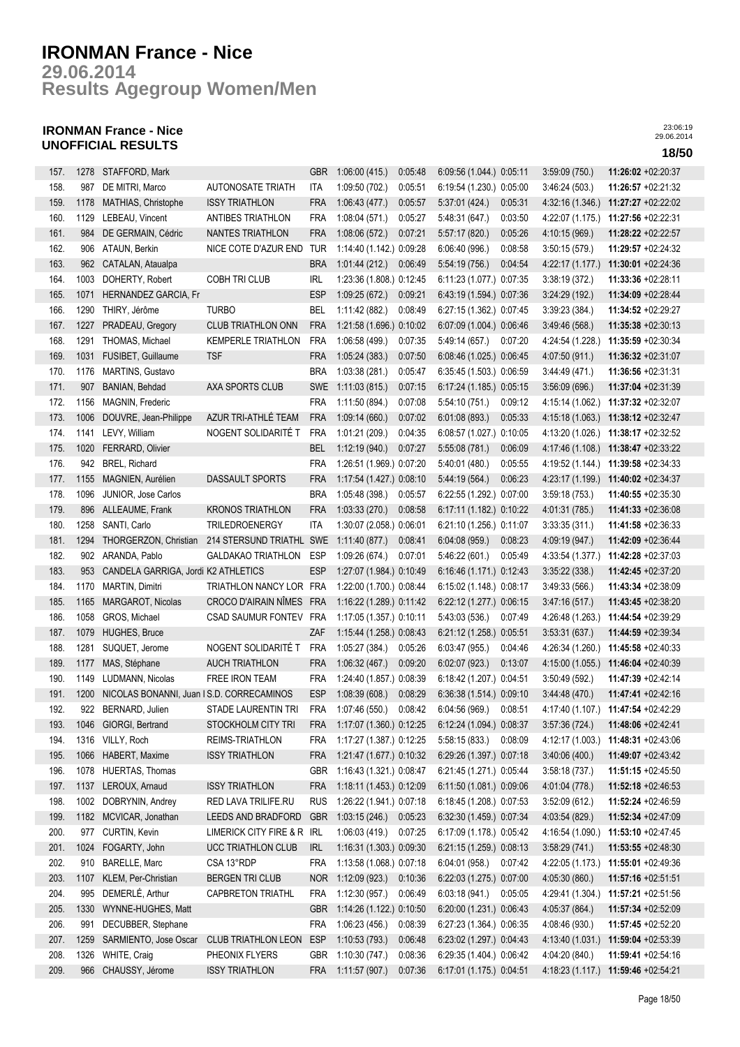# IRONMAN France - Nice

## 29.06.2014

## Results Agegroup Women/Men

### IRONMAN France - Nice
### UNOFFICIAL RESULTS

23:06:19
29.06.2014

**18/50**

| Rank | Bib | Name | Club | Nat | Swim | T1 | Bike | T2 | Run | Total |
|---|---|---|---|---|---|---|---|---|---|---|
| 157. | 1278 | STAFFORD, Mark | | GBR | 1:06:00 (415.) | 0:05:48 | 6:09:56 (1.044.) | 0:05:11 | 3:59:09 (750.) | **11:26:02** +02:20:37 |
| 158. | 987 | DE MITRI, Marco | AUTONOSATE TRIATH | ITA | 1:09:50 (702.) | 0:05:51 | 6:19:54 (1.230.) | 0:05:00 | 3:46:24 (503.) | **11:26:57** +02:21:32 |
| 159. | 1178 | MATHIAS, Christophe | ISSY TRIATHLON | FRA | 1:06:43 (477.) | 0:05:57 | 5:37:01 (424.) | 0:05:31 | 4:32:16 (1.346.) | **11:27:27** +02:22:02 |
| 160. | 1129 | LEBEAU, Vincent | ANTIBES TRIATHLON | FRA | 1:08:04 (571.) | 0:05:27 | 5:48:31 (647.) | 0:03:50 | 4:22:07 (1.175.) | **11:27:56** +02:22:31 |
| 161. | 984 | DE GERMAIN, Cédric | NANTES TRIATHLON | FRA | 1:08:06 (572.) | 0:07:21 | 5:57:17 (820.) | 0:05:26 | 4:10:15 (969.) | **11:28:22** +02:22:57 |
| 162. | 906 | ATAUN, Berkin | NICE COTE D'AZUR END | TUR | 1:14:40 (1.142.) | 0:09:28 | 6:06:40 (996.) | 0:08:58 | 3:50:15 (579.) | **11:29:57** +02:24:32 |
| 163. | 962 | CATALAN, Ataualpa | | BRA | 1:01:44 (212.) | 0:06:49 | 5:54:19 (756.) | 0:04:54 | 4:22:17 (1.177.) | **11:30:01** +02:24:36 |
| 164. | 1003 | DOHERTY, Robert | COBH TRI CLUB | IRL | 1:23:36 (1.808.) | 0:12:45 | 6:11:23 (1.077.) | 0:07:35 | 3:38:19 (372.) | **11:33:36** +02:28:11 |
| 165. | 1071 | HERNANDEZ GARCIA, Fr | | ESP | 1:09:25 (672.) | 0:09:21 | 6:43:19 (1.594.) | 0:07:36 | 3:24:29 (192.) | **11:34:09** +02:28:44 |
| 166. | 1290 | THIRY, Jérôme | TURBO | BEL | 1:11:42 (882.) | 0:08:49 | 6:27:15 (1.362.) | 0:07:45 | 3:39:23 (384.) | **11:34:52** +02:29:27 |
| 167. | 1227 | PRADEAU, Gregory | CLUB TRIATHLON ONN | FRA | 1:21:58 (1.696.) | 0:10:02 | 6:07:09 (1.004.) | 0:06:46 | 3:49:46 (568.) | **11:35:38** +02:30:13 |
| 168. | 1291 | THOMAS, Michael | KEMPERLE TRIATHLON | FRA | 1:06:58 (499.) | 0:07:35 | 5:49:14 (657.) | 0:07:20 | 4:24:54 (1.228.) | **11:35:59** +02:30:34 |
| 169. | 1031 | FUSIBET, Guillaume | TSF | FRA | 1:05:24 (383.) | 0:07:50 | 6:08:46 (1.025.) | 0:06:45 | 4:07:50 (911.) | **11:36:32** +02:31:07 |
| 170. | 1176 | MARTINS, Gustavo | | BRA | 1:03:38 (281.) | 0:05:47 | 6:35:45 (1.503.) | 0:06:59 | 3:44:49 (471.) | **11:36:56** +02:31:31 |
| 171. | 907 | BANIAN, Behdad | AXA SPORTS CLUB | SWE | 1:11:03 (815.) | 0:07:15 | 6:17:24 (1.185.) | 0:05:15 | 3:56:09 (696.) | **11:37:04** +02:31:39 |
| 172. | 1156 | MAGNIN, Frederic | | FRA | 1:11:50 (894.) | 0:07:08 | 5:54:10 (751.) | 0:09:12 | 4:15:14 (1.062.) | **11:37:32** +02:32:07 |
| 173. | 1006 | DOUVRE, Jean-Philippe | AZUR TRI-ATHLÉ TEAM | FRA | 1:09:14 (660.) | 0:07:02 | 6:01:08 (893.) | 0:05:33 | 4:15:18 (1.063.) | **11:38:12** +02:32:47 |
| 174. | 1141 | LEVY, William | NOGENT SOLIDARITÉ T | FRA | 1:01:21 (209.) | 0:04:35 | 6:08:57 (1.027.) | 0:10:05 | 4:13:20 (1.026.) | **11:38:17** +02:32:52 |
| 175. | 1020 | FERRARD, Olivier | | BEL | 1:12:19 (940.) | 0:07:27 | 5:55:08 (781.) | 0:06:09 | 4:17:46 (1.108.) | **11:38:47** +02:33:22 |
| 176. | 942 | BREL, Richard | | FRA | 1:26:51 (1.969.) | 0:07:20 | 5:40:01 (480.) | 0:05:55 | 4:19:52 (1.144.) | **11:39:58** +02:34:33 |
| 177. | 1155 | MAGNIEN, Aurélien | DASSAULT SPORTS | FRA | 1:17:54 (1.427.) | 0:08:10 | 5:44:19 (564.) | 0:06:23 | 4:23:17 (1.199.) | **11:40:02** +02:34:37 |
| 178. | 1096 | JUNIOR, Jose Carlos | | BRA | 1:05:48 (398.) | 0:05:57 | 6:22:55 (1.292.) | 0:07:00 | 3:59:18 (753.) | **11:40:55** +02:35:30 |
| 179. | 896 | ALLEAUME, Frank | KRONOS TRIATHLON | FRA | 1:03:33 (270.) | 0:08:58 | 6:17:11 (1.182.) | 0:10:22 | 4:01:31 (785.) | **11:41:33** +02:36:08 |
| 180. | 1258 | SANTI, Carlo | TRILEDROENERGY | ITA | 1:30:07 (2.058.) | 0:06:01 | 6:21:10 (1.256.) | 0:11:07 | 3:33:35 (311.) | **11:41:58** +02:36:33 |
| 181. | 1294 | THORGERZON, Christian | 214 STERSUND TRIATHL | SWE | 1:11:40 (877.) | 0:08:41 | 6:04:08 (959.) | 0:08:23 | 4:09:19 (947.) | **11:42:09** +02:36:44 |
| 182. | 902 | ARANDA, Pablo | GALDAKAO TRIATHLON | ESP | 1:09:26 (674.) | 0:07:01 | 5:46:22 (601.) | 0:05:49 | 4:33:54 (1.377.) | **11:42:28** +02:37:03 |
| 183. | 953 | CANDELA GARRIGA, Jordi | K2 ATHLETICS | ESP | 1:27:07 (1.984.) | 0:10:49 | 6:16:46 (1.171.) | 0:12:43 | 3:35:22 (338.) | **11:42:45** +02:37:20 |
| 184. | 1170 | MARTIN, Dimitri | TRIATHLON NANCY LOR | FRA | 1:22:00 (1.700.) | 0:08:44 | 6:15:02 (1.148.) | 0:08:17 | 3:49:33 (566.) | **11:43:34** +02:38:09 |
| 185. | 1165 | MARGAROT, Nicolas | CROCO D'AIRAIN NÎMES | FRA | 1:16:22 (1.289.) | 0:11:42 | 6:22:12 (1.277.) | 0:06:15 | 3:47:16 (517.) | **11:43:45** +02:38:20 |
| 186. | 1058 | GROS, Michael | CSAD SAUMUR FONTEV | FRA | 1:17:05 (1.357.) | 0:10:11 | 5:43:03 (536.) | 0:07:49 | 4:26:48 (1.263.) | **11:44:54** +02:39:29 |
| 187. | 1079 | HUGHES, Bruce | | ZAF | 1:15:44 (1.258.) | 0:08:43 | 6:21:12 (1.258.) | 0:05:51 | 3:53:31 (637.) | **11:44:59** +02:39:34 |
| 188. | 1281 | SUQUET, Jerome | NOGENT SOLIDARITÉ T | FRA | 1:05:27 (384.) | 0:05:26 | 6:03:47 (955.) | 0:04:46 | 4:26:34 (1.260.) | **11:45:58** +02:40:33 |
| 189. | 1177 | MAS, Stéphane | AUCH TRIATHLON | FRA | 1:06:32 (467.) | 0:09:20 | 6:02:07 (923.) | 0:13:07 | 4:15:00 (1.055.) | **11:46:04** +02:40:39 |
| 190. | 1149 | LUDMANN, Nicolas | FREE IRON TEAM | FRA | 1:24:40 (1.857.) | 0:08:39 | 6:18:42 (1.207.) | 0:04:51 | 3:50:49 (592.) | **11:47:39** +02:42:14 |
| 191. | 1200 | NICOLAS BONANNI, Juan I | S.D. CORRECAMINOS | ESP | 1:08:39 (608.) | 0:08:29 | 6:36:38 (1.514.) | 0:09:10 | 3:44:48 (470.) | **11:47:41** +02:42:16 |
| 192. | 922 | BERNARD, Julien | STADE LAURENTIN TRI | FRA | 1:07:46 (550.) | 0:08:42 | 6:04:56 (969.) | 0:08:51 | 4:17:40 (1.107.) | **11:47:54** +02:42:29 |
| 193. | 1046 | GIORGI, Bertrand | STOCKHOLM CITY TRI | FRA | 1:17:07 (1.360.) | 0:12:25 | 6:12:24 (1.094.) | 0:08:37 | 3:57:36 (724.) | **11:48:06** +02:42:41 |
| 194. | 1316 | VILLY, Roch | REIMS-TRIATHLON | FRA | 1:17:27 (1.387.) | 0:12:25 | 5:58:15 (833.) | 0:08:09 | 4:12:17 (1.003.) | **11:48:31** +02:43:06 |
| 195. | 1066 | HABERT, Maxime | ISSY TRIATHLON | FRA | 1:21:47 (1.677.) | 0:10:32 | 6:29:26 (1.397.) | 0:07:18 | 3:40:06 (400.) | **11:49:07** +02:43:42 |
| 196. | 1078 | HUERTAS, Thomas | | GBR | 1:16:43 (1.321.) | 0:08:47 | 6:21:45 (1.271.) | 0:05:44 | 3:58:18 (737.) | **11:51:15** +02:45:50 |
| 197. | 1137 | LEROUX, Arnaud | ISSY TRIATHLON | FRA | 1:18:11 (1.453.) | 0:12:09 | 6:11:50 (1.081.) | 0:09:06 | 4:01:04 (778.) | **11:52:18** +02:46:53 |
| 198. | 1002 | DOBRYNIN, Andrey | RED LAVA TRILIFE.RU | RUS | 1:26:22 (1.941.) | 0:07:18 | 6:18:45 (1.208.) | 0:07:53 | 3:52:09 (612.) | **11:52:24** +02:46:59 |
| 199. | 1182 | MCVICAR, Jonathan | LEEDS AND BRADFORD | GBR | 1:03:15 (246.) | 0:05:23 | 6:32:30 (1.459.) | 0:07:34 | 4:03:54 (829.) | **11:52:34** +02:47:09 |
| 200. | 977 | CURTIN, Kevin | LIMERICK CITY FIRE & R | IRL | 1:06:03 (419.) | 0:07:25 | 6:17:09 (1.178.) | 0:05:42 | 4:16:54 (1.090.) | **11:53:10** +02:47:45 |
| 201. | 1024 | FOGARTY, John | UCC TRIATHLON CLUB | IRL | 1:16:31 (1.303.) | 0:09:30 | 6:21:15 (1.259.) | 0:08:13 | 3:58:29 (741.) | **11:53:55** +02:48:30 |
| 202. | 910 | BARELLE, Marc | CSA 13°RDP | FRA | 1:13:58 (1.068.) | 0:07:18 | 6:04:01 (958.) | 0:07:42 | 4:22:05 (1.173.) | **11:55:01** +02:49:36 |
| 203. | 1107 | KLEM, Per-Christian | BERGEN TRI CLUB | NOR | 1:12:09 (923.) | 0:10:36 | 6:22:03 (1.275.) | 0:07:00 | 4:05:30 (860.) | **11:57:16** +02:51:51 |
| 204. | 995 | DEMERLÉ, Arthur | CAPBRETON TRIATHL | FRA | 1:12:30 (957.) | 0:06:49 | 6:03:18 (941.) | 0:05:05 | 4:29:41 (1.304.) | **11:57:21** +02:51:56 |
| 205. | 1330 | WYNNE-HUGHES, Matt | | GBR | 1:14:26 (1.122.) | 0:10:50 | 6:20:00 (1.231.) | 0:06:43 | 4:05:37 (864.) | **11:57:34** +02:52:09 |
| 206. | 991 | DECUBBER, Stephane | | FRA | 1:06:23 (456.) | 0:08:39 | 6:27:23 (1.364.) | 0:06:35 | 4:08:46 (930.) | **11:57:45** +02:52:20 |
| 207. | 1259 | SARMIENTO, Jose Oscar | CLUB TRIATHLON LEON | ESP | 1:10:53 (793.) | 0:06:48 | 6:23:02 (1.297.) | 0:04:43 | 4:13:40 (1.031.) | **11:59:04** +02:53:39 |
| 208. | 1326 | WHITE, Craig | PHEONIX FLYERS | GBR | 1:10:30 (747.) | 0:08:36 | 6:29:35 (1.404.) | 0:06:42 | 4:04:20 (840.) | **11:59:41** +02:54:16 |
| 209. | 966 | CHAUSSY, Jérome | ISSY TRIATHLON | FRA | 1:11:57 (907.) | 0:07:36 | 6:17:01 (1.175.) | 0:04:51 | 4:18:23 (1.117.) | **11:59:46** +02:54:21 |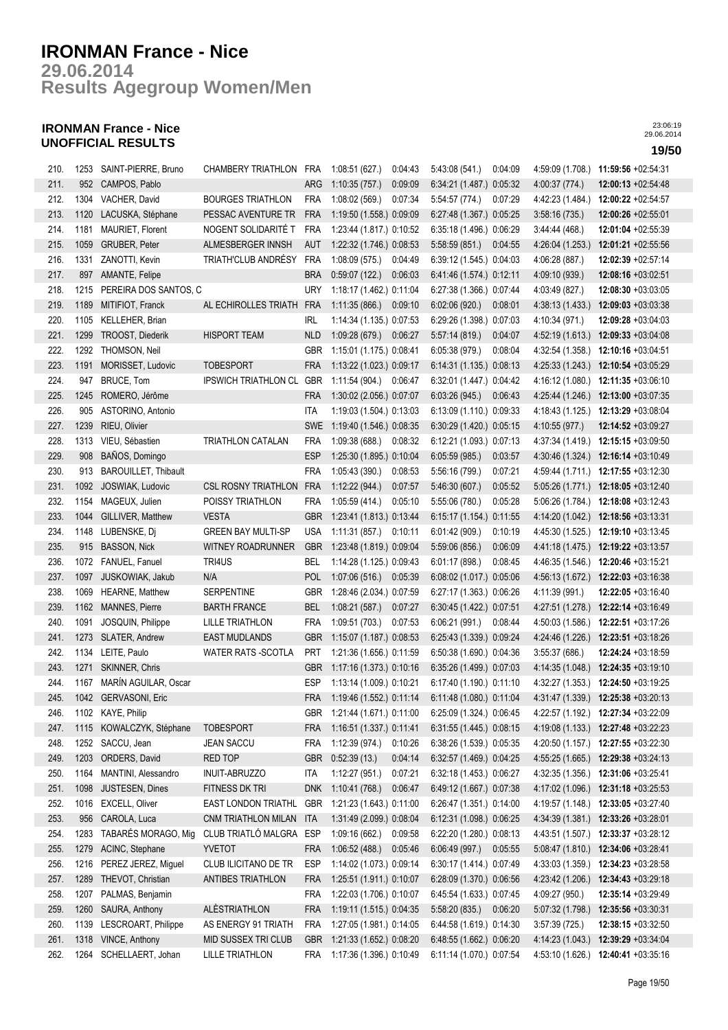# IRONMAN France - Nice

## 29.06.2014

## Results Agegroup Women/Men

### IRONMAN France - Nice
### UNOFFICIAL RESULTS

23:06:19
29.06.2014

| Rank | Bib | Name | Club | Nat | Swim | T1 | Bike | T2 | Run | Total |
|---|---|---|---|---|---|---|---|---|---|---|
| 210. | 1253 | SAINT-PIERRE, Bruno | CHAMBERY TRIATHLON | FRA | 1:08:51 (627.) | 0:04:43 | 5:43:08 (541.) | 0:04:09 | 4:59:09 (1.708.) | **11:59:56** +02:54:31 |
| 211. | 952 | CAMPOS, Pablo | | ARG | 1:10:35 (757.) | 0:09:09 | 6:34:21 (1.487.) | 0:05:32 | 4:00:37 (774.) | **12:00:13** +02:54:48 |
| 212. | 1304 | VACHER, David | BOURGES TRIATHLON | FRA | 1:08:02 (569.) | 0:07:34 | 5:54:57 (774.) | 0:07:29 | 4:42:23 (1.484.) | **12:00:22** +02:54:57 |
| 213. | 1120 | LACUSKA, Stéphane | PESSAC AVENTURE TR | FRA | 1:19:50 (1.558.) | 0:09:09 | 6:27:48 (1.367.) | 0:05:25 | 3:58:16 (735.) | **12:00:26** +02:55:01 |
| 214. | 1181 | MAURIET, Florent | NOGENT SOLIDARITÉ T | FRA | 1:23:44 (1.817.) | 0:10:52 | 6:35:18 (1.496.) | 0:06:29 | 3:44:44 (468.) | **12:01:04** +02:55:39 |
| 215. | 1059 | GRUBER, Peter | ALMESBERGER INNSH | AUT | 1:22:32 (1.746.) | 0:08:53 | 5:58:59 (851.) | 0:04:55 | 4:26:04 (1.253.) | **12:01:21** +02:55:56 |
| 216. | 1331 | ZANOTTI, Kevin | TRIATH'CLUB ANDRÉSY | FRA | 1:08:09 (575.) | 0:04:49 | 6:39:12 (1.545.) | 0:04:03 | 4:06:28 (887.) | **12:02:39** +02:57:14 |
| 217. | 897 | AMANTE, Felipe | | BRA | 0:59:07 (122.) | 0:06:03 | 6:41:46 (1.574.) | 0:12:11 | 4:09:10 (939.) | **12:08:16** +03:02:51 |
| 218. | 1215 | PEREIRA DOS SANTOS, C | | URY | 1:18:17 (1.462.) | 0:11:04 | 6:27:38 (1.366.) | 0:07:44 | 4:03:49 (827.) | **12:08:30** +03:03:05 |
| 219. | 1189 | MITIFIOT, Franck | AL ECHIROLLES TRIATH | FRA | 1:11:35 (866.) | 0:09:10 | 6:02:06 (920.) | 0:08:01 | 4:38:13 (1.433.) | **12:09:03** +03:03:38 |
| 220. | 1105 | KELLEHER, Brian | | IRL | 1:14:34 (1.135.) | 0:07:53 | 6:29:26 (1.398.) | 0:07:03 | 4:10:34 (971.) | **12:09:28** +03:04:03 |
| 221. | 1299 | TROOST, Diederik | HISPORT TEAM | NLD | 1:09:28 (679.) | 0:06:27 | 5:57:14 (819.) | 0:04:07 | 4:52:19 (1.613.) | **12:09:33** +03:04:08 |
| 222. | 1292 | THOMSON, Neil | | GBR | 1:15:01 (1.175.) | 0:08:41 | 6:05:38 (979.) | 0:08:04 | 4:32:54 (1.358.) | **12:10:16** +03:04:51 |
| 223. | 1191 | MORISSET, Ludovic | TOBESPORT | FRA | 1:13:22 (1.023.) | 0:09:17 | 6:14:31 (1.135.) | 0:08:13 | 4:25:33 (1.243.) | **12:10:54** +03:05:29 |
| 224. | 947 | BRUCE, Tom | IPSWICH TRIATHLON CL | GBR | 1:11:54 (904.) | 0:06:47 | 6:32:01 (1.447.) | 0:04:42 | 4:16:12 (1.080.) | **12:11:35** +03:06:10 |
| 225. | 1245 | ROMERO, Jérôme | | FRA | 1:30:02 (2.056.) | 0:07:07 | 6:03:26 (945.) | 0:06:43 | 4:25:44 (1.246.) | **12:13:00** +03:07:35 |
| 226. | 905 | ASTORINO, Antonio | | ITA | 1:19:03 (1.504.) | 0:13:03 | 6:13:09 (1.110.) | 0:09:33 | 4:18:43 (1.125.) | **12:13:29** +03:08:04 |
| 227. | 1239 | RIEU, Olivier | | SWE | 1:19:40 (1.546.) | 0:08:35 | 6:30:29 (1.420.) | 0:05:15 | 4:10:55 (977.) | **12:14:52** +03:09:27 |
| 228. | 1313 | VIEU, Sébastien | TRIATHLON CATALAN | FRA | 1:09:38 (688.) | 0:08:32 | 6:12:21 (1.093.) | 0:07:13 | 4:37:34 (1.419.) | **12:15:15** +03:09:50 |
| 229. | 908 | BAÑOS, Domingo | | ESP | 1:25:30 (1.895.) | 0:10:04 | 6:05:59 (985.) | 0:03:57 | 4:30:46 (1.324.) | **12:16:14** +03:10:49 |
| 230. | 913 | BAROUILLET, Thibault | | FRA | 1:05:43 (390.) | 0:08:53 | 5:56:16 (799.) | 0:07:21 | 4:59:44 (1.711.) | **12:17:55** +03:12:30 |
| 231. | 1092 | JOSWIAK, Ludovic | CSL ROSNY TRIATHLON | FRA | 1:12:22 (944.) | 0:07:57 | 5:46:30 (607.) | 0:05:52 | 5:05:26 (1.771.) | **12:18:05** +03:12:40 |
| 232. | 1154 | MAGEUX, Julien | POISSY TRIATHLON | FRA | 1:05:59 (414.) | 0:05:10 | 5:55:06 (780.) | 0:05:28 | 5:06:26 (1.784.) | **12:18:08** +03:12:43 |
| 233. | 1044 | GILLIVER, Matthew | VESTA | GBR | 1:23:41 (1.813.) | 0:13:44 | 6:15:17 (1.154.) | 0:11:55 | 4:14:20 (1.042.) | **12:18:56** +03:13:31 |
| 234. | 1148 | LUBENSKE, Dj | GREEN BAY MULTI-SP | USA | 1:11:31 (857.) | 0:10:11 | 6:01:42 (909.) | 0:10:19 | 4:45:30 (1.525.) | **12:19:10** +03:13:45 |
| 235. | 915 | BASSON, Nick | WITNEY ROADRUNNER | GBR | 1:23:48 (1.819.) | 0:09:04 | 5:59:06 (856.) | 0:06:09 | 4:41:18 (1.475.) | **12:19:22** +03:13:57 |
| 236. | 1072 | FANUEL, Fanuel | TRI4US | BEL | 1:14:28 (1.125.) | 0:09:43 | 6:01:17 (898.) | 0:08:45 | 4:46:35 (1.546.) | **12:20:46** +03:15:21 |
| 237. | 1097 | JUSKOWIAK, Jakub | N/A | POL | 1:07:06 (516.) | 0:05:39 | 6:08:02 (1.017.) | 0:05:06 | 4:56:13 (1.672.) | **12:22:03** +03:16:38 |
| 238. | 1069 | HEARNE, Matthew | SERPENTINE | GBR | 1:28:46 (2.034.) | 0:07:59 | 6:27:17 (1.363.) | 0:06:26 | 4:11:39 (991.) | **12:22:05** +03:16:40 |
| 239. | 1162 | MANNES, Pierre | BARTH FRANCE | BEL | 1:08:21 (587.) | 0:07:27 | 6:30:45 (1.422.) | 0:07:51 | 4:27:51 (1.278.) | **12:22:14** +03:16:49 |
| 240. | 1091 | JOSQUIN, Philippe | LILLE TRIATHLON | FRA | 1:09:51 (703.) | 0:07:53 | 6:06:21 (991.) | 0:08:44 | 4:50:03 (1.586.) | **12:22:51** +03:17:26 |
| 241. | 1273 | SLATER, Andrew | EAST MUDLANDS | GBR | 1:15:07 (1.187.) | 0:08:53 | 6:25:43 (1.339.) | 0:09:24 | 4:24:46 (1.226.) | **12:23:51** +03:18:26 |
| 242. | 1134 | LEITE, Paulo | WATER RATS -SCOTLA | PRT | 1:21:36 (1.656.) | 0:11:59 | 6:50:38 (1.690.) | 0:04:36 | 3:55:37 (686.) | **12:24:24** +03:18:59 |
| 243. | 1271 | SKINNER, Chris | | GBR | 1:17:16 (1.373.) | 0:10:16 | 6:35:26 (1.499.) | 0:07:03 | 4:14:35 (1.048.) | **12:24:35** +03:19:10 |
| 244. | 1167 | MARÍN AGUILAR, Oscar | | ESP | 1:13:14 (1.009.) | 0:10:21 | 6:17:40 (1.190.) | 0:11:10 | 4:32:27 (1.353.) | **12:24:50** +03:19:25 |
| 245. | 1042 | GERVASONI, Eric | | FRA | 1:19:46 (1.552.) | 0:11:14 | 6:11:48 (1.080.) | 0:11:04 | 4:31:47 (1.339.) | **12:25:38** +03:20:13 |
| 246. | 1102 | KAYE, Philip | | GBR | 1:21:44 (1.671.) | 0:11:00 | 6:25:09 (1.324.) | 0:06:45 | 4:22:57 (1.192.) | **12:27:34** +03:22:09 |
| 247. | 1115 | KOWALCZYK, Stéphane | TOBESPORT | FRA | 1:16:51 (1.337.) | 0:11:41 | 6:31:55 (1.445.) | 0:08:15 | 4:19:08 (1.133.) | **12:27:48** +03:22:23 |
| 248. | 1252 | SACCU, Jean | JEAN SACCU | FRA | 1:12:39 (974.) | 0:10:26 | 6:38:26 (1.539.) | 0:05:35 | 4:20:50 (1.157.) | **12:27:55** +03:22:30 |
| 249. | 1203 | ORDERS, David | RED TOP | GBR | 0:52:39 (13.) | 0:04:14 | 6:32:57 (1.469.) | 0:04:25 | 4:55:25 (1.665.) | **12:29:38** +03:24:13 |
| 250. | 1164 | MANTINI, Alessandro | INUIT-ABRUZZO | ITA | 1:12:27 (951.) | 0:07:21 | 6:32:18 (1.453.) | 0:06:27 | 4:32:35 (1.356.) | **12:31:06** +03:25:41 |
| 251. | 1098 | JUSTESEN, Dines | FITNESS DK TRI | DNK | 1:10:41 (768.) | 0:06:47 | 6:49:12 (1.667.) | 0:07:38 | 4:17:02 (1.096.) | **12:31:18** +03:25:53 |
| 252. | 1016 | EXCELL, Oliver | EAST LONDON TRIATHL | GBR | 1:21:23 (1.643.) | 0:11:00 | 6:26:47 (1.351.) | 0:14:00 | 4:19:57 (1.148.) | **12:33:05** +03:27:40 |
| 253. | 956 | CAROLA, Luca | CNM TRIATHLON MILAN | ITA | 1:31:49 (2.099.) | 0:08:04 | 6:12:31 (1.098.) | 0:06:25 | 4:34:39 (1.381.) | **12:33:26** +03:28:01 |
| 254. | 1283 | TABARÉS MORAGO, Mig | CLUB TRIATLÓ MALGRA | ESP | 1:09:16 (662.) | 0:09:58 | 6:22:20 (1.280.) | 0:08:13 | 4:43:51 (1.507.) | **12:33:37** +03:28:12 |
| 255. | 1279 | ACINC, Stephane | YVETOT | FRA | 1:06:52 (488.) | 0:05:46 | 6:06:49 (997.) | 0:05:55 | 5:08:47 (1.810.) | **12:34:06** +03:28:41 |
| 256. | 1216 | PEREZ JEREZ, Miguel | CLUB ILICITANO DE TR | ESP | 1:14:02 (1.073.) | 0:09:14 | 6:30:17 (1.414.) | 0:07:49 | 4:33:03 (1.359.) | **12:34:23** +03:28:58 |
| 257. | 1289 | THEVOT, Christian | ANTIBES TRIATHLON | FRA | 1:25:51 (1.911.) | 0:10:07 | 6:28:09 (1.370.) | 0:06:56 | 4:23:42 (1.206.) | **12:34:43** +03:29:18 |
| 258. | 1207 | PALMAS, Benjamin | | FRA | 1:22:03 (1.706.) | 0:10:07 | 6:45:54 (1.633.) | 0:07:45 | 4:09:27 (950.) | **12:35:14** +03:29:49 |
| 259. | 1260 | SAURA, Anthony | ALÈSTRIATHLON | FRA | 1:19:11 (1.515.) | 0:04:35 | 5:58:20 (835.) | 0:06:20 | 5:07:32 (1.798.) | **12:35:56** +03:30:31 |
| 260. | 1139 | LESCROART, Philippe | AS ENERGY 91 TRIATH | FRA | 1:27:05 (1.981.) | 0:14:05 | 6:44:58 (1.619.) | 0:14:30 | 3:57:39 (725.) | **12:38:15** +03:32:50 |
| 261. | 1318 | VINCE, Anthony | MID SUSSEX TRI CLUB | GBR | 1:21:33 (1.652.) | 0:08:20 | 6:48:55 (1.662.) | 0:06:20 | 4:14:23 (1.043.) | **12:39:29** +03:34:04 |
| 262. | 1264 | SCHELLAERT, Johan | LILLE TRIATHLON | FRA | 1:17:36 (1.396.) | 0:10:49 | 6:11:14 (1.070.) | 0:07:54 | 4:53:10 (1.626.) | **12:40:41** +03:35:16 |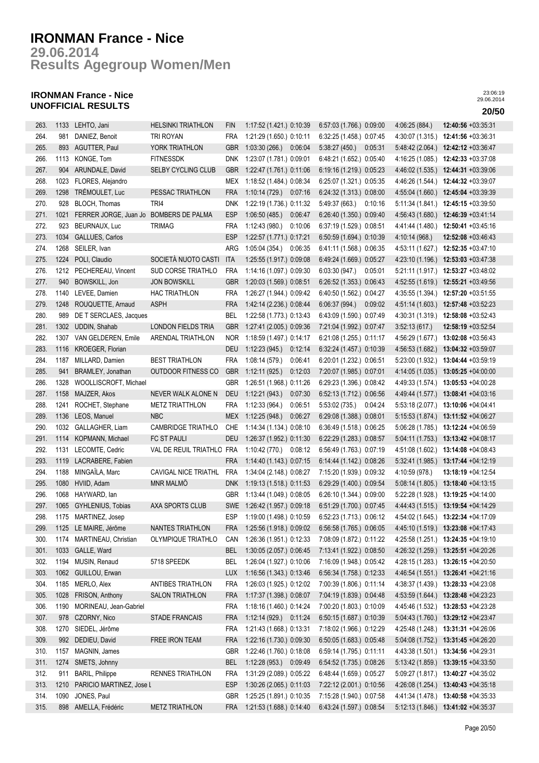# IRONMAN France - Nice

## 29.06.2014

## Results Agegroup Women/Men

### IRONMAN France - Nice
### UNOFFICIAL RESULTS

23:06:19
29.06.2014

**20/50**

| | | | | | | | | |
|---|---|---|---|---|---|---|---|---|
| 263. | 1133 | LEHTO, Jani | HELSINKI TRIATHLON | FIN | 1:17:52 (1.421.) 0:10:39 | 6:57:03 (1.766.) 0:09:00 | 4:06:25 (884.) | **12:40:56** +03:35:31 |
| 264. | 981 | DANIEZ, Benoit | TRI ROYAN | FRA | 1:21:29 (1.650.) 0:10:11 | 6:32:25 (1.458.) 0:07:45 | 4:30:07 (1.315.) | **12:41:56** +03:36:31 |
| 265. | 893 | AGUTTER, Paul | YORK TRIATHLON | GBR | 1:03:30 (266.) 0:06:04 | 5:38:27 (450.) 0:05:31 | 5:48:42 (2.064.) | **12:42:12** +03:36:47 |
| 266. | 1113 | KONGE, Tom | FITNESSDK | DNK | 1:23:07 (1.781.) 0:09:01 | 6:48:21 (1.652.) 0:05:40 | 4:16:25 (1.085.) | **12:42:33** +03:37:08 |
| 267. | 904 | ARUNDALE, David | SELBY CYCLING CLUB | GBR | 1:22:47 (1.761.) 0:11:06 | 6:19:16 (1.219.) 0:05:23 | 4:46:02 (1.535.) | **12:44:31** +03:39:06 |
| 268. | 1023 | FLORES, Alejandro | | MEX | 1:18:52 (1.484.) 0:08:34 | 6:25:07 (1.321.) 0:05:35 | 4:46:26 (1.544.) | **12:44:32** +03:39:07 |
| 269. | 1298 | TRÉMOULET, Luc | PESSAC TRIATHLON | FRA | 1:10:14 (729.) 0:07:16 | 6:24:32 (1.313.) 0:08:00 | 4:55:04 (1.660.) | **12:45:04** +03:39:39 |
| 270. | 928 | BLOCH, Thomas | TRI4 | DNK | 1:22:19 (1.736.) 0:11:32 | 5:49:37 (663.) 0:10:16 | 5:11:34 (1.841.) | **12:45:15** +03:39:50 |
| 271. | 1021 | FERRER JORGE, Juan Jo | BOMBERS DE PALMA | ESP | 1:06:50 (485.) 0:06:47 | 6:26:40 (1.350.) 0:09:40 | 4:56:43 (1.680.) | **12:46:39** +03:41:14 |
| 272. | 923 | BEURNAUX, Luc | TRIMAG | FRA | 1:12:43 (980.) 0:10:06 | 6:37:19 (1.529.) 0:08:51 | 4:41:44 (1.480.) | **12:50:41** +03:45:16 |
| 273. | 1034 | GALLUES, Carlos | | ESP | 1:22:57 (1.771.) 0:17:21 | 6:50:59 (1.694.) 0:10:39 | 4:10:14 (968.) | **12:52:08** +03:46:43 |
| 274. | 1268 | SEILER, Ivan | | ARG | 1:05:04 (354.) 0:06:35 | 6:41:11 (1.568.) 0:06:35 | 4:53:11 (1.627.) | **12:52:35** +03:47:10 |
| 275. | 1224 | POLI, Claudio | SOCIETÀ NUOTO CASTI | ITA | 1:25:55 (1.917.) 0:09:08 | 6:49:24 (1.669.) 0:05:27 | 4:23:10 (1.196.) | **12:53:03** +03:47:38 |
| 276. | 1212 | PECHEREAU, Vincent | SUD CORSE TRIATHLO | FRA | 1:14:16 (1.097.) 0:09:30 | 6:03:30 (947.) 0:05:01 | 5:21:11 (1.917.) | **12:53:27** +03:48:02 |
| 277. | 940 | BOWSKILL, Jon | JON BOWSKILL | GBR | 1:20:03 (1.569.) 0:08:51 | 6:26:52 (1.353.) 0:06:43 | 4:52:55 (1.619.) | **12:55:21** +03:49:56 |
| 278. | 1140 | LEVEE, Damien | HAC TRIATHLON | FRA | 1:26:27 (1.944.) 0:09:42 | 6:40:50 (1.562.) 0:04:27 | 4:35:55 (1.394.) | **12:57:20** +03:51:55 |
| 279. | 1248 | ROUQUETTE, Arnaud | ASPH | FRA | 1:42:14 (2.236.) 0:08:44 | 6:06:37 (994.) 0:09:02 | 4:51:14 (1.603.) | **12:57:48** +03:52:23 |
| 280. | 989 | DE T SERCLAES, Jacques | | BEL | 1:22:58 (1.773.) 0:13:43 | 6:43:09 (1.590.) 0:07:49 | 4:30:31 (1.319.) | **12:58:08** +03:52:43 |
| 281. | 1302 | UDDIN, Shahab | LONDON FIELDS TRIA | GBR | 1:27:41 (2.005.) 0:09:36 | 7:21:04 (1.992.) 0:07:47 | 3:52:13 (617.) | **12:58:19** +03:52:54 |
| 282. | 1307 | VAN GELDEREN, Emile | ARENDAL TRIATHLON | NOR | 1:18:59 (1.497.) 0:14:17 | 6:21:08 (1.255.) 0:11:17 | 4:56:29 (1.677.) | **13:02:08** +03:56:43 |
| 283. | 1116 | KROEGER, Florian | | DEU | 1:12:23 (945.) 0:12:14 | 6:32:24 (1.457.) 0:10:39 | 4:56:53 (1.682.) | **13:04:32** +03:59:07 |
| 284. | 1187 | MILLARD, Damien | BEST TRIATHLON | FRA | 1:08:14 (579.) 0:06:41 | 6:20:01 (1.232.) 0:06:51 | 5:23:00 (1.932.) | **13:04:44** +03:59:19 |
| 285. | 941 | BRAMLEY, Jonathan | OUTDOOR FITNESS CO | GBR | 1:12:11 (925.) 0:12:03 | 7:20:07 (1.985.) 0:07:01 | 4:14:05 (1.035.) | **13:05:25** +04:00:00 |
| 286. | 1328 | WOOLLISCROFT, Michael | | GBR | 1:26:51 (1.968.) 0:11:26 | 6:29:23 (1.396.) 0:08:42 | 4:49:33 (1.574.) | **13:05:53** +04:00:28 |
| 287. | 1158 | MAJZER, Akos | NEVER WALK ALONE N | DEU | 1:12:21 (943.) 0:07:30 | 6:52:13 (1.712.) 0:06:56 | 4:49:44 (1.577.) | **13:08:41** +04:03:16 |
| 288. | 1241 | ROCHET, Stephane | METZ TRIATTHLON | FRA | 1:12:33 (964.) 0:06:51 | 5:53:02 (735.) 0:04:24 | 5:53:18 (2.077.) | **13:10:06** +04:04:41 |
| 289. | 1136 | LEOS, Manuel | NBC | MEX | 1:12:25 (948.) 0:06:27 | 6:29:08 (1.388.) 0:08:01 | 5:15:53 (1.874.) | **13:11:52** +04:06:27 |
| 290. | 1032 | GALLAGHER, Liam | CAMBRIDGE TRIATHLO | CHE | 1:14:34 (1.134.) 0:08:10 | 6:36:49 (1.518.) 0:06:25 | 5:06:28 (1.785.) | **13:12:24** +04:06:59 |
| 291. | 1114 | KOPMANN, Michael | FC ST PAULI | DEU | 1:26:37 (1.952.) 0:11:30 | 6:22:29 (1.283.) 0:08:57 | 5:04:11 (1.753.) | **13:13:42** +04:08:17 |
| 292. | 1131 | LECOMTE, Cedric | VAL DE REUIL TRIATHLO | FRA | 1:10:42 (770.) 0:08:12 | 6:56:49 (1.763.) 0:07:19 | 4:51:08 (1.602.) | **13:14:08** +04:08:43 |
| 293. | 1119 | LACRABERE, Fabien | | FRA | 1:14:40 (1.143.) 0:07:15 | 6:14:44 (1.142.) 0:08:26 | 5:32:41 (1.985.) | **13:17:44** +04:12:19 |
| 294. | 1188 | MINGAÏLA, Marc | CAVIGAL NICE TRIATHL | FRA | 1:34:04 (2.148.) 0:08:27 | 7:15:20 (1.939.) 0:09:32 | 4:10:59 (978.) | **13:18:19** +04:12:54 |
| 295. | 1080 | HVIID, Adam | MNR MALMÖ | DNK | 1:19:13 (1.518.) 0:11:53 | 6:29:29 (1.400.) 0:09:54 | 5:08:14 (1.805.) | **13:18:40** +04:13:15 |
| 296. | 1068 | HAYWARD, Ian | | GBR | 1:13:44 (1.049.) 0:08:05 | 6:26:10 (1.344.) 0:09:00 | 5:22:28 (1.928.) | **13:19:25** +04:14:00 |
| 297. | 1065 | GYHLENIUS, Tobias | AXA SPORTS CLUB | SWE | 1:26:42 (1.957.) 0:09:18 | 6:51:29 (1.700.) 0:07:45 | 4:44:43 (1.515.) | **13:19:54** +04:14:29 |
| 298. | 1175 | MARTINEZ, Josep | | ESP | 1:19:00 (1.498.) 0:10:59 | 6:52:23 (1.713.) 0:06:12 | 4:54:02 (1.645.) | **13:22:34** +04:17:09 |
| 299. | 1125 | LE MAIRE, Jérôme | NANTES TRIATHLON | FRA | 1:25:56 (1.918.) 0:09:02 | 6:56:58 (1.765.) 0:06:05 | 4:45:10 (1.519.) | **13:23:08** +04:17:43 |
| 300. | 1174 | MARTINEAU, Christian | OLYMPIQUE TRIATHLO | CAN | 1:26:36 (1.951.) 0:12:33 | 7:08:09 (1.872.) 0:11:22 | 4:25:58 (1.251.) | **13:24:35** +04:19:10 |
| 301. | 1033 | GALLE, Ward | | BEL | 1:30:05 (2.057.) 0:06:45 | 7:13:41 (1.922.) 0:08:50 | 4:26:32 (1.259.) | **13:25:51** +04:20:26 |
| 302. | 1194 | MUSIN, Renaud | 5718 SPEEDK | BEL | 1:26:04 (1.927.) 0:10:06 | 7:16:09 (1.948.) 0:05:42 | 4:28:15 (1.283.) | **13:26:15** +04:20:50 |
| 303. | 1062 | GUILLOU, Erwan | | LUX | 1:16:56 (1.343.) 0:13:46 | 6:56:34 (1.758.) 0:12:33 | 4:46:54 (1.551.) | **13:26:41** +04:21:16 |
| 304. | 1185 | MERLO, Alex | ANTIBES TRIATHLON | FRA | 1:26:03 (1.925.) 0:12:02 | 7:00:39 (1.806.) 0:11:14 | 4:38:37 (1.439.) | **13:28:33** +04:23:08 |
| 305. | 1028 | FRISON, Anthony | SALON TRIATHLON | FRA | 1:17:37 (1.398.) 0:08:07 | 7:04:19 (1.839.) 0:04:48 | 4:53:59 (1.644.) | **13:28:48** +04:23:23 |
| 306. | 1190 | MORINEAU, Jean-Gabriel | | FRA | 1:18:16 (1.460.) 0:14:24 | 7:00:20 (1.803.) 0:10:09 | 4:45:46 (1.532.) | **13:28:53** +04:23:28 |
| 307. | 978 | CZORNY, Nico | STADE FRANCAIS | FRA | 1:12:14 (929.) 0:11:24 | 6:50:15 (1.687.) 0:10:39 | 5:04:43 (1.760.) | **13:29:12** +04:23:47 |
| 308. | 1270 | SIEDEL, Jérôme | | FRA | 1:21:43 (1.668.) 0:13:31 | 7:18:02 (1.966.) 0:12:29 | 4:25:48 (1.248.) | **13:31:31** +04:26:06 |
| 309. | 992 | DEDIEU, David | FREE IRON TEAM | FRA | 1:22:16 (1.730.) 0:09:30 | 6:50:05 (1.683.) 0:05:48 | 5:04:08 (1.752.) | **13:31:45** +04:26:20 |
| 310. | 1157 | MAGNIN, James | | GBR | 1:22:46 (1.760.) 0:18:08 | 6:59:14 (1.795.) 0:11:11 | 4:43:38 (1.501.) | **13:34:56** +04:29:31 |
| 311. | 1274 | SMETS, Johnny | | BEL | 1:12:28 (953.) 0:09:49 | 6:54:52 (1.735.) 0:08:26 | 5:13:42 (1.859.) | **13:39:15** +04:33:50 |
| 312. | 911 | BARIL, Philippe | RENNES TRIATHLON | FRA | 1:31:29 (2.089.) 0:05:22 | 6:48:44 (1.659.) 0:05:27 | 5:09:27 (1.817.) | **13:40:27** +04:35:02 |
| 313. | 1210 | PARICIO MARTINEZ, Jose L | | ESP | 1:30:26 (2.065.) 0:11:03 | 7:22:12 (2.001.) 0:10:56 | 4:26:08 (1.254.) | **13:40:43** +04:35:18 |
| 314. | 1090 | JONES, Paul | | GBR | 1:25:25 (1.891.) 0:10:35 | 7:15:28 (1.940.) 0:07:58 | 4:41:34 (1.478.) | **13:40:58** +04:35:33 |
| 315. | 898 | AMELLA, Frédéric | METZ TRIATHLON | FRA | 1:21:53 (1.688.) 0:14:40 | 6:43:24 (1.597.) 0:08:54 | 5:12:13 (1.846.) | **13:41:02** +04:35:37 |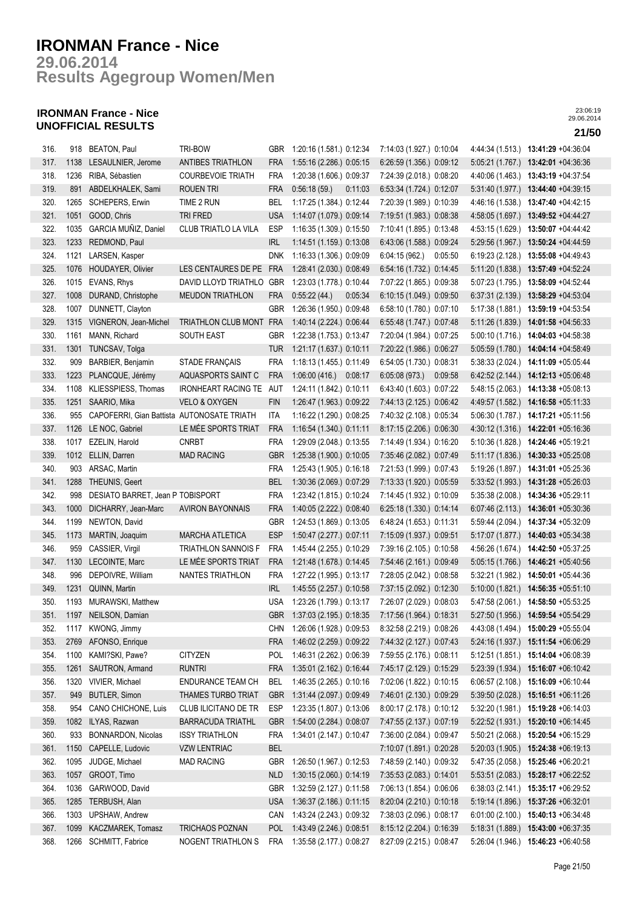# IRONMAN France - Nice

## 29.06.2014

## Results Agegroup Women/Men

### IRONMAN France - Nice
### UNOFFICIAL RESULTS

23:06:19
29.06.2014

| | | | | | | | | |
|---|---|---|---|---|---|---|---|---|
| 316. | 918 | BEATON, Paul | TRI-BOW | GBR | 1:20:16 (1.581.) 0:12:34 | 7:14:03 (1.927.) 0:10:04 | 4:44:34 (1.513.) | **13:41:29** +04:36:04 |
| 317. | 1138 | LESAULNIER, Jerome | ANTIBES TRIATHLON | FRA | 1:55:16 (2.286.) 0:05:15 | 6:26:59 (1.356.) 0:09:12 | 5:05:21 (1.767.) | **13:42:01** +04:36:36 |
| 318. | 1236 | RIBA, Sébastien | COURBEVOIE TRIATH | FRA | 1:20:38 (1.606.) 0:09:37 | 7:24:39 (2.018.) 0:08:20 | 4:40:06 (1.463.) | **13:43:19** +04:37:54 |
| 319. | 891 | ABDELKHALEK, Sami | ROUEN TRI | FRA | 0:56:18 (59.) 0:11:03 | 6:53:34 (1.724.) 0:12:07 | 5:31:40 (1.977.) | **13:44:40** +04:39:15 |
| 320. | 1265 | SCHEPERS, Erwin | TIME 2 RUN | BEL | 1:17:25 (1.384.) 0:12:44 | 7:20:39 (1.989.) 0:10:39 | 4:46:16 (1.538.) | **13:47:40** +04:42:15 |
| 321. | 1051 | GOOD, Chris | TRI FRED | USA | 1:14:07 (1.079.) 0:09:14 | 7:19:51 (1.983.) 0:08:38 | 4:58:05 (1.697.) | **13:49:52** +04:44:27 |
| 322. | 1035 | GARCIA MUÑIZ, Daniel | CLUB TRIATLO LA VILA | ESP | 1:16:35 (1.309.) 0:15:50 | 7:10:41 (1.895.) 0:13:48 | 4:53:15 (1.629.) | **13:50:07** +04:44:42 |
| 323. | 1233 | REDMOND, Paul | | IRL | 1:14:51 (1.159.) 0:13:08 | 6:43:06 (1.588.) 0:09:24 | 5:29:56 (1.967.) | **13:50:24** +04:44:59 |
| 324. | 1121 | LARSEN, Kasper | | DNK | 1:16:33 (1.306.) 0:09:09 | 6:04:15 (962.) 0:05:50 | 6:19:23 (2.128.) | **13:55:08** +04:49:43 |
| 325. | 1076 | HOUDAYER, Olivier | LES CENTAURES DE PE | FRA | 1:28:41 (2.030.) 0:08:49 | 6:54:16 (1.732.) 0:14:45 | 5:11:20 (1.838.) | **13:57:49** +04:52:24 |
| 326. | 1015 | EVANS, Rhys | DAVID LLOYD TRIATHLO | GBR | 1:23:03 (1.778.) 0:10:44 | 7:07:22 (1.865.) 0:09:38 | 5:07:23 (1.795.) | **13:58:09** +04:52:44 |
| 327. | 1008 | DURAND, Christophe | MEUDON TRIATHLON | FRA | 0:55:22 (44.) 0:05:34 | 6:10:15 (1.049.) 0:09:50 | 6:37:31 (2.139.) | **13:58:29** +04:53:04 |
| 328. | 1007 | DUNNETT, Clayton | | GBR | 1:26:36 (1.950.) 0:09:48 | 6:58:10 (1.780.) 0:07:10 | 5:17:38 (1.881.) | **13:59:19** +04:53:54 |
| 329. | 1315 | VIGNERON, Jean-Michel | TRIATHLON CLUB MONT | FRA | 1:40:14 (2.224.) 0:06:44 | 6:55:48 (1.747.) 0:07:48 | 5:11:26 (1.839.) | **14:01:58** +04:56:33 |
| 330. | 1161 | MANN, Richard | SOUTH EAST | GBR | 1:22:38 (1.753.) 0:13:47 | 7:20:04 (1.984.) 0:07:25 | 5:00:10 (1.716.) | **14:04:03** +04:58:38 |
| 331. | 1301 | TUNCSAV, Tolga | | TUR | 1:21:17 (1.637.) 0:10:11 | 7:20:22 (1.986.) 0:06:27 | 5:05:59 (1.780.) | **14:04:14** +04:58:49 |
| 332. | 909 | BARBIER, Benjamin | STADE FRANÇAIS | FRA | 1:18:13 (1.455.) 0:11:49 | 6:54:05 (1.730.) 0:08:31 | 5:38:33 (2.024.) | **14:11:09** +05:05:44 |
| 333. | 1223 | PLANCQUE, Jérémy | AQUASPORTS SAINT C | FRA | 1:06:00 (416.) 0:08:17 | 6:05:08 (973.) 0:09:58 | 6:42:52 (2.144.) | **14:12:13** +05:06:48 |
| 334. | 1108 | KLIESSPIESS, Thomas | IRONHEART RACING TE | AUT | 1:24:11 (1.842.) 0:10:11 | 6:43:40 (1.603.) 0:07:22 | 5:48:15 (2.063.) | **14:13:38** +05:08:13 |
| 335. | 1251 | SAARIO, Mika | VELO & OXYGEN | FIN | 1:26:47 (1.963.) 0:09:22 | 7:44:13 (2.125.) 0:06:42 | 4:49:57 (1.582.) | **14:16:58** +05:11:33 |
| 336. | 955 | CAPOFERRI, Gian Battista | AUTONOSATE TRIATH | ITA | 1:16:22 (1.290.) 0:08:25 | 7:40:32 (2.108.) 0:05:34 | 5:06:30 (1.787.) | **14:17:21** +05:11:56 |
| 337. | 1126 | LE NOC, Gabriel | LE MÉE SPORTS TRIAT | FRA | 1:16:54 (1.340.) 0:11:11 | 8:17:15 (2.206.) 0:06:30 | 4:30:12 (1.316.) | **14:22:01** +05:16:36 |
| 338. | 1017 | EZELIN, Harold | CNRBT | FRA | 1:29:09 (2.048.) 0:13:55 | 7:14:49 (1.934.) 0:16:20 | 5:10:36 (1.828.) | **14:24:46** +05:19:21 |
| 339. | 1012 | ELLIN, Darren | MAD RACING | GBR | 1:25:38 (1.900.) 0:10:05 | 7:35:46 (2.082.) 0:07:49 | 5:11:17 (1.836.) | **14:30:33** +05:25:08 |
| 340. | 903 | ARSAC, Martin | | FRA | 1:25:43 (1.905.) 0:16:18 | 7:21:53 (1.999.) 0:07:43 | 5:19:26 (1.897.) | **14:31:01** +05:25:36 |
| 341. | 1288 | THEUNIS, Geert | | BEL | 1:30:36 (2.069.) 0:07:29 | 7:13:33 (1.920.) 0:05:59 | 5:33:52 (1.993.) | **14:31:28** +05:26:03 |
| 342. | 998 | DESIATO BARRET, Jean P | TOBISPORT | FRA | 1:23:42 (1.815.) 0:10:24 | 7:14:45 (1.932.) 0:10:09 | 5:35:38 (2.008.) | **14:34:36** +05:29:11 |
| 343. | 1000 | DICHARRY, Jean-Marc | AVIRON BAYONNAIS | FRA | 1:40:05 (2.222.) 0:08:40 | 6:25:18 (1.330.) 0:14:14 | 6:07:46 (2.113.) | **14:36:01** +05:30:36 |
| 344. | 1199 | NEWTON, David | | GBR | 1:24:53 (1.869.) 0:13:05 | 6:48:24 (1.653.) 0:11:31 | 5:59:44 (2.094.) | **14:37:34** +05:32:09 |
| 345. | 1173 | MARTIN, Joaquim | MARCHA ATLETICA | ESP | 1:50:47 (2.277.) 0:07:11 | 7:15:09 (1.937.) 0:09:51 | 5:17:07 (1.877.) | **14:40:03** +05:34:38 |
| 346. | 959 | CASSIER, Virgil | TRIATHLON SANNOIS F | FRA | 1:45:44 (2.255.) 0:10:29 | 7:39:16 (2.105.) 0:10:58 | 4:56:26 (1.674.) | **14:42:50** +05:37:25 |
| 347. | 1130 | LECOINTE, Marc | LE MÉE SPORTS TRIAT | FRA | 1:21:48 (1.678.) 0:14:45 | 7:54:46 (2.161.) 0:09:49 | 5:05:15 (1.766.) | **14:46:21** +05:40:56 |
| 348. | 996 | DEPOIVRE, William | NANTES TRIATHLON | FRA | 1:27:22 (1.995.) 0:13:17 | 7:28:05 (2.042.) 0:08:58 | 5:32:21 (1.982.) | **14:50:01** +05:44:36 |
| 349. | 1231 | QUINN, Martin | | IRL | 1:45:55 (2.257.) 0:10:58 | 7:37:15 (2.092.) 0:12:30 | 5:10:00 (1.821.) | **14:56:35** +05:51:10 |
| 350. | 1193 | MURAWSKI, Matthew | | USA | 1:23:26 (1.799.) 0:13:17 | 7:26:07 (2.029.) 0:08:03 | 5:47:58 (2.061.) | **14:58:50** +05:53:25 |
| 351. | 1197 | NEILSON, Damian | | GBR | 1:37:03 (2.195.) 0:18:35 | 7:17:56 (1.964.) 0:18:31 | 5:27:50 (1.956.) | **14:59:54** +05:54:29 |
| 352. | 1117 | KWONG, Jimmy | | CHN | 1:26:06 (1.928.) 0:09:53 | 8:32:58 (2.219.) 0:08:26 | 4:43:08 (1.494.) | **15:00:29** +05:55:04 |
| 353. | 2769 | AFONSO, Enrique | | FRA | 1:46:02 (2.259.) 0:09:22 | 7:44:32 (2.127.) 0:07:43 | 5:24:16 (1.937.) | **15:11:54** +06:06:29 |
| 354. | 1100 | KAMI?SKI, Pawe? | CITYZEN | POL | 1:46:31 (2.262.) 0:06:39 | 7:59:55 (2.176.) 0:08:11 | 5:12:51 (1.851.) | **15:14:04** +06:08:39 |
| 355. | 1261 | SAUTRON, Armand | RUNTRI | FRA | 1:35:01 (2.162.) 0:16:44 | 7:45:17 (2.129.) 0:15:29 | 5:23:39 (1.934.) | **15:16:07** +06:10:42 |
| 356. | 1320 | VIVIER, Michael | ENDURANCE TEAM CH | BEL | 1:46:35 (2.265.) 0:10:16 | 7:02:06 (1.822.) 0:10:15 | 6:06:57 (2.108.) | **15:16:09** +06:10:44 |
| 357. | 949 | BUTLER, Simon | THAMES TURBO TRIAT | GBR | 1:31:44 (2.097.) 0:09:49 | 7:46:01 (2.130.) 0:09:29 | 5:39:50 (2.028.) | **15:16:51** +06:11:26 |
| 358. | 954 | CANO CHICHONE, Luis | CLUB ILICITANO DE TR | ESP | 1:23:35 (1.807.) 0:13:06 | 8:00:17 (2.178.) 0:10:12 | 5:32:20 (1.981.) | **15:19:28** +06:14:03 |
| 359. | 1082 | ILYAS, Razwan | BARRACUDA TRIATHL | GBR | 1:54:00 (2.284.) 0:08:07 | 7:47:55 (2.137.) 0:07:19 | 5:22:52 (1.931.) | **15:20:10** +06:14:45 |
| 360. | 933 | BONNARDON, Nicolas | ISSY TRIATHLON | FRA | 1:34:01 (2.147.) 0:10:47 | 7:36:00 (2.084.) 0:09:47 | 5:50:21 (2.068.) | **15:20:54** +06:15:29 |
| 361. | 1150 | CAPELLE, Ludovic | VZW LENTRIAC | BEL | | 7:10:07 (1.891.) 0:20:28 | 5:20:03 (1.905.) | **15:24:38** +06:19:13 |
| 362. | 1095 | JUDGE, Michael | MAD RACING | GBR | 1:26:50 (1.967.) 0:12:53 | 7:48:59 (2.140.) 0:09:32 | 5:47:35 (2.058.) | **15:25:46** +06:20:21 |
| 363. | 1057 | GROOT, Timo | | NLD | 1:30:15 (2.060.) 0:14:19 | 7:35:53 (2.083.) 0:14:01 | 5:53:51 (2.083.) | **15:28:17** +06:22:52 |
| 364. | 1036 | GARWOOD, David | | GBR | 1:32:59 (2.127.) 0:11:58 | 7:06:13 (1.854.) 0:06:06 | 6:38:03 (2.141.) | **15:35:17** +06:29:52 |
| 365. | 1285 | TERBUSH, Alan | | USA | 1:36:37 (2.186.) 0:11:15 | 8:20:04 (2.210.) 0:10:18 | 5:19:14 (1.896.) | **15:37:26** +06:32:01 |
| 366. | 1303 | UPSHAW, Andrew | | CAN | 1:43:24 (2.243.) 0:09:32 | 7:38:03 (2.096.) 0:08:17 | 6:01:00 (2.100.) | **15:40:13** +06:34:48 |
| 367. | 1099 | KACZMAREK, Tomasz | TRICHAOS POZNAN | POL | 1:43:49 (2.246.) 0:08:51 | 8:15:12 (2.204.) 0:16:39 | 5:18:31 (1.889.) | **15:43:00** +06:37:35 |
| 368. | 1266 | SCHMITT, Fabrice | NOGENT TRIATHLON S | FRA | 1:35:58 (2.177.) 0:08:27 | 8:27:09 (2.215.) 0:08:47 | 5:26:04 (1.946.) | **15:46:23** +06:40:58 |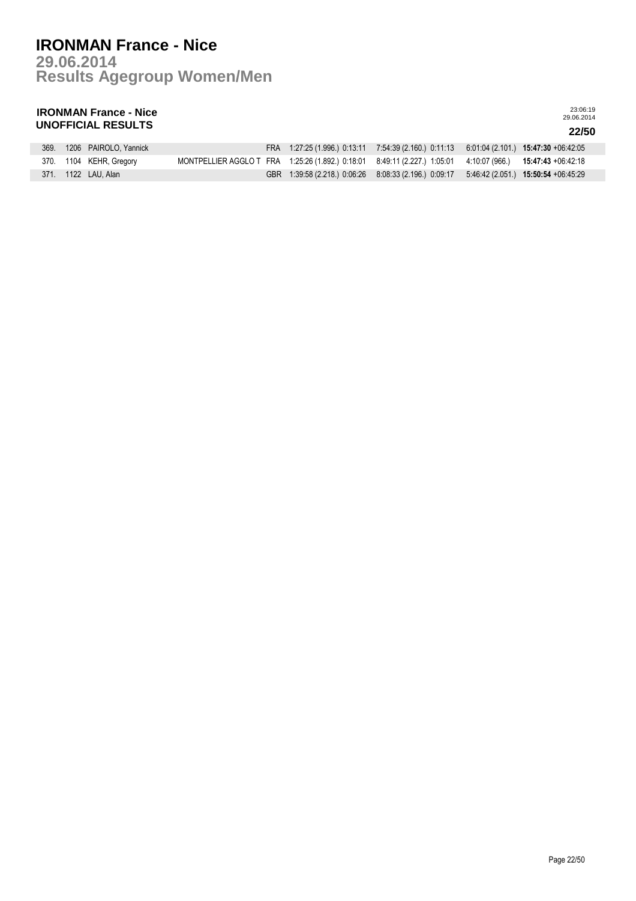# IRONMAN France - Nice

## 29.06.2014

## Results Agegroup Women/Men

**IRONMAN France - Nice**
**UNOFFICIAL RESULTS**

23:06:19
29.06.2014

**22/50**

| | | | | | | | | | | |
|---|---|---|---|---|---|---|---|---|---|---|
| 369. | 1206 | PAIROLO, Yannick | | FRA | 1:27:25 (1.996.) | 0:13:11 | 7:54:39 (2.160.) | 0:11:13 | 6:01:04 (2.101.) | **15:47:30** +06:42:05 |
| 370. | 1104 | KEHR, Gregory | MONTPELLIER AGGLO T | FRA | 1:25:26 (1.892.) | 0:18:01 | 8:49:11 (2.227.) | 1:05:01 | 4:10:07 (966.) | **15:47:43** +06:42:18 |
| 371. | 1122 | LAU, Alan | | GBR | 1:39:58 (2.218.) | 0:06:26 | 8:08:33 (2.196.) | 0:09:17 | 5:46:42 (2.051.) | **15:50:54** +06:45:29 |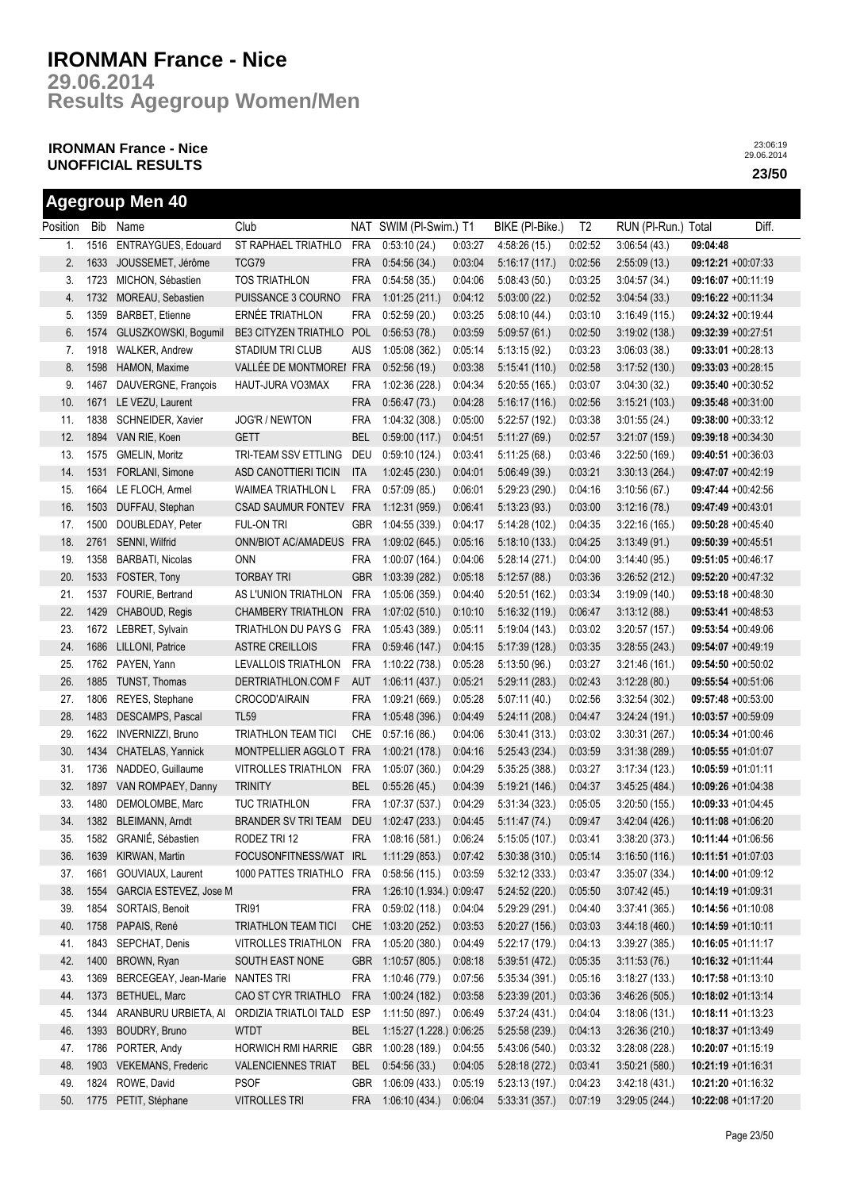# IRONMAN France - Nice
## 29.06.2014
## Results Agegroup Women/Men

**IRONMAN France - Nice**
**UNOFFICIAL RESULTS**

23:06:19
29.06.2014

## Agegroup Men 40

| Position | Bib | Name | Club | NAT | SWIM (Pl-Swim.) | T1 | BIKE (Pl-Bike.) | T2 | RUN (Pl-Run.) | Total | Diff. |
|---|---|---|---|---|---|---|---|---|---|---|---|
| 1. | 1516 | ENTRAYGUES, Edouard | ST RAPHAEL TRIATHLO | FRA | 0:53:10 (24.) | 0:03:27 | 4:58:26 (15.) | 0:02:52 | 3:06:54 (43.) | **09:04:48** | |
| 2. | 1633 | JOUSSEMET, Jérôme | TCG79 | FRA | 0:54:56 (34.) | 0:03:04 | 5:16:17 (117.) | 0:02:56 | 2:55:09 (13.) | **09:12:21** | +00:07:33 |
| 3. | 1723 | MICHON, Sébastien | TOS TRIATHLON | FRA | 0:54:58 (35.) | 0:04:06 | 5:08:43 (50.) | 0:03:25 | 3:04:57 (34.) | **09:16:07** | +00:11:19 |
| 4. | 1732 | MOREAU, Sebastien | PUISSANCE 3 COURNO | FRA | 1:01:25 (211.) | 0:04:12 | 5:03:00 (22.) | 0:02:52 | 3:04:54 (33.) | **09:16:22** | +00:11:34 |
| 5. | 1359 | BARBET, Etienne | ERNÉE TRIATHLON | FRA | 0:52:59 (20.) | 0:03:25 | 5:08:10 (44.) | 0:03:10 | 3:16:49 (115.) | **09:24:32** | +00:19:44 |
| 6. | 1574 | GLUSZKOWSKI, Bogumil | BE3 CITYZEN TRIATHLO | POL | 0:56:53 (78.) | 0:03:59 | 5:09:57 (61.) | 0:02:50 | 3:19:02 (138.) | **09:32:39** | +00:27:51 |
| 7. | 1918 | WALKER, Andrew | STADIUM TRI CLUB | AUS | 1:05:08 (362.) | 0:05:14 | 5:13:15 (92.) | 0:03:23 | 3:06:03 (38.) | **09:33:01** | +00:28:13 |
| 8. | 1598 | HAMON, Maxime | VALLÉE DE MONTMOREI | FRA | 0:52:56 (19.) | 0:03:38 | 5:15:41 (110.) | 0:02:58 | 3:17:52 (130.) | **09:33:03** | +00:28:15 |
| 9. | 1467 | DAUVERGNE, François | HAUT-JURA VO3MAX | FRA | 1:02:36 (228.) | 0:04:34 | 5:20:55 (165.) | 0:03:07 | 3:04:30 (32.) | **09:35:40** | +00:30:52 |
| 10. | 1671 | LE VEZU, Laurent | | FRA | 0:56:47 (73.) | 0:04:28 | 5:16:17 (116.) | 0:02:56 | 3:15:21 (103.) | **09:35:48** | +00:31:00 |
| 11. | 1838 | SCHNEIDER, Xavier | JOG'R / NEWTON | FRA | 1:04:32 (308.) | 0:05:00 | 5:22:57 (192.) | 0:03:38 | 3:01:55 (24.) | **09:38:00** | +00:33:12 |
| 12. | 1894 | VAN RIE, Koen | GETT | BEL | 0:59:00 (117.) | 0:04:51 | 5:11:27 (69.) | 0:02:57 | 3:21:07 (159.) | **09:39:18** | +00:34:30 |
| 13. | 1575 | GMELIN, Moritz | TRI-TEAM SSV ETTLING | DEU | 0:59:10 (124.) | 0:03:41 | 5:11:25 (68.) | 0:03:46 | 3:22:50 (169.) | **09:40:51** | +00:36:03 |
| 14. | 1531 | FORLANI, Simone | ASD CANOTTIERI TICIN | ITA | 1:02:45 (230.) | 0:04:01 | 5:06:49 (39.) | 0:03:21 | 3:30:13 (264.) | **09:47:07** | +00:42:19 |
| 15. | 1664 | LE FLOCH, Armel | WAIMEA TRIATHLON L | FRA | 0:57:09 (85.) | 0:06:01 | 5:29:23 (290.) | 0:04:16 | 3:10:56 (67.) | **09:47:44** | +00:42:56 |
| 16. | 1503 | DUFFAU, Stephan | CSAD SAUMUR FONTEV | FRA | 1:12:31 (959.) | 0:06:41 | 5:13:23 (93.) | 0:03:00 | 3:12:16 (78.) | **09:47:49** | +00:43:01 |
| 17. | 1500 | DOUBLEDAY, Peter | FUL-ON TRI | GBR | 1:04:55 (339.) | 0:04:17 | 5:14:28 (102.) | 0:04:35 | 3:22:16 (165.) | **09:50:28** | +00:45:40 |
| 18. | 2761 | SENNI, Wilfrid | ONN/BIOT AC/AMADEUS | FRA | 1:09:02 (645.) | 0:05:16 | 5:18:10 (133.) | 0:04:25 | 3:13:49 (91.) | **09:50:39** | +00:45:51 |
| 19. | 1358 | BARBATI, Nicolas | ONN | FRA | 1:00:07 (164.) | 0:04:06 | 5:28:14 (271.) | 0:04:00 | 3:14:40 (95.) | **09:51:05** | +00:46:17 |
| 20. | 1533 | FOSTER, Tony | TORBAY TRI | GBR | 1:03:39 (282.) | 0:05:18 | 5:12:57 (88.) | 0:03:36 | 3:26:52 (212.) | **09:52:20** | +00:47:32 |
| 21. | 1537 | FOURIE, Bertrand | AS L'UNION TRIATHLON | FRA | 1:05:06 (359.) | 0:04:40 | 5:20:51 (162.) | 0:03:34 | 3:19:09 (140.) | **09:53:18** | +00:48:30 |
| 22. | 1429 | CHABOUD, Regis | CHAMBERY TRIATHLON | FRA | 1:07:02 (510.) | 0:10:10 | 5:16:32 (119.) | 0:06:47 | 3:13:12 (88.) | **09:53:41** | +00:48:53 |
| 23. | 1672 | LEBRET, Sylvain | TRIATHLON DU PAYS G | FRA | 1:05:43 (389.) | 0:05:11 | 5:19:04 (143.) | 0:03:02 | 3:20:57 (157.) | **09:53:54** | +00:49:06 |
| 24. | 1686 | LILLONI, Patrice | ASTRE CREILLOIS | FRA | 0:59:46 (147.) | 0:04:15 | 5:17:39 (128.) | 0:03:35 | 3:28:55 (243.) | **09:54:07** | +00:49:19 |
| 25. | 1762 | PAYEN, Yann | LEVALLOIS TRIATHLON | FRA | 1:10:22 (738.) | 0:05:28 | 5:13:50 (96.) | 0:03:27 | 3:21:46 (161.) | **09:54:50** | +00:50:02 |
| 26. | 1885 | TUNST, Thomas | DERTRIATHLON.COM F | AUT | 1:06:11 (437.) | 0:05:21 | 5:29:11 (283.) | 0:02:43 | 3:12:28 (80.) | **09:55:54** | +00:51:06 |
| 27. | 1806 | REYES, Stephane | CROCOD'AIRAIN | FRA | 1:09:21 (669.) | 0:05:28 | 5:07:11 (40.) | 0:02:56 | 3:32:54 (302.) | **09:57:48** | +00:53:00 |
| 28. | 1483 | DESCAMPS, Pascal | TL59 | FRA | 1:05:48 (396.) | 0:04:49 | 5:24:11 (208.) | 0:04:47 | 3:24:24 (191.) | **10:03:57** | +00:59:09 |
| 29. | 1622 | INVERNIZZI, Bruno | TRIATHLON TEAM TICI | CHE | 0:57:16 (86.) | 0:04:06 | 5:30:41 (313.) | 0:03:02 | 3:30:31 (267.) | **10:05:34** | +01:00:46 |
| 30. | 1434 | CHATELAS, Yannick | MONTPELLIER AGGLO T | FRA | 1:00:21 (178.) | 0:04:16 | 5:25:43 (234.) | 0:03:59 | 3:31:38 (289.) | **10:05:55** | +01:01:07 |
| 31. | 1736 | NADDEO, Guillaume | VITROLLES TRIATHLON | FRA | 1:05:07 (360.) | 0:04:29 | 5:35:25 (388.) | 0:03:27 | 3:17:34 (123.) | **10:05:59** | +01:01:11 |
| 32. | 1897 | VAN ROMPAEY, Danny | TRINITY | BEL | 0:55:26 (45.) | 0:04:39 | 5:19:21 (146.) | 0:04:37 | 3:45:25 (484.) | **10:09:26** | +01:04:38 |
| 33. | 1480 | DEMOLOMBE, Marc | TUC TRIATHLON | FRA | 1:07:37 (537.) | 0:04:29 | 5:31:34 (323.) | 0:05:05 | 3:20:50 (155.) | **10:09:33** | +01:04:45 |
| 34. | 1382 | BLEIMANN, Arndt | BRANDER SV TRI TEAM | DEU | 1:02:47 (233.) | 0:04:45 | 5:11:47 (74.) | 0:09:47 | 3:42:04 (426.) | **10:11:08** | +01:06:20 |
| 35. | 1582 | GRANIÉ, Sébastien | RODEZ TRI 12 | FRA | 1:08:16 (581.) | 0:06:24 | 5:15:05 (107.) | 0:03:41 | 3:38:20 (373.) | **10:11:44** | +01:06:56 |
| 36. | 1639 | KIRWAN, Martin | FOCUSONFITNESS/WAT | IRL | 1:11:29 (853.) | 0:07:42 | 5:30:38 (310.) | 0:05:14 | 3:16:50 (116.) | **10:11:51** | +01:07:03 |
| 37. | 1661 | GOUVIAUX, Laurent | 1000 PATTES TRIATHLO | FRA | 0:58:56 (115.) | 0:03:59 | 5:32:12 (333.) | 0:03:47 | 3:35:07 (334.) | **10:14:00** | +01:09:12 |
| 38. | 1554 | GARCIA ESTEVEZ, Jose M | | FRA | 1:26:10 (1.934.) | 0:09:47 | 5:24:52 (220.) | 0:05:50 | 3:07:42 (45.) | **10:14:19** | +01:09:31 |
| 39. | 1854 | SORTAIS, Benoit | TRI91 | FRA | 0:59:02 (118.) | 0:04:04 | 5:29:29 (291.) | 0:04:40 | 3:37:41 (365.) | **10:14:56** | +01:10:08 |
| 40. | 1758 | PAPAIS, René | TRIATHLON TEAM TICI | CHE | 1:03:20 (252.) | 0:03:53 | 5:20:27 (156.) | 0:03:03 | 3:44:18 (460.) | **10:14:59** | +01:10:11 |
| 41. | 1843 | SEPCHAT, Denis | VITROLLES TRIATHLON | FRA | 1:05:20 (380.) | 0:04:49 | 5:22:17 (179.) | 0:04:13 | 3:39:27 (385.) | **10:16:05** | +01:11:17 |
| 42. | 1400 | BROWN, Ryan | SOUTH EAST NONE | GBR | 1:10:57 (805.) | 0:08:18 | 5:39:51 (472.) | 0:05:35 | 3:11:53 (76.) | **10:16:32** | +01:11:44 |
| 43. | 1369 | BERCEGEAY, Jean-Marie | NANTES TRI | FRA | 1:10:46 (779.) | 0:07:56 | 5:35:34 (391.) | 0:05:16 | 3:18:27 (133.) | **10:17:58** | +01:13:10 |
| 44. | 1373 | BETHUEL, Marc | CAO ST CYR TRIATHLO | FRA | 1:00:24 (182.) | 0:03:58 | 5:23:39 (201.) | 0:03:36 | 3:46:26 (505.) | **10:18:02** | +01:13:14 |
| 45. | 1344 | ARANBURU URBIETA, AI | ORDIZIA TRIATLOI TALD | ESP | 1:11:50 (897.) | 0:06:49 | 5:37:24 (431.) | 0:04:04 | 3:18:06 (131.) | **10:18:11** | +01:13:23 |
| 46. | 1393 | BOUDRY, Bruno | WTDT | BEL | 1:15:27 (1.228.) | 0:06:25 | 5:25:58 (239.) | 0:04:13 | 3:26:36 (210.) | **10:18:37** | +01:13:49 |
| 47. | 1786 | PORTER, Andy | HORWICH RMI HARRIE | GBR | 1:00:28 (189.) | 0:04:55 | 5:43:06 (540.) | 0:03:32 | 3:28:08 (228.) | **10:20:07** | +01:15:19 |
| 48. | 1903 | VEKEMANS, Frederic | VALENCIENNES TRIAT | BEL | 0:54:56 (33.) | 0:04:05 | 5:28:18 (272.) | 0:03:41 | 3:50:21 (580.) | **10:21:19** | +01:16:31 |
| 49. | 1824 | ROWE, David | PSOF | GBR | 1:06:09 (433.) | 0:05:19 | 5:23:13 (197.) | 0:04:23 | 3:42:18 (431.) | **10:21:20** | +01:16:32 |
| 50. | 1775 | PETIT, Stéphane | VITROLLES TRI | FRA | 1:06:10 (434.) | 0:06:04 | 5:33:31 (357.) | 0:07:19 | 3:29:05 (244.) | **10:22:08** | +01:17:20 |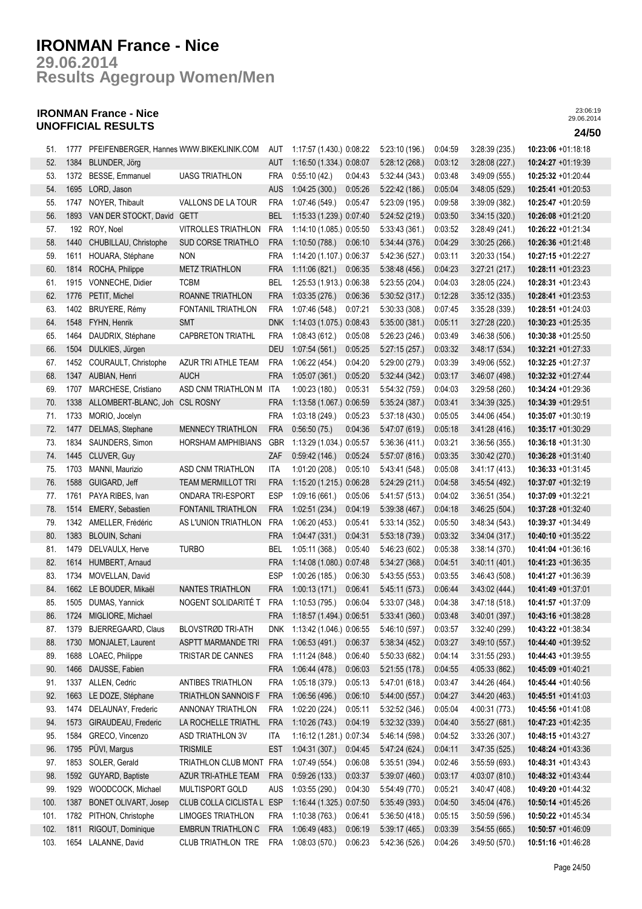# IRONMAN France - Nice

## 29.06.2014

## Results Agegroup Women/Men

### IRONMAN France - Nice
### UNOFFICIAL RESULTS

23:06:19
29.06.2014

| | | | | | | | | | | | |
|---|---|---|---|---|---|---|---|---|---|---|---|
| 51. | 1777 | PFEIFENBERGER, Hannes | WWW.BIKEKLINIK.COM | AUT | 1:17:57 (1.430.) | 0:08:22 | 5:23:10 (196.) | 0:04:59 | 3:28:39 (235.) | **10:23:06** +01:18:18 |
| 52. | 1384 | BLUNDER, Jörg | | AUT | 1:16:50 (1.334.) | 0:08:07 | 5:28:12 (268.) | 0:03:12 | 3:28:08 (227.) | **10:24:27** +01:19:39 |
| 53. | 1372 | BESSE, Emmanuel | UASG TRIATHLON | FRA | 0:55:10 (42.) | 0:04:43 | 5:32:44 (343.) | 0:03:48 | 3:49:09 (555.) | **10:25:32** +01:20:44 |
| 54. | 1695 | LORD, Jason | | AUS | 1:04:25 (300.) | 0:05:26 | 5:22:42 (186.) | 0:05:04 | 3:48:05 (529.) | **10:25:41** +01:20:53 |
| 55. | 1747 | NOYER, Thibault | VALLONS DE LA TOUR | FRA | 1:07:46 (549.) | 0:05:47 | 5:23:09 (195.) | 0:09:58 | 3:39:09 (382.) | **10:25:47** +01:20:59 |
| 56. | 1893 | VAN DER STOCKT, David | GETT | BEL | 1:15:33 (1.239.) | 0:07:40 | 5:24:52 (219.) | 0:03:50 | 3:34:15 (320.) | **10:26:08** +01:21:20 |
| 57. | 192 | ROY, Noel | VITROLLES TRIATHLON | FRA | 1:14:10 (1.085.) | 0:05:50 | 5:33:43 (361.) | 0:03:52 | 3:28:49 (241.) | **10:26:22** +01:21:34 |
| 58. | 1440 | CHUBILLAU, Christophe | SUD CORSE TRIATHLO | FRA | 1:10:50 (788.) | 0:06:10 | 5:34:44 (376.) | 0:04:29 | 3:30:25 (266.) | **10:26:36** +01:21:48 |
| 59. | 1611 | HOUARA, Stéphane | NON | FRA | 1:14:20 (1.107.) | 0:06:37 | 5:42:36 (527.) | 0:03:11 | 3:20:33 (154.) | **10:27:15** +01:22:27 |
| 60. | 1814 | ROCHA, Philippe | METZ TRIATHLON | FRA | 1:11:06 (821.) | 0:06:35 | 5:38:48 (456.) | 0:04:23 | 3:27:21 (217.) | **10:28:11** +01:23:23 |
| 61. | 1915 | VONNECHE, Didier | TCBM | BEL | 1:25:53 (1.913.) | 0:06:38 | 5:23:55 (204.) | 0:04:03 | 3:28:05 (224.) | **10:28:31** +01:23:43 |
| 62. | 1776 | PETIT, Michel | ROANNE TRIATHLON | FRA | 1:03:35 (276.) | 0:06:36 | 5:30:52 (317.) | 0:12:28 | 3:35:12 (335.) | **10:28:41** +01:23:53 |
| 63. | 1402 | BRUYERE, Rémy | FONTANIL TRIATHLON | FRA | 1:07:46 (548.) | 0:07:21 | 5:30:33 (308.) | 0:07:45 | 3:35:28 (339.) | **10:28:51** +01:24:03 |
| 64. | 1548 | FYHN, Henrik | SMT | DNK | 1:14:03 (1.075.) | 0:08:43 | 5:35:00 (381.) | 0:05:11 | 3:27:28 (220.) | **10:30:23** +01:25:35 |
| 65. | 1464 | DAUDRIX, Stéphane | CAPBRETON TRIATHL | FRA | 1:08:43 (612.) | 0:05:08 | 5:26:23 (246.) | 0:03:49 | 3:46:38 (506.) | **10:30:38** +01:25:50 |
| 66. | 1504 | DULKIES, Jürgen | | DEU | 1:07:54 (561.) | 0:05:25 | 5:27:15 (257.) | 0:03:32 | 3:48:17 (534.) | **10:32:21** +01:27:33 |
| 67. | 1452 | COURAULT, Christophe | AZUR TRI ATHLE TEAM | FRA | 1:06:22 (454.) | 0:04:20 | 5:29:00 (279.) | 0:03:39 | 3:49:06 (552.) | **10:32:25** +01:27:37 |
| 68. | 1347 | AUBIAN, Henri | AUCH | FRA | 1:05:07 (361.) | 0:05:20 | 5:32:44 (342.) | 0:03:17 | 3:46:07 (498.) | **10:32:32** +01:27:44 |
| 69. | 1707 | MARCHESE, Cristiano | ASD CNM TRIATHLON M | ITA | 1:00:23 (180.) | 0:05:31 | 5:54:32 (759.) | 0:04:03 | 3:29:58 (260.) | **10:34:24** +01:29:36 |
| 70. | 1338 | ALLOMBERT-BLANC, Joh | CSL ROSNY | FRA | 1:13:58 (1.067.) | 0:06:59 | 5:35:24 (387.) | 0:03:41 | 3:34:39 (325.) | **10:34:39** +01:29:51 |
| 71. | 1733 | MORIO, Jocelyn | | FRA | 1:03:18 (249.) | 0:05:23 | 5:37:18 (430.) | 0:05:05 | 3:44:06 (454.) | **10:35:07** +01:30:19 |
| 72. | 1477 | DELMAS, Stephane | MENNECY TRIATHLON | FRA | 0:56:50 (75.) | 0:04:36 | 5:47:07 (619.) | 0:05:18 | 3:41:28 (416.) | **10:35:17** +01:30:29 |
| 73. | 1834 | SAUNDERS, Simon | HORSHAM AMPHIBIANS | GBR | 1:13:29 (1.034.) | 0:05:57 | 5:36:36 (411.) | 0:03:21 | 3:36:56 (355.) | **10:36:18** +01:31:30 |
| 74. | 1445 | CLUVER, Guy | | ZAF | 0:59:42 (146.) | 0:05:24 | 5:57:07 (816.) | 0:03:35 | 3:30:42 (270.) | **10:36:28** +01:31:40 |
| 75. | 1703 | MANNI, Maurizio | ASD CNM TRIATHLON | ITA | 1:01:20 (208.) | 0:05:10 | 5:43:41 (548.) | 0:05:08 | 3:41:17 (413.) | **10:36:33** +01:31:45 |
| 76. | 1588 | GUIGARD, Jeff | TEAM MERMILLOT TRI | FRA | 1:15:20 (1.215.) | 0:06:28 | 5:24:29 (211.) | 0:04:58 | 3:45:54 (492.) | **10:37:07** +01:32:19 |
| 77. | 1761 | PAYA RIBES, Ivan | ONDARA TRI-ESPORT | ESP | 1:09:16 (661.) | 0:05:06 | 5:41:57 (513.) | 0:04:02 | 3:36:51 (354.) | **10:37:09** +01:32:21 |
| 78. | 1514 | EMERY, Sebastien | FONTANIL TRIATHLON | FRA | 1:02:51 (234.) | 0:04:19 | 5:39:38 (467.) | 0:04:18 | 3:46:25 (504.) | **10:37:28** +01:32:40 |
| 79. | 1342 | AMELLER, Frédéric | AS L'UNION TRIATHLON | FRA | 1:06:20 (453.) | 0:05:41 | 5:33:14 (352.) | 0:05:50 | 3:48:34 (543.) | **10:39:37** +01:34:49 |
| 80. | 1383 | BLOUIN, Schani | | FRA | 1:04:47 (331.) | 0:04:31 | 5:53:18 (739.) | 0:03:32 | 3:34:04 (317.) | **10:40:10** +01:35:22 |
| 81. | 1479 | DELVAULX, Herve | TURBO | BEL | 1:05:11 (368.) | 0:05:40 | 5:46:23 (602.) | 0:05:38 | 3:38:14 (370.) | **10:41:04** +01:36:16 |
| 82. | 1614 | HUMBERT, Arnaud | | FRA | 1:14:08 (1.080.) | 0:07:48 | 5:34:27 (368.) | 0:04:51 | 3:40:11 (401.) | **10:41:23** +01:36:35 |
| 83. | 1734 | MOVELLAN, David | | ESP | 1:00:26 (185.) | 0:06:30 | 5:43:55 (553.) | 0:03:55 | 3:46:43 (508.) | **10:41:27** +01:36:39 |
| 84. | 1662 | LE BOUDER, Mikaël | NANTES TRIATHLON | FRA | 1:00:13 (171.) | 0:06:41 | 5:45:11 (573.) | 0:06:44 | 3:43:02 (444.) | **10:41:49** +01:37:01 |
| 85. | 1505 | DUMAS, Yannick | NOGENT SOLIDARITÉ T | FRA | 1:10:53 (795.) | 0:06:04 | 5:33:07 (348.) | 0:04:38 | 3:47:18 (518.) | **10:41:57** +01:37:09 |
| 86. | 1724 | MIGLIORE, Michael | | FRA | 1:18:57 (1.494.) | 0:06:51 | 5:33:41 (360.) | 0:03:48 | 3:40:01 (397.) | **10:43:16** +01:38:28 |
| 87. | 1379 | BJERREGAARD, Claus | BLOVSTRØD TRI-ATH | DNK | 1:13:42 (1.046.) | 0:06:55 | 5:46:10 (597.) | 0:03:57 | 3:32:40 (299.) | **10:43:22** +01:38:34 |
| 88. | 1730 | MONJALET, Laurent | ASPTT MARMANDE TRI | FRA | 1:06:53 (491.) | 0:06:37 | 5:38:34 (452.) | 0:03:27 | 3:49:10 (557.) | **10:44:40** +01:39:52 |
| 89. | 1688 | LOAEC, Philippe | TRISTAR DE CANNES | FRA | 1:11:24 (848.) | 0:06:40 | 5:50:33 (682.) | 0:04:14 | 3:31:55 (293.) | **10:44:43** +01:39:55 |
| 90. | 1466 | DAUSSE, Fabien | | FRA | 1:06:44 (478.) | 0:06:03 | 5:21:55 (178.) | 0:04:55 | 4:05:33 (862.) | **10:45:09** +01:40:21 |
| 91. | 1337 | ALLEN, Cedric | ANTIBES TRIATHLON | FRA | 1:05:18 (379.) | 0:05:13 | 5:47:01 (618.) | 0:03:47 | 3:44:26 (464.) | **10:45:44** +01:40:56 |
| 92. | 1663 | LE DOZE, Stéphane | TRIATHLON SANNOIS F | FRA | 1:06:56 (496.) | 0:06:10 | 5:44:00 (557.) | 0:04:27 | 3:44:20 (463.) | **10:45:51** +01:41:03 |
| 93. | 1474 | DELAUNAY, Frederic | ANNONAY TRIATHLON | FRA | 1:02:20 (224.) | 0:05:11 | 5:32:52 (346.) | 0:05:04 | 4:00:31 (773.) | **10:45:56** +01:41:08 |
| 94. | 1573 | GIRAUDEAU, Frederic | LA ROCHELLE TRIATHL | FRA | 1:10:26 (743.) | 0:04:19 | 5:32:32 (339.) | 0:04:40 | 3:55:27 (681.) | **10:47:23** +01:42:35 |
| 95. | 1584 | GRECO, Vincenzo | ASD TRIATHLON 3V | ITA | 1:16:12 (1.281.) | 0:07:34 | 5:46:14 (598.) | 0:04:52 | 3:33:26 (307.) | **10:48:15** +01:43:27 |
| 96. | 1795 | PÜVI, Margus | TRISMILE | EST | 1:04:31 (307.) | 0:04:45 | 5:47:24 (624.) | 0:04:11 | 3:47:35 (525.) | **10:48:24** +01:43:36 |
| 97. | 1853 | SOLER, Gerald | TRIATHLON CLUB MONT | FRA | 1:07:49 (554.) | 0:06:08 | 5:35:51 (394.) | 0:02:46 | 3:55:59 (693.) | **10:48:31** +01:43:43 |
| 98. | 1592 | GUYARD, Baptiste | AZUR TRI-ATHLE TEAM | FRA | 0:59:26 (133.) | 0:03:37 | 5:39:07 (460.) | 0:03:17 | 4:03:07 (810.) | **10:48:32** +01:43:44 |
| 99. | 1929 | WOODCOCK, Michael | MULTISPORT GOLD | AUS | 1:03:55 (290.) | 0:04:30 | 5:54:49 (770.) | 0:05:21 | 3:40:47 (408.) | **10:49:20** +01:44:32 |
| 100. | 1387 | BONET OLIVART, Josep | CLUB COLLA CICLISTA L | ESP | 1:16:44 (1.325.) | 0:07:50 | 5:35:49 (393.) | 0:04:50 | 3:45:04 (476.) | **10:50:14** +01:45:26 |
| 101. | 1782 | PITHON, Christophe | LIMOGES TRIATHLON | FRA | 1:10:38 (763.) | 0:06:41 | 5:36:50 (418.) | 0:05:15 | 3:50:59 (596.) | **10:50:22** +01:45:34 |
| 102. | 1811 | RIGOUT, Dominique | EMBRUN TRIATHLON C | FRA | 1:06:49 (483.) | 0:06:19 | 5:39:17 (465.) | 0:03:39 | 3:54:55 (665.) | **10:50:57** +01:46:09 |
| 103. | 1654 | LALANNE, David | CLUB TRIATHLON TRE | FRA | 1:08:03 (570.) | 0:06:23 | 5:42:36 (526.) | 0:04:26 | 3:49:50 (570.) | **10:51:16** +01:46:28 |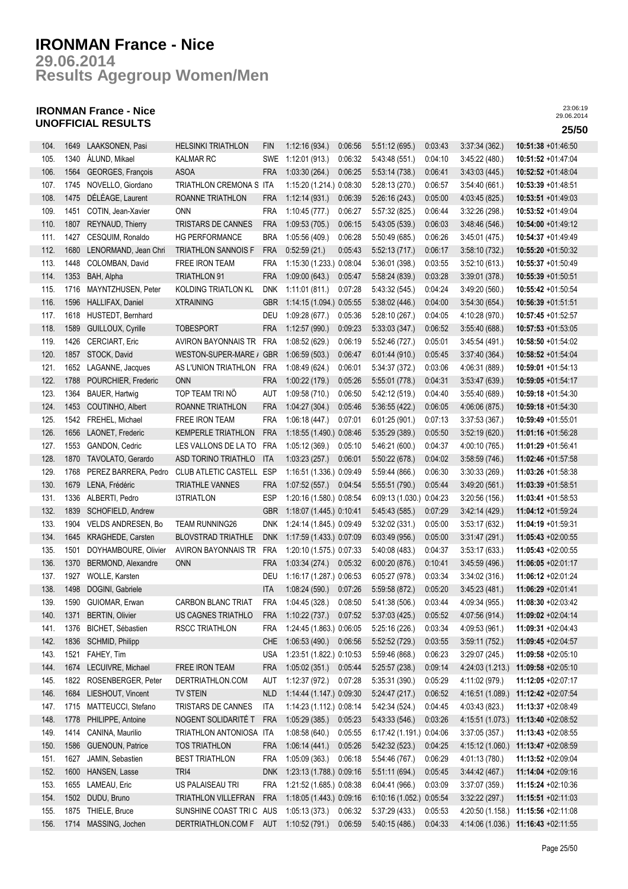# IRONMAN France - Nice

## 29.06.2014

## Results Agegroup Women/Men

### IRONMAN France - Nice
### UNOFFICIAL RESULTS

23:06:19
29.06.2014

**25/50**

| | | | | | | | | | | | |
|---|---|---|---|---|---|---|---|---|---|---|---|
| 104. | 1649 | LAAKSONEN, Pasi | HELSINKI TRIATHLON | FIN | 1:12:16 (934.) | 0:06:56 | 5:51:12 (695.) | 0:03:43 | 3:37:34 (362.) | **10:51:38** +01:46:50 |
| 105. | 1340 | ÅLUND, Mikael | KALMAR RC | SWE | 1:12:01 (913.) | 0:06:32 | 5:43:48 (551.) | 0:04:10 | 3:45:22 (480.) | **10:51:52** +01:47:04 |
| 106. | 1564 | GEORGES, François | ASOA | FRA | 1:03:30 (264.) | 0:06:25 | 5:53:14 (738.) | 0:06:41 | 3:43:03 (445.) | **10:52:52** +01:48:04 |
| 107. | 1745 | NOVELLO, Giordano | TRIATHLON CREMONA S | ITA | 1:15:20 (1.214.) | 0:08:30 | 5:28:13 (270.) | 0:06:57 | 3:54:40 (661.) | **10:53:39** +01:48:51 |
| 108. | 1475 | DÉLÉAGE, Laurent | ROANNE TRIATHLON | FRA | 1:12:14 (931.) | 0:06:39 | 5:26:16 (243.) | 0:05:00 | 4:03:45 (825.) | **10:53:51** +01:49:03 |
| 109. | 1451 | COTIN, Jean-Xavier | ONN | FRA | 1:10:45 (777.) | 0:06:27 | 5:57:32 (825.) | 0:06:44 | 3:32:26 (298.) | **10:53:52** +01:49:04 |
| 110. | 1807 | REYNAUD, Thierry | TRISTARS DE CANNES | FRA | 1:09:53 (705.) | 0:06:15 | 5:43:05 (539.) | 0:06:03 | 3:48:46 (546.) | **10:54:00** +01:49:12 |
| 111. | 1427 | CESQUIM, Ronaldo | HG PERFORMANCE | BRA | 1:05:56 (409.) | 0:06:28 | 5:50:49 (685.) | 0:06:26 | 3:45:01 (475.) | **10:54:37** +01:49:49 |
| 112. | 1680 | LENORMAND, Jean Chri | TRIATHLON SANNOIS F | FRA | 0:52:59 (21.) | 0:05:43 | 5:52:13 (717.) | 0:06:17 | 3:58:10 (732.) | **10:55:20** +01:50:32 |
| 113. | 1448 | COLOMBAN, David | FREE IRON TEAM | FRA | 1:15:30 (1.233.) | 0:08:04 | 5:36:01 (398.) | 0:03:55 | 3:52:10 (613.) | **10:55:37** +01:50:49 |
| 114. | 1353 | BAH, Alpha | TRIATHLON 91 | FRA | 1:09:00 (643.) | 0:05:47 | 5:58:24 (839.) | 0:03:28 | 3:39:01 (378.) | **10:55:39** +01:50:51 |
| 115. | 1716 | MAYNTZHUSEN, Peter | KOLDING TRIATLON KL | DNK | 1:11:01 (811.) | 0:07:28 | 5:43:32 (545.) | 0:04:24 | 3:49:20 (560.) | **10:55:42** +01:50:54 |
| 116. | 1596 | HALLIFAX, Daniel | XTRAINING | GBR | 1:14:15 (1.094.) | 0:05:55 | 5:38:02 (446.) | 0:04:00 | 3:54:30 (654.) | **10:56:39** +01:51:51 |
| 117. | 1618 | HUSTEDT, Bernhard | | DEU | 1:09:28 (677.) | 0:05:36 | 5:28:10 (267.) | 0:04:05 | 4:10:28 (970.) | **10:57:45** +01:52:57 |
| 118. | 1589 | GUILLOUX, Cyrille | TOBESPORT | FRA | 1:12:57 (990.) | 0:09:23 | 5:33:03 (347.) | 0:06:52 | 3:55:40 (688.) | **10:57:53** +01:53:05 |
| 119. | 1426 | CERCIART, Eric | AVIRON BAYONNAIS TR | FRA | 1:08:52 (629.) | 0:06:19 | 5:52:46 (727.) | 0:05:01 | 3:45:54 (491.) | **10:58:50** +01:54:02 |
| 120. | 1857 | STOCK, David | WESTON-SUPER-MARE / | GBR | 1:06:59 (503.) | 0:06:47 | 6:01:44 (910.) | 0:05:45 | 3:37:40 (364.) | **10:58:52** +01:54:04 |
| 121. | 1652 | LAGANNE, Jacques | AS L'UNION TRIATHLON | FRA | 1:08:49 (624.) | 0:06:01 | 5:34:37 (372.) | 0:03:06 | 4:06:31 (889.) | **10:59:01** +01:54:13 |
| 122. | 1788 | POURCHIER, Frederic | ONN | FRA | 1:00:22 (179.) | 0:05:26 | 5:55:01 (778.) | 0:04:31 | 3:53:47 (639.) | **10:59:05** +01:54:17 |
| 123. | 1364 | BAUER, Hartwig | TOP TEAM TRI NÖ | AUT | 1:09:58 (710.) | 0:06:50 | 5:42:12 (519.) | 0:04:40 | 3:55:40 (689.) | **10:59:18** +01:54:30 |
| 124. | 1453 | COUTINHO, Albert | ROANNE TRIATHLON | FRA | 1:04:27 (304.) | 0:05:46 | 5:36:55 (422.) | 0:06:05 | 4:06:06 (875.) | **10:59:18** +01:54:30 |
| 125. | 1542 | FREHEL, Michael | FREE IRON TEAM | FRA | 1:06:18 (447.) | 0:07:01 | 6:01:25 (901.) | 0:07:13 | 3:37:53 (367.) | **10:59:49** +01:55:01 |
| 126. | 1656 | LAONET, Frederic | KEMPERLE TRIATHLON | FRA | 1:18:55 (1.490.) | 0:08:46 | 5:35:29 (389.) | 0:05:50 | 3:52:19 (620.) | **11:01:16** +01:56:28 |
| 127. | 1553 | GANDON, Cedric | LES VALLONS DE LA TO | FRA | 1:05:12 (369.) | 0:05:10 | 5:46:21 (600.) | 0:04:37 | 4:00:10 (765.) | **11:01:29** +01:56:41 |
| 128. | 1870 | TAVOLATO, Gerardo | ASD TORINO TRIATHLO | ITA | 1:03:23 (257.) | 0:06:01 | 5:50:22 (678.) | 0:04:02 | 3:58:59 (746.) | **11:02:46** +01:57:58 |
| 129. | 1768 | PEREZ BARRERA, Pedro | CLUB ATLETIC CASTELL | ESP | 1:16:51 (1.336.) | 0:09:49 | 5:59:44 (866.) | 0:06:30 | 3:30:33 (269.) | **11:03:26** +01:58:38 |
| 130. | 1679 | LENA, Frédéric | TRIATHLE VANNES | FRA | 1:07:52 (557.) | 0:04:54 | 5:55:51 (790.) | 0:05:44 | 3:49:20 (561.) | **11:03:39** +01:58:51 |
| 131. | 1336 | ALBERTI, Pedro | I3TRIATLON | ESP | 1:20:16 (1.580.) | 0:08:54 | 6:09:13 (1.030.) | 0:04:23 | 3:20:56 (156.) | **11:03:41** +01:58:53 |
| 132. | 1839 | SCHOFIELD, Andrew | | GBR | 1:18:07 (1.445.) | 0:10:41 | 5:45:43 (585.) | 0:07:29 | 3:42:14 (429.) | **11:04:12** +01:59:24 |
| 133. | 1904 | VELDS ANDRESEN, Bo | TEAM RUNNING26 | DNK | 1:24:14 (1.845.) | 0:09:49 | 5:32:02 (331.) | 0:05:00 | 3:53:17 (632.) | **11:04:19** +01:59:31 |
| 134. | 1645 | KRAGHEDE, Carsten | BLOVSTRAD TRIATHLE | DNK | 1:17:59 (1.433.) | 0:07:09 | 6:03:49 (956.) | 0:05:00 | 3:31:47 (291.) | **11:05:43** +02:00:55 |
| 135. | 1501 | DOYHAMBOURE, Olivier | AVIRON BAYONNAIS TR | FRA | 1:20:10 (1.575.) | 0:07:33 | 5:40:08 (483.) | 0:04:37 | 3:53:17 (633.) | **11:05:43** +02:00:55 |
| 136. | 1370 | BERMOND, Alexandre | ONN | FRA | 1:03:34 (274.) | 0:05:32 | 6:00:20 (876.) | 0:10:41 | 3:45:59 (496.) | **11:06:05** +02:01:17 |
| 137. | 1927 | WOLLE, Karsten | | DEU | 1:16:17 (1.287.) | 0:06:53 | 6:05:27 (978.) | 0:03:34 | 3:34:02 (316.) | **11:06:12** +02:01:24 |
| 138. | 1498 | DOGINI, Gabriele | | ITA | 1:08:24 (590.) | 0:07:26 | 5:59:58 (872.) | 0:05:20 | 3:45:23 (481.) | **11:06:29** +02:01:41 |
| 139. | 1590 | GUIOMAR, Erwan | CARBON BLANC TRIAT | FRA | 1:04:45 (328.) | 0:08:50 | 5:41:38 (506.) | 0:03:44 | 4:09:34 (955.) | **11:08:30** +02:03:42 |
| 140. | 1371 | BERTIN, Olivier | US CAGNES TRIATHLO | FRA | 1:10:22 (737.) | 0:07:52 | 5:37:03 (425.) | 0:05:52 | 4:07:56 (914.) | **11:09:02** +02:04:14 |
| 141. | 1376 | BICHET, Sébastien | RSCC TRIATHLON | FRA | 1:24:45 (1.863.) | 0:06:05 | 5:25:16 (226.) | 0:03:34 | 4:09:53 (961.) | **11:09:31** +02:04:43 |
| 142. | 1836 | SCHMID, Philipp | | CHE | 1:06:53 (490.) | 0:06:56 | 5:52:52 (729.) | 0:03:55 | 3:59:11 (752.) | **11:09:45** +02:04:57 |
| 143. | 1521 | FAHEY, Tim | | USA | 1:23:51 (1.822.) | 0:10:53 | 5:59:46 (868.) | 0:06:23 | 3:29:07 (245.) | **11:09:58** +02:05:10 |
| 144. | 1674 | LECUIVRE, Michael | FREE IRON TEAM | FRA | 1:05:02 (351.) | 0:05:44 | 5:25:57 (238.) | 0:09:14 | 4:24:03 (1.213.) | **11:09:58** +02:05:10 |
| 145. | 1822 | ROSENBERGER, Peter | DERTRIATHLON.COM | AUT | 1:12:37 (972.) | 0:07:28 | 5:35:31 (390.) | 0:05:29 | 4:11:02 (979.) | **11:12:05** +02:07:17 |
| 146. | 1684 | LIESHOUT, Vincent | TV STEIN | NLD | 1:14:44 (1.147.) | 0:09:30 | 5:24:47 (217.) | 0:06:52 | 4:16:51 (1.089.) | **11:12:42** +02:07:54 |
| 147. | 1715 | MATTEUCCI, Stefano | TRISTARS DE CANNES | ITA | 1:14:23 (1.112.) | 0:08:14 | 5:42:34 (524.) | 0:04:45 | 4:03:43 (823.) | **11:13:37** +02:08:49 |
| 148. | 1778 | PHILIPPE, Antoine | NOGENT SOLIDARITÉ T | FRA | 1:05:29 (385.) | 0:05:23 | 5:43:33 (546.) | 0:03:26 | 4:15:51 (1.073.) | **11:13:40** +02:08:52 |
| 149. | 1414 | CANINA, Maurilio | TRIATHLON ANTONIOSA | ITA | 1:08:58 (640.) | 0:05:55 | 6:17:42 (1.191.) | 0:04:06 | 3:37:05 (357.) | **11:13:43** +02:08:55 |
| 150. | 1586 | GUENOUN, Patrice | TOS TRIATHLON | FRA | 1:06:14 (441.) | 0:05:26 | 5:42:32 (523.) | 0:04:25 | 4:15:12 (1.060.) | **11:13:47** +02:08:59 |
| 151. | 1627 | JAMIN, Sebastien | BEST TRIATHLON | FRA | 1:05:09 (363.) | 0:06:18 | 5:54:46 (767.) | 0:06:29 | 4:01:13 (780.) | **11:13:52** +02:09:04 |
| 152. | 1600 | HANSEN, Lasse | TRI4 | DNK | 1:23:13 (1.788.) | 0:09:16 | 5:51:11 (694.) | 0:05:45 | 3:44:42 (467.) | **11:14:04** +02:09:16 |
| 153. | 1655 | LAMEAU, Eric | US PALAISEAU TRI | FRA | 1:21:52 (1.685.) | 0:08:38 | 6:04:41 (966.) | 0:03:09 | 3:37:07 (359.) | **11:15:24** +02:10:36 |
| 154. | 1502 | DUDU, Bruno | TRIATHLON VILLEFRAN | FRA | 1:18:05 (1.443.) | 0:09:16 | 6:10:16 (1.052.) | 0:05:54 | 3:32:22 (297.) | **11:15:51** +02:11:03 |
| 155. | 1875 | THIELE, Bruce | SUNSHINE COAST TRI C | AUS | 1:05:13 (373.) | 0:06:32 | 5:37:29 (433.) | 0:05:53 | 4:20:50 (1.158.) | **11:15:56** +02:11:08 |
| 156. | 1714 | MASSING, Jochen | DERTRIATHLON.COM F | AUT | 1:10:52 (791.) | 0:06:59 | 5:40:15 (486.) | 0:04:33 | 4:14:06 (1.036.) | **11:16:43** +02:11:55 |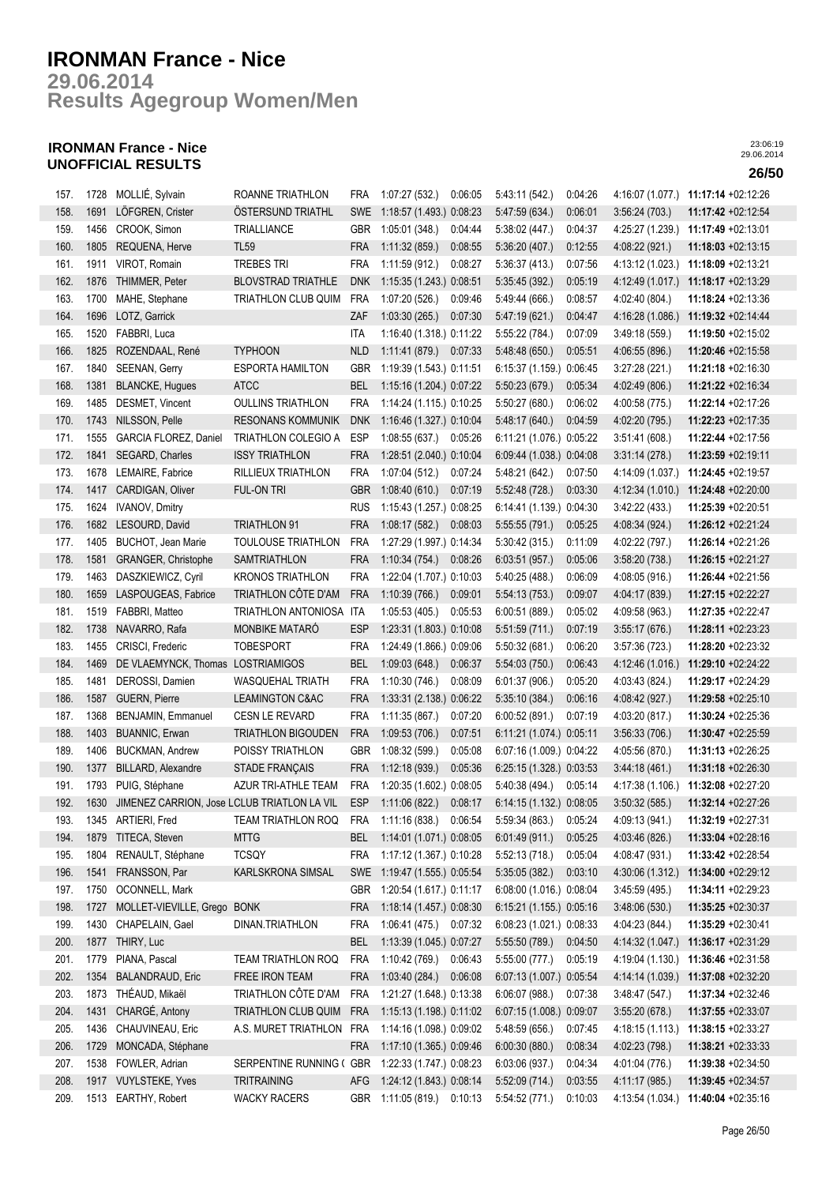# IRONMAN France - Nice

## 29.06.2014

## Results Agegroup Women/Men

### IRONMAN France - Nice
### UNOFFICIAL RESULTS

23:06:19
29.06.2014

| Rank | Bib | Name | Club | Nat | Swim | T1 | Bike | T2 | Run | Total |
|---|---|---|---|---|---|---|---|---|---|---|
| 157. | 1728 | MOLLIÉ, Sylvain | ROANNE TRIATHLON | FRA | 1:07:27 (532.) | 0:06:05 | 5:43:11 (542.) | 0:04:26 | 4:16:07 (1.077.) | **11:17:14** +02:12:26 |
| 158. | 1691 | LÖFGREN, Crister | ÖSTERSUND TRIATHL | SWE | 1:18:57 (1.493.) | 0:08:23 | 5:47:59 (634.) | 0:06:01 | 3:56:24 (703.) | **11:17:42** +02:12:54 |
| 159. | 1456 | CROOK, Simon | TRIALLIANCE | GBR | 1:05:01 (348.) | 0:04:44 | 5:38:02 (447.) | 0:04:37 | 4:25:27 (1.239.) | **11:17:49** +02:13:01 |
| 160. | 1805 | REQUENA, Herve | TL59 | FRA | 1:11:32 (859.) | 0:08:55 | 5:36:20 (407.) | 0:12:55 | 4:08:22 (921.) | **11:18:03** +02:13:15 |
| 161. | 1911 | VIROT, Romain | TREBES TRI | FRA | 1:11:59 (912.) | 0:08:27 | 5:36:37 (413.) | 0:07:56 | 4:13:12 (1.023.) | **11:18:09** +02:13:21 |
| 162. | 1876 | THIMMER, Peter | BLOVSTRAD TRIATHLE | DNK | 1:15:35 (1.243.) | 0:08:51 | 5:35:45 (392.) | 0:05:19 | 4:12:49 (1.017.) | **11:18:17** +02:13:29 |
| 163. | 1700 | MAHE, Stephane | TRIATHLON CLUB QUIM | FRA | 1:07:20 (526.) | 0:09:46 | 5:49:44 (666.) | 0:08:57 | 4:02:40 (804.) | **11:18:24** +02:13:36 |
| 164. | 1696 | LOTZ, Garrick | | ZAF | 1:03:30 (265.) | 0:07:30 | 5:47:19 (621.) | 0:04:47 | 4:16:28 (1.086.) | **11:19:32** +02:14:44 |
| 165. | 1520 | FABBRI, Luca | | ITA | 1:16:40 (1.318.) | 0:11:22 | 5:55:22 (784.) | 0:07:09 | 3:49:18 (559.) | **11:19:50** +02:15:02 |
| 166. | 1825 | ROZENDAAL, René | TYPHOON | NLD | 1:11:41 (879.) | 0:07:33 | 5:48:48 (650.) | 0:05:51 | 4:06:55 (896.) | **11:20:46** +02:15:58 |
| 167. | 1840 | SEENAN, Gerry | ESPORTA HAMILTON | GBR | 1:19:39 (1.543.) | 0:11:51 | 6:15:37 (1.159.) | 0:06:45 | 3:27:28 (221.) | **11:21:18** +02:16:30 |
| 168. | 1381 | BLANCKE, Hugues | ATCC | BEL | 1:15:16 (1.204.) | 0:07:22 | 5:50:23 (679.) | 0:05:34 | 4:02:49 (806.) | **11:21:22** +02:16:34 |
| 169. | 1485 | DESMET, Vincent | OULLINS TRIATHLON | FRA | 1:14:24 (1.115.) | 0:10:25 | 5:50:27 (680.) | 0:06:02 | 4:00:58 (775.) | **11:22:14** +02:17:26 |
| 170. | 1743 | NILSSON, Pelle | RESONANS KOMMUNIK | DNK | 1:16:46 (1.327.) | 0:10:04 | 5:48:17 (640.) | 0:04:59 | 4:02:20 (795.) | **11:22:23** +02:17:35 |
| 171. | 1555 | GARCIA FLOREZ, Daniel | TRIATHLON COLEGIO A | ESP | 1:08:55 (637.) | 0:05:26 | 6:11:21 (1.076.) | 0:05:22 | 3:51:41 (608.) | **11:22:44** +02:17:56 |
| 172. | 1841 | SEGARD, Charles | ISSY TRIATHLON | FRA | 1:28:51 (2.040.) | 0:10:04 | 6:09:44 (1.038.) | 0:04:08 | 3:31:14 (278.) | **11:23:59** +02:19:11 |
| 173. | 1678 | LEMAIRE, Fabrice | RILLIEUX TRIATHLON | FRA | 1:07:04 (512.) | 0:07:24 | 5:48:21 (642.) | 0:07:50 | 4:14:09 (1.037.) | **11:24:45** +02:19:57 |
| 174. | 1417 | CARDIGAN, Oliver | FUL-ON TRI | GBR | 1:08:40 (610.) | 0:07:19 | 5:52:48 (728.) | 0:03:30 | 4:12:34 (1.010.) | **11:24:48** +02:20:00 |
| 175. | 1624 | IVANOV, Dmitry | | RUS | 1:15:43 (1.257.) | 0:08:25 | 6:14:41 (1.139.) | 0:04:30 | 3:42:22 (433.) | **11:25:39** +02:20:51 |
| 176. | 1682 | LESOURD, David | TRIATHLON 91 | FRA | 1:08:17 (582.) | 0:08:03 | 5:55:55 (791.) | 0:05:25 | 4:08:34 (924.) | **11:26:12** +02:21:24 |
| 177. | 1405 | BUCHOT, Jean Marie | TOULOUSE TRIATHLON | FRA | 1:27:29 (1.997.) | 0:14:34 | 5:30:42 (315.) | 0:11:09 | 4:02:22 (797.) | **11:26:14** +02:21:26 |
| 178. | 1581 | GRANGER, Christophe | SAMTRIATHLON | FRA | 1:10:34 (754.) | 0:08:26 | 6:03:51 (957.) | 0:05:06 | 3:58:20 (738.) | **11:26:15** +02:21:27 |
| 179. | 1463 | DASZKIEWICZ, Cyril | KRONOS TRIATHLON | FRA | 1:22:04 (1.707.) | 0:10:03 | 5:40:25 (488.) | 0:06:09 | 4:08:05 (916.) | **11:26:44** +02:21:56 |
| 180. | 1659 | LASPOUGEAS, Fabrice | TRIATHLON CÔTE D'AM | FRA | 1:10:39 (766.) | 0:09:01 | 5:54:13 (753.) | 0:09:07 | 4:04:17 (839.) | **11:27:15** +02:22:27 |
| 181. | 1519 | FABBRI, Matteo | TRIATHLON ANTONIOSA | ITA | 1:05:53 (405.) | 0:05:53 | 6:00:51 (889.) | 0:05:02 | 4:09:58 (963.) | **11:27:35** +02:22:47 |
| 182. | 1738 | NAVARRO, Rafa | MONBIKE MATARÓ | ESP | 1:23:31 (1.803.) | 0:10:08 | 5:51:59 (711.) | 0:07:19 | 3:55:17 (676.) | **11:28:11** +02:23:23 |
| 183. | 1455 | CRISCI, Frederic | TOBESPORT | FRA | 1:24:49 (1.866.) | 0:09:06 | 5:50:32 (681.) | 0:06:20 | 3:57:36 (723.) | **11:28:20** +02:23:32 |
| 184. | 1469 | DE VLAEMYNCK, Thomas | LOSTRIAMIGOS | BEL | 1:09:03 (648.) | 0:06:37 | 5:54:03 (750.) | 0:06:43 | 4:12:46 (1.016.) | **11:29:10** +02:24:22 |
| 185. | 1481 | DEROSSI, Damien | WASQUEHAL TRIATH | FRA | 1:10:30 (746.) | 0:08:09 | 6:01:37 (906.) | 0:05:20 | 4:03:43 (824.) | **11:29:17** +02:24:29 |
| 186. | 1587 | GUERN, Pierre | LEAMINGTON C&AC | FRA | 1:33:31 (2.138.) | 0:06:22 | 5:35:10 (384.) | 0:06:16 | 4:08:42 (927.) | **11:29:58** +02:25:10 |
| 187. | 1368 | BENJAMIN, Emmanuel | CESN LE REVARD | FRA | 1:11:35 (867.) | 0:07:20 | 6:00:52 (891.) | 0:07:19 | 4:03:20 (817.) | **11:30:24** +02:25:36 |
| 188. | 1403 | BUANNIC, Erwan | TRIATHLON BIGOUDEN | FRA | 1:09:53 (706.) | 0:07:51 | 6:11:21 (1.074.) | 0:05:11 | 3:56:33 (706.) | **11:30:47** +02:25:59 |
| 189. | 1406 | BUCKMAN, Andrew | POISSY TRIATHLON | GBR | 1:08:32 (599.) | 0:05:08 | 6:07:16 (1.009.) | 0:04:22 | 4:05:56 (870.) | **11:31:13** +02:26:25 |
| 190. | 1377 | BILLARD, Alexandre | STADE FRANÇAIS | FRA | 1:12:18 (939.) | 0:05:36 | 6:25:15 (1.328.) | 0:03:53 | 3:44:18 (461.) | **11:31:18** +02:26:30 |
| 191. | 1793 | PUIG, Stéphane | AZUR TRI-ATHLE TEAM | FRA | 1:20:35 (1.602.) | 0:08:05 | 5:40:38 (494.) | 0:05:14 | 4:17:38 (1.106.) | **11:32:08** +02:27:20 |
| 192. | 1630 | JIMENEZ CARRION, Jose L | CLUB TRIATLON LA VIL | ESP | 1:11:06 (822.) | 0:08:17 | 6:14:15 (1.132.) | 0:08:05 | 3:50:32 (585.) | **11:32:14** +02:27:26 |
| 193. | 1345 | ARTIERI, Fred | TEAM TRIATHLON ROQ | FRA | 1:11:16 (838.) | 0:06:54 | 5:59:34 (863.) | 0:05:24 | 4:09:13 (941.) | **11:32:19** +02:27:31 |
| 194. | 1879 | TITECA, Steven | MTTG | BEL | 1:14:01 (1.071.) | 0:08:05 | 6:01:49 (911.) | 0:05:25 | 4:03:46 (826.) | **11:33:04** +02:28:16 |
| 195. | 1804 | RENAULT, Stéphane | TCSQY | FRA | 1:17:12 (1.367.) | 0:10:28 | 5:52:13 (718.) | 0:05:04 | 4:08:47 (931.) | **11:33:42** +02:28:54 |
| 196. | 1541 | FRANSSON, Par | KARLSKRONA SIMSAL | SWE | 1:19:47 (1.555.) | 0:05:54 | 5:35:05 (382.) | 0:03:10 | 4:30:06 (1.312.) | **11:34:00** +02:29:12 |
| 197. | 1750 | OCONNELL, Mark | | GBR | 1:20:54 (1.617.) | 0:11:17 | 6:08:00 (1.016.) | 0:08:04 | 3:45:59 (495.) | **11:34:11** +02:29:23 |
| 198. | 1727 | MOLLET-VIEVILLE, Grego | BONK | FRA | 1:18:14 (1.457.) | 0:08:30 | 6:15:21 (1.155.) | 0:05:16 | 3:48:06 (530.) | **11:35:25** +02:30:37 |
| 199. | 1430 | CHAPELAIN, Gael | DINAN.TRIATHLON | FRA | 1:06:41 (475.) | 0:07:32 | 6:08:23 (1.021.) | 0:08:33 | 4:04:23 (844.) | **11:35:29** +02:30:41 |
| 200. | 1877 | THIRY, Luc | | BEL | 1:13:39 (1.045.) | 0:07:27 | 5:55:50 (789.) | 0:04:50 | 4:14:32 (1.047.) | **11:36:17** +02:31:29 |
| 201. | 1779 | PIANA, Pascal | TEAM TRIATHLON ROQ | FRA | 1:10:42 (769.) | 0:06:43 | 5:55:00 (777.) | 0:05:19 | 4:19:04 (1.130.) | **11:36:46** +02:31:58 |
| 202. | 1354 | BALANDRAUD, Eric | FREE IRON TEAM | FRA | 1:03:40 (284.) | 0:06:08 | 6:07:13 (1.007.) | 0:05:54 | 4:14:14 (1.039.) | **11:37:08** +02:32:20 |
| 203. | 1873 | THÉAUD, Mikaël | TRIATHLON CÔTE D'AM | FRA | 1:21:27 (1.648.) | 0:13:38 | 6:06:07 (988.) | 0:07:38 | 3:48:47 (547.) | **11:37:34** +02:32:46 |
| 204. | 1431 | CHARGÉ, Antony | TRIATHLON CLUB QUIM | FRA | 1:15:13 (1.198.) | 0:11:02 | 6:07:15 (1.008.) | 0:09:07 | 3:55:20 (678.) | **11:37:55** +02:33:07 |
| 205. | 1436 | CHAUVINEAU, Eric | A.S. MURET TRIATHLON | FRA | 1:14:16 (1.098.) | 0:09:02 | 5:48:59 (656.) | 0:07:45 | 4:18:15 (1.113.) | **11:38:15** +02:33:27 |
| 206. | 1729 | MONCADA, Stéphane | | FRA | 1:17:10 (1.365.) | 0:09:46 | 6:00:30 (880.) | 0:08:34 | 4:02:23 (798.) | **11:38:21** +02:33:33 |
| 207. | 1538 | FOWLER, Adrian | SERPENTINE RUNNING ( | GBR | 1:22:33 (1.747.) | 0:08:23 | 6:03:06 (937.) | 0:04:34 | 4:01:04 (776.) | **11:39:38** +02:34:50 |
| 208. | 1917 | VUYLSTEKE, Yves | TRITRAINING | AFG | 1:24:12 (1.843.) | 0:08:14 | 5:52:09 (714.) | 0:03:55 | 4:11:17 (985.) | **11:39:45** +02:34:57 |
| 209. | 1513 | EARTHY, Robert | WACKY RACERS | GBR | 1:11:05 (819.) | 0:10:13 | 5:54:52 (771.) | 0:10:03 | 4:13:54 (1.034.) | **11:40:04** +02:35:16 |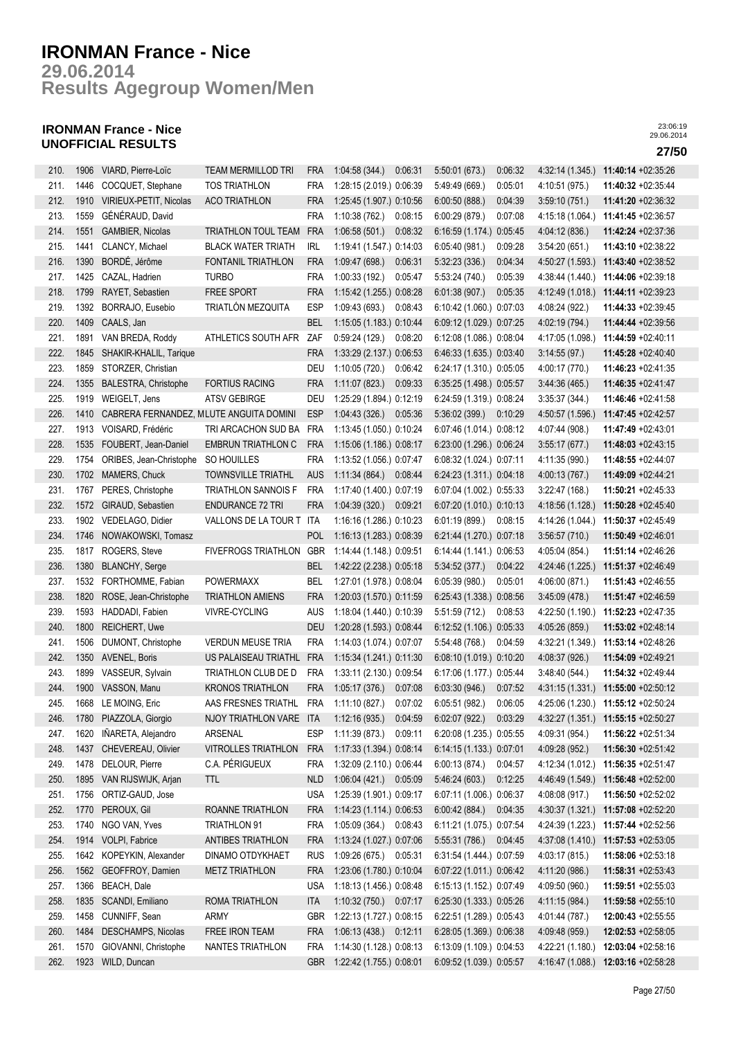# IRONMAN France - Nice

## 29.06.2014

## Results Agegroup Women/Men

### IRONMAN France - Nice
### UNOFFICIAL RESULTS

23:06:19
29.06.2014

| Rank | Bib | Name | Club | Nat | Swim | T1 | Bike | T2 | Run | Total |
|---|---|---|---|---|---|---|---|---|---|---|
| 210. | 1906 | VIARD, Pierre-Loïc | TEAM MERMILLOD TRI | FRA | 1:04:58 (344.) | 0:06:31 | 5:50:01 (673.) | 0:06:32 | 4:32:14 (1.345.) | **11:40:14** +02:35:26 |
| 211. | 1446 | COCQUET, Stephane | TOS TRIATHLON | FRA | 1:28:15 (2.019.) | 0:06:39 | 5:49:49 (669.) | 0:05:01 | 4:10:51 (975.) | **11:40:32** +02:35:44 |
| 212. | 1910 | VIRIEUX-PETIT, Nicolas | ACO TRIATHLON | FRA | 1:25:45 (1.907.) | 0:10:56 | 6:00:50 (888.) | 0:04:39 | 3:59:10 (751.) | **11:41:20** +02:36:32 |
| 213. | 1559 | GÉNÉRAUD, David | | FRA | 1:10:38 (762.) | 0:08:15 | 6:00:29 (879.) | 0:07:08 | 4:15:18 (1.064.) | **11:41:45** +02:36:57 |
| 214. | 1551 | GAMBIER, Nicolas | TRIATHLON TOUL TEAM | FRA | 1:06:58 (501.) | 0:08:32 | 6:16:59 (1.174.) | 0:05:45 | 4:04:12 (836.) | **11:42:24** +02:37:36 |
| 215. | 1441 | CLANCY, Michael | BLACK WATER TRIATH | IRL | 1:19:41 (1.547.) | 0:14:03 | 6:05:40 (981.) | 0:09:28 | 3:54:20 (651.) | **11:43:10** +02:38:22 |
| 216. | 1390 | BORDÉ, Jérôme | FONTANIL TRIATHLON | FRA | 1:09:47 (698.) | 0:06:31 | 5:32:23 (336.) | 0:04:34 | 4:50:27 (1.593.) | **11:43:40** +02:38:52 |
| 217. | 1425 | CAZAL, Hadrien | TURBO | FRA | 1:00:33 (192.) | 0:05:47 | 5:53:24 (740.) | 0:05:39 | 4:38:44 (1.440.) | **11:44:06** +02:39:18 |
| 218. | 1799 | RAYET, Sebastien | FREE SPORT | FRA | 1:15:42 (1.255.) | 0:08:28 | 6:01:38 (907.) | 0:05:35 | 4:12:49 (1.018.) | **11:44:11** +02:39:23 |
| 219. | 1392 | BORRAJO, Eusebio | TRIATLÓN MEZQUITA | ESP | 1:09:43 (693.) | 0:08:43 | 6:10:42 (1.060.) | 0:07:03 | 4:08:24 (922.) | **11:44:33** +02:39:45 |
| 220. | 1409 | CAALS, Jan | | BEL | 1:15:05 (1.183.) | 0:10:44 | 6:09:12 (1.029.) | 0:07:25 | 4:02:19 (794.) | **11:44:44** +02:39:56 |
| 221. | 1891 | VAN BREDA, Roddy | ATHLETICS SOUTH AFR | ZAF | 0:59:24 (129.) | 0:08:20 | 6:12:08 (1.086.) | 0:08:04 | 4:17:05 (1.098.) | **11:44:59** +02:40:11 |
| 222. | 1845 | SHAKIR-KHALIL, Tarique | | FRA | 1:33:29 (2.137.) | 0:06:53 | 6:46:33 (1.635.) | 0:03:40 | 3:14:55 (97.) | **11:45:28** +02:40:40 |
| 223. | 1859 | STORZER, Christian | | DEU | 1:10:05 (720.) | 0:06:42 | 6:24:17 (1.310.) | 0:05:05 | 4:00:17 (770.) | **11:46:23** +02:41:35 |
| 224. | 1355 | BALESTRA, Christophe | FORTIUS RACING | FRA | 1:11:07 (823.) | 0:09:33 | 6:35:25 (1.498.) | 0:05:57 | 3:44:36 (465.) | **11:46:35** +02:41:47 |
| 225. | 1919 | WEIGELT, Jens | ATSV GEBIRGE | DEU | 1:25:29 (1.894.) | 0:12:19 | 6:24:59 (1.319.) | 0:08:24 | 3:35:37 (344.) | **11:46:46** +02:41:58 |
| 226. | 1410 | CABRERA FERNANDEZ, M | LUTE ANGUITA DOMINI | ESP | 1:04:43 (326.) | 0:05:36 | 5:36:02 (399.) | 0:10:29 | 4:50:57 (1.596.) | **11:47:45** +02:42:57 |
| 227. | 1913 | VOISARD, Frédéric | TRI ARCACHON SUD BA | FRA | 1:13:45 (1.050.) | 0:10:24 | 6:07:46 (1.014.) | 0:08:12 | 4:07:44 (908.) | **11:47:49** +02:43:01 |
| 228. | 1535 | FOUBERT, Jean-Daniel | EMBRUN TRIATHLON C | FRA | 1:15:06 (1.186.) | 0:08:17 | 6:23:00 (1.296.) | 0:06:24 | 3:55:17 (677.) | **11:48:03** +02:43:15 |
| 229. | 1754 | ORIBES, Jean-Christophe | SO HOUILLES | FRA | 1:13:52 (1.056.) | 0:07:47 | 6:08:32 (1.024.) | 0:07:11 | 4:11:35 (990.) | **11:48:55** +02:44:07 |
| 230. | 1702 | MAMERS, Chuck | TOWNSVILLE TRIATHL | AUS | 1:11:34 (864.) | 0:08:44 | 6:24:23 (1.311.) | 0:04:18 | 4:00:13 (767.) | **11:49:09** +02:44:21 |
| 231. | 1767 | PERES, Christophe | TRIATHLON SANNOIS F | FRA | 1:17:40 (1.400.) | 0:07:19 | 6:07:04 (1.002.) | 0:55:33 | 3:22:47 (168.) | **11:50:21** +02:45:33 |
| 232. | 1572 | GIRAUD, Sebastien | ENDURANCE 72 TRI | FRA | 1:04:39 (320.) | 0:09:21 | 6:07:20 (1.010.) | 0:10:13 | 4:18:56 (1.128.) | **11:50:28** +02:45:40 |
| 233. | 1902 | VEDELAGO, Didier | VALLONS DE LA TOUR T | ITA | 1:16:16 (1.286.) | 0:10:23 | 6:01:19 (899.) | 0:08:15 | 4:14:26 (1.044.) | **11:50:37** +02:45:49 |
| 234. | 1746 | NOWAKOWSKI, Tomasz | | POL | 1:16:13 (1.283.) | 0:08:39 | 6:21:44 (1.270.) | 0:07:18 | 3:56:57 (710.) | **11:50:49** +02:46:01 |
| 235. | 1817 | ROGERS, Steve | FIVEFROGS TRIATHLON | GBR | 1:14:44 (1.148.) | 0:09:51 | 6:14:44 (1.141.) | 0:06:53 | 4:05:04 (854.) | **11:51:14** +02:46:26 |
| 236. | 1380 | BLANCHY, Serge | | BEL | 1:42:22 (2.238.) | 0:05:18 | 5:34:52 (377.) | 0:04:22 | 4:24:46 (1.225.) | **11:51:37** +02:46:49 |
| 237. | 1532 | FORTHOMME, Fabian | POWERMAXX | BEL | 1:27:01 (1.978.) | 0:08:04 | 6:05:39 (980.) | 0:05:01 | 4:06:00 (871.) | **11:51:43** +02:46:55 |
| 238. | 1820 | ROSE, Jean-Christophe | TRIATHLON AMIENS | FRA | 1:20:03 (1.570.) | 0:11:59 | 6:25:43 (1.338.) | 0:08:56 | 3:45:09 (478.) | **11:51:47** +02:46:59 |
| 239. | 1593 | HADDADI, Fabien | VIVRE-CYCLING | AUS | 1:18:04 (1.440.) | 0:10:39 | 5:51:59 (712.) | 0:08:53 | 4:22:50 (1.190.) | **11:52:23** +02:47:35 |
| 240. | 1800 | REICHERT, Uwe | | DEU | 1:20:28 (1.593.) | 0:08:44 | 6:12:52 (1.106.) | 0:05:33 | 4:05:26 (859.) | **11:53:02** +02:48:14 |
| 241. | 1506 | DUMONT, Christophe | VERDUN MEUSE TRIA | FRA | 1:14:03 (1.074.) | 0:07:07 | 5:54:48 (768.) | 0:04:59 | 4:32:21 (1.349.) | **11:53:14** +02:48:26 |
| 242. | 1350 | AVENEL, Boris | US PALAISEAU TRIATHL | FRA | 1:15:34 (1.241.) | 0:11:30 | 6:08:10 (1.019.) | 0:10:20 | 4:08:37 (926.) | **11:54:09** +02:49:21 |
| 243. | 1899 | VASSEUR, Sylvain | TRIATHLON CLUB DE D | FRA | 1:33:11 (2.130.) | 0:09:54 | 6:17:06 (1.177.) | 0:05:44 | 3:48:40 (544.) | **11:54:32** +02:49:44 |
| 244. | 1900 | VASSON, Manu | KRONOS TRIATHLON | FRA | 1:05:17 (376.) | 0:07:08 | 6:03:30 (946.) | 0:07:52 | 4:31:15 (1.331.) | **11:55:00** +02:50:12 |
| 245. | 1668 | LE MOING, Eric | AAS FRESNES TRIATHL | FRA | 1:11:10 (827.) | 0:07:02 | 6:05:51 (982.) | 0:06:05 | 4:25:06 (1.230.) | **11:55:12** +02:50:24 |
| 246. | 1780 | PIAZZOLA, Giorgio | NJOY TRIATHLON VARE | ITA | 1:12:16 (935.) | 0:04:59 | 6:02:07 (922.) | 0:03:29 | 4:32:27 (1.351.) | **11:55:15** +02:50:27 |
| 247. | 1620 | IÑARETA, Alejandro | ARSENAL | ESP | 1:11:39 (873.) | 0:09:11 | 6:20:08 (1.235.) | 0:05:55 | 4:09:31 (954.) | **11:56:22** +02:51:34 |
| 248. | 1437 | CHEVEREAU, Olivier | VITROLLES TRIATHLON | FRA | 1:17:33 (1.394.) | 0:08:14 | 6:14:15 (1.133.) | 0:07:01 | 4:09:28 (952.) | **11:56:30** +02:51:42 |
| 249. | 1478 | DELOUR, Pierre | C.A. PÉRIGUEUX | FRA | 1:32:09 (2.110.) | 0:06:44 | 6:00:13 (874.) | 0:04:57 | 4:12:34 (1.012.) | **11:56:35** +02:51:47 |
| 250. | 1895 | VAN RIJSWIJK, Arjan | TTL | NLD | 1:06:04 (421.) | 0:05:09 | 5:46:24 (603.) | 0:12:25 | 4:46:49 (1.549.) | **11:56:48** +02:52:00 |
| 251. | 1756 | ORTIZ-GAUD, Jose | | USA | 1:25:39 (1.901.) | 0:09:17 | 6:07:11 (1.006.) | 0:06:37 | 4:08:08 (917.) | **11:56:50** +02:52:02 |
| 252. | 1770 | PEROUX, Gil | ROANNE TRIATHLON | FRA | 1:14:23 (1.114.) | 0:06:53 | 6:00:42 (884.) | 0:04:35 | 4:30:37 (1.321.) | **11:57:08** +02:52:20 |
| 253. | 1740 | NGO VAN, Yves | TRIATHLON 91 | FRA | 1:05:09 (364.) | 0:08:43 | 6:11:21 (1.075.) | 0:07:54 | 4:24:39 (1.223.) | **11:57:44** +02:52:56 |
| 254. | 1914 | VOLPI, Fabrice | ANTIBES TRIATHLON | FRA | 1:13:24 (1.027.) | 0:07:06 | 5:55:31 (786.) | 0:04:45 | 4:37:08 (1.410.) | **11:57:53** +02:53:05 |
| 255. | 1642 | KOPEYKIN, Alexander | DINAMO OTDYKHAET | RUS | 1:09:26 (675.) | 0:05:31 | 6:31:54 (1.444.) | 0:07:59 | 4:03:17 (815.) | **11:58:06** +02:53:18 |
| 256. | 1562 | GEOFFROY, Damien | METZ TRIATHLON | FRA | 1:23:06 (1.780.) | 0:10:04 | 6:07:22 (1.011.) | 0:06:42 | 4:11:20 (986.) | **11:58:31** +02:53:43 |
| 257. | 1366 | BEACH, Dale | | USA | 1:18:13 (1.456.) | 0:08:48 | 6:15:13 (1.152.) | 0:07:49 | 4:09:50 (960.) | **11:59:51** +02:55:03 |
| 258. | 1835 | SCANDI, Emiliano | ROMA TRIATHLON | ITA | 1:10:32 (750.) | 0:07:17 | 6:25:30 (1.333.) | 0:05:26 | 4:11:15 (984.) | **11:59:58** +02:55:10 |
| 259. | 1458 | CUNNIFF, Sean | ARMY | GBR | 1:22:13 (1.727.) | 0:08:15 | 6:22:51 (1.289.) | 0:05:43 | 4:01:44 (787.) | **12:00:43** +02:55:55 |
| 260. | 1484 | DESCHAMPS, Nicolas | FREE IRON TEAM | FRA | 1:06:13 (438.) | 0:12:11 | 6:28:05 (1.369.) | 0:06:38 | 4:09:48 (959.) | **12:02:53** +02:58:05 |
| 261. | 1570 | GIOVANNI, Christophe | NANTES TRIATHLON | FRA | 1:14:30 (1.128.) | 0:08:13 | 6:13:09 (1.109.) | 0:04:53 | 4:22:21 (1.180.) | **12:03:04** +02:58:16 |
| 262. | 1923 | WILD, Duncan | | GBR | 1:22:42 (1.755.) | 0:08:01 | 6:09:52 (1.039.) | 0:05:57 | 4:16:47 (1.088.) | **12:03:16** +02:58:28 |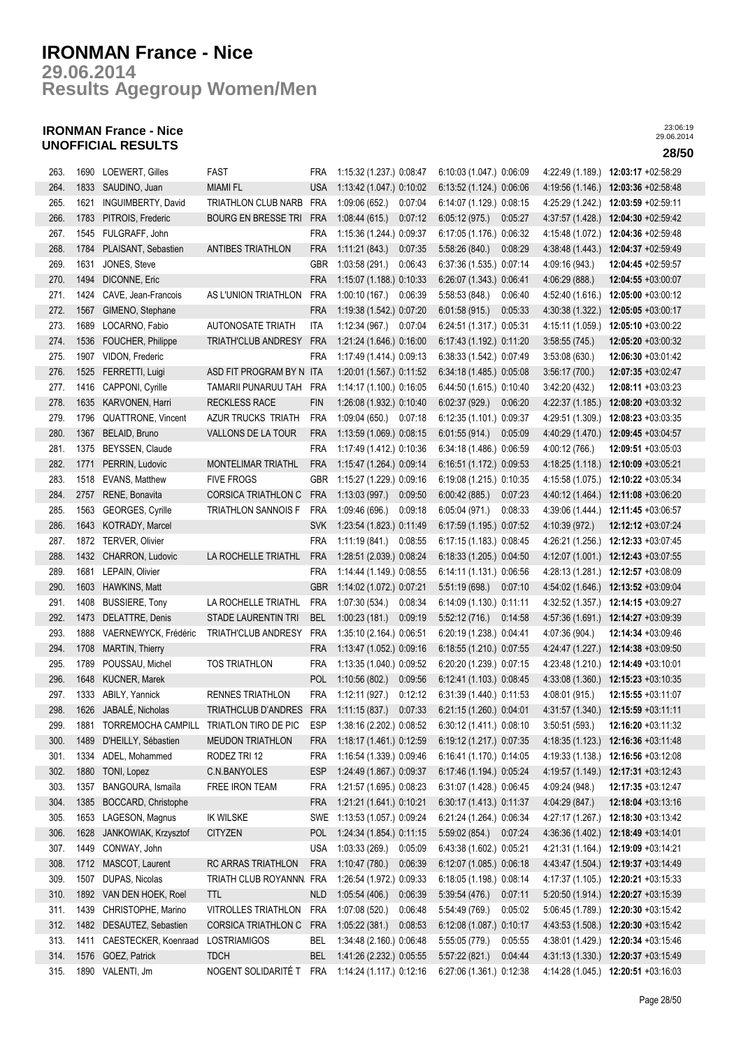# IRONMAN France - Nice

## 29.06.2014
## Results Agegroup Women/Men

### IRONMAN France - Nice
### UNOFFICIAL RESULTS

23:06:19
29.06.2014

**28/50**

| | | | | | | | | | | |
|---|---|---|---|---|---|---|---|---|---|---|
| 263. | 1690 | LOEWERT, Gilles | FAST | FRA | 1:15:32 (1.237.) | 0:08:47 | 6:10:03 (1.047.) | 0:06:09 | 4:22:49 (1.189.) | **12:03:17** +02:58:29 |
| 264. | 1833 | SAUDINO, Juan | MIAMI FL | USA | 1:13:42 (1.047.) | 0:10:02 | 6:13:52 (1.124.) | 0:06:06 | 4:19:56 (1.146.) | **12:03:36** +02:58:48 |
| 265. | 1621 | INGUIMBERTY, David | TRIATHLON CLUB NARB | FRA | 1:09:06 (652.) | 0:07:04 | 6:14:07 (1.129.) | 0:08:15 | 4:25:29 (1.242.) | **12:03:59** +02:59:11 |
| 266. | 1783 | PITROIS, Frederic | BOURG EN BRESSE TRI | FRA | 1:08:44 (615.) | 0:07:12 | 6:05:12 (975.) | 0:05:27 | 4:37:57 (1.428.) | **12:04:30** +02:59:42 |
| 267. | 1545 | FULGRAFF, John | | FRA | 1:15:36 (1.244.) | 0:09:37 | 6:17:05 (1.176.) | 0:06:32 | 4:15:48 (1.072.) | **12:04:36** +02:59:48 |
| 268. | 1784 | PLAISANT, Sebastien | ANTIBES TRIATHLON | FRA | 1:11:21 (843.) | 0:07:35 | 5:58:26 (840.) | 0:08:29 | 4:38:48 (1.443.) | **12:04:37** +02:59:49 |
| 269. | 1631 | JONES, Steve | | GBR | 1:03:58 (291.) | 0:06:43 | 6:37:36 (1.535.) | 0:07:14 | 4:09:16 (943.) | **12:04:45** +02:59:57 |
| 270. | 1494 | DICONNE, Eric | | FRA | 1:15:07 (1.188.) | 0:10:33 | 6:26:07 (1.343.) | 0:06:41 | 4:06:29 (888.) | **12:04:55** +03:00:07 |
| 271. | 1424 | CAVE, Jean-Francois | AS L'UNION TRIATHLON | FRA | 1:00:10 (167.) | 0:06:39 | 5:58:53 (848.) | 0:06:40 | 4:52:40 (1.616.) | **12:05:00** +03:00:12 |
| 272. | 1567 | GIMENO, Stephane | | FRA | 1:19:38 (1.542.) | 0:07:20 | 6:01:58 (915.) | 0:05:33 | 4:30:38 (1.322.) | **12:05:05** +03:00:17 |
| 273. | 1689 | LOCARNO, Fabio | AUTONOSATE TRIATH | ITA | 1:12:34 (967.) | 0:07:04 | 6:24:51 (1.317.) | 0:05:31 | 4:15:11 (1.059.) | **12:05:10** +03:00:22 |
| 274. | 1536 | FOUCHER, Philippe | TRIATH'CLUB ANDRESY | FRA | 1:21:24 (1.646.) | 0:16:00 | 6:17:43 (1.192.) | 0:11:20 | 3:58:55 (745.) | **12:05:20** +03:00:32 |
| 275. | 1907 | VIDON, Frederic | | FRA | 1:17:49 (1.414.) | 0:09:13 | 6:38:33 (1.542.) | 0:07:49 | 3:53:08 (630.) | **12:06:30** +03:01:42 |
| 276. | 1525 | FERRETTI, Luigi | ASD FIT PROGRAM BY N | ITA | 1:20:01 (1.567.) | 0:11:52 | 6:34:18 (1.485.) | 0:05:08 | 3:56:17 (700.) | **12:07:35** +03:02:47 |
| 277. | 1416 | CAPPONI, Cyrille | TAMARII PUNARUU TAH | FRA | 1:14:17 (1.100.) | 0:16:05 | 6:44:50 (1.615.) | 0:10:40 | 3:42:20 (432.) | **12:08:11** +03:03:23 |
| 278. | 1635 | KARVONEN, Harri | RECKLESS RACE | FIN | 1:26:08 (1.932.) | 0:10:40 | 6:02:37 (929.) | 0:06:20 | 4:22:37 (1.185.) | **12:08:20** +03:03:32 |
| 279. | 1796 | QUATTRONE, Vincent | AZUR TRUCKS TRIATH | FRA | 1:09:04 (650.) | 0:07:18 | 6:12:35 (1.101.) | 0:09:37 | 4:29:51 (1.309.) | **12:08:23** +03:03:35 |
| 280. | 1367 | BELAID, Bruno | VALLONS DE LA TOUR | FRA | 1:13:59 (1.069.) | 0:08:15 | 6:01:55 (914.) | 0:05:09 | 4:40:29 (1.470.) | **12:09:45** +03:04:57 |
| 281. | 1375 | BEYSSEN, Claude | | FRA | 1:17:49 (1.412.) | 0:10:36 | 6:34:18 (1.486.) | 0:06:59 | 4:00:12 (766.) | **12:09:51** +03:05:03 |
| 282. | 1771 | PERRIN, Ludovic | MONTELIMAR TRIATHL | FRA | 1:15:47 (1.264.) | 0:09:14 | 6:16:51 (1.172.) | 0:09:53 | 4:18:25 (1.118.) | **12:10:09** +03:05:21 |
| 283. | 1518 | EVANS, Matthew | FIVE FROGS | GBR | 1:15:27 (1.229.) | 0:09:16 | 6:19:08 (1.215.) | 0:10:35 | 4:15:58 (1.075.) | **12:10:22** +03:05:34 |
| 284. | 2757 | RENE, Bonavita | CORSICA TRIATHLON C | FRA | 1:13:03 (997.) | 0:09:50 | 6:00:42 (885.) | 0:07:23 | 4:40:12 (1.464.) | **12:11:08** +03:06:20 |
| 285. | 1563 | GEORGES, Cyrille | TRIATHLON SANNOIS F | FRA | 1:09:46 (696.) | 0:09:18 | 6:05:04 (971.) | 0:08:33 | 4:39:06 (1.444.) | **12:11:45** +03:06:57 |
| 286. | 1643 | KOTRADY, Marcel | | SVK | 1:23:54 (1.823.) | 0:11:49 | 6:17:59 (1.195.) | 0:07:52 | 4:10:39 (972.) | **12:12:12** +03:07:24 |
| 287. | 1872 | TERVER, Olivier | | FRA | 1:11:19 (841.) | 0:08:55 | 6:17:15 (1.183.) | 0:08:45 | 4:26:21 (1.256.) | **12:12:33** +03:07:45 |
| 288. | 1432 | CHARRON, Ludovic | LA ROCHELLE TRIATHL | FRA | 1:28:51 (2.039.) | 0:08:24 | 6:18:33 (1.205.) | 0:04:50 | 4:12:07 (1.001.) | **12:12:43** +03:07:55 |
| 289. | 1681 | LEPAIN, Olivier | | FRA | 1:14:44 (1.149.) | 0:08:55 | 6:14:11 (1.131.) | 0:06:56 | 4:28:13 (1.281.) | **12:12:57** +03:08:09 |
| 290. | 1603 | HAWKINS, Matt | | GBR | 1:14:02 (1.072.) | 0:07:21 | 5:51:19 (698.) | 0:07:10 | 4:54:02 (1.646.) | **12:13:52** +03:09:04 |
| 291. | 1408 | BUSSIERE, Tony | LA ROCHELLE TRIATHL | FRA | 1:07:30 (534.) | 0:08:34 | 6:14:09 (1.130.) | 0:11:11 | 4:32:52 (1.357.) | **12:14:15** +03:09:27 |
| 292. | 1473 | DELATTRE, Denis | STADE LAURENTIN TRI | BEL | 1:00:23 (181.) | 0:09:19 | 5:52:12 (716.) | 0:14:58 | 4:57:36 (1.691.) | **12:14:27** +03:09:39 |
| 293. | 1888 | VAERNEWYCK, Frédéric | TRIATH'CLUB ANDRESY | FRA | 1:35:10 (2.164.) | 0:06:51 | 6:20:19 (1.238.) | 0:04:41 | 4:07:36 (904.) | **12:14:34** +03:09:46 |
| 294. | 1708 | MARTIN, Thierry | | FRA | 1:13:47 (1.052.) | 0:09:16 | 6:18:55 (1.210.) | 0:07:55 | 4:24:47 (1.227.) | **12:14:38** +03:09:50 |
| 295. | 1789 | POUSSAU, Michel | TOS TRIATHLON | FRA | 1:13:35 (1.040.) | 0:09:52 | 6:20:20 (1.239.) | 0:07:15 | 4:23:48 (1.210.) | **12:14:49** +03:10:01 |
| 296. | 1648 | KUCNER, Marek | | POL | 1:10:56 (802.) | 0:09:56 | 6:12:41 (1.103.) | 0:08:45 | 4:33:08 (1.360.) | **12:15:23** +03:10:35 |
| 297. | 1333 | ABILY, Yannick | RENNES TRIATHLON | FRA | 1:12:11 (927.) | 0:12:12 | 6:31:39 (1.440.) | 0:11:53 | 4:08:01 (915.) | **12:15:55** +03:11:07 |
| 298. | 1626 | JABALÉ, Nicholas | TRIATHCLUB D'ANDRES | FRA | 1:11:15 (837.) | 0:07:33 | 6:21:15 (1.260.) | 0:04:01 | 4:31:57 (1.340.) | **12:15:59** +03:11:11 |
| 299. | 1881 | TORREMOCHA CAMPILL | TRIATLON TIRO DE PIC | ESP | 1:38:16 (2.202.) | 0:08:52 | 6:30:12 (1.411.) | 0:08:10 | 3:50:51 (593.) | **12:16:20** +03:11:32 |
| 300. | 1489 | D'HEILLY, Sébastien | MEUDON TRIATHLON | FRA | 1:18:17 (1.461.) | 0:12:59 | 6:19:12 (1.217.) | 0:07:35 | 4:18:35 (1.123.) | **12:16:36** +03:11:48 |
| 301. | 1334 | ADEL, Mohammed | RODEZ TRI 12 | FRA | 1:16:54 (1.339.) | 0:09:46 | 6:16:41 (1.170.) | 0:14:05 | 4:19:33 (1.138.) | **12:16:56** +03:12:08 |
| 302. | 1880 | TONI, Lopez | C.N.BANYOLES | ESP | 1:24:49 (1.867.) | 0:09:37 | 6:17:46 (1.194.) | 0:05:24 | 4:19:57 (1.149.) | **12:17:31** +03:12:43 |
| 303. | 1357 | BANGOURA, Ismaïla | FREE IRON TEAM | FRA | 1:21:57 (1.695.) | 0:08:23 | 6:31:07 (1.428.) | 0:06:45 | 4:09:24 (948.) | **12:17:35** +03:12:47 |
| 304. | 1385 | BOCCARD, Christophe | | FRA | 1:21:24 (1.641.) | 0:10:21 | 6:30:17 (1.413.) | 0:11:37 | 4:04:29 (847.) | **12:18:04** +03:13:16 |
| 305. | 1653 | LAGESON, Magnus | IK WILSKE | SWE | 1:13:53 (1.057.) | 0:09:24 | 6:21:24 (1.264.) | 0:06:34 | 4:27:17 (1.267.) | **12:18:30** +03:13:42 |
| 306. | 1628 | JANKOWIAK, Krzysztof | CITYZEN | POL | 1:24:34 (1.854.) | 0:11:15 | 5:59:02 (854.) | 0:07:24 | 4:36:36 (1.402.) | **12:18:49** +03:14:01 |
| 307. | 1449 | CONWAY, John | | USA | 1:03:33 (269.) | 0:05:09 | 6:43:38 (1.602.) | 0:05:21 | 4:21:31 (1.164.) | **12:19:09** +03:14:21 |
| 308. | 1712 | MASCOT, Laurent | RC ARRAS TRIATHLON | FRA | 1:10:47 (780.) | 0:06:39 | 6:12:07 (1.085.) | 0:06:18 | 4:43:47 (1.504.) | **12:19:37** +03:14:49 |
| 309. | 1507 | DUPAS, Nicolas | TRIATH CLUB ROYANN. | FRA | 1:26:54 (1.972.) | 0:09:33 | 6:18:05 (1.198.) | 0:08:14 | 4:17:37 (1.105.) | **12:20:21** +03:15:33 |
| 310. | 1892 | VAN DEN HOEK, Roel | TTL | NLD | 1:05:54 (406.) | 0:06:39 | 5:39:54 (476.) | 0:07:11 | 5:20:50 (1.914.) | **12:20:27** +03:15:39 |
| 311. | 1439 | CHRISTOPHE, Marino | VITROLLES TRIATHLON | FRA | 1:07:08 (520.) | 0:06:48 | 5:54:49 (769.) | 0:05:02 | 5:06:45 (1.789.) | **12:20:30** +03:15:42 |
| 312. | 1482 | DESAUTEZ, Sebastien | CORSICA TRIATHLON C | FRA | 1:05:22 (381.) | 0:08:53 | 6:12:08 (1.087.) | 0:10:17 | 4:43:53 (1.508.) | **12:20:30** +03:15:42 |
| 313. | 1411 | CAESTECKER, Koenraad | LOSTRIAMIGOS | BEL | 1:34:48 (2.160.) | 0:06:48 | 5:55:05 (779.) | 0:05:55 | 4:38:01 (1.429.) | **12:20:34** +03:15:46 |
| 314. | 1576 | GOEZ, Patrick | TDCH | BEL | 1:41:26 (2.232.) | 0:05:55 | 5:57:22 (821.) | 0:04:44 | 4:31:13 (1.330.) | **12:20:37** +03:15:49 |
| 315. | 1890 | VALENTI, Jm | NOGENT SOLIDARITÉ T | FRA | 1:14:24 (1.117.) | 0:12:16 | 6:27:06 (1.361.) | 0:12:38 | 4:14:28 (1.045.) | **12:20:51** +03:16:03 |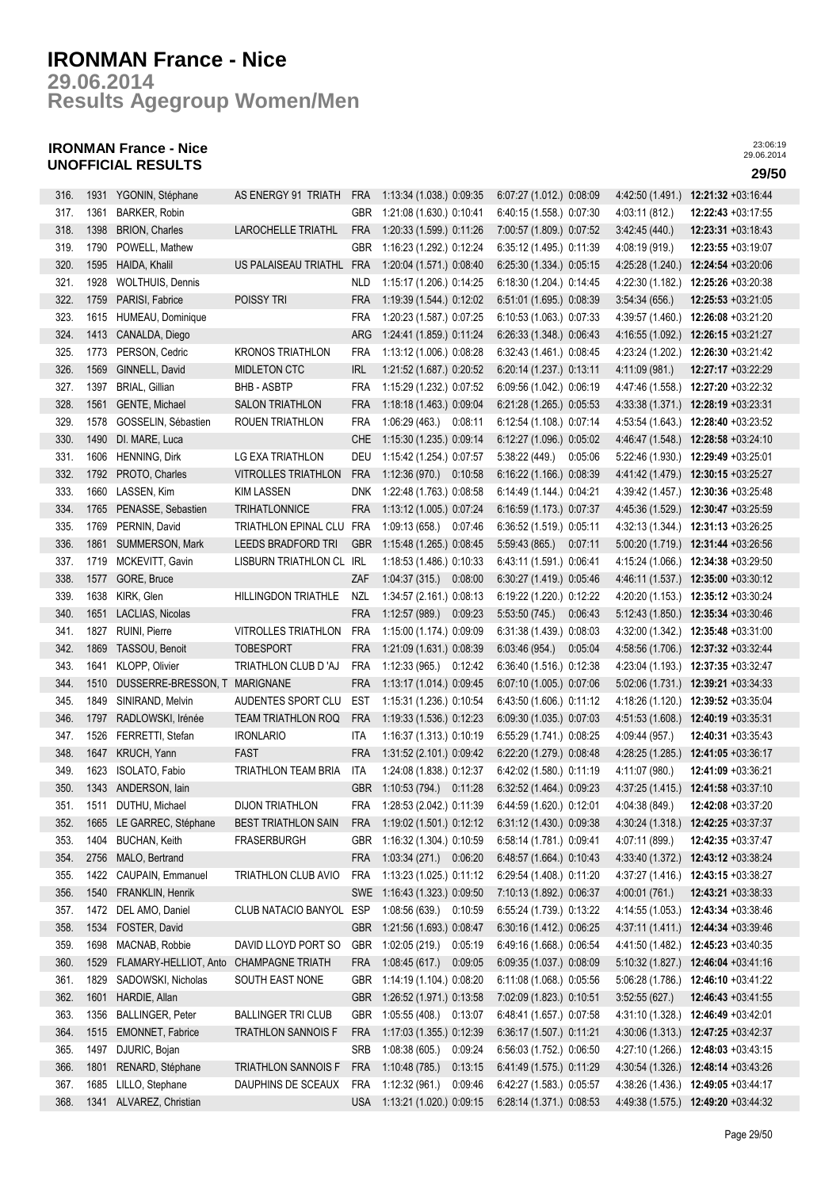# IRONMAN France - Nice

## 29.06.2014

## Results Agegroup Women/Men

### IRONMAN France - Nice
### UNOFFICIAL RESULTS

23:06:19
29.06.2014

| Rank | Bib | Name | Club | Nat | Swim | T1 | Bike | T2 | Run | Finish |
|---|---|---|---|---|---|---|---|---|---|---|
| 316. | 1931 | YGONIN, Stéphane | AS ENERGY 91 TRIATH | FRA | 1:13:34 (1.038.) | 0:09:35 | 6:07:27 (1.012.) | 0:08:09 | 4:42:50 (1.491.) | **12:21:32** +03:16:44 |
| 317. | 1361 | BARKER, Robin | | GBR | 1:21:08 (1.630.) | 0:10:41 | 6:40:15 (1.558.) | 0:07:30 | 4:03:11 (812.) | **12:22:43** +03:17:55 |
| 318. | 1398 | BRION, Charles | LAROCHELLE TRIATHL | FRA | 1:20:33 (1.599.) | 0:11:26 | 7:00:57 (1.809.) | 0:07:52 | 3:42:45 (440.) | **12:23:31** +03:18:43 |
| 319. | 1790 | POWELL, Mathew | | GBR | 1:16:23 (1.292.) | 0:12:24 | 6:35:12 (1.495.) | 0:11:39 | 4:08:19 (919.) | **12:23:55** +03:19:07 |
| 320. | 1595 | HAIDA, Khalil | US PALAISEAU TRIATHL | FRA | 1:20:04 (1.571.) | 0:08:40 | 6:25:30 (1.334.) | 0:05:15 | 4:25:28 (1.240.) | **12:24:54** +03:20:06 |
| 321. | 1928 | WOLTHUIS, Dennis | | NLD | 1:15:17 (1.206.) | 0:14:25 | 6:18:30 (1.204.) | 0:14:45 | 4:22:30 (1.182.) | **12:25:26** +03:20:38 |
| 322. | 1759 | PARISI, Fabrice | POISSY TRI | FRA | 1:19:39 (1.544.) | 0:12:02 | 6:51:01 (1.695.) | 0:08:39 | 3:54:34 (656.) | **12:25:53** +03:21:05 |
| 323. | 1615 | HUMEAU, Dominique | | FRA | 1:20:23 (1.587.) | 0:07:25 | 6:10:53 (1.063.) | 0:07:33 | 4:39:57 (1.460.) | **12:26:08** +03:21:20 |
| 324. | 1413 | CANALDA, Diego | | ARG | 1:24:41 (1.859.) | 0:11:24 | 6:26:33 (1.348.) | 0:06:43 | 4:16:55 (1.092.) | **12:26:15** +03:21:27 |
| 325. | 1773 | PERSON, Cedric | KRONOS TRIATHLON | FRA | 1:13:12 (1.006.) | 0:08:28 | 6:32:43 (1.461.) | 0:08:45 | 4:23:24 (1.202.) | **12:26:30** +03:21:42 |
| 326. | 1569 | GINNELL, David | MIDLETON CTC | IRL | 1:21:52 (1.687.) | 0:20:52 | 6:20:14 (1.237.) | 0:13:11 | 4:11:09 (981.) | **12:27:17** +03:22:29 |
| 327. | 1397 | BRIAL, Gillian | BHB - ASBTP | FRA | 1:15:29 (1.232.) | 0:07:52 | 6:09:56 (1.042.) | 0:06:19 | 4:47:46 (1.558.) | **12:27:20** +03:22:32 |
| 328. | 1561 | GENTE, Michael | SALON TRIATHLON | FRA | 1:18:18 (1.463.) | 0:09:04 | 6:21:28 (1.265.) | 0:05:53 | 4:33:38 (1.371.) | **12:28:19** +03:23:31 |
| 329. | 1578 | GOSSELIN, Sébastien | ROUEN TRIATHLON | FRA | 1:06:29 (463.) | 0:08:11 | 6:12:54 (1.108.) | 0:07:14 | 4:53:54 (1.643.) | **12:28:40** +03:23:52 |
| 330. | 1490 | DI. MARE, Luca | | CHE | 1:15:30 (1.235.) | 0:09:14 | 6:12:27 (1.096.) | 0:05:02 | 4:46:47 (1.548.) | **12:28:58** +03:24:10 |
| 331. | 1606 | HENNING, Dirk | LG EXA TRIATHLON | DEU | 1:15:42 (1.254.) | 0:07:57 | 5:38:22 (449.) | 0:05:06 | 5:22:46 (1.930.) | **12:29:49** +03:25:01 |
| 332. | 1792 | PROTO, Charles | VITROLLES TRIATHLON | FRA | 1:12:36 (970.) | 0:10:58 | 6:16:22 (1.166.) | 0:08:39 | 4:41:42 (1.479.) | **12:30:15** +03:25:27 |
| 333. | 1660 | LASSEN, Kim | KIM LASSEN | DNK | 1:22:48 (1.763.) | 0:08:58 | 6:14:49 (1.144.) | 0:04:21 | 4:39:42 (1.457.) | **12:30:36** +03:25:48 |
| 334. | 1765 | PENASSE, Sebastien | TRIHATLONNICE | FRA | 1:13:12 (1.005.) | 0:07:24 | 6:16:59 (1.173.) | 0:07:37 | 4:45:36 (1.529.) | **12:30:47** +03:25:59 |
| 335. | 1769 | PERNIN, David | TRIATHLON EPINAL CLU | FRA | 1:09:13 (658.) | 0:07:46 | 6:36:52 (1.519.) | 0:05:11 | 4:32:13 (1.344.) | **12:31:13** +03:26:25 |
| 336. | 1861 | SUMMERSON, Mark | LEEDS BRADFORD TRI | GBR | 1:15:48 (1.265.) | 0:08:45 | 5:59:43 (865.) | 0:07:11 | 5:00:20 (1.719.) | **12:31:44** +03:26:56 |
| 337. | 1719 | MCKEVITT, Gavin | LISBURN TRIATHLON CL | IRL | 1:18:53 (1.486.) | 0:10:33 | 6:43:11 (1.591.) | 0:06:41 | 4:15:24 (1.066.) | **12:34:38** +03:29:50 |
| 338. | 1577 | GORE, Bruce | | ZAF | 1:04:37 (315.) | 0:08:00 | 6:30:27 (1.419.) | 0:05:46 | 4:46:11 (1.537.) | **12:35:00** +03:30:12 |
| 339. | 1638 | KIRK, Glen | HILLINGDON TRIATHLE | NZL | 1:34:57 (2.161.) | 0:08:13 | 6:19:22 (1.220.) | 0:12:22 | 4:20:20 (1.153.) | **12:35:12** +03:30:24 |
| 340. | 1651 | LACLIAS, Nicolas | | FRA | 1:12:57 (989.) | 0:09:23 | 5:53:50 (745.) | 0:06:43 | 5:12:43 (1.850.) | **12:35:34** +03:30:46 |
| 341. | 1827 | RUINI, Pierre | VITROLLES TRIATHLON | FRA | 1:15:00 (1.174.) | 0:09:09 | 6:31:38 (1.439.) | 0:08:03 | 4:32:00 (1.342.) | **12:35:48** +03:31:00 |
| 342. | 1869 | TASSOU, Benoit | TOBESPORT | FRA | 1:21:09 (1.631.) | 0:08:39 | 6:03:46 (954.) | 0:05:04 | 4:58:56 (1.706.) | **12:37:32** +03:32:44 |
| 343. | 1641 | KLOPP, Olivier | TRIATHLON CLUB D 'AJ | FRA | 1:12:33 (965.) | 0:12:42 | 6:36:40 (1.516.) | 0:12:38 | 4:23:04 (1.193.) | **12:37:35** +03:32:47 |
| 344. | 1510 | DUSSERRE-BRESSON, T | MARIGNANE | FRA | 1:13:17 (1.014.) | 0:09:45 | 6:07:10 (1.005.) | 0:07:06 | 5:02:06 (1.731.) | **12:39:21** +03:34:33 |
| 345. | 1849 | SINIRAND, Melvin | AUDENTES SPORT CLU | EST | 1:15:31 (1.236.) | 0:10:54 | 6:43:50 (1.606.) | 0:11:12 | 4:18:26 (1.120.) | **12:39:52** +03:35:04 |
| 346. | 1797 | RADLOWSKI, Irénée | TEAM TRIATHLON ROQ | FRA | 1:19:33 (1.536.) | 0:12:23 | 6:09:30 (1.035.) | 0:07:03 | 4:51:53 (1.608.) | **12:40:19** +03:35:31 |
| 347. | 1526 | FERRETTI, Stefan | IRONLARIO | ITA | 1:16:37 (1.313.) | 0:10:19 | 6:55:29 (1.741.) | 0:08:25 | 4:09:44 (957.) | **12:40:31** +03:35:43 |
| 348. | 1647 | KRUCH, Yann | FAST | FRA | 1:31:52 (2.101.) | 0:09:42 | 6:22:20 (1.279.) | 0:08:48 | 4:28:25 (1.285.) | **12:41:05** +03:36:17 |
| 349. | 1623 | ISOLATO, Fabio | TRIATHLON TEAM BRIA | ITA | 1:24:08 (1.838.) | 0:12:37 | 6:42:02 (1.580.) | 0:11:19 | 4:11:07 (980.) | **12:41:09** +03:36:21 |
| 350. | 1343 | ANDERSON, Iain | | GBR | 1:10:53 (794.) | 0:11:28 | 6:32:52 (1.464.) | 0:09:23 | 4:37:25 (1.415.) | **12:41:58** +03:37:10 |
| 351. | 1511 | DUTHU, Michael | DIJON TRIATHLON | FRA | 1:28:53 (2.042.) | 0:11:39 | 6:44:59 (1.620.) | 0:12:01 | 4:04:38 (849.) | **12:42:08** +03:37:20 |
| 352. | 1665 | LE GARREC, Stéphane | BEST TRIATHLON SAIN | FRA | 1:19:02 (1.501.) | 0:12:12 | 6:31:12 (1.430.) | 0:09:38 | 4:30:24 (1.318.) | **12:42:25** +03:37:37 |
| 353. | 1404 | BUCHAN, Keith | FRASERBURGH | GBR | 1:16:32 (1.304.) | 0:10:59 | 6:58:14 (1.781.) | 0:09:41 | 4:07:11 (899.) | **12:42:35** +03:37:47 |
| 354. | 2756 | MALO, Bertrand | | FRA | 1:03:34 (271.) | 0:06:20 | 6:48:57 (1.664.) | 0:10:43 | 4:33:40 (1.372.) | **12:43:12** +03:38:24 |
| 355. | 1422 | CAUPAIN, Emmanuel | TRIATHLON CLUB AVIO | FRA | 1:13:23 (1.025.) | 0:11:12 | 6:29:54 (1.408.) | 0:11:20 | 4:37:27 (1.416.) | **12:43:15** +03:38:27 |
| 356. | 1540 | FRANKLIN, Henrik | | SWE | 1:16:43 (1.323.) | 0:09:50 | 7:10:13 (1.892.) | 0:06:37 | 4:00:01 (761.) | **12:43:21** +03:38:33 |
| 357. | 1472 | DEL AMO, Daniel | CLUB NATACIO BANYOL | ESP | 1:08:56 (639.) | 0:10:59 | 6:55:24 (1.739.) | 0:13:22 | 4:14:55 (1.053.) | **12:43:34** +03:38:46 |
| 358. | 1534 | FOSTER, David | | GBR | 1:21:56 (1.693.) | 0:08:47 | 6:30:16 (1.412.) | 0:06:25 | 4:37:11 (1.411.) | **12:44:34** +03:39:46 |
| 359. | 1698 | MACNAB, Robbie | DAVID LLOYD PORT SO | GBR | 1:02:05 (219.) | 0:05:19 | 6:49:16 (1.668.) | 0:06:54 | 4:41:50 (1.482.) | **12:45:23** +03:40:35 |
| 360. | 1529 | FLAMARY-HELLIOT, Anto | CHAMPAGNE TRIATH | FRA | 1:08:45 (617.) | 0:09:05 | 6:09:35 (1.037.) | 0:08:09 | 5:10:32 (1.827.) | **12:46:04** +03:41:16 |
| 361. | 1829 | SADOWSKI, Nicholas | SOUTH EAST NONE | GBR | 1:14:19 (1.104.) | 0:08:20 | 6:11:08 (1.068.) | 0:05:56 | 5:06:28 (1.786.) | **12:46:10** +03:41:22 |
| 362. | 1601 | HARDIE, Allan | | GBR | 1:26:52 (1.971.) | 0:13:58 | 7:02:09 (1.823.) | 0:10:51 | 3:52:55 (627.) | **12:46:43** +03:41:55 |
| 363. | 1356 | BALLINGER, Peter | BALLINGER TRI CLUB | GBR | 1:05:55 (408.) | 0:13:07 | 6:48:41 (1.657.) | 0:07:58 | 4:31:10 (1.328.) | **12:46:49** +03:42:01 |
| 364. | 1515 | EMONNET, Fabrice | TRATHLON SANNOIS F | FRA | 1:17:03 (1.355.) | 0:12:39 | 6:36:17 (1.507.) | 0:11:21 | 4:30:06 (1.313.) | **12:47:25** +03:42:37 |
| 365. | 1497 | DJURIC, Bojan | | SRB | 1:08:38 (605.) | 0:09:24 | 6:56:03 (1.752.) | 0:06:50 | 4:27:10 (1.266.) | **12:48:03** +03:43:15 |
| 366. | 1801 | RENARD, Stéphane | TRIATHLON SANNOIS F | FRA | 1:10:48 (785.) | 0:13:15 | 6:41:49 (1.575.) | 0:11:29 | 4:30:54 (1.326.) | **12:48:14** +03:43:26 |
| 367. | 1685 | LILLO, Stephane | DAUPHINS DE SCEAUX | FRA | 1:12:32 (961.) | 0:09:46 | 6:42:27 (1.583.) | 0:05:57 | 4:38:26 (1.436.) | **12:49:05** +03:44:17 |
| 368. | 1341 | ALVAREZ, Christian | | USA | 1:13:21 (1.020.) | 0:09:15 | 6:28:14 (1.371.) | 0:08:53 | 4:49:38 (1.575.) | **12:49:20** +03:44:32 |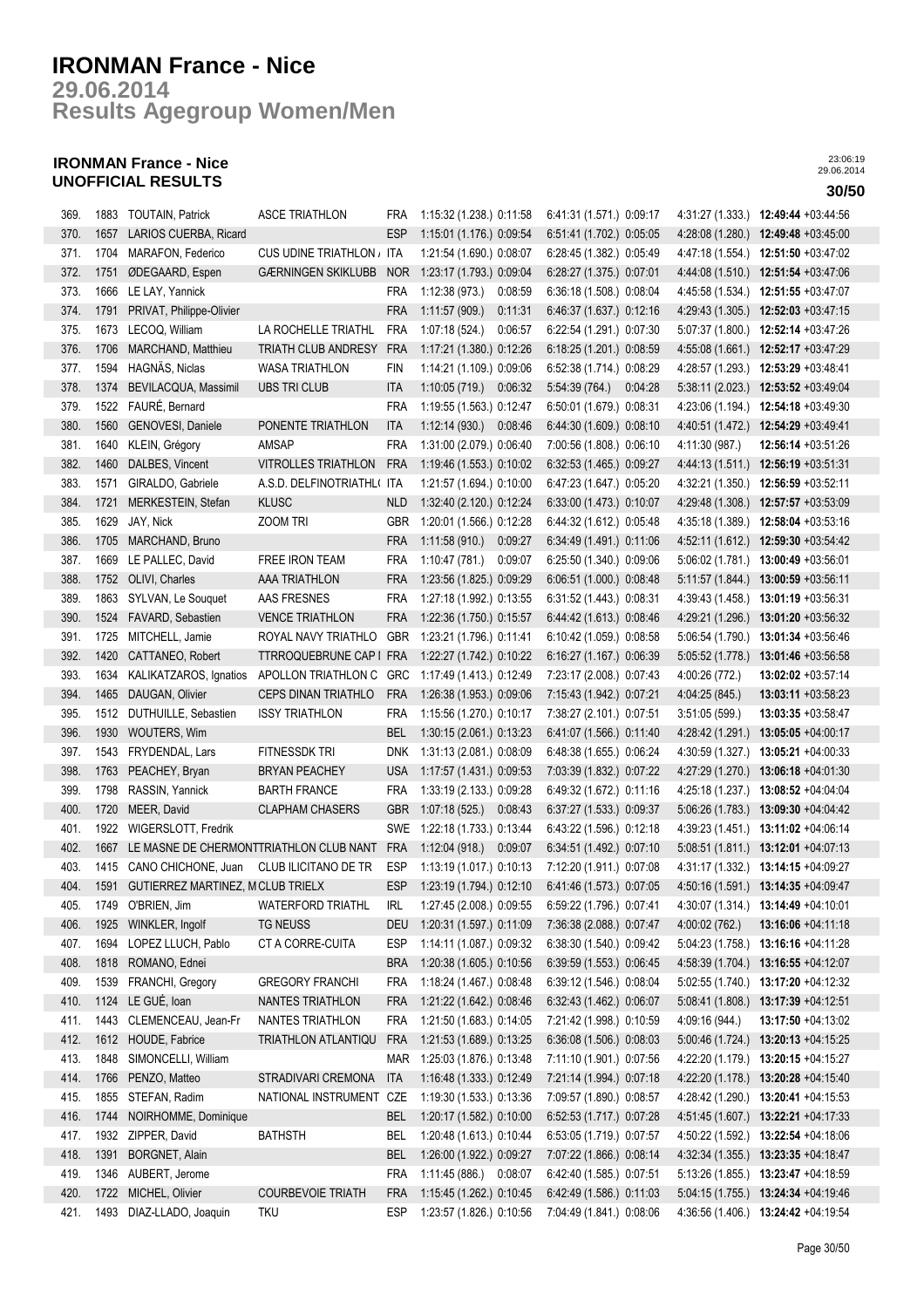# IRONMAN France - Nice

## 29.06.2014
## Results Agegroup Women/Men

### IRONMAN France - Nice
### UNOFFICIAL RESULTS

23:06:19
29.06.2014

| | | | | | | | | | |
|---|---|---|---|---|---|---|---|---|---|
| 369. | 1883 | TOUTAIN, Patrick | ASCE TRIATHLON | FRA | 1:15:32 (1.238.) 0:11:58 | 6:41:31 (1.571.) 0:09:17 | 4:31:27 (1.333.) | **12:49:44** | +03:44:56 |
| 370. | 1657 | LARIOS CUERBA, Ricard | | ESP | 1:15:01 (1.176.) 0:09:54 | 6:51:41 (1.702.) 0:05:05 | 4:28:08 (1.280.) | **12:49:48** | +03:45:00 |
| 371. | 1704 | MARAFON, Federico | CUS UDINE TRIATHLON / | ITA | 1:21:54 (1.690.) 0:08:07 | 6:28:45 (1.382.) 0:05:49 | 4:47:18 (1.554.) | **12:51:50** | +03:47:02 |
| 372. | 1751 | ØDEGAARD, Espen | GÆRNINGEN SKIKLUBB | NOR | 1:23:17 (1.793.) 0:09:04 | 6:28:27 (1.375.) 0:07:01 | 4:44:08 (1.510.) | **12:51:54** | +03:47:06 |
| 373. | 1666 | LE LAY, Yannick | | FRA | 1:12:38 (973.) 0:08:59 | 6:36:18 (1.508.) 0:08:04 | 4:45:58 (1.534.) | **12:51:55** | +03:47:07 |
| 374. | 1791 | PRIVAT, Philippe-Olivier | | FRA | 1:11:57 (909.) 0:11:31 | 6:46:37 (1.637.) 0:12:16 | 4:29:43 (1.305.) | **12:52:03** | +03:47:15 |
| 375. | 1673 | LECOQ, William | LA ROCHELLE TRIATHL | FRA | 1:07:18 (524.) 0:06:57 | 6:22:54 (1.291.) 0:07:30 | 5:07:37 (1.800.) | **12:52:14** | +03:47:26 |
| 376. | 1706 | MARCHAND, Matthieu | TRIATH CLUB ANDRESY | FRA | 1:17:21 (1.380.) 0:12:26 | 6:18:25 (1.201.) 0:08:59 | 4:55:08 (1.661.) | **12:52:17** | +03:47:29 |
| 377. | 1594 | HAGNÄS, Niclas | WASA TRIATHLON | FIN | 1:14:21 (1.109.) 0:09:06 | 6:52:38 (1.714.) 0:08:29 | 4:28:57 (1.293.) | **12:53:29** | +03:48:41 |
| 378. | 1374 | BEVILACQUA, Massimil | UBS TRI CLUB | ITA | 1:10:05 (719.) 0:06:32 | 5:54:39 (764.) 0:04:28 | 5:38:11 (2.023.) | **12:53:52** | +03:49:04 |
| 379. | 1522 | FAURÉ, Bernard | | FRA | 1:19:55 (1.563.) 0:12:47 | 6:50:01 (1.679.) 0:08:31 | 4:23:06 (1.194.) | **12:54:18** | +03:49:30 |
| 380. | 1560 | GENOVESI, Daniele | PONENTE TRIATHLON | ITA | 1:12:14 (930.) 0:08:46 | 6:44:30 (1.609.) 0:08:10 | 4:40:51 (1.472.) | **12:54:29** | +03:49:41 |
| 381. | 1640 | KLEIN, Grégory | AMSAP | FRA | 1:31:00 (2.079.) 0:06:40 | 7:00:56 (1.808.) 0:06:10 | 4:11:30 (987.) | **12:56:14** | +03:51:26 |
| 382. | 1460 | DALBES, Vincent | VITROLLES TRIATHLON | FRA | 1:19:46 (1.553.) 0:10:02 | 6:32:53 (1.465.) 0:09:27 | 4:44:13 (1.511.) | **12:56:19** | +03:51:31 |
| 383. | 1571 | GIRALDO, Gabriele | A.S.D. DELFINOTRIATHL( | ITA | 1:21:57 (1.694.) 0:10:00 | 6:47:23 (1.647.) 0:05:20 | 4:32:21 (1.350.) | **12:56:59** | +03:52:11 |
| 384. | 1721 | MERKESTEIN, Stefan | KLUSC | NLD | 1:32:40 (2.120.) 0:12:24 | 6:33:00 (1.473.) 0:10:07 | 4:29:48 (1.308.) | **12:57:57** | +03:53:09 |
| 385. | 1629 | JAY, Nick | ZOOM TRI | GBR | 1:20:01 (1.566.) 0:12:28 | 6:44:32 (1.612.) 0:05:48 | 4:35:18 (1.389.) | **12:58:04** | +03:53:16 |
| 386. | 1705 | MARCHAND, Bruno | | FRA | 1:11:58 (910.) 0:09:27 | 6:34:49 (1.491.) 0:11:06 | 4:52:11 (1.612.) | **12:59:30** | +03:54:42 |
| 387. | 1669 | LE PALLEC, David | FREE IRON TEAM | FRA | 1:10:47 (781.) 0:09:07 | 6:25:50 (1.340.) 0:09:06 | 5:06:02 (1.781.) | **13:00:49** | +03:56:01 |
| 388. | 1752 | OLIVI, Charles | AAA TRIATHLON | FRA | 1:23:56 (1.825.) 0:09:29 | 6:06:51 (1.000.) 0:08:48 | 5:11:57 (1.844.) | **13:00:59** | +03:56:11 |
| 389. | 1863 | SYLVAN, Le Souquet | AAS FRESNES | FRA | 1:27:18 (1.992.) 0:13:55 | 6:31:52 (1.443.) 0:08:31 | 4:39:43 (1.458.) | **13:01:19** | +03:56:31 |
| 390. | 1524 | FAVARD, Sebastien | VENCE TRIATHLON | FRA | 1:22:36 (1.750.) 0:15:57 | 6:44:42 (1.613.) 0:08:46 | 4:29:21 (1.296.) | **13:01:20** | +03:56:32 |
| 391. | 1725 | MITCHELL, Jamie | ROYAL NAVY TRIATHLO | GBR | 1:23:21 (1.796.) 0:11:41 | 6:10:42 (1.059.) 0:08:58 | 5:06:54 (1.790.) | **13:01:34** | +03:56:46 |
| 392. | 1420 | CATTANEO, Robert | TTRROQUEBRUNE CAP I | FRA | 1:22:27 (1.742.) 0:10:22 | 6:16:27 (1.167.) 0:06:39 | 5:05:52 (1.778.) | **13:01:46** | +03:56:58 |
| 393. | 1634 | KALIKATZAROS, Ignatios | APOLLON TRIATHLON C | GRC | 1:17:49 (1.413.) 0:12:49 | 7:23:17 (2.008.) 0:07:43 | 4:00:26 (772.) | **13:02:02** | +03:57:14 |
| 394. | 1465 | DAUGAN, Olivier | CEPS DINAN TRIATHLO | FRA | 1:26:38 (1.953.) 0:09:06 | 7:15:43 (1.942.) 0:07:21 | 4:04:25 (845.) | **13:03:11** | +03:58:23 |
| 395. | 1512 | DUTHUILLE, Sebastien | ISSY TRIATHLON | FRA | 1:15:56 (1.270.) 0:10:17 | 7:38:27 (2.101.) 0:07:51 | 3:51:05 (599.) | **13:03:35** | +03:58:47 |
| 396. | 1930 | WOUTERS, Wim | | BEL | 1:30:15 (2.061.) 0:13:23 | 6:41:07 (1.566.) 0:11:40 | 4:28:42 (1.291.) | **13:05:05** | +04:00:17 |
| 397. | 1543 | FRYDENDAL, Lars | FITNESSDK TRI | DNK | 1:31:13 (2.081.) 0:08:09 | 6:48:38 (1.655.) 0:06:24 | 4:30:59 (1.327.) | **13:05:21** | +04:00:33 |
| 398. | 1763 | PEACHEY, Bryan | BRYAN PEACHEY | USA | 1:17:57 (1.431.) 0:09:53 | 7:03:39 (1.832.) 0:07:22 | 4:27:29 (1.270.) | **13:06:18** | +04:01:30 |
| 399. | 1798 | RASSIN, Yannick | BARTH FRANCE | FRA | 1:33:19 (2.133.) 0:09:28 | 6:49:32 (1.672.) 0:11:16 | 4:25:18 (1.237.) | **13:08:52** | +04:04:04 |
| 400. | 1720 | MEER, David | CLAPHAM CHASERS | GBR | 1:07:18 (525.) 0:08:43 | 6:37:27 (1.533.) 0:09:37 | 5:06:26 (1.783.) | **13:09:30** | +04:04:42 |
| 401. | 1922 | WIGERSLOTT, Fredrik | | SWE | 1:22:18 (1.733.) 0:13:44 | 6:43:22 (1.596.) 0:12:18 | 4:39:23 (1.451.) | **13:11:02** | +04:06:14 |
| 402. | 1667 | LE MASNE DE CHERMONT | TRIATHLON CLUB NANT | FRA | 1:12:04 (918.) 0:09:07 | 6:34:51 (1.492.) 0:07:10 | 5:08:51 (1.811.) | **13:12:01** | +04:07:13 |
| 403. | 1415 | CANO CHICHONE, Juan | CLUB ILICITANO DE TR | ESP | 1:13:19 (1.017.) 0:10:13 | 7:12:20 (1.911.) 0:07:08 | 4:31:17 (1.332.) | **13:14:15** | +04:09:27 |
| 404. | 1591 | GUTIERREZ MARTINEZ, M | CLUB TRIELX | ESP | 1:23:19 (1.794.) 0:12:10 | 6:41:46 (1.573.) 0:07:05 | 4:50:16 (1.591.) | **13:14:35** | +04:09:47 |
| 405. | 1749 | O'BRIEN, Jim | WATERFORD TRIATHL | IRL | 1:27:45 (2.008.) 0:09:55 | 6:59:22 (1.796.) 0:07:41 | 4:30:07 (1.314.) | **13:14:49** | +04:10:01 |
| 406. | 1925 | WINKLER, Ingolf | TG NEUSS | DEU | 1:20:31 (1.597.) 0:11:09 | 7:36:38 (2.088.) 0:07:47 | 4:00:02 (762.) | **13:16:06** | +04:11:18 |
| 407. | 1694 | LOPEZ LLUCH, Pablo | CT A CORRE-CUITA | ESP | 1:14:11 (1.087.) 0:09:32 | 6:38:30 (1.540.) 0:09:42 | 5:04:23 (1.758.) | **13:16:16** | +04:11:28 |
| 408. | 1818 | ROMANO, Ednei | | BRA | 1:20:38 (1.605.) 0:10:56 | 6:39:59 (1.553.) 0:06:45 | 4:58:39 (1.704.) | **13:16:55** | +04:12:07 |
| 409. | 1539 | FRANCHI, Gregory | GREGORY FRANCHI | FRA | 1:18:24 (1.467.) 0:08:48 | 6:39:12 (1.546.) 0:08:04 | 5:02:55 (1.740.) | **13:17:20** | +04:12:32 |
| 410. | 1124 | LE GUÉ, Ioan | NANTES TRIATHLON | FRA | 1:21:22 (1.642.) 0:08:46 | 6:32:43 (1.462.) 0:06:07 | 5:08:41 (1.808.) | **13:17:39** | +04:12:51 |
| 411. | 1443 | CLEMENCEAU, Jean-Fr | NANTES TRIATHLON | FRA | 1:21:50 (1.683.) 0:14:05 | 7:21:42 (1.998.) 0:10:59 | 4:09:16 (944.) | **13:17:50** | +04:13:02 |
| 412. | 1612 | HOUDE, Fabrice | TRIATHLON ATLANTIQU | FRA | 1:21:53 (1.689.) 0:13:25 | 6:36:08 (1.506.) 0:08:03 | 5:00:46 (1.724.) | **13:20:13** | +04:15:25 |
| 413. | 1848 | SIMONCELLI, William | | MAR | 1:25:03 (1.876.) 0:13:48 | 7:11:10 (1.901.) 0:07:56 | 4:22:20 (1.179.) | **13:20:15** | +04:15:27 |
| 414. | 1766 | PENZO, Matteo | STRADIVARI CREMONA | ITA | 1:16:48 (1.333.) 0:12:49 | 7:21:14 (1.994.) 0:07:18 | 4:22:20 (1.178.) | **13:20:28** | +04:15:40 |
| 415. | 1855 | STEFAN, Radim | NATIONAL INSTRUMENT | CZE | 1:19:30 (1.533.) 0:13:36 | 7:09:57 (1.890.) 0:08:57 | 4:28:42 (1.290.) | **13:20:41** | +04:15:53 |
| 416. | 1744 | NOIRHOMME, Dominique | | BEL | 1:20:17 (1.582.) 0:10:00 | 6:52:53 (1.717.) 0:07:28 | 4:51:45 (1.607.) | **13:22:21** | +04:17:33 |
| 417. | 1932 | ZIPPER, David | BATHSTH | BEL | 1:20:48 (1.613.) 0:10:44 | 6:53:05 (1.719.) 0:07:57 | 4:50:22 (1.592.) | **13:22:54** | +04:18:06 |
| 418. | 1391 | BORGNET, Alain | | BEL | 1:26:00 (1.922.) 0:09:27 | 7:07:22 (1.866.) 0:08:14 | 4:32:34 (1.355.) | **13:23:35** | +04:18:47 |
| 419. | 1346 | AUBERT, Jerome | | FRA | 1:11:45 (886.) 0:08:07 | 6:42:40 (1.585.) 0:07:51 | 5:13:26 (1.855.) | **13:23:47** | +04:18:59 |
| 420. | 1722 | MICHEL, Olivier | COURBEVOIE TRIATH | FRA | 1:15:45 (1.262.) 0:10:45 | 6:42:49 (1.586.) 0:11:03 | 5:04:15 (1.755.) | **13:24:34** | +04:19:46 |
| 421. | 1493 | DIAZ-LLADO, Joaquin | TKU | ESP | 1:23:57 (1.826.) 0:10:56 | 7:04:49 (1.841.) 0:08:06 | 4:36:56 (1.406.) | **13:24:42** | +04:19:54 |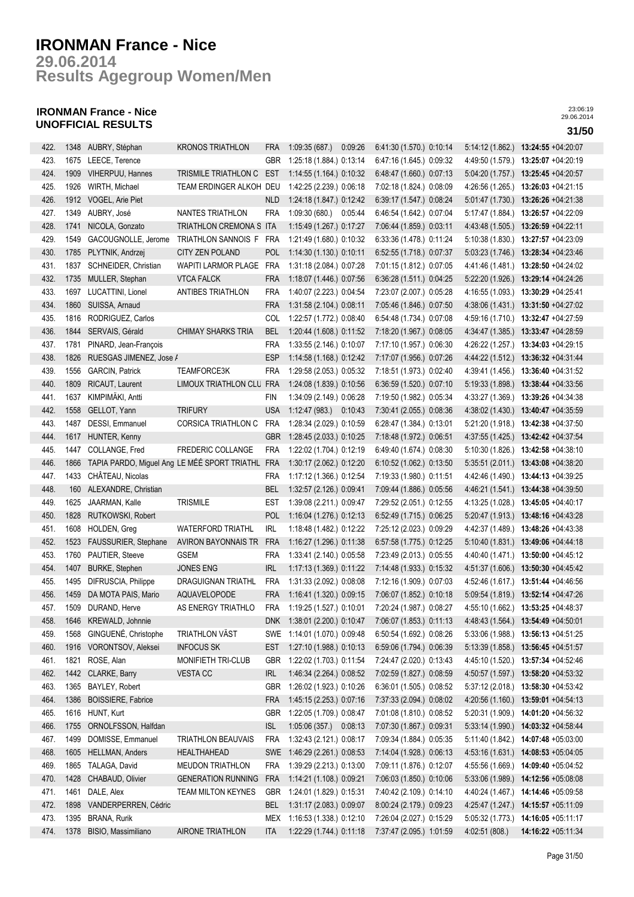# IRONMAN France - Nice

## 29.06.2014

## Results Agegroup Women/Men

### IRONMAN France - Nice
### UNOFFICIAL RESULTS

23:06:19
29.06.2014

**31/50**

| | | | | | | | | | | |
|---|---|---|---|---|---|---|---|---|---|---|
| 422. | 1348 | AUBRY, Stéphan | KRONOS TRIATHLON | FRA | 1:09:35 (687.) | 0:09:26 | 6:41:30 (1.570.) | 0:10:14 | 5:14:12 (1.862.) | **13:24:55** +04:20:07 |
| 423. | 1675 | LEECE, Terence | | GBR | 1:25:18 (1.884.) | 0:13:14 | 6:47:16 (1.645.) | 0:09:32 | 4:49:50 (1.579.) | **13:25:07** +04:20:19 |
| 424. | 1909 | VIHERPUU, Hannes | TRISMILE TRIATHLON C | EST | 1:14:55 (1.164.) | 0:10:32 | 6:48:47 (1.660.) | 0:07:13 | 5:04:20 (1.757.) | **13:25:45** +04:20:57 |
| 425. | 1926 | WIRTH, Michael | TEAM ERDINGER ALKOH | DEU | 1:42:25 (2.239.) | 0:06:18 | 7:02:18 (1.824.) | 0:08:09 | 4:26:56 (1.265.) | **13:26:03** +04:21:15 |
| 426. | 1912 | VOGEL, Arie Piet | | NLD | 1:24:18 (1.847.) | 0:12:42 | 6:39:17 (1.547.) | 0:08:24 | 5:01:47 (1.730.) | **13:26:26** +04:21:38 |
| 427. | 1349 | AUBRY, José | NANTES TRIATHLON | FRA | 1:09:30 (680.) | 0:05:44 | 6:46:54 (1.642.) | 0:07:04 | 5:17:47 (1.884.) | **13:26:57** +04:22:09 |
| 428. | 1741 | NICOLA, Gonzato | TRIATHLON CREMONA S | ITA | 1:15:49 (1.267.) | 0:17:27 | 7:06:44 (1.859.) | 0:03:11 | 4:43:48 (1.505.) | **13:26:59** +04:22:11 |
| 429. | 1549 | GACOUGNOLLE, Jerome | TRIATHLON SANNOIS F | FRA | 1:21:49 (1.680.) | 0:10:32 | 6:33:36 (1.478.) | 0:11:24 | 5:10:38 (1.830.) | **13:27:57** +04:23:09 |
| 430. | 1785 | PLYTNIK, Andrzej | CITY ZEN POLAND | POL | 1:14:30 (1.130.) | 0:10:11 | 6:52:55 (1.718.) | 0:07:37 | 5:03:23 (1.746.) | **13:28:34** +04:23:46 |
| 431. | 1837 | SCHNEIDER, Christian | WAPITI LARMOR PLAGE | FRA | 1:31:18 (2.084.) | 0:07:28 | 7:01:15 (1.812.) | 0:07:05 | 4:41:46 (1.481.) | **13:28:50** +04:24:02 |
| 432. | 1735 | MULLER, Stephan | VTCA FALCK | FRA | 1:18:07 (1.446.) | 0:07:56 | 6:36:28 (1.511.) | 0:04:25 | 5:22:20 (1.926.) | **13:29:14** +04:24:26 |
| 433. | 1697 | LUCATTINI, Lionel | ANTIBES TRIATHLON | FRA | 1:40:07 (2.223.) | 0:04:54 | 7:23:07 (2.007.) | 0:05:28 | 4:16:55 (1.093.) | **13:30:29** +04:25:41 |
| 434. | 1860 | SUISSA, Arnaud | | FRA | 1:31:58 (2.104.) | 0:08:11 | 7:05:46 (1.846.) | 0:07:50 | 4:38:06 (1.431.) | **13:31:50** +04:27:02 |
| 435. | 1816 | RODRIGUEZ, Carlos | | COL | 1:22:57 (1.772.) | 0:08:40 | 6:54:48 (1.734.) | 0:07:08 | 4:59:16 (1.710.) | **13:32:47** +04:27:59 |
| 436. | 1844 | SERVAIS, Gérald | CHIMAY SHARKS TRIA | BEL | 1:20:44 (1.608.) | 0:11:52 | 7:18:20 (1.967.) | 0:08:05 | 4:34:47 (1.385.) | **13:33:47** +04:28:59 |
| 437. | 1781 | PINARD, Jean-François | | FRA | 1:33:55 (2.146.) | 0:10:07 | 7:17:10 (1.957.) | 0:06:30 | 4:26:22 (1.257.) | **13:34:03** +04:29:15 |
| 438. | 1826 | RUESGAS JIMENEZ, Jose A | | ESP | 1:14:58 (1.168.) | 0:12:42 | 7:17:07 (1.956.) | 0:07:26 | 4:44:22 (1.512.) | **13:36:32** +04:31:44 |
| 439. | 1556 | GARCIN, Patrick | TEAMFORCE3K | FRA | 1:29:58 (2.053.) | 0:05:32 | 7:18:51 (1.973.) | 0:02:40 | 4:39:41 (1.456.) | **13:36:40** +04:31:52 |
| 440. | 1809 | RICAUT, Laurent | LIMOUX TRIATHLON CLU | FRA | 1:24:08 (1.839.) | 0:10:56 | 6:36:59 (1.520.) | 0:07:10 | 5:19:33 (1.898.) | **13:38:44** +04:33:56 |
| 441. | 1637 | KIMPIMÄKI, Antti | | FIN | 1:34:09 (2.149.) | 0:06:28 | 7:19:50 (1.982.) | 0:05:34 | 4:33:27 (1.369.) | **13:39:26** +04:34:38 |
| 442. | 1558 | GELLOT, Yann | TRIFURY | USA | 1:12:47 (983.) | 0:10:43 | 7:30:41 (2.055.) | 0:08:36 | 4:38:02 (1.430.) | **13:40:47** +04:35:59 |
| 443. | 1487 | DESSI, Emmanuel | CORSICA TRIATHLON C | FRA | 1:28:34 (2.029.) | 0:10:59 | 6:28:47 (1.384.) | 0:13:01 | 5:21:20 (1.918.) | **13:42:38** +04:37:50 |
| 444. | 1617 | HUNTER, Kenny | | GBR | 1:28:45 (2.033.) | 0:10:25 | 7:18:48 (1.972.) | 0:06:51 | 4:37:55 (1.425.) | **13:42:42** +04:37:54 |
| 445. | 1447 | COLLANGE, Fred | FREDERIC COLLANGE | FRA | 1:22:02 (1.704.) | 0:12:19 | 6:49:40 (1.674.) | 0:08:30 | 5:10:30 (1.826.) | **13:42:58** +04:38:10 |
| 446. | 1866 | TAPIA PARDO, Miguel Ang | LE MÉÉ SPORT TRIATHL | FRA | 1:30:17 (2.062.) | 0:12:20 | 6:10:52 (1.062.) | 0:13:50 | 5:35:51 (2.011.) | **13:43:08** +04:38:20 |
| 447. | 1433 | CHÂTEAU, Nicolas | | FRA | 1:17:12 (1.366.) | 0:12:54 | 7:19:33 (1.980.) | 0:11:51 | 4:42:46 (1.490.) | **13:44:13** +04:39:25 |
| 448. | 160 | ALEXANDRE, Christian | | BEL | 1:32:57 (2.126.) | 0:09:41 | 7:09:44 (1.886.) | 0:05:56 | 4:46:21 (1.541.) | **13:44:38** +04:39:50 |
| 449. | 1625 | JAARMAN, Kalle | TRISMILE | EST | 1:39:08 (2.211.) | 0:09:47 | 7:29:52 (2.051.) | 0:12:55 | 4:13:25 (1.028.) | **13:45:05** +04:40:17 |
| 450. | 1828 | RUTKOWSKI, Robert | | POL | 1:16:04 (1.276.) | 0:12:13 | 6:52:49 (1.715.) | 0:06:25 | 5:20:47 (1.913.) | **13:48:16** +04:43:28 |
| 451. | 1608 | HOLDEN, Greg | WATERFORD TRIATHL | IRL | 1:18:48 (1.482.) | 0:12:22 | 7:25:12 (2.023.) | 0:09:29 | 4:42:37 (1.489.) | **13:48:26** +04:43:38 |
| 452. | 1523 | FAUSSURIER, Stephane | AVIRON BAYONNAIS TR | FRA | 1:16:27 (1.296.) | 0:11:38 | 6:57:58 (1.775.) | 0:12:25 | 5:10:40 (1.831.) | **13:49:06** +04:44:18 |
| 453. | 1760 | PAUTIER, Steeve | GSEM | FRA | 1:33:41 (2.140.) | 0:05:58 | 7:23:49 (2.013.) | 0:05:55 | 4:40:40 (1.471.) | **13:50:00** +04:45:12 |
| 454. | 1407 | BURKE, Stephen | JONES ENG | IRL | 1:17:13 (1.369.) | 0:11:22 | 7:14:48 (1.933.) | 0:15:32 | 4:51:37 (1.606.) | **13:50:30** +04:45:42 |
| 455. | 1495 | DIFRUSCIA, Philippe | DRAGUIGNAN TRIATHL | FRA | 1:31:33 (2.092.) | 0:08:08 | 7:12:16 (1.909.) | 0:07:03 | 4:52:46 (1.617.) | **13:51:44** +04:46:56 |
| 456. | 1459 | DA MOTA PAIS, Mario | AQUAVELOPODE | FRA | 1:16:41 (1.320.) | 0:09:15 | 7:06:07 (1.852.) | 0:10:18 | 5:09:54 (1.819.) | **13:52:14** +04:47:26 |
| 457. | 1509 | DURAND, Herve | AS ENERGY TRIATHLO | FRA | 1:19:25 (1.527.) | 0:10:01 | 7:20:24 (1.987.) | 0:08:27 | 4:55:10 (1.662.) | **13:53:25** +04:48:37 |
| 458. | 1646 | KREWALD, Johnnie | | DNK | 1:38:01 (2.200.) | 0:10:47 | 7:06:07 (1.853.) | 0:11:13 | 4:48:43 (1.564.) | **13:54:49** +04:50:01 |
| 459. | 1568 | GINGUENÉ, Christophe | TRIATHLON VÄST | SWE | 1:14:01 (1.070.) | 0:09:48 | 6:50:54 (1.692.) | 0:08:26 | 5:33:06 (1.988.) | **13:56:13** +04:51:25 |
| 460. | 1916 | VORONTSOV, Aleksei | INFOCUS SK | EST | 1:27:10 (1.988.) | 0:10:13 | 6:59:06 (1.794.) | 0:06:39 | 5:13:39 (1.858.) | **13:56:45** +04:51:57 |
| 461. | 1821 | ROSE, Alan | MONIFIETH TRI-CLUB | GBR | 1:22:02 (1.703.) | 0:11:54 | 7:24:47 (2.020.) | 0:13:43 | 4:45:10 (1.520.) | **13:57:34** +04:52:46 |
| 462. | 1442 | CLARKE, Barry | VESTA CC | IRL | 1:46:34 (2.264.) | 0:08:52 | 7:02:59 (1.827.) | 0:08:59 | 4:50:57 (1.597.) | **13:58:20** +04:53:32 |
| 463. | 1365 | BAYLEY, Robert | | GBR | 1:26:02 (1.923.) | 0:10:26 | 6:36:01 (1.505.) | 0:08:52 | 5:37:12 (2.018.) | **13:58:30** +04:53:42 |
| 464. | 1386 | BOISSIERE, Fabrice | | FRA | 1:45:15 (2.253.) | 0:07:16 | 7:37:33 (2.094.) | 0:08:02 | 4:20:56 (1.160.) | **13:59:01** +04:54:13 |
| 465. | 1616 | HUNT, Kurt | | GBR | 1:22:05 (1.709.) | 0:08:47 | 7:01:08 (1.810.) | 0:08:52 | 5:20:31 (1.909.) | **14:01:20** +04:56:32 |
| 466. | 1755 | ORNOLFSSON, Halfdan | | ISL | 1:05:06 (357.) | 0:08:13 | 7:07:30 (1.867.) | 0:09:31 | 5:33:14 (1.990.) | **14:03:32** +04:58:44 |
| 467. | 1499 | DOMISSE, Emmanuel | TRIATHLON BEAUVAIS | FRA | 1:32:43 (2.121.) | 0:08:17 | 7:09:34 (1.884.) | 0:05:35 | 5:11:40 (1.842.) | **14:07:48** +05:03:00 |
| 468. | 1605 | HELLMAN, Anders | HEALTHAHEAD | SWE | 1:46:29 (2.261.) | 0:08:53 | 7:14:04 (1.928.) | 0:06:13 | 4:53:16 (1.631.) | **14:08:53** +05:04:05 |
| 469. | 1865 | TALAGA, David | MEUDON TRIATHLON | FRA | 1:39:29 (2.213.) | 0:13:00 | 7:09:11 (1.876.) | 0:12:07 | 4:55:56 (1.669.) | **14:09:40** +05:04:52 |
| 470. | 1428 | CHABAUD, Olivier | GENERATION RUNNING | FRA | 1:14:21 (1.108.) | 0:09:21 | 7:06:03 (1.850.) | 0:10:06 | 5:33:06 (1.989.) | **14:12:56** +05:08:08 |
| 471. | 1461 | DALE, Alex | TEAM MILTON KEYNES | GBR | 1:24:01 (1.829.) | 0:15:31 | 7:40:42 (2.109.) | 0:14:10 | 4:40:24 (1.467.) | **14:14:46** +05:09:58 |
| 472. | 1898 | VANDERPERREN, Cédric | | BEL | 1:31:17 (2.083.) | 0:09:07 | 8:00:24 (2.179.) | 0:09:23 | 4:25:47 (1.247.) | **14:15:57** +05:11:09 |
| 473. | 1395 | BRANA, Rurik | | MEX | 1:16:53 (1.338.) | 0:12:10 | 7:26:04 (2.027.) | 0:15:29 | 5:05:32 (1.773.) | **14:16:05** +05:11:17 |
| 474. | 1378 | BISIO, Massimiliano | AIRONE TRIATHLON | ITA | 1:22:29 (1.744.) | 0:11:18 | 7:37:47 (2.095.) | 1:01:59 | 4:02:51 (808.) | **14:16:22** +05:11:34 |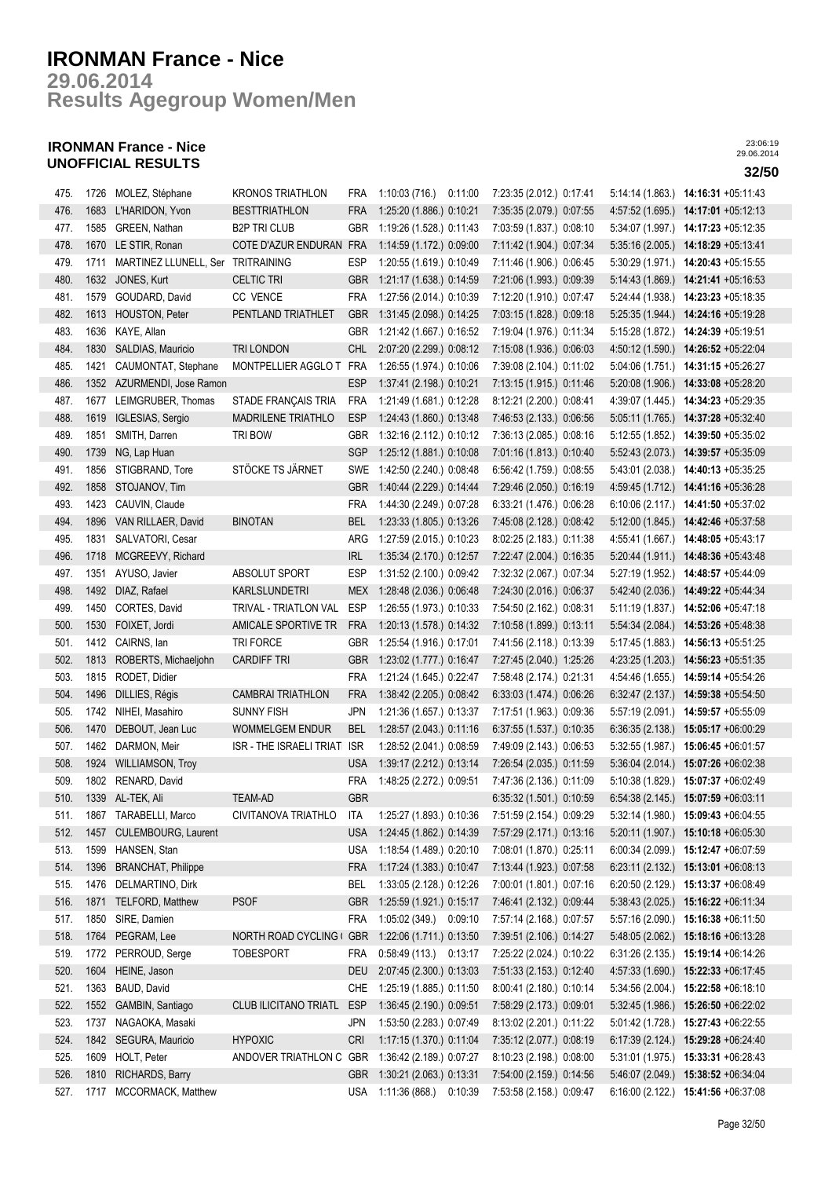# IRONMAN France - Nice

## 29.06.2014

## Results Agegroup Women/Men

### IRONMAN France - Nice
### UNOFFICIAL RESULTS

23:06:19
29.06.2014

| | | | | | | | | | |
|---|---|---|---|---|---|---|---|---|---|
| 475. | 1726 | MOLEZ, Stéphane | KRONOS TRIATHLON | FRA | 1:10:03 (716.) 0:11:00 | 7:23:35 (2.012.) 0:17:41 | 5:14:14 (1.863.) | **14:16:31** | +05:11:43 |
| 476. | 1683 | L'HARIDON, Yvon | BESTTRIATHLON | FRA | 1:25:20 (1.886.) 0:10:21 | 7:35:35 (2.079.) 0:07:55 | 4:57:52 (1.695.) | **14:17:01** | +05:12:13 |
| 477. | 1585 | GREEN, Nathan | B2P TRI CLUB | GBR | 1:19:26 (1.528.) 0:11:43 | 7:03:59 (1.837.) 0:08:10 | 5:34:07 (1.997.) | **14:17:23** | +05:12:35 |
| 478. | 1670 | LE STIR, Ronan | COTE D'AZUR ENDURAN | FRA | 1:14:59 (1.172.) 0:09:00 | 7:11:42 (1.904.) 0:07:34 | 5:35:16 (2.005.) | **14:18:29** | +05:13:41 |
| 479. | 1711 | MARTINEZ LLUNELL, Ser | TRITRAINING | ESP | 1:20:55 (1.619.) 0:10:49 | 7:11:46 (1.906.) 0:06:45 | 5:30:29 (1.971.) | **14:20:43** | +05:15:55 |
| 480. | 1632 | JONES, Kurt | CELTIC TRI | GBR | 1:21:17 (1.638.) 0:14:59 | 7:21:06 (1.993.) 0:09:39 | 5:14:43 (1.869.) | **14:21:41** | +05:16:53 |
| 481. | 1579 | GOUDARD, David | CC VENCE | FRA | 1:27:56 (2.014.) 0:10:39 | 7:12:20 (1.910.) 0:07:47 | 5:24:44 (1.938.) | **14:23:23** | +05:18:35 |
| 482. | 1613 | HOUSTON, Peter | PENTLAND TRIATHLET | GBR | 1:31:45 (2.098.) 0:14:25 | 7:03:15 (1.828.) 0:09:18 | 5:25:35 (1.944.) | **14:24:16** | +05:19:28 |
| 483. | 1636 | KAYE, Allan | | GBR | 1:21:42 (1.667.) 0:16:52 | 7:19:04 (1.976.) 0:11:34 | 5:15:28 (1.872.) | **14:24:39** | +05:19:51 |
| 484. | 1830 | SALDIAS, Mauricio | TRI LONDON | CHL | 2:07:20 (2.299.) 0:08:12 | 7:15:08 (1.936.) 0:06:03 | 4:50:12 (1.590.) | **14:26:52** | +05:22:04 |
| 485. | 1421 | CAUMONTAT, Stephane | MONTPELLIER AGGLO T | FRA | 1:26:55 (1.974.) 0:10:06 | 7:39:08 (2.104.) 0:11:02 | 5:04:06 (1.751.) | **14:31:15** | +05:26:27 |
| 486. | 1352 | AZURMENDI, Jose Ramon | | ESP | 1:37:41 (2.198.) 0:10:21 | 7:13:15 (1.915.) 0:11:46 | 5:20:08 (1.906.) | **14:33:08** | +05:28:20 |
| 487. | 1677 | LEIMGRUBER, Thomas | STADE FRANÇAIS TRIA | FRA | 1:21:49 (1.681.) 0:12:28 | 8:12:21 (2.200.) 0:08:41 | 4:39:07 (1.445.) | **14:34:23** | +05:29:35 |
| 488. | 1619 | IGLESIAS, Sergio | MADRILENE TRIATHLO | ESP | 1:24:43 (1.860.) 0:13:48 | 7:46:53 (2.133.) 0:06:56 | 5:05:11 (1.765.) | **14:37:28** | +05:32:40 |
| 489. | 1851 | SMITH, Darren | TRI BOW | GBR | 1:32:16 (2.112.) 0:10:12 | 7:36:13 (2.085.) 0:08:16 | 5:12:55 (1.852.) | **14:39:50** | +05:35:02 |
| 490. | 1739 | NG, Lap Huan | | SGP | 1:25:12 (1.881.) 0:10:08 | 7:01:16 (1.813.) 0:10:40 | 5:52:43 (2.073.) | **14:39:57** | +05:35:09 |
| 491. | 1856 | STIGBRAND, Tore | STÖCKE TS JÄRNET | SWE | 1:42:50 (2.240.) 0:08:48 | 6:56:42 (1.759.) 0:08:55 | 5:43:01 (2.038.) | **14:40:13** | +05:35:25 |
| 492. | 1858 | STOJANOV, Tim | | GBR | 1:40:44 (2.229.) 0:14:44 | 7:29:46 (2.050.) 0:16:19 | 4:59:45 (1.712.) | **14:41:16** | +05:36:28 |
| 493. | 1423 | CAUVIN, Claude | | FRA | 1:44:30 (2.249.) 0:07:28 | 6:33:21 (1.476.) 0:06:28 | 6:10:06 (2.117.) | **14:41:50** | +05:37:02 |
| 494. | 1896 | VAN RILLAER, David | BINOTAN | BEL | 1:23:33 (1.805.) 0:13:26 | 7:45:08 (2.128.) 0:08:42 | 5:12:00 (1.845.) | **14:42:46** | +05:37:58 |
| 495. | 1831 | SALVATORI, Cesar | | ARG | 1:27:59 (2.015.) 0:10:23 | 8:02:25 (2.183.) 0:11:38 | 4:55:41 (1.667.) | **14:48:05** | +05:43:17 |
| 496. | 1718 | MCGREEVY, Richard | | IRL | 1:35:34 (2.170.) 0:12:57 | 7:22:47 (2.004.) 0:16:35 | 5:20:44 (1.911.) | **14:48:36** | +05:43:48 |
| 497. | 1351 | AYUSO, Javier | ABSOLUT SPORT | ESP | 1:31:52 (2.100.) 0:09:42 | 7:32:32 (2.067.) 0:07:34 | 5:27:19 (1.952.) | **14:48:57** | +05:44:09 |
| 498. | 1492 | DIAZ, Rafael | KARLSLUNDETRI | MEX | 1:28:48 (2.036.) 0:06:48 | 7:24:30 (2.016.) 0:06:37 | 5:42:40 (2.036.) | **14:49:22** | +05:44:34 |
| 499. | 1450 | CORTES, David | TRIVAL - TRIATLON VAL | ESP | 1:26:55 (1.973.) 0:10:33 | 7:54:50 (2.162.) 0:08:31 | 5:11:19 (1.837.) | **14:52:06** | +05:47:18 |
| 500. | 1530 | FOIXET, Jordi | AMICALE SPORTIVE TR | FRA | 1:20:13 (1.578.) 0:14:32 | 7:10:58 (1.899.) 0:13:11 | 5:54:34 (2.084.) | **14:53:26** | +05:48:38 |
| 501. | 1412 | CAIRNS, Ian | TRI FORCE | GBR | 1:25:54 (1.916.) 0:17:01 | 7:41:56 (2.118.) 0:13:39 | 5:17:45 (1.883.) | **14:56:13** | +05:51:25 |
| 502. | 1813 | ROBERTS, Michaeljohn | CARDIFF TRI | GBR | 1:23:02 (1.777.) 0:16:47 | 7:27:45 (2.040.) 1:25:26 | 4:23:25 (1.203.) | **14:56:23** | +05:51:35 |
| 503. | 1815 | RODET, Didier | | FRA | 1:21:24 (1.645.) 0:22:47 | 7:58:48 (2.174.) 0:21:31 | 4:54:46 (1.655.) | **14:59:14** | +05:54:26 |
| 504. | 1496 | DILLIES, Régis | CAMBRAI TRIATHLON | FRA | 1:38:42 (2.205.) 0:08:42 | 6:33:03 (1.474.) 0:06:26 | 6:32:47 (2.137.) | **14:59:38** | +05:54:50 |
| 505. | 1742 | NIHEI, Masahiro | SUNNY FISH | JPN | 1:21:36 (1.657.) 0:13:37 | 7:17:51 (1.963.) 0:09:36 | 5:57:19 (2.091.) | **14:59:57** | +05:55:09 |
| 506. | 1470 | DEBOUT, Jean Luc | WOMMELGEM ENDUR | BEL | 1:28:57 (2.043.) 0:11:16 | 6:37:55 (1.537.) 0:10:35 | 6:36:35 (2.138.) | **15:05:17** | +06:00:29 |
| 507. | 1462 | DARMON, Meir | ISR - THE ISRAELI TRIAT | ISR | 1:28:52 (2.041.) 0:08:59 | 7:49:09 (2.143.) 0:06:53 | 5:32:55 (1.987.) | **15:06:45** | +06:01:57 |
| 508. | 1924 | WILLIAMSON, Troy | | USA | 1:39:17 (2.212.) 0:13:14 | 7:26:54 (2.035.) 0:11:59 | 5:36:04 (2.014.) | **15:07:26** | +06:02:38 |
| 509. | 1802 | RENARD, David | | FRA | 1:48:25 (2.272.) 0:09:51 | 7:47:36 (2.136.) 0:11:09 | 5:10:38 (1.829.) | **15:07:37** | +06:02:49 |
| 510. | 1339 | AL-TEK, Ali | TEAM-AD | GBR | | 6:35:32 (1.501.) 0:10:59 | 6:54:38 (2.145.) | **15:07:59** | +06:03:11 |
| 511. | 1867 | TARABELLI, Marco | CIVITANOVA TRIATHLO | ITA | 1:25:27 (1.893.) 0:10:36 | 7:51:59 (2.154.) 0:09:29 | 5:32:14 (1.980.) | **15:09:43** | +06:04:55 |
| 512. | 1457 | CULEMBOURG, Laurent | | USA | 1:24:45 (1.862.) 0:14:39 | 7:57:29 (2.171.) 0:13:16 | 5:20:11 (1.907.) | **15:10:18** | +06:05:30 |
| 513. | 1599 | HANSEN, Stan | | USA | 1:18:54 (1.489.) 0:20:10 | 7:08:01 (1.870.) 0:25:11 | 6:00:34 (2.099.) | **15:12:47** | +06:07:59 |
| 514. | 1396 | BRANCHAT, Philippe | | FRA | 1:17:24 (1.383.) 0:10:47 | 7:13:44 (1.923.) 0:07:58 | 6:23:11 (2.132.) | **15:13:01** | +06:08:13 |
| 515. | 1476 | DELMARTINO, Dirk | | BEL | 1:33:05 (2.128.) 0:12:26 | 7:00:01 (1.801.) 0:07:16 | 6:20:50 (2.129.) | **15:13:37** | +06:08:49 |
| 516. | 1871 | TELFORD, Matthew | PSOF | GBR | 1:25:59 (1.921.) 0:15:17 | 7:46:41 (2.132.) 0:09:44 | 5:38:43 (2.025.) | **15:16:22** | +06:11:34 |
| 517. | 1850 | SIRE, Damien | | FRA | 1:05:02 (349.) 0:09:10 | 7:57:14 (2.168.) 0:07:57 | 5:57:16 (2.090.) | **15:16:38** | +06:11:50 |
| 518. | 1764 | PEGRAM, Lee | NORTH ROAD CYCLING ( | GBR | 1:22:06 (1.711.) 0:13:50 | 7:39:51 (2.106.) 0:14:27 | 5:48:05 (2.062.) | **15:18:16** | +06:13:28 |
| 519. | 1772 | PERROUD, Serge | TOBESPORT | FRA | 0:58:49 (113.) 0:13:17 | 7:25:22 (2.024.) 0:10:22 | 6:31:26 (2.135.) | **15:19:14** | +06:14:26 |
| 520. | 1604 | HEINE, Jason | | DEU | 2:07:45 (2.300.) 0:13:03 | 7:51:33 (2.153.) 0:12:40 | 4:57:33 (1.690.) | **15:22:33** | +06:17:45 |
| 521. | 1363 | BAUD, David | | CHE | 1:25:19 (1.885.) 0:11:50 | 8:00:41 (2.180.) 0:10:14 | 5:34:56 (2.004.) | **15:22:58** | +06:18:10 |
| 522. | 1552 | GAMBIN, Santiago | CLUB ILICITANO TRIATL | ESP | 1:36:45 (2.190.) 0:09:51 | 7:58:29 (2.173.) 0:09:01 | 5:32:45 (1.986.) | **15:26:50** | +06:22:02 |
| 523. | 1737 | NAGAOKA, Masaki | | JPN | 1:53:50 (2.283.) 0:07:49 | 8:13:02 (2.201.) 0:11:22 | 5:01:42 (1.728.) | **15:27:43** | +06:22:55 |
| 524. | 1842 | SEGURA, Mauricio | HYPOXIC | CRI | 1:17:15 (1.370.) 0:11:04 | 7:35:12 (2.077.) 0:08:19 | 6:17:39 (2.124.) | **15:29:28** | +06:24:40 |
| 525. | 1609 | HOLT, Peter | ANDOVER TRIATHLON C | GBR | 1:36:42 (2.189.) 0:07:27 | 8:10:23 (2.198.) 0:08:00 | 5:31:01 (1.975.) | **15:33:31** | +06:28:43 |
| 526. | 1810 | RICHARDS, Barry | | GBR | 1:30:21 (2.063.) 0:13:31 | 7:54:00 (2.159.) 0:14:56 | 5:46:07 (2.049.) | **15:38:52** | +06:34:04 |
| 527. | 1717 | MCCORMACK, Matthew | | USA | 1:11:36 (868.) 0:10:39 | 7:53:58 (2.158.) 0:09:47 | 6:16:00 (2.122.) | **15:41:56** | +06:37:08 |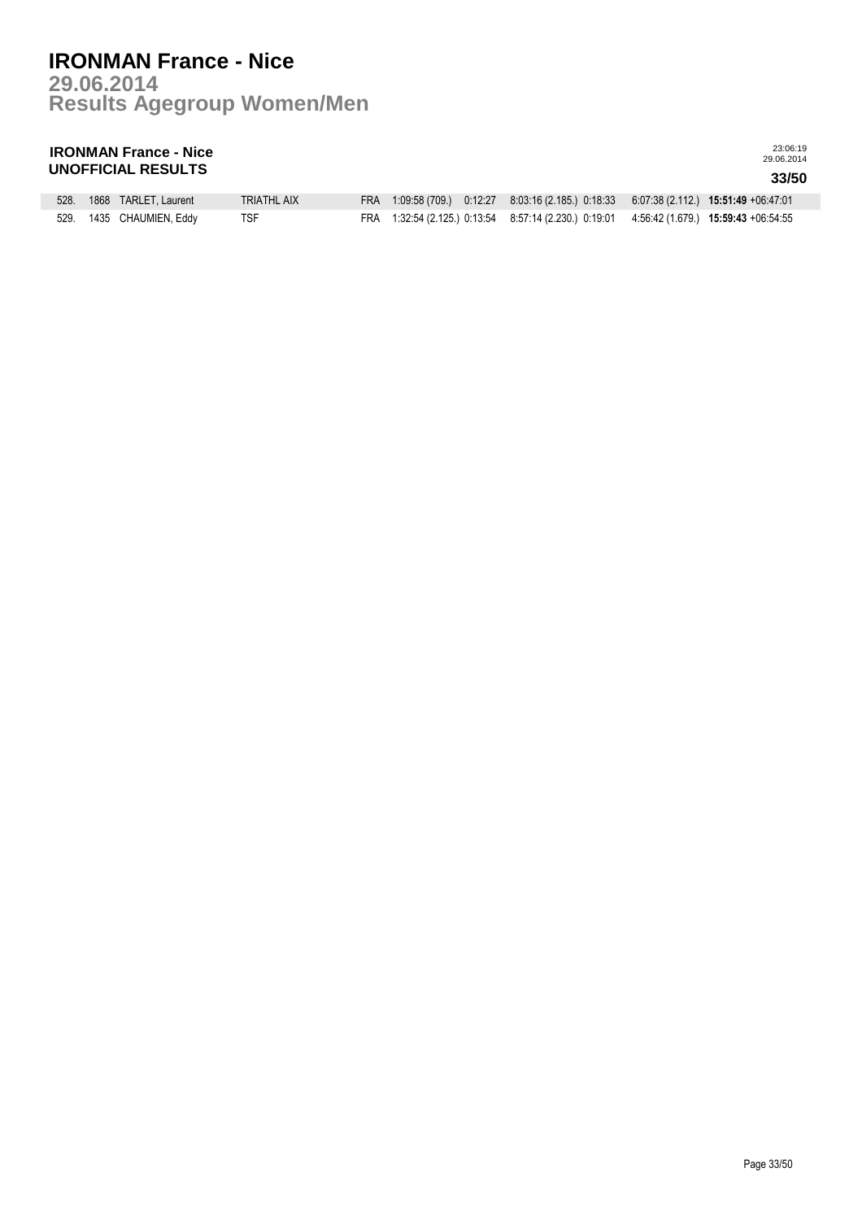# IRONMAN France - Nice
## 29.06.2014
## Results Agegroup Women/Men

**IRONMAN France - Nice**
**UNOFFICIAL RESULTS**

23:06:19
29.06.2014

| | | | | | | | | | | | |
|---|---|---|---|---|---|---|---|---|---|---|---|
| 528. | 1868 | TARLET, Laurent | TRIATHL AIX | FRA | 1:09:58 (709.) | 0:12:27 | 8:03:16 (2.185.) | 0:18:33 | 6:07:38 (2.112.) | **15:51:49** | +06:47:01 |
| 529. | 1435 | CHAUMIEN, Eddy | TSF | FRA | 1:32:54 (2.125.) | 0:13:54 | 8:57:14 (2.230.) | 0:19:01 | 4:56:42 (1.679.) | **15:59:43** | +06:54:55 |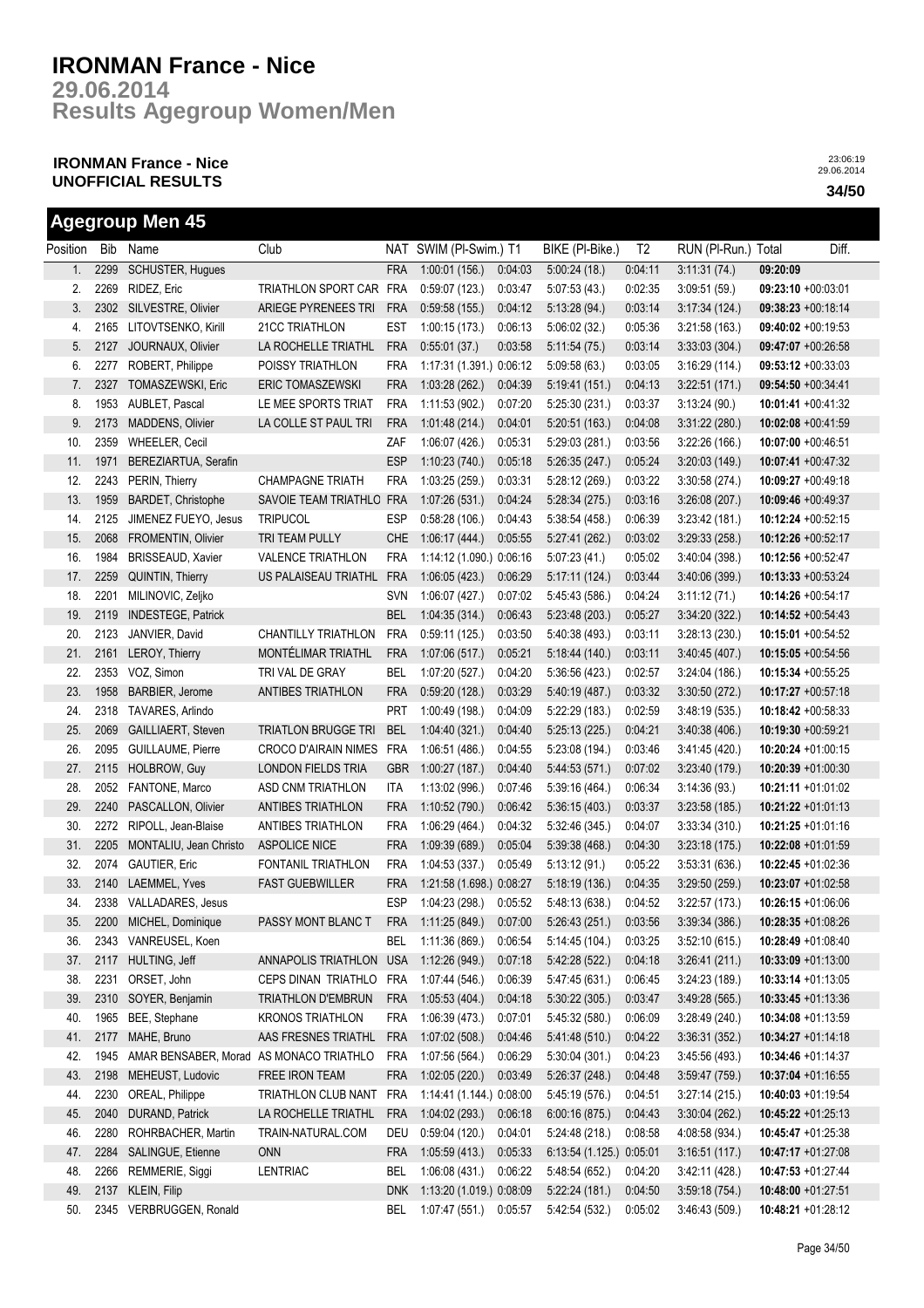# IRONMAN France - Nice
## 29.06.2014
## Results Agegroup Women/Men

**IRONMAN France - Nice**
**UNOFFICIAL RESULTS**

23:06:19
29.06.2014

**34/50**

## Agegroup Men 45

| Position | Bib | Name | Club | NAT | SWIM (Pl-Swim.) | T1 | BIKE (Pl-Bike.) | T2 | RUN (Pl-Run.) | Total | Diff. |
|---|---|---|---|---|---|---|---|---|---|---|---|
| 1. | 2299 | SCHUSTER, Hugues | | FRA | 1:00:01 (156.) | 0:04:03 | 5:00:24 (18.) | 0:04:11 | 3:11:31 (74.) | **09:20:09** | |
| 2. | 2269 | RIDEZ, Eric | TRIATHLON SPORT CAR | FRA | 0:59:07 (123.) | 0:03:47 | 5:07:53 (43.) | 0:02:35 | 3:09:51 (59.) | **09:23:10** | +00:03:01 |
| 3. | 2302 | SILVESTRE, Olivier | ARIEGE PYRENEES TRI | FRA | 0:59:58 (155.) | 0:04:12 | 5:13:28 (94.) | 0:03:14 | 3:17:34 (124.) | **09:38:23** | +00:18:14 |
| 4. | 2165 | LITOVTSENKO, Kirill | 21CC TRIATHLON | EST | 1:00:15 (173.) | 0:06:13 | 5:06:02 (32.) | 0:05:36 | 3:21:58 (163.) | **09:40:02** | +00:19:53 |
| 5. | 2127 | JOURNAUX, Olivier | LA ROCHELLE TRIATHL | FRA | 0:55:01 (37.) | 0:03:58 | 5:11:54 (75.) | 0:03:14 | 3:33:03 (304.) | **09:47:07** | +00:26:58 |
| 6. | 2277 | ROBERT, Philippe | POISSY TRIATHLON | FRA | 1:17:31 (1.391.) | 0:06:12 | 5:09:58 (63.) | 0:03:05 | 3:16:29 (114.) | **09:53:12** | +00:33:03 |
| 7. | 2327 | TOMASZEWSKI, Eric | ERIC TOMASZEWSKI | FRA | 1:03:28 (262.) | 0:04:39 | 5:19:41 (151.) | 0:04:13 | 3:22:51 (171.) | **09:54:50** | +00:34:41 |
| 8. | 1953 | AUBLET, Pascal | LE MEE SPORTS TRIAT | FRA | 1:11:53 (902.) | 0:07:20 | 5:25:30 (231.) | 0:03:37 | 3:13:24 (90.) | **10:01:41** | +00:41:32 |
| 9. | 2173 | MADDENS, Olivier | LA COLLE ST PAUL TRI | FRA | 1:01:48 (214.) | 0:04:01 | 5:20:51 (163.) | 0:04:08 | 3:31:22 (280.) | **10:02:08** | +00:41:59 |
| 10. | 2359 | WHEELER, Cecil | | ZAF | 1:06:07 (426.) | 0:05:31 | 5:29:03 (281.) | 0:03:56 | 3:22:26 (166.) | **10:07:00** | +00:46:51 |
| 11. | 1971 | BEREZIARTUA, Serafin | | ESP | 1:10:23 (740.) | 0:05:18 | 5:26:35 (247.) | 0:05:24 | 3:20:03 (149.) | **10:07:41** | +00:47:32 |
| 12. | 2243 | PERIN, Thierry | CHAMPAGNE TRIATH | FRA | 1:03:25 (259.) | 0:03:31 | 5:28:12 (269.) | 0:03:22 | 3:30:58 (274.) | **10:09:27** | +00:49:18 |
| 13. | 1959 | BARDET, Christophe | SAVOIE TEAM TRIATHLO | FRA | 1:07:26 (531.) | 0:04:24 | 5:28:34 (275.) | 0:03:16 | 3:26:08 (207.) | **10:09:46** | +00:49:37 |
| 14. | 2125 | JIMENEZ FUEYO, Jesus | TRIPUCOL | ESP | 0:58:28 (106.) | 0:04:43 | 5:38:54 (458.) | 0:06:39 | 3:23:42 (181.) | **10:12:24** | +00:52:15 |
| 15. | 2068 | FROMENTIN, Olivier | TRI TEAM PULLY | CHE | 1:06:17 (444.) | 0:05:55 | 5:27:41 (262.) | 0:03:02 | 3:29:33 (258.) | **10:12:26** | +00:52:17 |
| 16. | 1984 | BRISSEAUD, Xavier | VALENCE TRIATHLON | FRA | 1:14:12 (1.090.) | 0:06:16 | 5:07:23 (41.) | 0:05:02 | 3:40:04 (398.) | **10:12:56** | +00:52:47 |
| 17. | 2259 | QUINTIN, Thierry | US PALAISEAU TRIATHL | FRA | 1:06:05 (423.) | 0:06:29 | 5:17:11 (124.) | 0:03:44 | 3:40:06 (399.) | **10:13:33** | +00:53:24 |
| 18. | 2201 | MILINOVIC, Zeljko | | SVN | 1:06:07 (427.) | 0:07:02 | 5:45:43 (586.) | 0:04:24 | 3:11:12 (71.) | **10:14:26** | +00:54:17 |
| 19. | 2119 | INDESTEGE, Patrick | | BEL | 1:04:35 (314.) | 0:06:43 | 5:23:48 (203.) | 0:05:27 | 3:34:20 (322.) | **10:14:52** | +00:54:43 |
| 20. | 2123 | JANVIER, David | CHANTILLY TRIATHLON | FRA | 0:59:11 (125.) | 0:03:50 | 5:40:38 (493.) | 0:03:11 | 3:28:13 (230.) | **10:15:01** | +00:54:52 |
| 21. | 2161 | LEROY, Thierry | MONTÉLIMAR TRIATHL | FRA | 1:07:06 (517.) | 0:05:21 | 5:18:44 (140.) | 0:03:11 | 3:40:45 (407.) | **10:15:05** | +00:54:56 |
| 22. | 2353 | VOZ, Simon | TRI VAL DE GRAY | BEL | 1:07:20 (527.) | 0:04:20 | 5:36:56 (423.) | 0:02:57 | 3:24:04 (186.) | **10:15:34** | +00:55:25 |
| 23. | 1958 | BARBIER, Jerome | ANTIBES TRIATHLON | FRA | 0:59:20 (128.) | 0:03:29 | 5:40:19 (487.) | 0:03:32 | 3:30:50 (272.) | **10:17:27** | +00:57:18 |
| 24. | 2318 | TAVARES, Arlindo | | PRT | 1:00:49 (198.) | 0:04:09 | 5:22:29 (183.) | 0:02:59 | 3:48:19 (535.) | **10:18:42** | +00:58:33 |
| 25. | 2069 | GAILLIAERT, Steven | TRIATLON BRUGGE TRI | BEL | 1:04:40 (321.) | 0:04:40 | 5:25:13 (225.) | 0:04:21 | 3:40:38 (406.) | **10:19:30** | +00:59:21 |
| 26. | 2095 | GUILLAUME, Pierre | CROCO D'AIRAIN NIMES | FRA | 1:06:51 (486.) | 0:04:55 | 5:23:08 (194.) | 0:03:46 | 3:41:45 (420.) | **10:20:24** | +01:00:15 |
| 27. | 2115 | HOLBROW, Guy | LONDON FIELDS TRIA | GBR | 1:00:27 (187.) | 0:04:40 | 5:44:53 (571.) | 0:07:02 | 3:23:40 (179.) | **10:20:39** | +01:00:30 |
| 28. | 2052 | FANTONE, Marco | ASD CNM TRIATHLON | ITA | 1:13:02 (996.) | 0:07:46 | 5:39:16 (464.) | 0:06:34 | 3:14:36 (93.) | **10:21:11** | +01:01:02 |
| 29. | 2240 | PASCALLON, Olivier | ANTIBES TRIATHLON | FRA | 1:10:52 (790.) | 0:06:42 | 5:36:15 (403.) | 0:03:37 | 3:23:58 (185.) | **10:21:22** | +01:01:13 |
| 30. | 2272 | RIPOLL, Jean-Blaise | ANTIBES TRIATHLON | FRA | 1:06:29 (464.) | 0:04:32 | 5:32:46 (345.) | 0:04:07 | 3:33:34 (310.) | **10:21:25** | +01:01:16 |
| 31. | 2205 | MONTALIU, Jean Christo | ASPOLICE NICE | FRA | 1:09:39 (689.) | 0:05:04 | 5:39:38 (468.) | 0:04:30 | 3:23:18 (175.) | **10:22:08** | +01:01:59 |
| 32. | 2074 | GAUTIER, Eric | FONTANIL TRIATHLON | FRA | 1:04:53 (337.) | 0:05:49 | 5:13:12 (91.) | 0:05:22 | 3:53:31 (636.) | **10:22:45** | +01:02:36 |
| 33. | 2140 | LAEMMEL, Yves | FAST GUEBWILLER | FRA | 1:21:58 (1.698.) | 0:08:27 | 5:18:19 (136.) | 0:04:35 | 3:29:50 (259.) | **10:23:07** | +01:02:58 |
| 34. | 2338 | VALLADARES, Jesus | | ESP | 1:04:23 (298.) | 0:05:52 | 5:48:13 (638.) | 0:04:52 | 3:22:57 (173.) | **10:26:15** | +01:06:06 |
| 35. | 2200 | MICHEL, Dominique | PASSY MONT BLANC T | FRA | 1:11:25 (849.) | 0:07:00 | 5:26:43 (251.) | 0:03:56 | 3:39:34 (386.) | **10:28:35** | +01:08:26 |
| 36. | 2343 | VANREUSEL, Koen | | BEL | 1:11:36 (869.) | 0:06:54 | 5:14:45 (104.) | 0:03:25 | 3:52:10 (615.) | **10:28:49** | +01:08:40 |
| 37. | 2117 | HULTING, Jeff | ANNAPOLIS TRIATHLON | USA | 1:12:26 (949.) | 0:07:18 | 5:42:28 (522.) | 0:04:18 | 3:26:41 (211.) | **10:33:09** | +01:13:00 |
| 38. | 2231 | ORSET, John | CEPS DINAN TRIATHLO | FRA | 1:07:44 (546.) | 0:06:39 | 5:47:45 (631.) | 0:06:45 | 3:24:23 (189.) | **10:33:14** | +01:13:05 |
| 39. | 2310 | SOYER, Benjamin | TRIATHLON D'EMBRUN | FRA | 1:05:53 (404.) | 0:04:18 | 5:30:22 (305.) | 0:03:47 | 3:49:28 (565.) | **10:33:45** | +01:13:36 |
| 40. | 1965 | BEE, Stephane | KRONOS TRIATHLON | FRA | 1:06:39 (473.) | 0:07:01 | 5:45:32 (580.) | 0:06:09 | 3:28:49 (240.) | **10:34:08** | +01:13:59 |
| 41. | 2177 | MAHE, Bruno | AAS FRESNES TRIATHL | FRA | 1:07:02 (508.) | 0:04:46 | 5:41:48 (510.) | 0:04:22 | 3:36:31 (352.) | **10:34:27** | +01:14:18 |
| 42. | 1945 | AMAR BENSABER, Morad | AS MONACO TRIATHLO | FRA | 1:07:56 (564.) | 0:06:29 | 5:30:04 (301.) | 0:04:23 | 3:45:56 (493.) | **10:34:46** | +01:14:37 |
| 43. | 2198 | MEHEUST, Ludovic | FREE IRON TEAM | FRA | 1:02:05 (220.) | 0:03:49 | 5:26:37 (248.) | 0:04:48 | 3:59:47 (759.) | **10:37:04** | +01:16:55 |
| 44. | 2230 | OREAL, Philippe | TRIATHLON CLUB NANT | FRA | 1:14:41 (1.144.) | 0:08:00 | 5:45:19 (576.) | 0:04:51 | 3:27:14 (215.) | **10:40:03** | +01:19:54 |
| 45. | 2040 | DURAND, Patrick | LA ROCHELLE TRIATHL | FRA | 1:04:02 (293.) | 0:06:18 | 6:00:16 (875.) | 0:04:43 | 3:30:04 (262.) | **10:45:22** | +01:25:13 |
| 46. | 2280 | ROHRBACHER, Martin | TRAIN-NATURAL.COM | DEU | 0:59:04 (120.) | 0:04:01 | 5:24:48 (218.) | 0:08:58 | 4:08:58 (934.) | **10:45:47** | +01:25:38 |
| 47. | 2284 | SALINGUE, Etienne | ONN | FRA | 1:05:59 (413.) | 0:05:33 | 6:13:54 (1.125.) | 0:05:01 | 3:16:51 (117.) | **10:47:17** | +01:27:08 |
| 48. | 2266 | REMMERIE, Siggi | LENTRIAC | BEL | 1:06:08 (431.) | 0:06:22 | 5:48:54 (652.) | 0:04:20 | 3:42:11 (428.) | **10:47:53** | +01:27:44 |
| 49. | 2137 | KLEIN, Filip | | DNK | 1:13:20 (1.019.) | 0:08:09 | 5:22:24 (181.) | 0:04:50 | 3:59:18 (754.) | **10:48:00** | +01:27:51 |
| 50. | 2345 | VERBRUGGEN, Ronald | | BEL | 1:07:47 (551.) | 0:05:57 | 5:42:54 (532.) | 0:05:02 | 3:46:43 (509.) | **10:48:21** | +01:28:12 |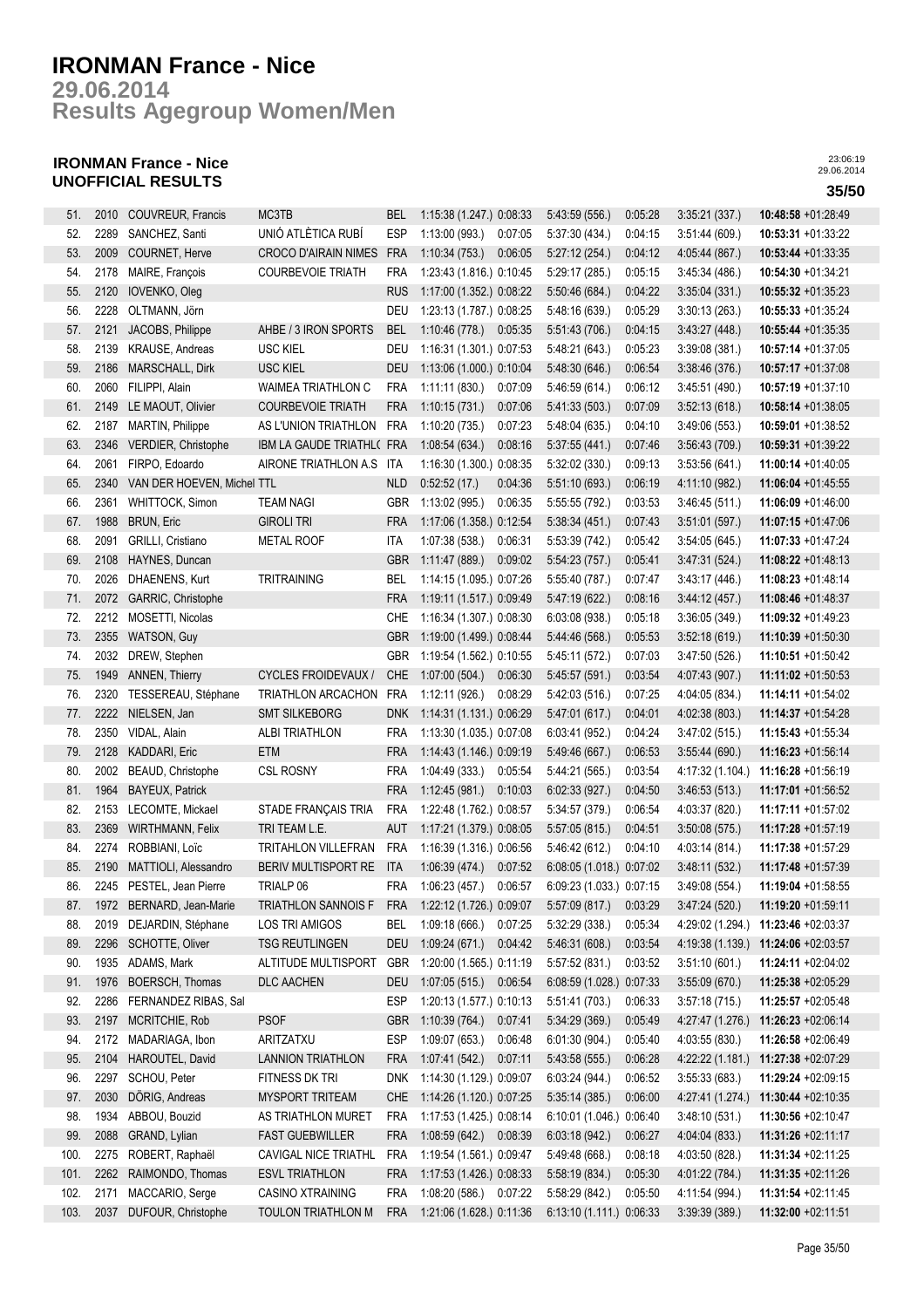# IRONMAN France - Nice

## 29.06.2014

## Results Agegroup Women/Men

### IRONMAN France - Nice
### UNOFFICIAL RESULTS

23:06:19
29.06.2014

**35/50**

| | | | | | | | | | | |
|---|---|---|---|---|---|---|---|---|---|---|
| 51. | 2010 | COUVREUR, Francis | MC3TB | BEL | 1:15:38 (1.247.) 0:08:33 | 5:43:59 (556.) | 0:05:28 | 3:35:21 (337.) | **10:48:58** +01:28:49 |
| 52. | 2289 | SANCHEZ, Santi | UNIÓ ATLÈTICA RUBÍ | ESP | 1:13:00 (993.) 0:07:05 | 5:37:30 (434.) | 0:04:15 | 3:51:44 (609.) | **10:53:31** +01:33:22 |
| 53. | 2009 | COURNET, Herve | CROCO D'AIRAIN NIMES | FRA | 1:10:34 (753.) 0:06:05 | 5:27:12 (254.) | 0:04:12 | 4:05:44 (867.) | **10:53:44** +01:33:35 |
| 54. | 2178 | MAIRE, François | COURBEVOIE TRIATH | FRA | 1:23:43 (1.816.) 0:10:45 | 5:29:17 (285.) | 0:05:15 | 3:45:34 (486.) | **10:54:30** +01:34:21 |
| 55. | 2120 | IOVENKO, Oleg | | RUS | 1:17:00 (1.352.) 0:08:22 | 5:50:46 (684.) | 0:04:22 | 3:35:04 (331.) | **10:55:32** +01:35:23 |
| 56. | 2228 | OLTMANN, Jörn | | DEU | 1:23:13 (1.787.) 0:08:25 | 5:48:16 (639.) | 0:05:29 | 3:30:13 (263.) | **10:55:33** +01:35:24 |
| 57. | 2121 | JACOBS, Philippe | AHBE / 3 IRON SPORTS | BEL | 1:10:46 (778.) 0:05:35 | 5:51:43 (706.) | 0:04:15 | 3:43:27 (448.) | **10:55:44** +01:35:35 |
| 58. | 2139 | KRAUSE, Andreas | USC KIEL | DEU | 1:16:31 (1.301.) 0:07:53 | 5:48:21 (643.) | 0:05:23 | 3:39:08 (381.) | **10:57:14** +01:37:05 |
| 59. | 2186 | MARSCHALL, Dirk | USC KIEL | DEU | 1:13:06 (1.000.) 0:10:04 | 5:48:30 (646.) | 0:06:54 | 3:38:46 (376.) | **10:57:17** +01:37:08 |
| 60. | 2060 | FILIPPI, Alain | WAIMEA TRIATHLON C | FRA | 1:11:11 (830.) 0:07:09 | 5:46:59 (614.) | 0:06:12 | 3:45:51 (490.) | **10:57:19** +01:37:10 |
| 61. | 2149 | LE MAOUT, Olivier | COURBEVOIE TRIATH | FRA | 1:10:15 (731.) 0:07:06 | 5:41:33 (503.) | 0:07:09 | 3:52:13 (618.) | **10:58:14** +01:38:05 |
| 62. | 2187 | MARTIN, Philippe | AS L'UNION TRIATHLON | FRA | 1:10:20 (735.) 0:07:23 | 5:48:04 (635.) | 0:04:10 | 3:49:06 (553.) | **10:59:01** +01:38:52 |
| 63. | 2346 | VERDIER, Christophe | IBM LA GAUDE TRIATHL( | FRA | 1:08:54 (634.) 0:08:16 | 5:37:55 (441.) | 0:07:46 | 3:56:43 (709.) | **10:59:31** +01:39:22 |
| 64. | 2061 | FIRPO, Edoardo | AIRONE TRIATHLON A.S | ITA | 1:16:30 (1.300.) 0:08:35 | 5:32:02 (330.) | 0:09:13 | 3:53:56 (641.) | **11:00:14** +01:40:05 |
| 65. | 2340 | VAN DER HOEVEN, Michel | TTL | NLD | 0:52:52 (17.) 0:04:36 | 5:51:10 (693.) | 0:06:19 | 4:11:10 (982.) | **11:06:04** +01:45:55 |
| 66. | 2361 | WHITTOCK, Simon | TEAM NAGI | GBR | 1:13:02 (995.) 0:06:35 | 5:55:55 (792.) | 0:03:53 | 3:46:45 (511.) | **11:06:09** +01:46:00 |
| 67. | 1988 | BRUN, Eric | GIROLI TRI | FRA | 1:17:06 (1.358.) 0:12:54 | 5:38:34 (451.) | 0:07:43 | 3:51:01 (597.) | **11:07:15** +01:47:06 |
| 68. | 2091 | GRILLI, Cristiano | METAL ROOF | ITA | 1:07:38 (538.) 0:06:31 | 5:53:39 (742.) | 0:05:42 | 3:54:05 (645.) | **11:07:33** +01:47:24 |
| 69. | 2108 | HAYNES, Duncan | | GBR | 1:11:47 (889.) 0:09:02 | 5:54:23 (757.) | 0:05:41 | 3:47:31 (524.) | **11:08:22** +01:48:13 |
| 70. | 2026 | DHAENENS, Kurt | TRITRAINING | BEL | 1:14:15 (1.095.) 0:07:26 | 5:55:40 (787.) | 0:07:47 | 3:43:17 (446.) | **11:08:23** +01:48:14 |
| 71. | 2072 | GARRIC, Christophe | | FRA | 1:19:11 (1.517.) 0:09:49 | 5:47:19 (622.) | 0:08:16 | 3:44:12 (457.) | **11:08:46** +01:48:37 |
| 72. | 2212 | MOSETTI, Nicolas | | CHE | 1:16:34 (1.307.) 0:08:30 | 6:03:08 (938.) | 0:05:18 | 3:36:05 (349.) | **11:09:32** +01:49:23 |
| 73. | 2355 | WATSON, Guy | | GBR | 1:19:00 (1.499.) 0:08:44 | 5:44:46 (568.) | 0:05:53 | 3:52:18 (619.) | **11:10:39** +01:50:30 |
| 74. | 2032 | DREW, Stephen | | GBR | 1:19:54 (1.562.) 0:10:55 | 5:45:11 (572.) | 0:07:03 | 3:47:50 (526.) | **11:10:51** +01:50:42 |
| 75. | 1949 | ANNEN, Thierry | CYCLES FROIDEVAUX / | CHE | 1:07:00 (504.) 0:06:30 | 5:45:57 (591.) | 0:03:54 | 4:07:43 (907.) | **11:11:02** +01:50:53 |
| 76. | 2320 | TESSEREAU, Stéphane | TRIATHLON ARCACHON | FRA | 1:12:11 (926.) 0:08:29 | 5:42:03 (516.) | 0:07:25 | 4:04:05 (834.) | **11:14:11** +01:54:02 |
| 77. | 2222 | NIELSEN, Jan | SMT SILKEBORG | DNK | 1:14:31 (1.131.) 0:06:29 | 5:47:01 (617.) | 0:04:01 | 4:02:38 (803.) | **11:14:37** +01:54:28 |
| 78. | 2350 | VIDAL, Alain | ALBI TRIATHLON | FRA | 1:13:30 (1.035.) 0:07:08 | 6:03:41 (952.) | 0:04:24 | 3:47:02 (515.) | **11:15:43** +01:55:34 |
| 79. | 2128 | KADDARI, Eric | ETM | FRA | 1:14:43 (1.146.) 0:09:19 | 5:49:46 (667.) | 0:06:53 | 3:55:44 (690.) | **11:16:23** +01:56:14 |
| 80. | 2002 | BEAUD, Christophe | CSL ROSNY | FRA | 1:04:49 (333.) 0:05:54 | 5:44:21 (565.) | 0:03:54 | 4:17:32 (1.104.) | **11:16:28** +01:56:19 |
| 81. | 1964 | BAYEUX, Patrick | | FRA | 1:12:45 (981.) 0:10:03 | 6:02:33 (927.) | 0:04:50 | 3:46:53 (513.) | **11:17:01** +01:56:52 |
| 82. | 2153 | LECOMTE, Mickael | STADE FRANÇAIS TRIA | FRA | 1:22:48 (1.762.) 0:08:57 | 5:34:57 (379.) | 0:06:54 | 4:03:37 (820.) | **11:17:11** +01:57:02 |
| 83. | 2369 | WIRTHMANN, Felix | TRI TEAM L.E. | AUT | 1:17:21 (1.379.) 0:08:05 | 5:57:05 (815.) | 0:04:51 | 3:50:08 (575.) | **11:17:28** +01:57:19 |
| 84. | 2274 | ROBBIANI, Loïc | TRITAHLON VILLEFRAN | FRA | 1:16:39 (1.316.) 0:06:56 | 5:46:42 (612.) | 0:04:10 | 4:03:14 (814.) | **11:17:38** +01:57:29 |
| 85. | 2190 | MATTIOLI, Alessandro | BERIV MULTISPORT RE | ITA | 1:06:39 (474.) 0:07:52 | 6:08:05 (1.018.) | 0:07:02 | 3:48:11 (532.) | **11:17:48** +01:57:39 |
| 86. | 2245 | PESTEL, Jean Pierre | TRIALP 06 | FRA | 1:06:23 (457.) 0:06:57 | 6:09:23 (1.033.) | 0:07:15 | 3:49:08 (554.) | **11:19:04** +01:58:55 |
| 87. | 1972 | BERNARD, Jean-Marie | TRIATHLON SANNOIS F | FRA | 1:22:12 (1.726.) 0:09:07 | 5:57:09 (817.) | 0:03:29 | 3:47:24 (520.) | **11:19:20** +01:59:11 |
| 88. | 2019 | DEJARDIN, Stéphane | LOS TRI AMIGOS | BEL | 1:09:18 (666.) 0:07:25 | 5:32:29 (338.) | 0:05:34 | 4:29:02 (1.294.) | **11:23:46** +02:03:37 |
| 89. | 2296 | SCHOTTE, Oliver | TSG REUTLINGEN | DEU | 1:09:24 (671.) 0:04:42 | 5:46:31 (608.) | 0:03:54 | 4:19:38 (1.139.) | **11:24:06** +02:03:57 |
| 90. | 1935 | ADAMS, Mark | ALTITUDE MULTISPORT | GBR | 1:20:00 (1.565.) 0:11:19 | 5:57:52 (831.) | 0:03:52 | 3:51:10 (601.) | **11:24:11** +02:04:02 |
| 91. | 1976 | BOERSCH, Thomas | DLC AACHEN | DEU | 1:07:05 (515.) 0:06:54 | 6:08:59 (1.028.) | 0:07:33 | 3:55:09 (670.) | **11:25:38** +02:05:29 |
| 92. | 2286 | FERNANDEZ RIBAS, Sal | | ESP | 1:20:13 (1.577.) 0:10:13 | 5:51:41 (703.) | 0:06:33 | 3:57:18 (715.) | **11:25:57** +02:05:48 |
| 93. | 2197 | MCRITCHIE, Rob | PSOF | GBR | 1:10:39 (764.) 0:07:41 | 5:34:29 (369.) | 0:05:49 | 4:27:47 (1.276.) | **11:26:23** +02:06:14 |
| 94. | 2172 | MADARIAGA, Ibon | ARITZATXU | ESP | 1:09:07 (653.) 0:06:48 | 6:01:30 (904.) | 0:05:40 | 4:03:55 (830.) | **11:26:58** +02:06:49 |
| 95. | 2104 | HAROUTEL, David | LANNION TRIATHLON | FRA | 1:07:41 (542.) 0:07:11 | 5:43:58 (555.) | 0:06:28 | 4:22:22 (1.181.) | **11:27:38** +02:07:29 |
| 96. | 2297 | SCHOU, Peter | FITNESS DK TRI | DNK | 1:14:30 (1.129.) 0:09:07 | 6:03:24 (944.) | 0:06:52 | 3:55:33 (683.) | **11:29:24** +02:09:15 |
| 97. | 2030 | DÖRIG, Andreas | MYSPORT TRITEAM | CHE | 1:14:26 (1.120.) 0:07:25 | 5:35:14 (385.) | 0:06:00 | 4:27:41 (1.274.) | **11:30:44** +02:10:35 |
| 98. | 1934 | ABBOU, Bouzid | AS TRIATHLON MURET | FRA | 1:17:53 (1.425.) 0:08:14 | 6:10:01 (1.046.) | 0:06:40 | 3:48:10 (531.) | **11:30:56** +02:10:47 |
| 99. | 2088 | GRAND, Lylian | FAST GUEBWILLER | FRA | 1:08:59 (642.) 0:08:39 | 6:03:18 (942.) | 0:06:27 | 4:04:04 (833.) | **11:31:26** +02:11:17 |
| 100. | 2275 | ROBERT, Raphaël | CAVIGAL NICE TRIATHL | FRA | 1:19:54 (1.561.) 0:09:47 | 5:49:48 (668.) | 0:08:18 | 4:03:50 (828.) | **11:31:34** +02:11:25 |
| 101. | 2262 | RAIMONDO, Thomas | ESVL TRIATHLON | FRA | 1:17:53 (1.426.) 0:08:33 | 5:58:19 (834.) | 0:05:30 | 4:01:22 (784.) | **11:31:35** +02:11:26 |
| 102. | 2171 | MACCARIO, Serge | CASINO XTRAINING | FRA | 1:08:20 (586.) 0:07:22 | 5:58:29 (842.) | 0:05:50 | 4:11:54 (994.) | **11:31:54** +02:11:45 |
| 103. | 2037 | DUFOUR, Christophe | TOULON TRIATHLON M | FRA | 1:21:06 (1.628.) 0:11:36 | 6:13:10 (1.111.) | 0:06:33 | 3:39:39 (389.) | **11:32:00** +02:11:51 |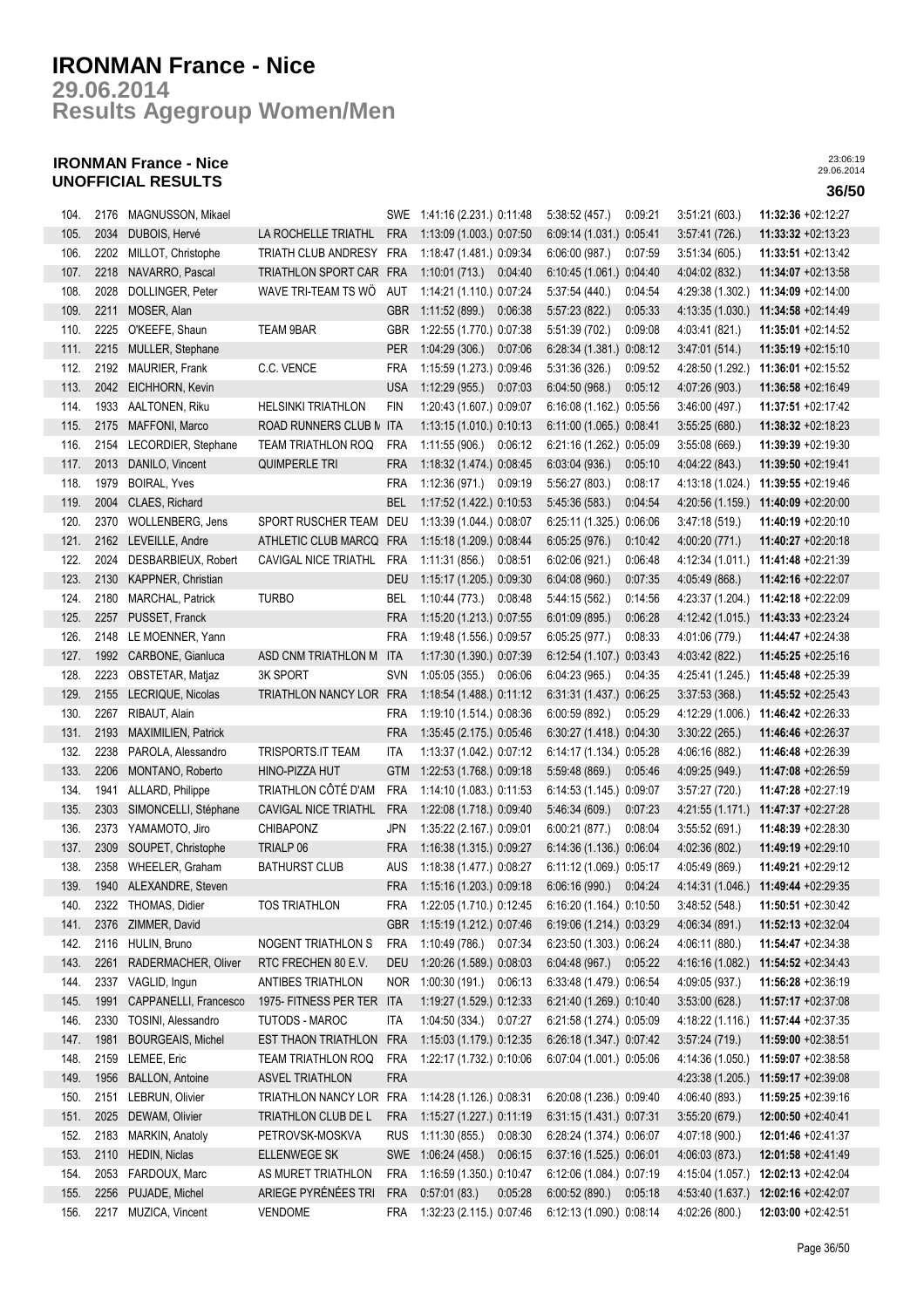# IRONMAN France - Nice

## 29.06.2014

## Results Agegroup Women/Men

### IRONMAN France - Nice
### UNOFFICIAL RESULTS

23:06:19
29.06.2014

**36/50**

| | | | | | | | | | | | |
|---|---|---|---|---|---|---|---|---|---|---|---|
| 104. | 2176 | MAGNUSSON, Mikael | | SWE | 1:41:16 (2.231.) | 0:11:48 | 5:38:52 (457.) | 0:09:21 | 3:51:21 (603.) | **11:32:36** | +02:12:27 |
| 105. | 2034 | DUBOIS, Hervé | LA ROCHELLE TRIATHL | FRA | 1:13:09 (1.003.) | 0:07:50 | 6:09:14 (1.031.) | 0:05:41 | 3:57:41 (726.) | **11:33:32** | +02:13:23 |
| 106. | 2202 | MILLOT, Christophe | TRIATH CLUB ANDRESY | FRA | 1:18:47 (1.481.) | 0:09:34 | 6:06:00 (987.) | 0:07:59 | 3:51:34 (605.) | **11:33:51** | +02:13:42 |
| 107. | 2218 | NAVARRO, Pascal | TRIATHLON SPORT CAR | FRA | 1:10:01 (713.) | 0:04:40 | 6:10:45 (1.061.) | 0:04:40 | 4:04:02 (832.) | **11:34:07** | +02:13:58 |
| 108. | 2028 | DOLLINGER, Peter | WAVE TRI-TEAM TS WÖ | AUT | 1:14:21 (1.110.) | 0:07:24 | 5:37:54 (440.) | 0:04:54 | 4:29:38 (1.302.) | **11:34:09** | +02:14:00 |
| 109. | 2211 | MOSER, Alan | | GBR | 1:11:52 (899.) | 0:06:38 | 5:57:23 (822.) | 0:05:33 | 4:13:35 (1.030.) | **11:34:58** | +02:14:49 |
| 110. | 2225 | O'KEEFE, Shaun | TEAM 9BAR | GBR | 1:22:55 (1.770.) | 0:07:38 | 5:51:39 (702.) | 0:09:08 | 4:03:41 (821.) | **11:35:01** | +02:14:52 |
| 111. | 2215 | MULLER, Stephane | | PER | 1:04:29 (306.) | 0:07:06 | 6:28:34 (1.381.) | 0:08:12 | 3:47:01 (514.) | **11:35:19** | +02:15:10 |
| 112. | 2192 | MAURIER, Frank | C.C. VENCE | FRA | 1:15:59 (1.273.) | 0:09:46 | 5:31:36 (326.) | 0:09:52 | 4:28:50 (1.292.) | **11:36:01** | +02:15:52 |
| 113. | 2042 | EICHHORN, Kevin | | USA | 1:12:29 (955.) | 0:07:03 | 6:04:50 (968.) | 0:05:12 | 4:07:26 (903.) | **11:36:58** | +02:16:49 |
| 114. | 1933 | AALTONEN, Riku | HELSINKI TRIATHLON | FIN | 1:20:43 (1.607.) | 0:09:07 | 6:16:08 (1.162.) | 0:05:56 | 3:46:00 (497.) | **11:37:51** | +02:17:42 |
| 115. | 2175 | MAFFONI, Marco | ROAD RUNNERS CLUB M | ITA | 1:13:15 (1.010.) | 0:10:13 | 6:11:00 (1.065.) | 0:08:41 | 3:55:25 (680.) | **11:38:32** | +02:18:23 |
| 116. | 2154 | LECORDIER, Stephane | TEAM TRIATHLON ROQ | FRA | 1:11:55 (906.) | 0:06:12 | 6:21:16 (1.262.) | 0:05:09 | 3:55:08 (669.) | **11:39:39** | +02:19:30 |
| 117. | 2013 | DANILO, Vincent | QUIMPERLE TRI | FRA | 1:18:32 (1.474.) | 0:08:45 | 6:03:04 (936.) | 0:05:10 | 4:04:22 (843.) | **11:39:50** | +02:19:41 |
| 118. | 1979 | BOIRAL, Yves | | FRA | 1:12:36 (971.) | 0:09:19 | 5:56:27 (803.) | 0:08:17 | 4:13:18 (1.024.) | **11:39:55** | +02:19:46 |
| 119. | 2004 | CLAES, Richard | | BEL | 1:17:52 (1.422.) | 0:10:53 | 5:45:36 (583.) | 0:04:54 | 4:20:56 (1.159.) | **11:40:09** | +02:20:00 |
| 120. | 2370 | WOLLENBERG, Jens | SPORT RUSCHER TEAM | DEU | 1:13:39 (1.044.) | 0:08:07 | 6:25:11 (1.325.) | 0:06:06 | 3:47:18 (519.) | **11:40:19** | +02:20:10 |
| 121. | 2162 | LEVEILLE, Andre | ATHLETIC CLUB MARCQ | FRA | 1:15:18 (1.209.) | 0:08:44 | 6:05:25 (976.) | 0:10:42 | 4:00:20 (771.) | **11:40:27** | +02:20:18 |
| 122. | 2024 | DESBARBIEUX, Robert | CAVIGAL NICE TRIATHL | FRA | 1:11:31 (856.) | 0:08:51 | 6:02:06 (921.) | 0:06:48 | 4:12:34 (1.011.) | **11:41:48** | +02:21:39 |
| 123. | 2130 | KAPPNER, Christian | | DEU | 1:15:17 (1.205.) | 0:09:30 | 6:04:08 (960.) | 0:07:35 | 4:05:49 (868.) | **11:42:16** | +02:22:07 |
| 124. | 2180 | MARCHAL, Patrick | TURBO | BEL | 1:10:44 (773.) | 0:08:48 | 5:44:15 (562.) | 0:14:56 | 4:23:37 (1.204.) | **11:42:18** | +02:22:09 |
| 125. | 2257 | PUSSET, Franck | | FRA | 1:15:20 (1.213.) | 0:07:55 | 6:01:09 (895.) | 0:06:28 | 4:12:42 (1.015.) | **11:43:33** | +02:23:24 |
| 126. | 2148 | LE MOENNER, Yann | | FRA | 1:19:48 (1.556.) | 0:09:57 | 6:05:25 (977.) | 0:08:33 | 4:01:06 (779.) | **11:44:47** | +02:24:38 |
| 127. | 1992 | CARBONE, Gianluca | ASD CNM TRIATHLON M | ITA | 1:17:30 (1.390.) | 0:07:39 | 6:12:54 (1.107.) | 0:03:43 | 4:03:42 (822.) | **11:45:25** | +02:25:16 |
| 128. | 2223 | OBSTETAR, Matjaz | 3K SPORT | SVN | 1:05:05 (355.) | 0:06:06 | 6:04:23 (965.) | 0:04:35 | 4:25:41 (1.245.) | **11:45:48** | +02:25:39 |
| 129. | 2155 | LECRIQUE, Nicolas | TRIATHLON NANCY LOR | FRA | 1:18:54 (1.488.) | 0:11:12 | 6:31:31 (1.437.) | 0:06:25 | 3:37:53 (368.) | **11:45:52** | +02:25:43 |
| 130. | 2267 | RIBAUT, Alain | | FRA | 1:19:10 (1.514.) | 0:08:36 | 6:00:59 (892.) | 0:05:29 | 4:12:29 (1.006.) | **11:46:42** | +02:26:33 |
| 131. | 2193 | MAXIMILIEN, Patrick | | FRA | 1:35:45 (2.175.) | 0:05:46 | 6:30:27 (1.418.) | 0:04:30 | 3:30:22 (265.) | **11:46:46** | +02:26:37 |
| 132. | 2238 | PAROLA, Alessandro | TRISPORTS.IT TEAM | ITA | 1:13:37 (1.042.) | 0:07:12 | 6:14:17 (1.134.) | 0:05:28 | 4:06:16 (882.) | **11:46:48** | +02:26:39 |
| 133. | 2206 | MONTANO, Roberto | HINO-PIZZA HUT | GTM | 1:22:53 (1.768.) | 0:09:18 | 5:59:48 (869.) | 0:05:46 | 4:09:25 (949.) | **11:47:08** | +02:26:59 |
| 134. | 1941 | ALLARD, Philippe | TRIATHLON CÔTÉ D'AM | FRA | 1:14:10 (1.083.) | 0:11:53 | 6:14:53 (1.145.) | 0:09:07 | 3:57:27 (720.) | **11:47:28** | +02:27:19 |
| 135. | 2303 | SIMONCELLI, Stéphane | CAVIGAL NICE TRIATHL | FRA | 1:22:08 (1.718.) | 0:09:40 | 5:46:34 (609.) | 0:07:23 | 4:21:55 (1.171.) | **11:47:37** | +02:27:28 |
| 136. | 2373 | YAMAMOTO, Jiro | CHIBAPONZ | JPN | 1:35:22 (2.167.) | 0:09:01 | 6:00:21 (877.) | 0:08:04 | 3:55:52 (691.) | **11:48:39** | +02:28:30 |
| 137. | 2309 | SOUPET, Christophe | TRIALP 06 | FRA | 1:16:38 (1.315.) | 0:09:27 | 6:14:36 (1.136.) | 0:06:04 | 4:02:36 (802.) | **11:49:19** | +02:29:10 |
| 138. | 2358 | WHEELER, Graham | BATHURST CLUB | AUS | 1:18:38 (1.477.) | 0:08:27 | 6:11:12 (1.069.) | 0:05:17 | 4:05:49 (869.) | **11:49:21** | +02:29:12 |
| 139. | 1940 | ALEXANDRE, Steven | | FRA | 1:15:16 (1.203.) | 0:09:18 | 6:06:16 (990.) | 0:04:24 | 4:14:31 (1.046.) | **11:49:44** | +02:29:35 |
| 140. | 2322 | THOMAS, Didier | TOS TRIATHLON | FRA | 1:22:05 (1.710.) | 0:12:45 | 6:16:20 (1.164.) | 0:10:50 | 3:48:52 (548.) | **11:50:51** | +02:30:42 |
| 141. | 2376 | ZIMMER, David | | GBR | 1:15:19 (1.212.) | 0:07:46 | 6:19:06 (1.214.) | 0:03:29 | 4:06:34 (891.) | **11:52:13** | +02:32:04 |
| 142. | 2116 | HULIN, Bruno | NOGENT TRIATHLON S | FRA | 1:10:49 (786.) | 0:07:34 | 6:23:50 (1.303.) | 0:06:24 | 4:06:11 (880.) | **11:54:47** | +02:34:38 |
| 143. | 2261 | RADERMACHER, Oliver | RTC FRECHEN 80 E.V. | DEU | 1:20:26 (1.589.) | 0:08:03 | 6:04:48 (967.) | 0:05:22 | 4:16:16 (1.082.) | **11:54:52** | +02:34:43 |
| 144. | 2337 | VAGLID, Ingun | ANTIBES TRIATHLON | NOR | 1:00:30 (191.) | 0:06:13 | 6:33:48 (1.479.) | 0:06:54 | 4:09:05 (937.) | **11:56:28** | +02:36:19 |
| 145. | 1991 | CAPPANELLI, Francesco | 1975- FITNESS PER TER | ITA | 1:19:27 (1.529.) | 0:12:33 | 6:21:40 (1.269.) | 0:10:40 | 3:53:00 (628.) | **11:57:17** | +02:37:08 |
| 146. | 2330 | TOSINI, Alessandro | TUTODS - MAROC | ITA | 1:04:50 (334.) | 0:07:27 | 6:21:58 (1.274.) | 0:05:09 | 4:18:22 (1.116.) | **11:57:44** | +02:37:35 |
| 147. | 1981 | BOURGEAIS, Michel | EST THAON TRIATHLON | FRA | 1:15:03 (1.179.) | 0:12:35 | 6:26:18 (1.347.) | 0:07:42 | 3:57:24 (719.) | **11:59:00** | +02:38:51 |
| 148. | 2159 | LEMEE, Eric | TEAM TRIATHLON ROQ | FRA | 1:22:17 (1.732.) | 0:10:06 | 6:07:04 (1.001.) | 0:05:06 | 4:14:36 (1.050.) | **11:59:07** | +02:38:58 |
| 149. | 1956 | BALLON, Antoine | ASVEL TRIATHLON | FRA | | | | | 4:23:38 (1.205.) | **11:59:17** | +02:39:08 |
| 150. | 2151 | LEBRUN, Olivier | TRIATHLON NANCY LOR | FRA | 1:14:28 (1.126.) | 0:08:31 | 6:20:08 (1.236.) | 0:09:40 | 4:06:40 (893.) | **11:59:25** | +02:39:16 |
| 151. | 2025 | DEWAM, Olivier | TRIATHLON CLUB DE L | FRA | 1:15:27 (1.227.) | 0:11:19 | 6:31:15 (1.431.) | 0:07:31 | 3:55:20 (679.) | **12:00:50** | +02:40:41 |
| 152. | 2183 | MARKIN, Anatoly | PETROVSK-MOSKVA | RUS | 1:11:30 (855.) | 0:08:30 | 6:28:24 (1.374.) | 0:06:07 | 4:07:18 (900.) | **12:01:46** | +02:41:37 |
| 153. | 2110 | HEDIN, Niclas | ELLENWEGE SK | SWE | 1:06:24 (458.) | 0:06:15 | 6:37:16 (1.525.) | 0:06:01 | 4:06:03 (873.) | **12:01:58** | +02:41:49 |
| 154. | 2053 | FARDOUX, Marc | AS MURET TRIATHLON | FRA | 1:16:59 (1.350.) | 0:10:47 | 6:12:06 (1.084.) | 0:07:19 | 4:15:04 (1.057.) | **12:02:13** | +02:42:04 |
| 155. | 2256 | PUJADE, Michel | ARIEGE PYRÉNÉES TRI | FRA | 0:57:01 (83.) | 0:05:28 | 6:00:52 (890.) | 0:05:18 | 4:53:40 (1.637.) | **12:02:16** | +02:42:07 |
| 156. | 2217 | MUZICA, Vincent | VENDOME | FRA | 1:32:23 (2.115.) | 0:07:46 | 6:12:13 (1.090.) | 0:08:14 | 4:02:26 (800.) | **12:03:00** | +02:42:51 |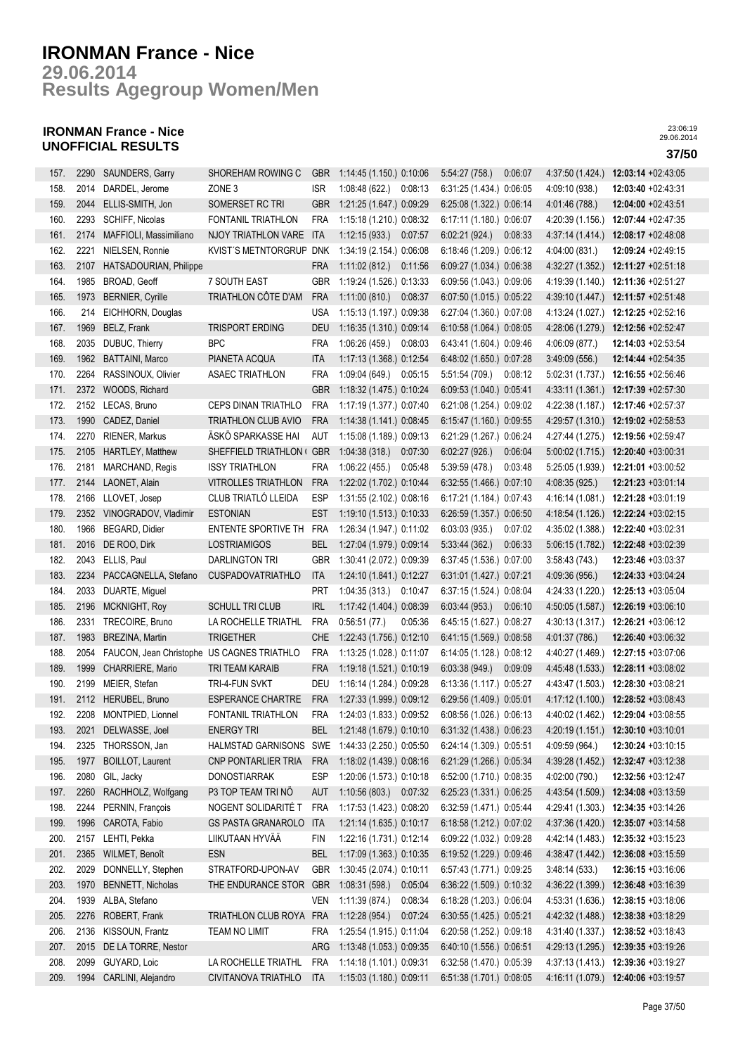# IRONMAN France - Nice

## 29.06.2014

## Results Agegroup Women/Men

### IRONMAN France - Nice
### UNOFFICIAL RESULTS

23:06:19
29.06.2014

**37/50**

| | | | | | | | | | | |
|---|---|---|---|---|---|---|---|---|---|---|
| 157. | 2290 | SAUNDERS, Garry | SHOREHAM ROWING C | GBR | 1:14:45 (1.150.) | 0:10:06 | 5:54:27 (758.) | 0:06:07 | 4:37:50 (1.424.) | **12:03:14** +02:43:05 |
| 158. | 2014 | DARDEL, Jerome | ZONE 3 | ISR | 1:08:48 (622.) | 0:08:13 | 6:31:25 (1.434.) | 0:06:05 | 4:09:10 (938.) | **12:03:40** +02:43:31 |
| 159. | 2044 | ELLIS-SMITH, Jon | SOMERSET RC TRI | GBR | 1:21:25 (1.647.) | 0:09:29 | 6:25:08 (1.322.) | 0:06:14 | 4:01:46 (788.) | **12:04:00** +02:43:51 |
| 160. | 2293 | SCHIFF, Nicolas | FONTANIL TRIATHLON | FRA | 1:15:18 (1.210.) | 0:08:32 | 6:17:11 (1.180.) | 0:06:07 | 4:20:39 (1.156.) | **12:07:44** +02:47:35 |
| 161. | 2174 | MAFFIOLI, Massimiliano | NJOY TRIATHLON VARE | ITA | 1:12:15 (933.) | 0:07:57 | 6:02:21 (924.) | 0:08:33 | 4:37:14 (1.414.) | **12:08:17** +02:48:08 |
| 162. | 2221 | NIELSEN, Ronnie | KVIST´S METNTORGRUP | DNK | 1:34:19 (2.154.) | 0:06:08 | 6:18:46 (1.209.) | 0:06:12 | 4:04:00 (831.) | **12:09:24** +02:49:15 |
| 163. | 2107 | HATSADOURIAN, Philippe | | FRA | 1:11:02 (812.) | 0:11:56 | 6:09:27 (1.034.) | 0:06:38 | 4:32:27 (1.352.) | **12:11:27** +02:51:18 |
| 164. | 1985 | BROAD, Geoff | 7 SOUTH EAST | GBR | 1:19:24 (1.526.) | 0:13:33 | 6:09:56 (1.043.) | 0:09:06 | 4:19:39 (1.140.) | **12:11:36** +02:51:27 |
| 165. | 1973 | BERNIER, Cyrille | TRIATHLON CÔTE D'AM | FRA | 1:11:00 (810.) | 0:08:37 | 6:07:50 (1.015.) | 0:05:22 | 4:39:10 (1.447.) | **12:11:57** +02:51:48 |
| 166. | 214 | EICHHORN, Douglas | | USA | 1:15:13 (1.197.) | 0:09:38 | 6:27:04 (1.360.) | 0:07:08 | 4:13:24 (1.027.) | **12:12:25** +02:52:16 |
| 167. | 1969 | BELZ, Frank | TRISPORT ERDING | DEU | 1:16:35 (1.310.) | 0:09:14 | 6:10:58 (1.064.) | 0:08:05 | 4:28:06 (1.279.) | **12:12:56** +02:52:47 |
| 168. | 2035 | DUBUC, Thierry | BPC | FRA | 1:06:26 (459.) | 0:08:03 | 6:43:41 (1.604.) | 0:09:46 | 4:06:09 (877.) | **12:14:03** +02:53:54 |
| 169. | 1962 | BATTAINI, Marco | PIANETA ACQUA | ITA | 1:17:13 (1.368.) | 0:12:54 | 6:48:02 (1.650.) | 0:07:28 | 3:49:09 (556.) | **12:14:44** +02:54:35 |
| 170. | 2264 | RASSINOUX, Olivier | ASAEC TRIATHLON | FRA | 1:09:04 (649.) | 0:05:15 | 5:51:54 (709.) | 0:08:12 | 5:02:31 (1.737.) | **12:16:55** +02:56:46 |
| 171. | 2372 | WOODS, Richard | | GBR | 1:18:32 (1.475.) | 0:10:24 | 6:09:53 (1.040.) | 0:05:41 | 4:33:11 (1.361.) | **12:17:39** +02:57:30 |
| 172. | 2152 | LECAS, Bruno | CEPS DINAN TRIATHLO | FRA | 1:17:19 (1.377.) | 0:07:40 | 6:21:08 (1.254.) | 0:09:02 | 4:22:38 (1.187.) | **12:17:46** +02:57:37 |
| 173. | 1990 | CADEZ, Daniel | TRIATHLON CLUB AVIO | FRA | 1:14:38 (1.141.) | 0:08:45 | 6:15:47 (1.160.) | 0:09:55 | 4:29:57 (1.310.) | **12:19:02** +02:58:53 |
| 174. | 2270 | RIENER, Markus | ÄSKÖ SPARKASSE HAI | AUT | 1:15:08 (1.189.) | 0:09:13 | 6:21:29 (1.267.) | 0:06:24 | 4:27:44 (1.275.) | **12:19:56** +02:59:47 |
| 175. | 2105 | HARTLEY, Matthew | SHEFFIELD TRIATHLON ( | GBR | 1:04:38 (318.) | 0:07:30 | 6:02:27 (926.) | 0:06:04 | 5:00:02 (1.715.) | **12:20:40** +03:00:31 |
| 176. | 2181 | MARCHAND, Regis | ISSY TRIATHLON | FRA | 1:06:22 (455.) | 0:05:48 | 5:39:59 (478.) | 0:03:48 | 5:25:05 (1.939.) | **12:21:01** +03:00:52 |
| 177. | 2144 | LAONET, Alain | VITROLLES TRIATHLON | FRA | 1:22:02 (1.702.) | 0:10:44 | 6:32:55 (1.466.) | 0:07:10 | 4:08:35 (925.) | **12:21:23** +03:01:14 |
| 178. | 2166 | LLOVET, Josep | CLUB TRIATLÓ LLEIDA | ESP | 1:31:55 (2.102.) | 0:08:16 | 6:17:21 (1.184.) | 0:07:43 | 4:16:14 (1.081.) | **12:21:28** +03:01:19 |
| 179. | 2352 | VINOGRADOV, Vladimir | ESTONIAN | EST | 1:19:10 (1.513.) | 0:10:33 | 6:26:59 (1.357.) | 0:06:50 | 4:18:54 (1.126.) | **12:22:24** +03:02:15 |
| 180. | 1966 | BEGARD, Didier | ENTENTE SPORTIVE TH | FRA | 1:26:34 (1.947.) | 0:11:02 | 6:03:03 (935.) | 0:07:02 | 4:35:02 (1.388.) | **12:22:40** +03:02:31 |
| 181. | 2016 | DE ROO, Dirk | LOSTRIAMIGOS | BEL | 1:27:04 (1.979.) | 0:09:14 | 5:33:44 (362.) | 0:06:33 | 5:06:15 (1.782.) | **12:22:48** +03:02:39 |
| 182. | 2043 | ELLIS, Paul | DARLINGTON TRI | GBR | 1:30:41 (2.072.) | 0:09:39 | 6:37:45 (1.536.) | 0:07:00 | 3:58:43 (743.) | **12:23:46** +03:03:37 |
| 183. | 2234 | PACCAGNELLA, Stefano | CUSPADOVATRIATHLO | ITA | 1:24:10 (1.841.) | 0:12:27 | 6:31:01 (1.427.) | 0:07:21 | 4:09:36 (956.) | **12:24:33** +03:04:24 |
| 184. | 2033 | DUARTE, Miguel | | PRT | 1:04:35 (313.) | 0:10:47 | 6:37:15 (1.524.) | 0:08:04 | 4:24:33 (1.220.) | **12:25:13** +03:05:04 |
| 185. | 2196 | MCKNIGHT, Roy | SCHULL TRI CLUB | IRL | 1:17:42 (1.404.) | 0:08:39 | 6:03:44 (953.) | 0:06:10 | 4:50:05 (1.587.) | **12:26:19** +03:06:10 |
| 186. | 2331 | TRECOIRE, Bruno | LA ROCHELLE TRIATHL | FRA | 0:56:51 (77.) | 0:05:36 | 6:45:15 (1.627.) | 0:08:27 | 4:30:13 (1.317.) | **12:26:21** +03:06:12 |
| 187. | 1983 | BREZINA, Martin | TRIGETHER | CHE | 1:22:43 (1.756.) | 0:12:10 | 6:41:15 (1.569.) | 0:08:58 | 4:01:37 (786.) | **12:26:40** +03:06:32 |
| 188. | 2054 | FAUCON, Jean Christophe | US CAGNES TRIATHLO | FRA | 1:13:25 (1.028.) | 0:11:07 | 6:14:05 (1.128.) | 0:08:12 | 4:40:27 (1.469.) | **12:27:15** +03:07:06 |
| 189. | 1999 | CHARRIERE, Mario | TRI TEAM KARAIB | FRA | 1:19:18 (1.521.) | 0:10:19 | 6:03:38 (949.) | 0:09:09 | 4:45:48 (1.533.) | **12:28:11** +03:08:02 |
| 190. | 2199 | MEIER, Stefan | TRI-4-FUN SVKT | DEU | 1:16:14 (1.284.) | 0:09:28 | 6:13:36 (1.117.) | 0:05:27 | 4:43:47 (1.503.) | **12:28:30** +03:08:21 |
| 191. | 2112 | HERUBEL, Bruno | ESPERANCE CHARTRE | FRA | 1:27:33 (1.999.) | 0:09:12 | 6:29:56 (1.409.) | 0:05:01 | 4:17:12 (1.100.) | **12:28:52** +03:08:43 |
| 192. | 2208 | MONTPIED, Lionnel | FONTANIL TRIATHLON | FRA | 1:24:03 (1.833.) | 0:09:52 | 6:08:56 (1.026.) | 0:06:13 | 4:40:02 (1.462.) | **12:29:04** +03:08:55 |
| 193. | 2021 | DELWASSE, Joel | ENERGY TRI | BEL | 1:21:48 (1.679.) | 0:10:10 | 6:31:32 (1.438.) | 0:06:23 | 4:20:19 (1.151.) | **12:30:10** +03:10:01 |
| 194. | 2325 | THORSSON, Jan | HALMSTAD GARNISONS | SWE | 1:44:33 (2.250.) | 0:05:50 | 6:24:14 (1.309.) | 0:05:51 | 4:09:59 (964.) | **12:30:24** +03:10:15 |
| 195. | 1977 | BOILLOT, Laurent | CNP PONTARLIER TRIA | FRA | 1:18:02 (1.439.) | 0:08:16 | 6:21:29 (1.266.) | 0:05:34 | 4:39:28 (1.452.) | **12:32:47** +03:12:38 |
| 196. | 2080 | GIL, Jacky | DONOSTIARRAK | ESP | 1:20:06 (1.573.) | 0:10:18 | 6:52:00 (1.710.) | 0:08:35 | 4:02:00 (790.) | **12:32:56** +03:12:47 |
| 197. | 2260 | RACHHOLZ, Wolfgang | P3 TOP TEAM TRI NÖ | AUT | 1:10:56 (803.) | 0:07:32 | 6:25:23 (1.331.) | 0:06:25 | 4:43:54 (1.509.) | **12:34:08** +03:13:59 |
| 198. | 2244 | PERNIN, François | NOGENT SOLIDARITÉ T | FRA | 1:17:53 (1.423.) | 0:08:20 | 6:32:59 (1.471.) | 0:05:44 | 4:29:41 (1.303.) | **12:34:35** +03:14:26 |
| 199. | 1996 | CAROTA, Fabio | GS PASTA GRANAROLO | ITA | 1:21:14 (1.635.) | 0:10:17 | 6:18:58 (1.212.) | 0:07:02 | 4:37:36 (1.420.) | **12:35:07** +03:14:58 |
| 200. | 2157 | LEHTI, Pekka | LIIKUTAAN HYVÄÄ | FIN | 1:22:16 (1.731.) | 0:12:14 | 6:09:22 (1.032.) | 0:09:28 | 4:42:14 (1.483.) | **12:35:32** +03:15:23 |
| 201. | 2365 | WILMET, Benoît | ESN | BEL | 1:17:09 (1.363.) | 0:10:35 | 6:19:52 (1.229.) | 0:09:46 | 4:38:47 (1.442.) | **12:36:08** +03:15:59 |
| 202. | 2029 | DONNELLY, Stephen | STRATFORD-UPON-AV | GBR | 1:30:45 (2.074.) | 0:10:11 | 6:57:43 (1.771.) | 0:09:25 | 3:48:14 (533.) | **12:36:15** +03:16:06 |
| 203. | 1970 | BENNETT, Nicholas | THE ENDURANCE STOR | GBR | 1:08:31 (598.) | 0:05:04 | 6:36:22 (1.509.) | 0:10:32 | 4:36:22 (1.399.) | **12:36:48** +03:16:39 |
| 204. | 1939 | ALBA, Stefano | | VEN | 1:11:39 (874.) | 0:08:34 | 6:18:28 (1.203.) | 0:06:04 | 4:53:31 (1.636.) | **12:38:15** +03:18:06 |
| 205. | 2276 | ROBERT, Frank | TRIATHLON CLUB ROYA | FRA | 1:12:28 (954.) | 0:07:24 | 6:30:55 (1.425.) | 0:05:21 | 4:42:32 (1.488.) | **12:38:38** +03:18:29 |
| 206. | 2136 | KISSOUN, Frantz | TEAM NO LIMIT | FRA | 1:25:54 (1.915.) | 0:11:04 | 6:20:58 (1.252.) | 0:09:18 | 4:31:40 (1.337.) | **12:38:52** +03:18:43 |
| 207. | 2015 | DE LA TORRE, Nestor | | ARG | 1:13:48 (1.053.) | 0:09:35 | 6:40:10 (1.556.) | 0:06:51 | 4:29:13 (1.295.) | **12:39:35** +03:19:26 |
| 208. | 2099 | GUYARD, Loic | LA ROCHELLE TRIATHL | FRA | 1:14:18 (1.101.) | 0:09:31 | 6:32:58 (1.470.) | 0:05:39 | 4:37:13 (1.413.) | **12:39:36** +03:19:27 |
| 209. | 1994 | CARLINI, Alejandro | CIVITANOVA TRIATHLO | ITA | 1:15:03 (1.180.) | 0:09:11 | 6:51:38 (1.701.) | 0:08:05 | 4:16:11 (1.079.) | **12:40:06** +03:19:57 |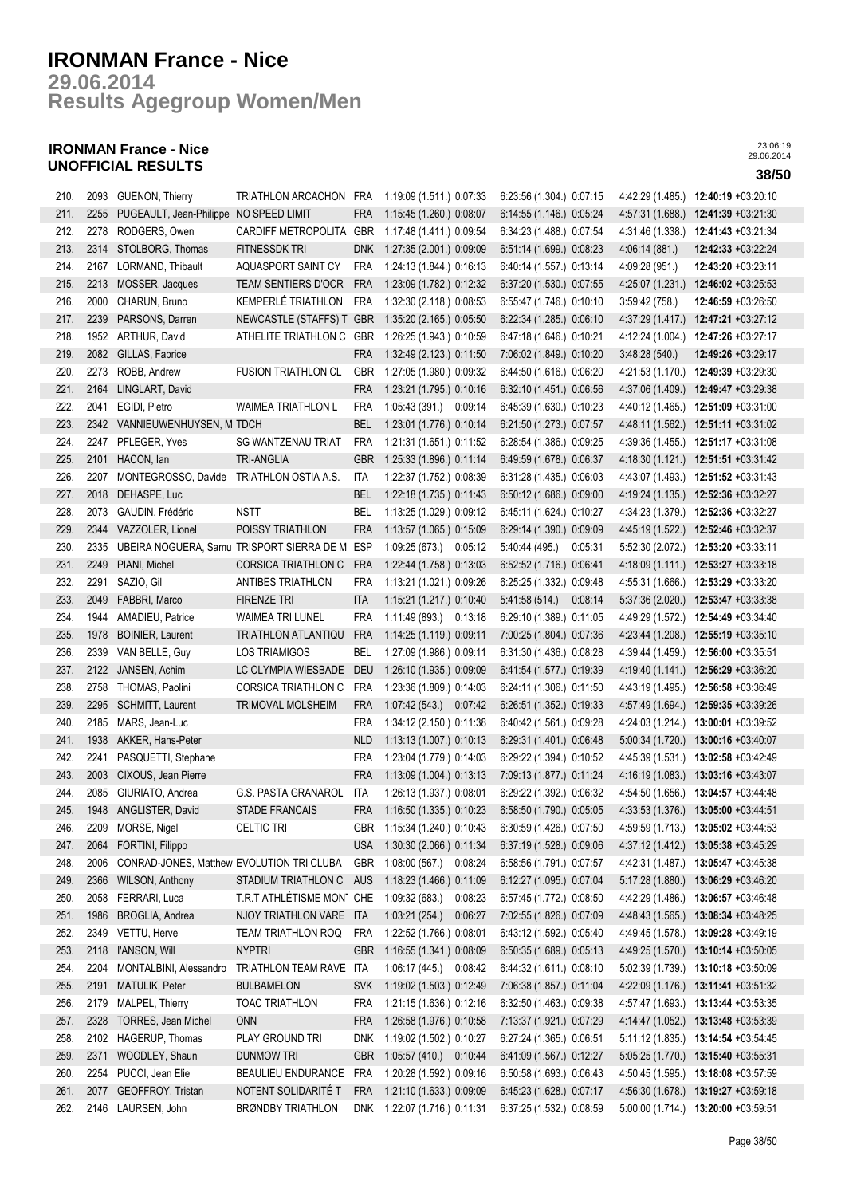# IRONMAN France - Nice

## 29.06.2014

## Results Agegroup Women/Men

### IRONMAN France - Nice
### UNOFFICIAL RESULTS

| | | | | | | | | |
|---|---|---|---|---|---|---|---|---|
| 210. | 2093 | GUENON, Thierry | TRIATHLON ARCACHON | FRA | 1:19:09 (1.511.) 0:07:33 | 6:23:56 (1.304.) 0:07:15 | 4:42:29 (1.485.) | **12:40:19** +03:20:10 |
| 211. | 2255 | PUGEAULT, Jean-Philippe | NO SPEED LIMIT | FRA | 1:15:45 (1.260.) 0:08:07 | 6:14:55 (1.146.) 0:05:24 | 4:57:31 (1.688.) | **12:41:39** +03:21:30 |
| 212. | 2278 | RODGERS, Owen | CARDIFF METROPOLITA | GBR | 1:17:48 (1.411.) 0:09:54 | 6:34:23 (1.488.) 0:07:54 | 4:31:46 (1.338.) | **12:41:43** +03:21:34 |
| 213. | 2314 | STOLBORG, Thomas | FITNESSDK TRI | DNK | 1:27:35 (2.001.) 0:09:09 | 6:51:14 (1.699.) 0:08:23 | 4:06:14 (881.) | **12:42:33** +03:22:24 |
| 214. | 2167 | LORMAND, Thibault | AQUASPORT SAINT CY | FRA | 1:24:13 (1.844.) 0:16:13 | 6:40:14 (1.557.) 0:13:14 | 4:09:28 (951.) | **12:43:20** +03:23:11 |
| 215. | 2213 | MOSSER, Jacques | TEAM SENTIERS D'OCR | FRA | 1:23:09 (1.782.) 0:12:32 | 6:37:20 (1.530.) 0:07:55 | 4:25:07 (1.231.) | **12:46:02** +03:25:53 |
| 216. | 2000 | CHARUN, Bruno | KEMPERLÉ TRIATHLON | FRA | 1:32:30 (2.118.) 0:08:53 | 6:55:47 (1.746.) 0:10:10 | 3:59:42 (758.) | **12:46:59** +03:26:50 |
| 217. | 2239 | PARSONS, Darren | NEWCASTLE (STAFFS) T | GBR | 1:35:20 (2.165.) 0:05:50 | 6:22:34 (1.285.) 0:06:10 | 4:37:29 (1.417.) | **12:47:21** +03:27:12 |
| 218. | 1952 | ARTHUR, David | ATHELITE TRIATHLON C | GBR | 1:26:25 (1.943.) 0:10:59 | 6:47:18 (1.646.) 0:10:21 | 4:12:24 (1.004.) | **12:47:26** +03:27:17 |
| 219. | 2082 | GILLAS, Fabrice | | FRA | 1:32:49 (2.123.) 0:11:50 | 7:06:02 (1.849.) 0:10:20 | 3:48:28 (540.) | **12:49:26** +03:29:17 |
| 220. | 2273 | ROBB, Andrew | FUSION TRIATHLON CL | GBR | 1:27:05 (1.980.) 0:09:32 | 6:44:50 (1.616.) 0:06:20 | 4:21:53 (1.170.) | **12:49:39** +03:29:30 |
| 221. | 2164 | LINGLART, David | | FRA | 1:23:21 (1.795.) 0:10:16 | 6:32:10 (1.451.) 0:06:56 | 4:37:06 (1.409.) | **12:49:47** +03:29:38 |
| 222. | 2041 | EGIDI, Pietro | WAIMEA TRIATHLON L | FRA | 1:05:43 (391.) 0:09:14 | 6:45:39 (1.630.) 0:10:23 | 4:40:12 (1.465.) | **12:51:09** +03:31:00 |
| 223. | 2342 | VANNIEUWENHUYSEN, M | TDCH | BEL | 1:23:01 (1.776.) 0:10:14 | 6:21:50 (1.273.) 0:07:57 | 4:48:11 (1.562.) | **12:51:11** +03:31:02 |
| 224. | 2247 | PFLEGER, Yves | SG WANTZENAU TRIAT | FRA | 1:21:31 (1.651.) 0:11:52 | 6:28:54 (1.386.) 0:09:25 | 4:39:36 (1.455.) | **12:51:17** +03:31:08 |
| 225. | 2101 | HACON, Ian | TRI-ANGLIA | GBR | 1:25:33 (1.896.) 0:11:14 | 6:49:59 (1.678.) 0:06:37 | 4:18:30 (1.121.) | **12:51:51** +03:31:42 |
| 226. | 2207 | MONTEGROSSO, Davide | TRIATHLON OSTIA A.S. | ITA | 1:22:37 (1.752.) 0:08:39 | 6:31:28 (1.435.) 0:06:03 | 4:43:07 (1.493.) | **12:51:52** +03:31:43 |
| 227. | 2018 | DEHASPE, Luc | | BEL | 1:22:18 (1.735.) 0:11:43 | 6:50:12 (1.686.) 0:09:00 | 4:19:24 (1.135.) | **12:52:36** +03:32:27 |
| 228. | 2073 | GAUDIN, Frédéric | NSTT | BEL | 1:13:25 (1.029.) 0:09:12 | 6:45:11 (1.624.) 0:10:27 | 4:34:23 (1.379.) | **12:52:36** +03:32:27 |
| 229. | 2344 | VAZZOLER, Lionel | POISSY TRIATHLON | FRA | 1:13:57 (1.065.) 0:15:09 | 6:29:14 (1.390.) 0:09:09 | 4:45:19 (1.522.) | **12:52:46** +03:32:37 |
| 230. | 2335 | UBEIRA NOGUERA, Samu | TRISPORT SIERRA DE M | ESP | 1:09:25 (673.) 0:05:12 | 5:40:44 (495.) 0:05:31 | 5:52:30 (2.072.) | **12:53:20** +03:33:11 |
| 231. | 2249 | PIANI, Michel | CORSICA TRIATHLON C | FRA | 1:22:44 (1.758.) 0:13:03 | 6:52:52 (1.716.) 0:06:41 | 4:18:09 (1.111.) | **12:53:27** +03:33:18 |
| 232. | 2291 | SAZIO, Gil | ANTIBES TRIATHLON | FRA | 1:13:21 (1.021.) 0:09:26 | 6:25:25 (1.332.) 0:09:48 | 4:55:31 (1.666.) | **12:53:29** +03:33:20 |
| 233. | 2049 | FABBRI, Marco | FIRENZE TRI | ITA | 1:15:21 (1.217.) 0:10:40 | 5:41:58 (514.) 0:08:14 | 5:37:36 (2.020.) | **12:53:47** +03:33:38 |
| 234. | 1944 | AMADIEU, Patrice | WAIMEA TRI LUNEL | FRA | 1:11:49 (893.) 0:13:18 | 6:29:10 (1.389.) 0:11:05 | 4:49:29 (1.572.) | **12:54:49** +03:34:40 |
| 235. | 1978 | BOINIER, Laurent | TRIATHLON ATLANTIQU | FRA | 1:14:25 (1.119.) 0:09:11 | 7:00:25 (1.804.) 0:07:36 | 4:23:44 (1.208.) | **12:55:19** +03:35:10 |
| 236. | 2339 | VAN BELLE, Guy | LOS TRIAMIGOS | BEL | 1:27:09 (1.986.) 0:09:11 | 6:31:30 (1.436.) 0:08:28 | 4:39:44 (1.459.) | **12:56:00** +03:35:51 |
| 237. | 2122 | JANSEN, Achim | LC OLYMPIA WIESBADE | DEU | 1:26:10 (1.935.) 0:09:09 | 6:41:54 (1.577.) 0:19:39 | 4:19:40 (1.141.) | **12:56:29** +03:36:20 |
| 238. | 2758 | THOMAS, Paolini | CORSICA TRIATHLON C | FRA | 1:23:36 (1.809.) 0:14:03 | 6:24:11 (1.306.) 0:11:50 | 4:43:19 (1.495.) | **12:56:58** +03:36:49 |
| 239. | 2295 | SCHMITT, Laurent | TRIMOVAL MOLSHEIM | FRA | 1:07:42 (543.) 0:07:42 | 6:26:51 (1.352.) 0:19:33 | 4:57:49 (1.694.) | **12:59:35** +03:39:26 |
| 240. | 2185 | MARS, Jean-Luc | | FRA | 1:34:12 (2.150.) 0:11:38 | 6:40:42 (1.561.) 0:09:28 | 4:24:03 (1.214.) | **13:00:01** +03:39:52 |
| 241. | 1938 | AKKER, Hans-Peter | | NLD | 1:13:13 (1.007.) 0:10:13 | 6:29:31 (1.401.) 0:06:48 | 5:00:34 (1.720.) | **13:00:16** +03:40:07 |
| 242. | 2241 | PASQUETTI, Stephane | | FRA | 1:23:04 (1.779.) 0:14:03 | 6:29:22 (1.394.) 0:10:52 | 4:45:39 (1.531.) | **13:02:58** +03:42:49 |
| 243. | 2003 | CIXOUS, Jean Pierre | | FRA | 1:13:09 (1.004.) 0:13:13 | 7:09:13 (1.877.) 0:11:24 | 4:16:19 (1.083.) | **13:03:16** +03:43:07 |
| 244. | 2085 | GIURIATO, Andrea | G.S. PASTA GRANAROL | ITA | 1:26:13 (1.937.) 0:08:01 | 6:29:22 (1.392.) 0:06:32 | 4:54:50 (1.656.) | **13:04:57** +03:44:48 |
| 245. | 1948 | ANGLISTER, David | STADE FRANCAIS | FRA | 1:16:50 (1.335.) 0:10:23 | 6:58:50 (1.790.) 0:05:05 | 4:33:53 (1.376.) | **13:05:00** +03:44:51 |
| 246. | 2209 | MORSE, Nigel | CELTIC TRI | GBR | 1:15:34 (1.240.) 0:10:43 | 6:30:59 (1.426.) 0:07:50 | 4:59:59 (1.713.) | **13:05:02** +03:44:53 |
| 247. | 2064 | FORTINI, Filippo | | USA | 1:30:30 (2.066.) 0:11:34 | 6:37:19 (1.528.) 0:09:06 | 4:37:12 (1.412.) | **13:05:38** +03:45:29 |
| 248. | 2006 | CONRAD-JONES, Matthew | EVOLUTION TRI CLUBA | GBR | 1:08:00 (567.) 0:08:24 | 6:58:56 (1.791.) 0:07:57 | 4:42:31 (1.487.) | **13:05:47** +03:45:38 |
| 249. | 2366 | WILSON, Anthony | STADIUM TRIATHLON C | AUS | 1:18:23 (1.466.) 0:11:09 | 6:12:27 (1.095.) 0:07:04 | 5:17:28 (1.880.) | **13:06:29** +03:46:20 |
| 250. | 2058 | FERRARI, Luca | T.R.T ATHLÉTISME MON | CHE | 1:09:32 (683.) 0:08:23 | 6:57:45 (1.772.) 0:08:50 | 4:42:29 (1.486.) | **13:06:57** +03:46:48 |
| 251. | 1986 | BROGLIA, Andrea | NJOY TRIATHLON VARE | ITA | 1:03:21 (254.) 0:06:27 | 7:02:55 (1.826.) 0:07:09 | 4:48:43 (1.565.) | **13:08:34** +03:48:25 |
| 252. | 2349 | VETTU, Herve | TEAM TRIATHLON ROQ | FRA | 1:22:52 (1.766.) 0:08:01 | 6:43:12 (1.592.) 0:05:40 | 4:49:45 (1.578.) | **13:09:28** +03:49:19 |
| 253. | 2118 | I'ANSON, Will | NYPTRI | GBR | 1:16:55 (1.341.) 0:08:09 | 6:50:35 (1.689.) 0:05:13 | 4:49:25 (1.570.) | **13:10:14** +03:50:05 |
| 254. | 2204 | MONTALBINI, Alessandro | TRIATHLON TEAM RAVE | ITA | 1:06:17 (445.) 0:08:42 | 6:44:32 (1.611.) 0:08:10 | 5:02:39 (1.739.) | **13:10:18** +03:50:09 |
| 255. | 2191 | MATULIK, Peter | BULBAMELON | SVK | 1:19:02 (1.503.) 0:12:49 | 7:06:38 (1.857.) 0:11:04 | 4:22:09 (1.176.) | **13:11:41** +03:51:32 |
| 256. | 2179 | MALPEL, Thierry | TOAC TRIATHLON | FRA | 1:21:15 (1.636.) 0:12:16 | 6:32:50 (1.463.) 0:09:38 | 4:57:47 (1.693.) | **13:13:44** +03:53:35 |
| 257. | 2328 | TORRES, Jean Michel | ONN | FRA | 1:26:58 (1.976.) 0:10:58 | 7:13:37 (1.921.) 0:07:29 | 4:14:47 (1.052.) | **13:13:48** +03:53:39 |
| 258. | 2102 | HAGERUP, Thomas | PLAY GROUND TRI | DNK | 1:19:02 (1.502.) 0:10:27 | 6:27:24 (1.365.) 0:06:51 | 5:11:12 (1.835.) | **13:14:54** +03:54:45 |
| 259. | 2371 | WOODLEY, Shaun | DUNMOW TRI | GBR | 1:05:57 (410.) 0:10:44 | 6:41:09 (1.567.) 0:12:27 | 5:05:25 (1.770.) | **13:15:40** +03:55:31 |
| 260. | 2254 | PUCCI, Jean Elie | BEAULIEU ENDURANCE | FRA | 1:20:28 (1.592.) 0:09:16 | 6:50:58 (1.693.) 0:06:43 | 4:50:45 (1.595.) | **13:18:08** +03:57:59 |
| 261. | 2077 | GEOFFROY, Tristan | NOTENT SOLIDARITÉ T | FRA | 1:21:10 (1.633.) 0:09:09 | 6:45:23 (1.628.) 0:07:17 | 4:56:30 (1.678.) | **13:19:27** +03:59:18 |
| 262. | 2146 | LAURSEN, John | BRØNDBY TRIATHLON | DNK | 1:22:07 (1.716.) 0:11:31 | 6:37:25 (1.532.) 0:08:59 | 5:00:00 (1.714.) | **13:20:00** +03:59:51 |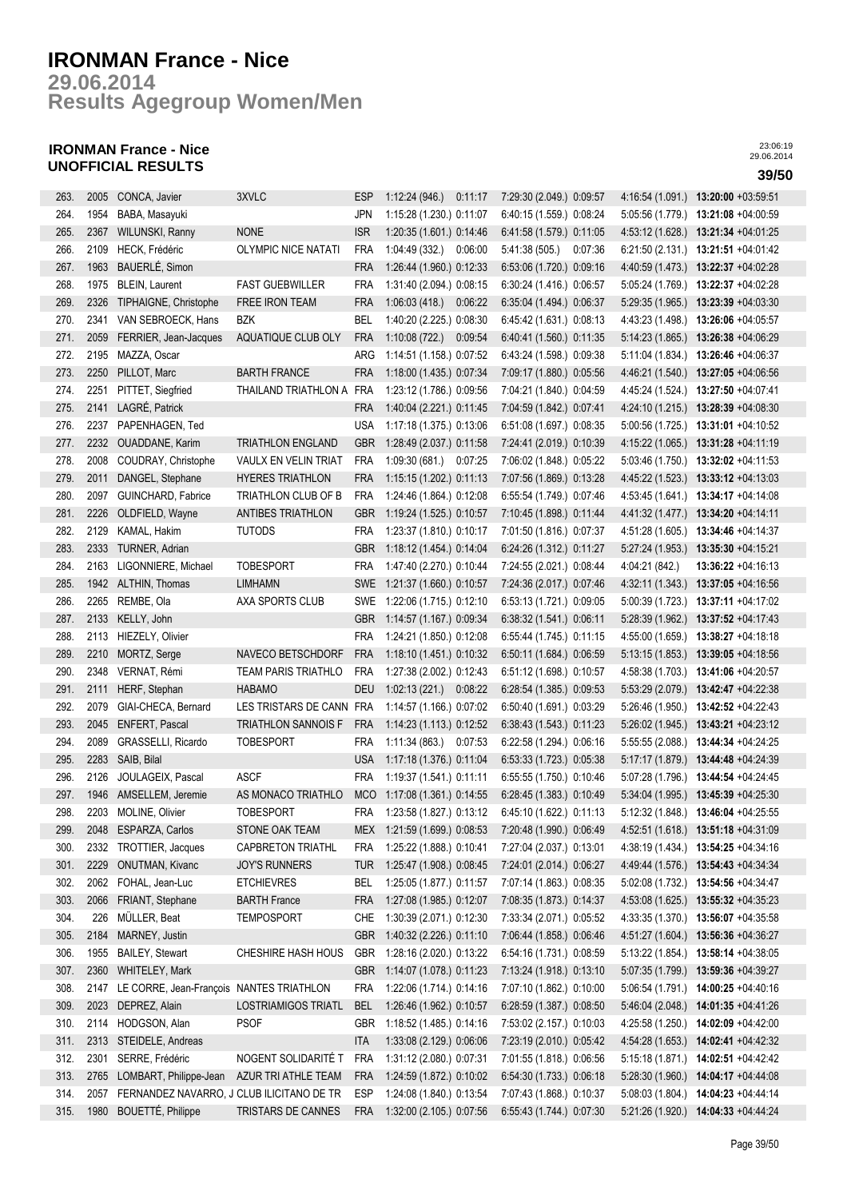# IRONMAN France - Nice

## 29.06.2014

## Results Agegroup Women/Men

### IRONMAN France - Nice
### UNOFFICIAL RESULTS

23:06:19
29.06.2014

**39/50**

| | | | | | | | | | |
|---|---|---|---|---|---|---|---|---|---|
| 263. | 2005 | CONCA, Javier | 3XVLC | ESP | 1:12:24 (946.) 0:11:17 | 7:29:30 (2.049.) 0:09:57 | 4:16:54 (1.091.) | **13:20:00** | +03:59:51 |
| 264. | 1954 | BABA, Masayuki | | JPN | 1:15:28 (1.230.) 0:11:07 | 6:40:15 (1.559.) 0:08:24 | 5:05:56 (1.779.) | **13:21:08** | +04:00:59 |
| 265. | 2367 | WILUNSKI, Ranny | NONE | ISR | 1:20:35 (1.601.) 0:14:46 | 6:41:58 (1.579.) 0:11:05 | 4:53:12 (1.628.) | **13:21:34** | +04:01:25 |
| 266. | 2109 | HECK, Frédéric | OLYMPIC NICE NATATI | FRA | 1:04:49 (332.) 0:06:00 | 5:41:38 (505.) 0:07:36 | 6:21:50 (2.131.) | **13:21:51** | +04:01:42 |
| 267. | 1963 | BAUERLÉ, Simon | | FRA | 1:26:44 (1.960.) 0:12:33 | 6:53:06 (1.720.) 0:09:16 | 4:40:59 (1.473.) | **13:22:37** | +04:02:28 |
| 268. | 1975 | BLEIN, Laurent | FAST GUEBWILLER | FRA | 1:31:40 (2.094.) 0:08:15 | 6:30:24 (1.416.) 0:06:57 | 5:05:24 (1.769.) | **13:22:37** | +04:02:28 |
| 269. | 2326 | TIPHAIGNE, Christophe | FREE IRON TEAM | FRA | 1:06:03 (418.) 0:06:22 | 6:35:04 (1.494.) 0:06:37 | 5:29:35 (1.965.) | **13:23:39** | +04:03:30 |
| 270. | 2341 | VAN SEBROECK, Hans | BZK | BEL | 1:40:20 (2.225.) 0:08:30 | 6:45:42 (1.631.) 0:08:13 | 4:43:23 (1.498.) | **13:26:06** | +04:05:57 |
| 271. | 2059 | FERRIER, Jean-Jacques | AQUATIQUE CLUB OLY | FRA | 1:10:08 (722.) 0:09:54 | 6:40:41 (1.560.) 0:11:35 | 5:14:23 (1.865.) | **13:26:38** | +04:06:29 |
| 272. | 2195 | MAZZA, Oscar | | ARG | 1:14:51 (1.158.) 0:07:52 | 6:43:24 (1.598.) 0:09:38 | 5:11:04 (1.834.) | **13:26:46** | +04:06:37 |
| 273. | 2250 | PILLOT, Marc | BARTH FRANCE | FRA | 1:18:00 (1.435.) 0:07:34 | 7:09:17 (1.880.) 0:05:56 | 4:46:21 (1.540.) | **13:27:05** | +04:06:56 |
| 274. | 2251 | PITTET, Siegfried | THAILAND TRIATHLON A | FRA | 1:23:12 (1.786.) 0:09:56 | 7:04:21 (1.840.) 0:04:59 | 4:45:24 (1.524.) | **13:27:50** | +04:07:41 |
| 275. | 2141 | LAGRÉ, Patrick | | FRA | 1:40:04 (2.221.) 0:11:45 | 7:04:59 (1.842.) 0:07:41 | 4:24:10 (1.215.) | **13:28:39** | +04:08:30 |
| 276. | 2237 | PAPENHAGEN, Ted | | USA | 1:17:18 (1.375.) 0:13:06 | 6:51:08 (1.697.) 0:08:35 | 5:00:56 (1.725.) | **13:31:01** | +04:10:52 |
| 277. | 2232 | OUADDANE, Karim | TRIATHLON ENGLAND | GBR | 1:28:49 (2.037.) 0:11:58 | 7:24:41 (2.019.) 0:10:39 | 4:15:22 (1.065.) | **13:31:28** | +04:11:19 |
| 278. | 2008 | COUDRAY, Christophe | VAULX EN VELIN TRIAT | FRA | 1:09:30 (681.) 0:07:25 | 7:06:02 (1.848.) 0:05:22 | 5:03:46 (1.750.) | **13:32:02** | +04:11:53 |
| 279. | 2011 | DANGEL, Stephane | HYERES TRIATHLON | FRA | 1:15:15 (1.202.) 0:11:13 | 7:07:56 (1.869.) 0:13:28 | 4:45:22 (1.523.) | **13:33:12** | +04:13:03 |
| 280. | 2097 | GUINCHARD, Fabrice | TRIATHLON CLUB OF B | FRA | 1:24:46 (1.864.) 0:12:08 | 6:55:54 (1.749.) 0:07:46 | 4:53:45 (1.641.) | **13:34:17** | +04:14:08 |
| 281. | 2226 | OLDFIELD, Wayne | ANTIBES TRIATHLON | GBR | 1:19:24 (1.525.) 0:10:57 | 7:10:45 (1.898.) 0:11:44 | 4:41:32 (1.477.) | **13:34:20** | +04:14:11 |
| 282. | 2129 | KAMAL, Hakim | TUTODS | FRA | 1:23:37 (1.810.) 0:10:17 | 7:01:50 (1.816.) 0:07:37 | 4:51:28 (1.605.) | **13:34:46** | +04:14:37 |
| 283. | 2333 | TURNER, Adrian | | GBR | 1:18:12 (1.454.) 0:14:04 | 6:24:26 (1.312.) 0:11:27 | 5:27:24 (1.953.) | **13:35:30** | +04:15:21 |
| 284. | 2163 | LIGONNIERE, Michael | TOBESPORT | FRA | 1:47:40 (2.270.) 0:10:44 | 7:24:55 (2.021.) 0:08:44 | 4:04:21 (842.) | **13:36:22** | +04:16:13 |
| 285. | 1942 | ALTHIN, Thomas | LIMHAMN | SWE | 1:21:37 (1.660.) 0:10:57 | 7:24:36 (2.017.) 0:07:46 | 4:32:11 (1.343.) | **13:37:05** | +04:16:56 |
| 286. | 2265 | REMBE, Ola | AXA SPORTS CLUB | SWE | 1:22:06 (1.715.) 0:12:10 | 6:53:13 (1.721.) 0:09:05 | 5:00:39 (1.723.) | **13:37:11** | +04:17:02 |
| 287. | 2133 | KELLY, John | | GBR | 1:14:57 (1.167.) 0:09:34 | 6:38:32 (1.541.) 0:06:11 | 5:28:39 (1.962.) | **13:37:52** | +04:17:43 |
| 288. | 2113 | HIEZELY, Olivier | | FRA | 1:24:21 (1.850.) 0:12:08 | 6:55:44 (1.745.) 0:11:15 | 4:55:00 (1.659.) | **13:38:27** | +04:18:18 |
| 289. | 2210 | MORTZ, Serge | NAVECO BETSCHDORF | FRA | 1:18:10 (1.451.) 0:10:32 | 6:50:11 (1.684.) 0:06:59 | 5:13:15 (1.853.) | **13:39:05** | +04:18:56 |
| 290. | 2348 | VERNAT, Rémi | TEAM PARIS TRIATHLO | FRA | 1:27:38 (2.002.) 0:12:43 | 6:51:12 (1.698.) 0:10:57 | 4:58:38 (1.703.) | **13:41:06** | +04:20:57 |
| 291. | 2111 | HERF, Stephan | HABAMO | DEU | 1:02:13 (221.) 0:08:22 | 6:28:54 (1.385.) 0:09:53 | 5:53:29 (2.079.) | **13:42:47** | +04:22:38 |
| 292. | 2079 | GIAI-CHECA, Bernard | LES TRISTARS DE CANN | FRA | 1:14:57 (1.166.) 0:07:02 | 6:50:40 (1.691.) 0:03:29 | 5:26:46 (1.950.) | **13:42:52** | +04:22:43 |
| 293. | 2045 | ENFERT, Pascal | TRIATHLON SANNOIS F | FRA | 1:14:23 (1.113.) 0:12:52 | 6:38:43 (1.543.) 0:11:23 | 5:26:02 (1.945.) | **13:43:21** | +04:23:12 |
| 294. | 2089 | GRASSELLI, Ricardo | TOBESPORT | FRA | 1:11:34 (863.) 0:07:53 | 6:22:58 (1.294.) 0:06:16 | 5:55:55 (2.088.) | **13:44:34** | +04:24:25 |
| 295. | 2283 | SAIB, Bilal | | USA | 1:17:18 (1.376.) 0:11:04 | 6:53:33 (1.723.) 0:05:38 | 5:17:17 (1.879.) | **13:44:48** | +04:24:39 |
| 296. | 2126 | JOULAGEIX, Pascal | ASCF | FRA | 1:19:37 (1.541.) 0:11:11 | 6:55:55 (1.750.) 0:10:46 | 5:07:28 (1.796.) | **13:44:54** | +04:24:45 |
| 297. | 1946 | AMSELLEM, Jeremie | AS MONACO TRIATHLO | MCO | 1:17:08 (1.361.) 0:14:55 | 6:28:45 (1.383.) 0:10:49 | 5:34:04 (1.995.) | **13:45:39** | +04:25:30 |
| 298. | 2203 | MOLINE, Olivier | TOBESPORT | FRA | 1:23:58 (1.827.) 0:13:12 | 6:45:10 (1.622.) 0:11:13 | 5:12:32 (1.848.) | **13:46:04** | +04:25:55 |
| 299. | 2048 | ESPARZA, Carlos | STONE OAK TEAM | MEX | 1:21:59 (1.699.) 0:08:53 | 7:20:48 (1.990.) 0:06:49 | 4:52:51 (1.618.) | **13:51:18** | +04:31:09 |
| 300. | 2332 | TROTTIER, Jacques | CAPBRETON TRIATHL | FRA | 1:25:22 (1.888.) 0:10:41 | 7:27:04 (2.037.) 0:13:01 | 4:38:19 (1.434.) | **13:54:25** | +04:34:16 |
| 301. | 2229 | ONUTMAN, Kivanc | JOY'S RUNNERS | TUR | 1:25:47 (1.908.) 0:08:45 | 7:24:01 (2.014.) 0:06:27 | 4:49:44 (1.576.) | **13:54:43** | +04:34:34 |
| 302. | 2062 | FOHAL, Jean-Luc | ETCHIEVRES | BEL | 1:25:05 (1.877.) 0:11:57 | 7:07:14 (1.863.) 0:08:35 | 5:02:08 (1.732.) | **13:54:56** | +04:34:47 |
| 303. | 2066 | FRIANT, Stephane | BARTH France | FRA | 1:27:08 (1.985.) 0:12:07 | 7:08:35 (1.873.) 0:14:37 | 4:53:08 (1.625.) | **13:55:32** | +04:35:23 |
| 304. | 226 | MÜLLER, Beat | TEMPOSPORT | CHE | 1:30:39 (2.071.) 0:12:30 | 7:33:34 (2.071.) 0:05:52 | 4:33:35 (1.370.) | **13:56:07** | +04:35:58 |
| 305. | 2184 | MARNEY, Justin | | GBR | 1:40:32 (2.226.) 0:11:10 | 7:06:44 (1.858.) 0:06:46 | 4:51:27 (1.604.) | **13:56:36** | +04:36:27 |
| 306. | 1955 | BAILEY, Stewart | CHESHIRE HASH HOUS | GBR | 1:28:16 (2.020.) 0:13:22 | 6:54:16 (1.731.) 0:08:59 | 5:13:22 (1.854.) | **13:58:14** | +04:38:05 |
| 307. | 2360 | WHITELEY, Mark | | GBR | 1:14:07 (1.078.) 0:11:23 | 7:13:24 (1.918.) 0:13:10 | 5:07:35 (1.799.) | **13:59:36** | +04:39:27 |
| 308. | 2147 | LE CORRE, Jean-François | NANTES TRIATHLON | FRA | 1:22:06 (1.714.) 0:14:16 | 7:07:10 (1.862.) 0:10:00 | 5:06:54 (1.791.) | **14:00:25** | +04:40:16 |
| 309. | 2023 | DEPREZ, Alain | LOSTRIAMIGOS TRIATL | BEL | 1:26:46 (1.962.) 0:10:57 | 6:28:59 (1.387.) 0:08:50 | 5:46:04 (2.048.) | **14:01:35** | +04:41:26 |
| 310. | 2114 | HODGSON, Alan | PSOF | GBR | 1:18:52 (1.485.) 0:14:16 | 7:53:02 (2.157.) 0:10:03 | 4:25:58 (1.250.) | **14:02:09** | +04:42:00 |
| 311. | 2313 | STEIDELE, Andreas | | ITA | 1:33:08 (2.129.) 0:06:06 | 7:23:19 (2.010.) 0:05:42 | 4:54:28 (1.653.) | **14:02:41** | +04:42:32 |
| 312. | 2301 | SERRE, Frédéric | NOGENT SOLIDARITÉ T | FRA | 1:31:12 (2.080.) 0:07:31 | 7:01:55 (1.818.) 0:06:56 | 5:15:18 (1.871.) | **14:02:51** | +04:42:42 |
| 313. | 2765 | LOMBART, Philippe-Jean | AZUR TRI ATHLE TEAM | FRA | 1:24:59 (1.872.) 0:10:02 | 6:54:30 (1.733.) 0:06:18 | 5:28:30 (1.960.) | **14:04:17** | +04:44:08 |
| 314. | 2057 | FERNANDEZ NAVARRO, J | CLUB ILICITANO DE TR | ESP | 1:24:08 (1.840.) 0:13:54 | 7:07:43 (1.868.) 0:10:37 | 5:08:03 (1.804.) | **14:04:23** | +04:44:14 |
| 315. | 1980 | BOUETTÉ, Philippe | TRISTARS DE CANNES | FRA | 1:32:00 (2.105.) 0:07:56 | 6:55:43 (1.744.) 0:07:30 | 5:21:26 (1.920.) | **14:04:33** | +04:44:24 |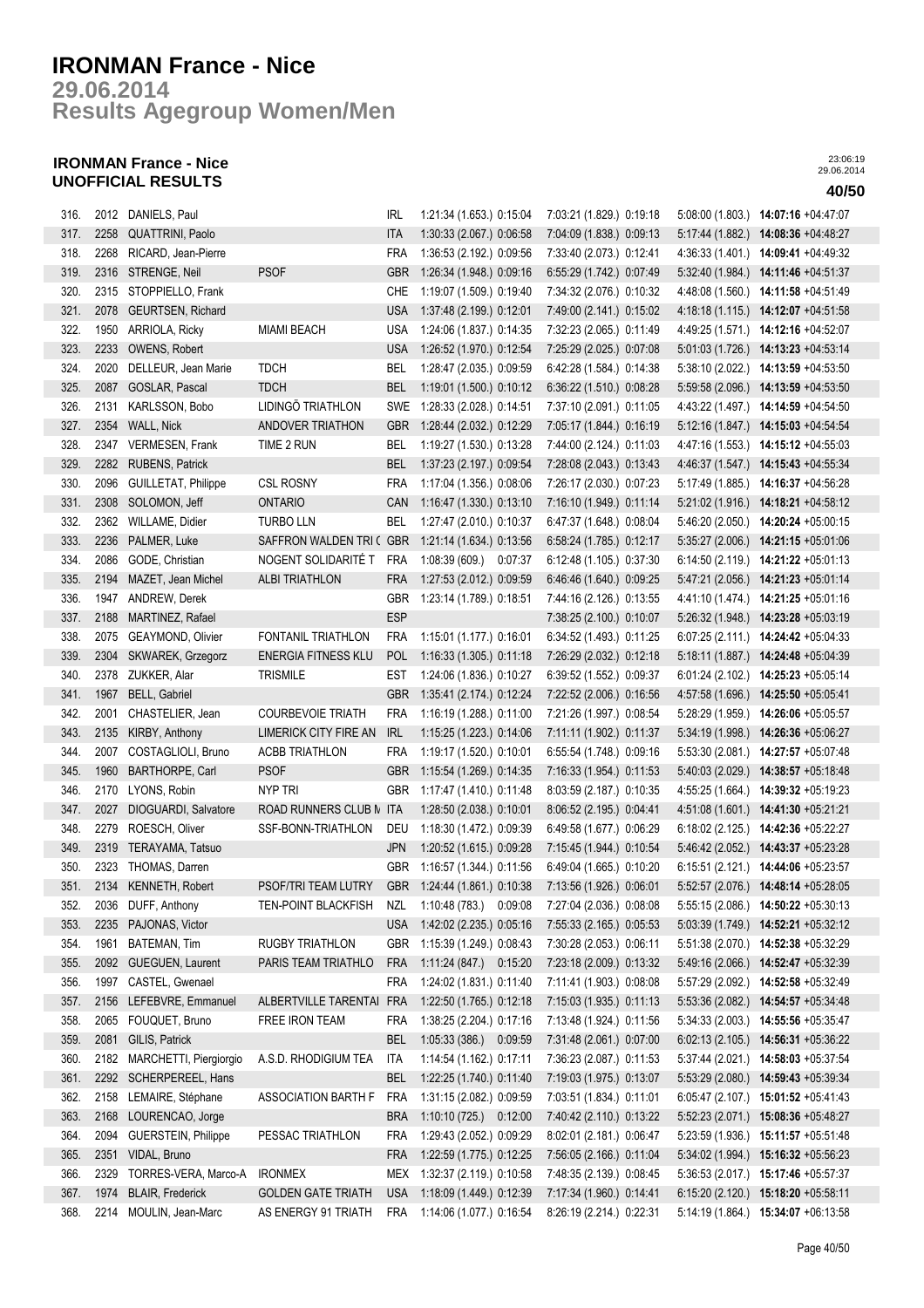# IRONMAN France - Nice

## 29.06.2014
## Results Agegroup Women/Men

### IRONMAN France - Nice
### UNOFFICIAL RESULTS

23:06:19
29.06.2014

**40/50**

| | | | | | | | | |
|---|---|---|---|---|---|---|---|---|
| 316. | 2012 | DANIELS, Paul | | IRL | 1:21:34 (1.653.) 0:15:04 | 7:03:21 (1.829.) 0:19:18 | 5:08:00 (1.803.) | **14:07:16** +04:47:07 |
| 317. | 2258 | QUATTRINI, Paolo | | ITA | 1:30:33 (2.067.) 0:06:58 | 7:04:09 (1.838.) 0:09:13 | 5:17:44 (1.882.) | **14:08:36** +04:48:27 |
| 318. | 2268 | RICARD, Jean-Pierre | | FRA | 1:36:53 (2.192.) 0:09:56 | 7:33:40 (2.073.) 0:12:41 | 4:36:33 (1.401.) | **14:09:41** +04:49:32 |
| 319. | 2316 | STRENGE, Neil | PSOF | GBR | 1:26:34 (1.948.) 0:09:16 | 6:55:29 (1.742.) 0:07:49 | 5:32:40 (1.984.) | **14:11:46** +04:51:37 |
| 320. | 2315 | STOPPIELLO, Frank | | CHE | 1:19:07 (1.509.) 0:19:40 | 7:34:32 (2.076.) 0:10:32 | 4:48:08 (1.560.) | **14:11:58** +04:51:49 |
| 321. | 2078 | GEURTSEN, Richard | | USA | 1:37:48 (2.199.) 0:12:01 | 7:49:00 (2.141.) 0:15:02 | 4:18:18 (1.115.) | **14:12:07** +04:51:58 |
| 322. | 1950 | ARRIOLA, Ricky | MIAMI BEACH | USA | 1:24:06 (1.837.) 0:14:35 | 7:32:23 (2.065.) 0:11:49 | 4:49:25 (1.571.) | **14:12:16** +04:52:07 |
| 323. | 2233 | OWENS, Robert | | USA | 1:26:52 (1.970.) 0:12:54 | 7:25:29 (2.025.) 0:07:08 | 5:01:03 (1.726.) | **14:13:23** +04:53:14 |
| 324. | 2020 | DELLEUR, Jean Marie | TDCH | BEL | 1:28:47 (2.035.) 0:09:59 | 6:42:28 (1.584.) 0:14:38 | 5:38:10 (2.022.) | **14:13:59** +04:53:50 |
| 325. | 2087 | GOSLAR, Pascal | TDCH | BEL | 1:19:01 (1.500.) 0:10:12 | 6:36:22 (1.510.) 0:08:28 | 5:59:58 (2.096.) | **14:13:59** +04:53:50 |
| 326. | 2131 | KARLSSON, Bobo | LIDINGÖ TRIATHLON | SWE | 1:28:33 (2.028.) 0:14:51 | 7:37:10 (2.091.) 0:11:05 | 4:43:22 (1.497.) | **14:14:59** +04:54:50 |
| 327. | 2354 | WALL, Nick | ANDOVER TRIATHON | GBR | 1:28:44 (2.032.) 0:12:29 | 7:05:17 (1.844.) 0:16:19 | 5:12:16 (1.847.) | **14:15:03** +04:54:54 |
| 328. | 2347 | VERMESEN, Frank | TIME 2 RUN | BEL | 1:19:27 (1.530.) 0:13:28 | 7:44:00 (2.124.) 0:11:03 | 4:47:16 (1.553.) | **14:15:12** +04:55:03 |
| 329. | 2282 | RUBENS, Patrick | | BEL | 1:37:23 (2.197.) 0:09:54 | 7:28:08 (2.043.) 0:13:43 | 4:46:37 (1.547.) | **14:15:43** +04:55:34 |
| 330. | 2096 | GUILLETAT, Philippe | CSL ROSNY | FRA | 1:17:04 (1.356.) 0:08:06 | 7:26:17 (2.030.) 0:07:23 | 5:17:49 (1.885.) | **14:16:37** +04:56:28 |
| 331. | 2308 | SOLOMON, Jeff | ONTARIO | CAN | 1:16:47 (1.330.) 0:13:10 | 7:16:10 (1.949.) 0:11:14 | 5:21:02 (1.916.) | **14:18:21** +04:58:12 |
| 332. | 2362 | WILLAME, Didier | TURBO LLN | BEL | 1:27:47 (2.010.) 0:10:37 | 6:47:37 (1.648.) 0:08:04 | 5:46:20 (2.050.) | **14:20:24** +05:00:15 |
| 333. | 2236 | PALMER, Luke | SAFFRON WALDEN TRI ( | GBR | 1:21:14 (1.634.) 0:13:56 | 6:58:24 (1.785.) 0:12:17 | 5:35:27 (2.006.) | **14:21:15** +05:01:06 |
| 334. | 2086 | GODE, Christian | NOGENT SOLIDARITÉ T | FRA | 1:08:39 (609.) 0:07:37 | 6:12:48 (1.105.) 0:37:30 | 6:14:50 (2.119.) | **14:21:22** +05:01:13 |
| 335. | 2194 | MAZET, Jean Michel | ALBI TRIATHLON | FRA | 1:27:53 (2.012.) 0:09:59 | 6:46:46 (1.640.) 0:09:25 | 5:47:21 (2.056.) | **14:21:23** +05:01:14 |
| 336. | 1947 | ANDREW, Derek | | GBR | 1:23:14 (1.789.) 0:18:51 | 7:44:16 (2.126.) 0:13:55 | 4:41:10 (1.474.) | **14:21:25** +05:01:16 |
| 337. | 2188 | MARTINEZ, Rafael | | ESP | | 7:38:25 (2.100.) 0:10:07 | 5:26:32 (1.948.) | **14:23:28** +05:03:19 |
| 338. | 2075 | GEAYMOND, Olivier | FONTANIL TRIATHLON | FRA | 1:15:01 (1.177.) 0:16:01 | 6:34:52 (1.493.) 0:11:25 | 6:07:25 (2.111.) | **14:24:42** +05:04:33 |
| 339. | 2304 | SKWAREK, Grzegorz | ENERGIA FITNESS KLU | POL | 1:16:33 (1.305.) 0:11:18 | 7:26:29 (2.032.) 0:12:18 | 5:18:11 (1.887.) | **14:24:48** +05:04:39 |
| 340. | 2378 | ZUKKER, Alar | TRISMILE | EST | 1:24:06 (1.836.) 0:10:27 | 6:39:52 (1.552.) 0:09:37 | 6:01:24 (2.102.) | **14:25:23** +05:05:14 |
| 341. | 1967 | BELL, Gabriel | | GBR | 1:35:41 (2.174.) 0:12:24 | 7:22:52 (2.006.) 0:16:56 | 4:57:58 (1.696.) | **14:25:50** +05:05:41 |
| 342. | 2001 | CHASTELIER, Jean | COURBEVOIE TRIATH | FRA | 1:16:19 (1.288.) 0:11:00 | 7:21:26 (1.997.) 0:08:54 | 5:28:29 (1.959.) | **14:26:06** +05:05:57 |
| 343. | 2135 | KIRBY, Anthony | LIMERICK CITY FIRE AN | IRL | 1:15:25 (1.223.) 0:14:06 | 7:11:11 (1.902.) 0:11:37 | 5:34:19 (1.998.) | **14:26:36** +05:06:27 |
| 344. | 2007 | COSTAGLIOLI, Bruno | ACBB TRIATHLON | FRA | 1:19:17 (1.520.) 0:10:01 | 6:55:54 (1.748.) 0:09:16 | 5:53:30 (2.081.) | **14:27:57** +05:07:48 |
| 345. | 1960 | BARTHORPE, Carl | PSOF | GBR | 1:15:54 (1.269.) 0:14:35 | 7:16:33 (1.954.) 0:11:53 | 5:40:03 (2.029.) | **14:38:57** +05:18:48 |
| 346. | 2170 | LYONS, Robin | NYP TRI | GBR | 1:17:47 (1.410.) 0:11:48 | 8:03:59 (2.187.) 0:10:35 | 4:55:25 (1.664.) | **14:39:32** +05:19:23 |
| 347. | 2027 | DIOGUARDI, Salvatore | ROAD RUNNERS CLUB M | ITA | 1:28:50 (2.038.) 0:10:01 | 8:06:52 (2.195.) 0:04:41 | 4:51:08 (1.601.) | **14:41:30** +05:21:21 |
| 348. | 2279 | ROESCH, Oliver | SSF-BONN-TRIATHLON | DEU | 1:18:30 (1.472.) 0:09:39 | 6:49:58 (1.677.) 0:06:29 | 6:18:02 (2.125.) | **14:42:36** +05:22:27 |
| 349. | 2319 | TERAYAMA, Tatsuo | | JPN | 1:20:52 (1.615.) 0:09:28 | 7:15:45 (1.944.) 0:10:54 | 5:46:42 (2.052.) | **14:43:37** +05:23:28 |
| 350. | 2323 | THOMAS, Darren | | GBR | 1:16:57 (1.344.) 0:11:56 | 6:49:04 (1.665.) 0:10:20 | 6:15:51 (2.121.) | **14:44:06** +05:23:57 |
| 351. | 2134 | KENNETH, Robert | PSOF/TRI TEAM LUTRY | GBR | 1:24:44 (1.861.) 0:10:38 | 7:13:56 (1.926.) 0:06:01 | 5:52:57 (2.076.) | **14:48:14** +05:28:05 |
| 352. | 2036 | DUFF, Anthony | TEN-POINT BLACKFISH | NZL | 1:10:48 (783.) 0:09:08 | 7:27:04 (2.036.) 0:08:08 | 5:55:15 (2.086.) | **14:50:22** +05:30:13 |
| 353. | 2235 | PAJONAS, Victor | | USA | 1:42:02 (2.235.) 0:05:16 | 7:55:33 (2.165.) 0:05:53 | 5:03:39 (1.749.) | **14:52:21** +05:32:12 |
| 354. | 1961 | BATEMAN, Tim | RUGBY TRIATHLON | GBR | 1:15:39 (1.249.) 0:08:43 | 7:30:28 (2.053.) 0:06:11 | 5:51:38 (2.070.) | **14:52:38** +05:32:29 |
| 355. | 2092 | GUEGUEN, Laurent | PARIS TEAM TRIATHLO | FRA | 1:11:24 (847.) 0:15:20 | 7:23:18 (2.009.) 0:13:32 | 5:49:16 (2.066.) | **14:52:47** +05:32:39 |
| 356. | 1997 | CASTEL, Gwenael | | FRA | 1:24:02 (1.831.) 0:11:40 | 7:11:41 (1.903.) 0:08:08 | 5:57:29 (2.092.) | **14:52:58** +05:32:49 |
| 357. | 2156 | LEFEBVRE, Emmanuel | ALBERTVILLE TARENTAI | FRA | 1:22:50 (1.765.) 0:12:18 | 7:15:03 (1.935.) 0:11:13 | 5:53:36 (2.082.) | **14:54:57** +05:34:48 |
| 358. | 2065 | FOUQUET, Bruno | FREE IRON TEAM | FRA | 1:38:25 (2.204.) 0:17:16 | 7:13:48 (1.924.) 0:11:56 | 5:34:33 (2.003.) | **14:55:56** +05:35:47 |
| 359. | 2081 | GILIS, Patrick | | BEL | 1:05:33 (386.) 0:09:59 | 7:31:48 (2.061.) 0:07:00 | 6:02:13 (2.105.) | **14:56:31** +05:36:22 |
| 360. | 2182 | MARCHETTI, Piergiorgio | A.S.D. RHODIGIUM TEA | ITA | 1:14:54 (1.162.) 0:17:11 | 7:36:23 (2.087.) 0:11:53 | 5:37:44 (2.021.) | **14:58:03** +05:37:54 |
| 361. | 2292 | SCHERPEREEL, Hans | | BEL | 1:22:25 (1.740.) 0:11:40 | 7:19:03 (1.975.) 0:13:07 | 5:53:29 (2.080.) | **14:59:43** +05:39:34 |
| 362. | 2158 | LEMAIRE, Stéphane | ASSOCIATION BARTH F | FRA | 1:31:15 (2.082.) 0:09:59 | 7:03:51 (1.834.) 0:11:01 | 6:05:47 (2.107.) | **15:01:52** +05:41:43 |
| 363. | 2168 | LOURENCAO, Jorge | | BRA | 1:10:10 (725.) 0:12:00 | 7:40:42 (2.110.) 0:13:22 | 5:52:23 (2.071.) | **15:08:36** +05:48:27 |
| 364. | 2094 | GUERSTEIN, Philippe | PESSAC TRIATHLON | FRA | 1:29:43 (2.052.) 0:09:29 | 8:02:01 (2.181.) 0:06:47 | 5:23:59 (1.936.) | **15:11:57** +05:51:48 |
| 365. | 2351 | VIDAL, Bruno | | FRA | 1:22:59 (1.775.) 0:12:25 | 7:56:05 (2.166.) 0:11:04 | 5:34:02 (1.994.) | **15:16:32** +05:56:23 |
| 366. | 2329 | TORRES-VERA, Marco-A | IRONMEX | MEX | 1:32:37 (2.119.) 0:10:58 | 7:48:35 (2.139.) 0:08:45 | 5:36:53 (2.017.) | **15:17:46** +05:57:37 |
| 367. | 1974 | BLAIR, Frederick | GOLDEN GATE TRIATH | USA | 1:18:09 (1.449.) 0:12:39 | 7:17:34 (1.960.) 0:14:41 | 6:15:20 (2.120.) | **15:18:20** +05:58:11 |
| 368. | 2214 | MOULIN, Jean-Marc | AS ENERGY 91 TRIATH | FRA | 1:14:06 (1.077.) 0:16:54 | 8:26:19 (2.214.) 0:22:31 | 5:14:19 (1.864.) | **15:34:07** +06:13:58 |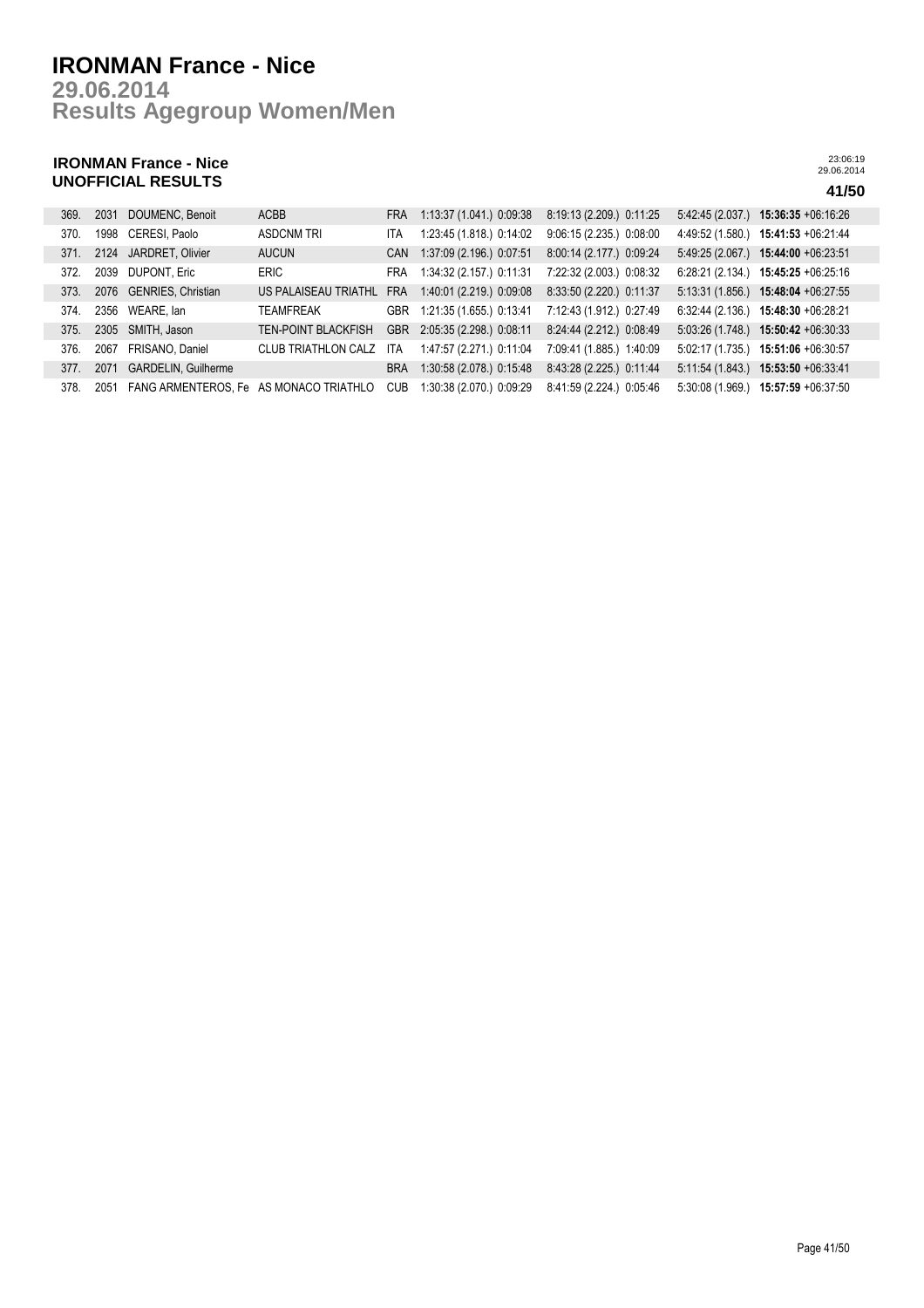# IRONMAN France - Nice

## 29.06.2014

## Results Agegroup Women/Men

### IRONMAN France - Nice
### UNOFFICIAL RESULTS

23:06:19
29.06.2014

**41/50**

| | | | | | | | | | |
|---|---|---|---|---|---|---|---|---|---|
| 369. | 2031 | DOUMENC, Benoit | ACBB | FRA | 1:13:37 (1.041.) 0:09:38 | 8:19:13 (2.209.) 0:11:25 | 5:42:45 (2.037.) | **15:36:35** | +06:16:26 |
| 370. | 1998 | CERESI, Paolo | ASDCNM TRI | ITA | 1:23:45 (1.818.) 0:14:02 | 9:06:15 (2.235.) 0:08:00 | 4:49:52 (1.580.) | **15:41:53** | +06:21:44 |
| 371. | 2124 | JARDRET, Olivier | AUCUN | CAN | 1:37:09 (2.196.) 0:07:51 | 8:00:14 (2.177.) 0:09:24 | 5:49:25 (2.067.) | **15:44:00** | +06:23:51 |
| 372. | 2039 | DUPONT, Eric | ERIC | FRA | 1:34:32 (2.157.) 0:11:31 | 7:22:32 (2.003.) 0:08:32 | 6:28:21 (2.134.) | **15:45:25** | +06:25:16 |
| 373. | 2076 | GENRIES, Christian | US PALAISEAU TRIATHL | FRA | 1:40:01 (2.219.) 0:09:08 | 8:33:50 (2.220.) 0:11:37 | 5:13:31 (1.856.) | **15:48:04** | +06:27:55 |
| 374. | 2356 | WEARE, Ian | TEAMFREAK | GBR | 1:21:35 (1.655.) 0:13:41 | 7:12:43 (1.912.) 0:27:49 | 6:32:44 (2.136.) | **15:48:30** | +06:28:21 |
| 375. | 2305 | SMITH, Jason | TEN-POINT BLACKFISH | GBR | 2:05:35 (2.298.) 0:08:11 | 8:24:44 (2.212.) 0:08:49 | 5:03:26 (1.748.) | **15:50:42** | +06:30:33 |
| 376. | 2067 | FRISANO, Daniel | CLUB TRIATHLON CALZ | ITA | 1:47:57 (2.271.) 0:11:04 | 7:09:41 (1.885.) 1:40:09 | 5:02:17 (1.735.) | **15:51:06** | +06:30:57 |
| 377. | 2071 | GARDELIN, Guilherme | | BRA | 1:30:58 (2.078.) 0:15:48 | 8:43:28 (2.225.) 0:11:44 | 5:11:54 (1.843.) | **15:53:50** | +06:33:41 |
| 378. | 2051 | FANG ARMENTEROS, Fe | AS MONACO TRIATHLO | CUB | 1:30:38 (2.070.) 0:09:29 | 8:41:59 (2.224.) 0:05:46 | 5:30:08 (1.969.) | **15:57:59** | +06:37:50 |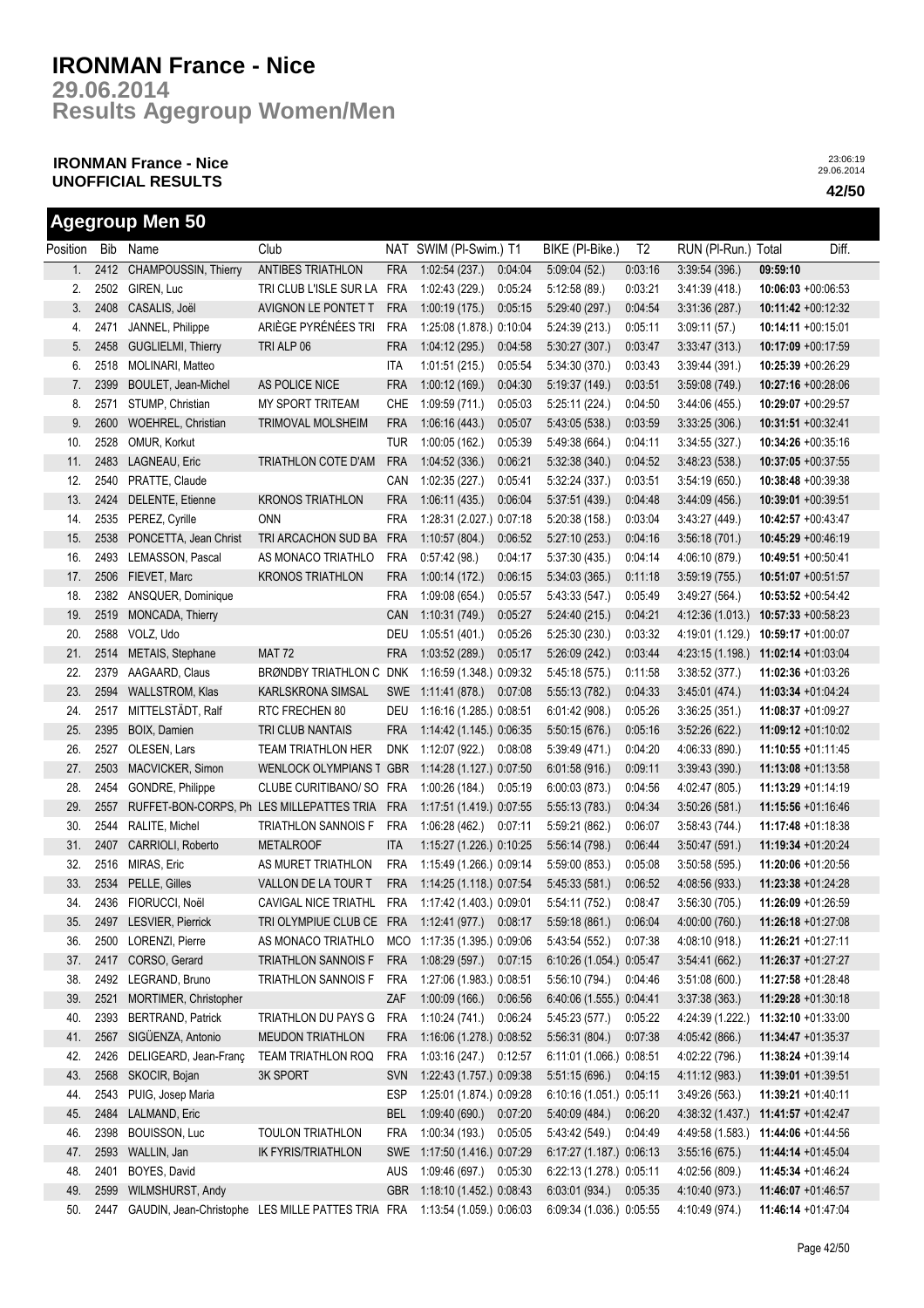# IRONMAN France - Nice

## 29.06.2014
## Results Agegroup Women/Men

**IRONMAN France - Nice**
**UNOFFICIAL RESULTS**

23:06:19
29.06.2014

## Agegroup Men 50

| Position | Bib | Name | Club | NAT | SWIM (Pl-Swim.) | T1 | BIKE (Pl-Bike.) | T2 | RUN (Pl-Run.) | Total | Diff. |
|---|---|---|---|---|---|---|---|---|---|---|---|
| 1. | 2412 | CHAMPOUSSIN, Thierry | ANTIBES TRIATHLON | FRA | 1:02:54 (237.) | 0:04:04 | 5:09:04 (52.) | 0:03:16 | 3:39:54 (396.) | **09:59:10** | |
| 2. | 2502 | GIREN, Luc | TRI CLUB L'ISLE SUR LA | FRA | 1:02:43 (229.) | 0:05:24 | 5:12:58 (89.) | 0:03:21 | 3:41:39 (418.) | **10:06:03** | +00:06:53 |
| 3. | 2408 | CASALIS, Joël | AVIGNON LE PONTET T | FRA | 1:00:19 (175.) | 0:05:15 | 5:29:40 (297.) | 0:04:54 | 3:31:36 (287.) | **10:11:42** | +00:12:32 |
| 4. | 2471 | JANNEL, Philippe | ARIÈGE PYRÉNÉES TRI | FRA | 1:25:08 (1.878.) | 0:10:04 | 5:24:39 (213.) | 0:05:11 | 3:09:11 (57.) | **10:14:11** | +00:15:01 |
| 5. | 2458 | GUGLIELMI, Thierry | TRI ALP 06 | FRA | 1:04:12 (295.) | 0:04:58 | 5:30:27 (307.) | 0:03:47 | 3:33:47 (313.) | **10:17:09** | +00:17:59 |
| 6. | 2518 | MOLINARI, Matteo | | ITA | 1:01:51 (215.) | 0:05:54 | 5:34:30 (370.) | 0:03:43 | 3:39:44 (391.) | **10:25:39** | +00:26:29 |
| 7. | 2399 | BOULET, Jean-Michel | AS POLICE NICE | FRA | 1:00:12 (169.) | 0:04:30 | 5:19:37 (149.) | 0:03:51 | 3:59:08 (749.) | **10:27:16** | +00:28:06 |
| 8. | 2571 | STUMP, Christian | MY SPORT TRITEAM | CHE | 1:09:59 (711.) | 0:05:03 | 5:25:11 (224.) | 0:04:50 | 3:44:06 (455.) | **10:29:07** | +00:29:57 |
| 9. | 2600 | WOEHREL, Christian | TRIMOVAL MOLSHEIM | FRA | 1:06:16 (443.) | 0:05:07 | 5:43:05 (538.) | 0:03:59 | 3:33:25 (306.) | **10:31:51** | +00:32:41 |
| 10. | 2528 | OMUR, Korkut | | TUR | 1:00:05 (162.) | 0:05:39 | 5:49:38 (664.) | 0:04:11 | 3:34:55 (327.) | **10:34:26** | +00:35:16 |
| 11. | 2483 | LAGNEAU, Eric | TRIATHLON COTE D'AM | FRA | 1:04:52 (336.) | 0:06:21 | 5:32:38 (340.) | 0:04:52 | 3:48:23 (538.) | **10:37:05** | +00:37:55 |
| 12. | 2540 | PRATTE, Claude | | CAN | 1:02:35 (227.) | 0:05:41 | 5:32:24 (337.) | 0:03:51 | 3:54:19 (650.) | **10:38:48** | +00:39:38 |
| 13. | 2424 | DELENTE, Etienne | KRONOS TRIATHLON | FRA | 1:06:11 (435.) | 0:06:04 | 5:37:51 (439.) | 0:04:48 | 3:44:09 (456.) | **10:39:01** | +00:39:51 |
| 14. | 2535 | PEREZ, Cyrille | ONN | FRA | 1:28:31 (2.027.) | 0:07:18 | 5:20:38 (158.) | 0:03:04 | 3:43:27 (449.) | **10:42:57** | +00:43:47 |
| 15. | 2538 | PONCETTA, Jean Christ | TRI ARCACHON SUD BA | FRA | 1:10:57 (804.) | 0:06:52 | 5:27:10 (253.) | 0:04:16 | 3:56:18 (701.) | **10:45:29** | +00:46:19 |
| 16. | 2493 | LEMASSON, Pascal | AS MONACO TRIATHLO | FRA | 0:57:42 (98.) | 0:04:17 | 5:37:30 (435.) | 0:04:14 | 4:06:10 (879.) | **10:49:51** | +00:50:41 |
| 17. | 2506 | FIEVET, Marc | KRONOS TRIATHLON | FRA | 1:00:14 (172.) | 0:06:15 | 5:34:03 (365.) | 0:11:18 | 3:59:19 (755.) | **10:51:07** | +00:51:57 |
| 18. | 2382 | ANSQUER, Dominique | | FRA | 1:09:08 (654.) | 0:05:57 | 5:43:33 (547.) | 0:05:49 | 3:49:27 (564.) | **10:53:52** | +00:54:42 |
| 19. | 2519 | MONCADA, Thierry | | CAN | 1:10:31 (749.) | 0:05:27 | 5:24:40 (215.) | 0:04:21 | 4:12:36 (1.013.) | **10:57:33** | +00:58:23 |
| 20. | 2588 | VOLZ, Udo | | DEU | 1:05:51 (401.) | 0:05:26 | 5:25:30 (230.) | 0:03:32 | 4:19:01 (1.129.) | **10:59:17** | +01:00:07 |
| 21. | 2514 | METAIS, Stephane | MAT 72 | FRA | 1:03:52 (289.) | 0:05:17 | 5:26:09 (242.) | 0:03:44 | 4:23:15 (1.198.) | **11:02:14** | +01:03:04 |
| 22. | 2379 | AAGAARD, Claus | BRØNDBY TRIATHLON C | DNK | 1:16:59 (1.348.) | 0:09:32 | 5:45:18 (575.) | 0:11:58 | 3:38:52 (377.) | **11:02:36** | +01:03:26 |
| 23. | 2594 | WALLSTROM, Klas | KARLSKRONA SIMSAL | SWE | 1:11:41 (878.) | 0:07:08 | 5:55:13 (782.) | 0:04:33 | 3:45:01 (474.) | **11:03:34** | +01:04:24 |
| 24. | 2517 | MITTELSTÄDT, Ralf | RTC FRECHEN 80 | DEU | 1:16:16 (1.285.) | 0:08:51 | 6:01:42 (908.) | 0:05:26 | 3:36:25 (351.) | **11:08:37** | +01:09:27 |
| 25. | 2395 | BOIX, Damien | TRI CLUB NANTAIS | FRA | 1:14:42 (1.145.) | 0:06:35 | 5:50:15 (676.) | 0:05:16 | 3:52:26 (622.) | **11:09:12** | +01:10:02 |
| 26. | 2527 | OLESEN, Lars | TEAM TRIATHLON HER | DNK | 1:12:07 (922.) | 0:08:08 | 5:39:49 (471.) | 0:04:20 | 4:06:33 (890.) | **11:10:55** | +01:11:45 |
| 27. | 2503 | MACVICKER, Simon | WENLOCK OLYMPIANS T | GBR | 1:14:28 (1.127.) | 0:07:50 | 6:01:58 (916.) | 0:09:11 | 3:39:43 (390.) | **11:13:08** | +01:13:58 |
| 28. | 2454 | GONDRE, Philippe | CLUBE CURITIBANO/ SO | FRA | 1:00:26 (184.) | 0:05:19 | 6:00:03 (873.) | 0:04:56 | 4:02:47 (805.) | **11:13:29** | +01:14:19 |
| 29. | 2557 | RUFFET-BON-CORPS, Ph | LES MILLEPATTES TRIA | FRA | 1:17:51 (1.419.) | 0:07:55 | 5:55:13 (783.) | 0:04:34 | 3:50:26 (581.) | **11:15:56** | +01:16:46 |
| 30. | 2544 | RALITE, Michel | TRIATHLON SANNOIS F | FRA | 1:06:28 (462.) | 0:07:11 | 5:59:21 (862.) | 0:06:07 | 3:58:43 (744.) | **11:17:48** | +01:18:38 |
| 31. | 2407 | CARRIOLI, Roberto | METALROOF | ITA | 1:15:27 (1.226.) | 0:10:25 | 5:56:14 (798.) | 0:06:44 | 3:50:47 (591.) | **11:19:34** | +01:20:24 |
| 32. | 2516 | MIRAS, Eric | AS MURET TRIATHLON | FRA | 1:15:49 (1.266.) | 0:09:14 | 5:59:00 (853.) | 0:05:08 | 3:50:58 (595.) | **11:20:06** | +01:20:56 |
| 33. | 2534 | PELLE, Gilles | VALLON DE LA TOUR T | FRA | 1:14:25 (1.118.) | 0:07:54 | 5:45:33 (581.) | 0:06:52 | 4:08:56 (933.) | **11:23:38** | +01:24:28 |
| 34. | 2436 | FIORUCCI, Noël | CAVIGAL NICE TRIATHL | FRA | 1:17:42 (1.403.) | 0:09:01 | 5:54:11 (752.) | 0:08:47 | 3:56:30 (705.) | **11:26:09** | +01:26:59 |
| 35. | 2497 | LESVIER, Pierrick | TRI OLYMPIUE CLUB CE | FRA | 1:12:41 (977.) | 0:08:17 | 5:59:18 (861.) | 0:06:04 | 4:00:00 (760.) | **11:26:18** | +01:27:08 |
| 36. | 2500 | LORENZI, Pierre | AS MONACO TRIATHLO | MCO | 1:17:35 (1.395.) | 0:09:06 | 5:43:54 (552.) | 0:07:38 | 4:08:10 (918.) | **11:26:21** | +01:27:11 |
| 37. | 2417 | CORSO, Gerard | TRIATHLON SANNOIS F | FRA | 1:08:29 (597.) | 0:07:15 | 6:10:26 (1.054.) | 0:05:47 | 3:54:41 (662.) | **11:26:37** | +01:27:27 |
| 38. | 2492 | LEGRAND, Bruno | TRIATHLON SANNOIS F | FRA | 1:27:06 (1.983.) | 0:08:51 | 5:56:10 (794.) | 0:04:46 | 3:51:08 (600.) | **11:27:58** | +01:28:48 |
| 39. | 2521 | MORTIMER, Christopher | | ZAF | 1:00:09 (166.) | 0:06:56 | 6:40:06 (1.555.) | 0:04:41 | 3:37:38 (363.) | **11:29:28** | +01:30:18 |
| 40. | 2393 | BERTRAND, Patrick | TRIATHLON DU PAYS G | FRA | 1:10:24 (741.) | 0:06:24 | 5:45:23 (577.) | 0:05:22 | 4:24:39 (1.222.) | **11:32:10** | +01:33:00 |
| 41. | 2567 | SIGÜENZA, Antonio | MEUDON TRIATHLON | FRA | 1:16:06 (1.278.) | 0:08:52 | 5:56:31 (804.) | 0:07:38 | 4:05:42 (866.) | **11:34:47** | +01:35:37 |
| 42. | 2426 | DELIGEARD, Jean-Franç | TEAM TRIATHLON ROQ | FRA | 1:03:16 (247.) | 0:12:57 | 6:11:01 (1.066.) | 0:08:51 | 4:02:22 (796.) | **11:38:24** | +01:39:14 |
| 43. | 2568 | SKOCIR, Bojan | 3K SPORT | SVN | 1:22:43 (1.757.) | 0:09:38 | 5:51:15 (696.) | 0:04:15 | 4:11:12 (983.) | **11:39:01** | +01:39:51 |
| 44. | 2543 | PUIG, Josep Maria | | ESP | 1:25:01 (1.874.) | 0:09:28 | 6:10:16 (1.051.) | 0:05:11 | 3:49:26 (563.) | **11:39:21** | +01:40:11 |
| 45. | 2484 | LALMAND, Eric | | BEL | 1:09:40 (690.) | 0:07:20 | 5:40:09 (484.) | 0:06:20 | 4:38:32 (1.437.) | **11:41:57** | +01:42:47 |
| 46. | 2398 | BOUISSON, Luc | TOULON TRIATHLON | FRA | 1:00:34 (193.) | 0:05:05 | 5:43:42 (549.) | 0:04:49 | 4:49:58 (1.583.) | **11:44:06** | +01:44:56 |
| 47. | 2593 | WALLIN, Jan | IK FYRIS/TRIATHLON | SWE | 1:17:50 (1.416.) | 0:07:29 | 6:17:27 (1.187.) | 0:06:13 | 3:55:16 (675.) | **11:44:14** | +01:45:04 |
| 48. | 2401 | BOYES, David | | AUS | 1:09:46 (697.) | 0:05:30 | 6:22:13 (1.278.) | 0:05:11 | 4:02:56 (809.) | **11:45:34** | +01:46:24 |
| 49. | 2599 | WILMSHURST, Andy | | GBR | 1:18:10 (1.452.) | 0:08:43 | 6:03:01 (934.) | 0:05:35 | 4:10:40 (973.) | **11:46:07** | +01:46:57 |
| 50. | 2447 | GAUDIN, Jean-Christophe | LES MILLE PATTES TRIA | FRA | 1:13:54 (1.059.) | 0:06:03 | 6:09:34 (1.036.) | 0:05:55 | 4:10:49 (974.) | **11:46:14** | +01:47:04 |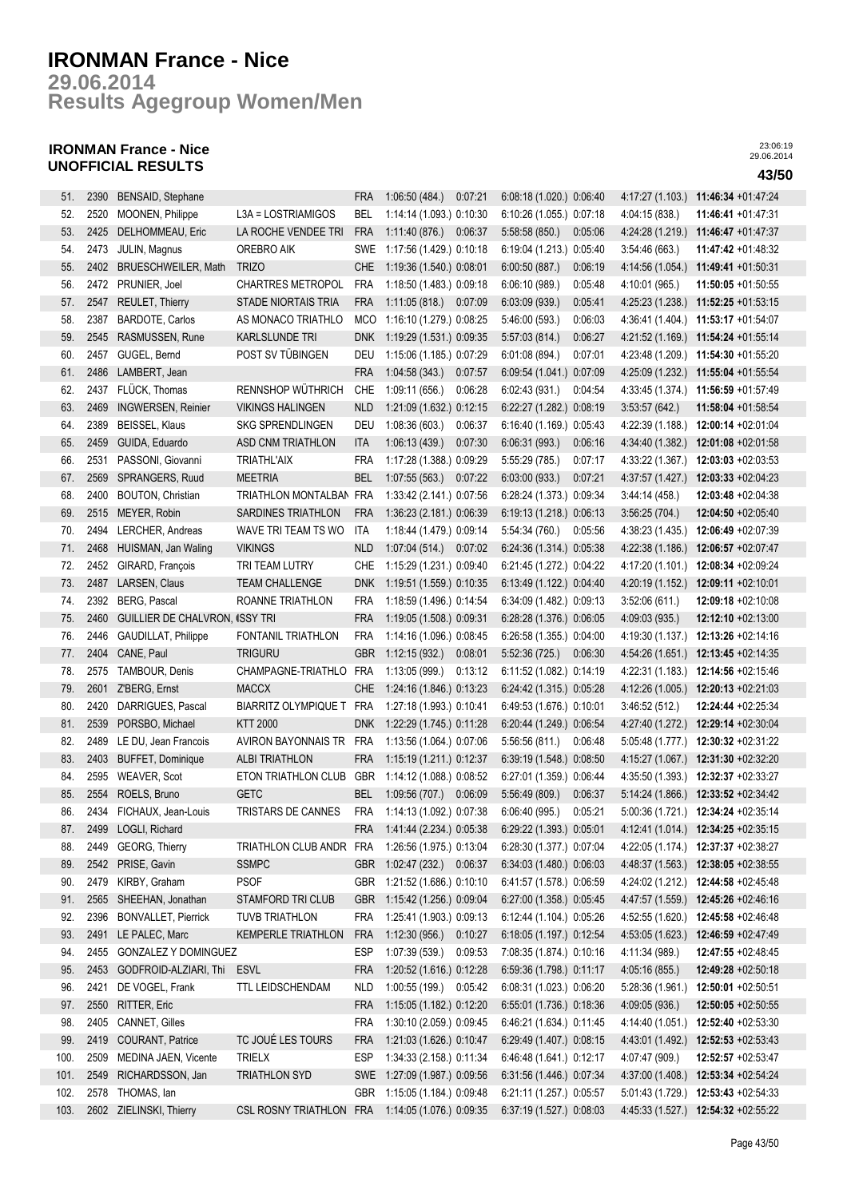# IRONMAN France - Nice

## 29.06.2014

## Results Agegroup Women/Men

### IRONMAN France - Nice
### UNOFFICIAL RESULTS

23:06:19
29.06.2014

| | | | | | | | | | | | |
|---|---|---|---|---|---|---|---|---|---|---|---|
| 51. | 2390 | BENSAID, Stephane | | FRA | 1:06:50 (484.) | 0:07:21 | 6:08:18 (1.020.) | 0:06:40 | 4:17:27 (1.103.) | **11:46:34** | +01:47:24 |
| 52. | 2520 | MOONEN, Philippe | L3A = LOSTRIAMIGOS | BEL | 1:14:14 (1.093.) | 0:10:30 | 6:10:26 (1.055.) | 0:07:18 | 4:04:15 (838.) | **11:46:41** | +01:47:31 |
| 53. | 2425 | DELHOMMEAU, Eric | LA ROCHE VENDEE TRI | FRA | 1:11:40 (876.) | 0:06:37 | 5:58:58 (850.) | 0:05:06 | 4:24:28 (1.219.) | **11:46:47** | +01:47:37 |
| 54. | 2473 | JULIN, Magnus | OREBRO AIK | SWE | 1:17:56 (1.429.) | 0:10:18 | 6:19:04 (1.213.) | 0:05:40 | 3:54:46 (663.) | **11:47:42** | +01:48:32 |
| 55. | 2402 | BRUESCHWEILER, Math | TRIZO | CHE | 1:19:36 (1.540.) | 0:08:01 | 6:00:50 (887.) | 0:06:19 | 4:14:56 (1.054.) | **11:49:41** | +01:50:31 |
| 56. | 2472 | PRUNIER, Joel | CHARTRES METROPOL | FRA | 1:18:50 (1.483.) | 0:09:18 | 6:06:10 (989.) | 0:05:48 | 4:10:01 (965.) | **11:50:05** | +01:50:55 |
| 57. | 2547 | REULET, Thierry | STADE NIORTAIS TRIA | FRA | 1:11:05 (818.) | 0:07:09 | 6:03:09 (939.) | 0:05:41 | 4:25:23 (1.238.) | **11:52:25** | +01:53:15 |
| 58. | 2387 | BARDOTE, Carlos | AS MONACO TRIATHLO | MCO | 1:16:10 (1.279.) | 0:08:25 | 5:46:00 (593.) | 0:06:03 | 4:36:41 (1.404.) | **11:53:17** | +01:54:07 |
| 59. | 2545 | RASMUSSEN, Rune | KARLSLUNDE TRI | DNK | 1:19:29 (1.531.) | 0:09:35 | 5:57:03 (814.) | 0:06:27 | 4:21:52 (1.169.) | **11:54:24** | +01:55:14 |
| 60. | 2457 | GUGEL, Bernd | POST SV TÜBINGEN | DEU | 1:15:06 (1.185.) | 0:07:29 | 6:01:08 (894.) | 0:07:01 | 4:23:48 (1.209.) | **11:54:30** | +01:55:20 |
| 61. | 2486 | LAMBERT, Jean | | FRA | 1:04:58 (343.) | 0:07:57 | 6:09:54 (1.041.) | 0:07:09 | 4:25:09 (1.232.) | **11:55:04** | +01:55:54 |
| 62. | 2437 | FLÜCK, Thomas | RENNSHOP WÜTHRICH | CHE | 1:09:11 (656.) | 0:06:28 | 6:02:43 (931.) | 0:04:54 | 4:33:45 (1.374.) | **11:56:59** | +01:57:49 |
| 63. | 2469 | INGWERSEN, Reinier | VIKINGS HALINGEN | NLD | 1:21:09 (1.632.) | 0:12:15 | 6:22:27 (1.282.) | 0:08:19 | 3:53:57 (642.) | **11:58:04** | +01:58:54 |
| 64. | 2389 | BEISSEL, Klaus | SKG SPRENDLINGEN | DEU | 1:08:36 (603.) | 0:06:37 | 6:16:40 (1.169.) | 0:05:43 | 4:22:39 (1.188.) | **12:00:14** | +02:01:04 |
| 65. | 2459 | GUIDA, Eduardo | ASD CNM TRIATHLON | ITA | 1:06:13 (439.) | 0:07:30 | 6:06:31 (993.) | 0:06:16 | 4:34:40 (1.382.) | **12:01:08** | +02:01:58 |
| 66. | 2531 | PASSONI, Giovanni | TRIATHL'AIX | FRA | 1:17:28 (1.388.) | 0:09:29 | 5:55:29 (785.) | 0:07:17 | 4:33:22 (1.367.) | **12:03:03** | +02:03:53 |
| 67. | 2569 | SPRANGERS, Ruud | MEETRIA | BEL | 1:07:55 (563.) | 0:07:22 | 6:03:00 (933.) | 0:07:21 | 4:37:57 (1.427.) | **12:03:33** | +02:04:23 |
| 68. | 2400 | BOUTON, Christian | TRIATHLON MONTALBAN | FRA | 1:33:42 (2.141.) | 0:07:56 | 6:28:24 (1.373.) | 0:09:34 | 3:44:14 (458.) | **12:03:48** | +02:04:38 |
| 69. | 2515 | MEYER, Robin | SARDINES TRIATHLON | FRA | 1:36:23 (2.181.) | 0:06:39 | 6:19:13 (1.218.) | 0:06:13 | 3:56:25 (704.) | **12:04:50** | +02:05:40 |
| 70. | 2494 | LERCHER, Andreas | WAVE TRI TEAM TS WO | ITA | 1:18:44 (1.479.) | 0:09:14 | 5:54:34 (760.) | 0:05:56 | 4:38:23 (1.435.) | **12:06:49** | +02:07:39 |
| 71. | 2468 | HUISMAN, Jan Waling | VIKINGS | NLD | 1:07:04 (514.) | 0:07:02 | 6:24:36 (1.314.) | 0:05:38 | 4:22:38 (1.186.) | **12:06:57** | +02:07:47 |
| 72. | 2452 | GIRARD, François | TRI TEAM LUTRY | CHE | 1:15:29 (1.231.) | 0:09:40 | 6:21:45 (1.272.) | 0:04:22 | 4:17:20 (1.101.) | **12:08:34** | +02:09:24 |
| 73. | 2487 | LARSEN, Claus | TEAM CHALLENGE | DNK | 1:19:51 (1.559.) | 0:10:35 | 6:13:49 (1.122.) | 0:04:40 | 4:20:19 (1.152.) | **12:09:11** | +02:10:01 |
| 74. | 2392 | BERG, Pascal | ROANNE TRIATHLON | FRA | 1:18:59 (1.496.) | 0:14:54 | 6:34:09 (1.482.) | 0:09:13 | 3:52:06 (611.) | **12:09:18** | +02:10:08 |
| 75. | 2460 | GUILLIER DE CHALVRON, I | ISSY TRI | FRA | 1:19:05 (1.508.) | 0:09:31 | 6:28:28 (1.376.) | 0:06:05 | 4:09:03 (935.) | **12:12:10** | +02:13:00 |
| 76. | 2446 | GAUDILLAT, Philippe | FONTANIL TRIATHLON | FRA | 1:14:16 (1.096.) | 0:08:45 | 6:26:58 (1.355.) | 0:04:00 | 4:19:30 (1.137.) | **12:13:26** | +02:14:16 |
| 77. | 2404 | CANE, Paul | TRIGURU | GBR | 1:12:15 (932.) | 0:08:01 | 5:52:36 (725.) | 0:06:30 | 4:54:26 (1.651.) | **12:13:45** | +02:14:35 |
| 78. | 2575 | TAMBOUR, Denis | CHAMPAGNE-TRIATHLO | FRA | 1:13:05 (999.) | 0:13:12 | 6:11:52 (1.082.) | 0:14:19 | 4:22:31 (1.183.) | **12:14:56** | +02:15:46 |
| 79. | 2601 | Z'BERG, Ernst | MACCX | CHE | 1:24:16 (1.846.) | 0:13:23 | 6:24:42 (1.315.) | 0:05:28 | 4:12:26 (1.005.) | **12:20:13** | +02:21:03 |
| 80. | 2420 | DARRIGUES, Pascal | BIARRITZ OLYMPIQUE T | FRA | 1:27:18 (1.993.) | 0:10:41 | 6:49:53 (1.676.) | 0:10:01 | 3:46:52 (512.) | **12:24:44** | +02:25:34 |
| 81. | 2539 | PORSBO, Michael | KTT 2000 | DNK | 1:22:29 (1.745.) | 0:11:28 | 6:20:44 (1.249.) | 0:06:54 | 4:27:40 (1.272.) | **12:29:14** | +02:30:04 |
| 82. | 2489 | LE DU, Jean Francois | AVIRON BAYONNAIS TR | FRA | 1:13:56 (1.064.) | 0:07:06 | 5:56:56 (811.) | 0:06:48 | 5:05:48 (1.777.) | **12:30:32** | +02:31:22 |
| 83. | 2403 | BUFFET, Dominique | ALBI TRIATHLON | FRA | 1:15:19 (1.211.) | 0:12:37 | 6:39:19 (1.548.) | 0:08:50 | 4:15:27 (1.067.) | **12:31:30** | +02:32:20 |
| 84. | 2595 | WEAVER, Scot | ETON TRIATHLON CLUB | GBR | 1:14:12 (1.088.) | 0:08:52 | 6:27:01 (1.359.) | 0:06:44 | 4:35:50 (1.393.) | **12:32:37** | +02:33:27 |
| 85. | 2554 | ROELS, Bruno | GETC | BEL | 1:09:56 (707.) | 0:06:09 | 5:56:49 (809.) | 0:06:37 | 5:14:24 (1.866.) | **12:33:52** | +02:34:42 |
| 86. | 2434 | FICHAUX, Jean-Louis | TRISTARS DE CANNES | FRA | 1:14:13 (1.092.) | 0:07:38 | 6:06:40 (995.) | 0:05:21 | 5:00:36 (1.721.) | **12:34:24** | +02:35:14 |
| 87. | 2499 | LOGLI, Richard | | FRA | 1:41:44 (2.234.) | 0:05:38 | 6:29:22 (1.393.) | 0:05:01 | 4:12:41 (1.014.) | **12:34:25** | +02:35:15 |
| 88. | 2449 | GEORG, Thierry | TRIATHLON CLUB ANDR | FRA | 1:26:56 (1.975.) | 0:13:04 | 6:28:30 (1.377.) | 0:07:04 | 4:22:05 (1.174.) | **12:37:37** | +02:38:27 |
| 89. | 2542 | PRISE, Gavin | SSMPC | GBR | 1:02:47 (232.) | 0:06:37 | 6:34:03 (1.480.) | 0:06:03 | 4:48:37 (1.563.) | **12:38:05** | +02:38:55 |
| 90. | 2479 | KIRBY, Graham | PSOF | GBR | 1:21:52 (1.686.) | 0:10:10 | 6:41:57 (1.578.) | 0:06:59 | 4:24:02 (1.212.) | **12:44:58** | +02:45:48 |
| 91. | 2565 | SHEEHAN, Jonathan | STAMFORD TRI CLUB | GBR | 1:15:42 (1.256.) | 0:09:04 | 6:27:00 (1.358.) | 0:05:45 | 4:47:57 (1.559.) | **12:45:26** | +02:46:16 |
| 92. | 2396 | BONVALLET, Pierrick | TUVB TRIATHLON | FRA | 1:25:41 (1.903.) | 0:09:13 | 6:12:44 (1.104.) | 0:05:26 | 4:52:55 (1.620.) | **12:45:58** | +02:46:48 |
| 93. | 2491 | LE PALEC, Marc | KEMPERLE TRIATHLON | FRA | 1:12:30 (956.) | 0:10:27 | 6:18:05 (1.197.) | 0:12:54 | 4:53:05 (1.623.) | **12:46:59** | +02:47:49 |
| 94. | 2455 | GONZALEZ Y DOMINGUEZ | | ESP | 1:07:39 (539.) | 0:09:53 | 7:08:35 (1.874.) | 0:10:16 | 4:11:34 (989.) | **12:47:55** | +02:48:45 |
| 95. | 2453 | GODFROID-ALZIARI, Thi | ESVL | FRA | 1:20:52 (1.616.) | 0:12:28 | 6:59:36 (1.798.) | 0:11:17 | 4:05:16 (855.) | **12:49:28** | +02:50:18 |
| 96. | 2421 | DE VOGEL, Frank | TTL LEIDSCHENDAM | NLD | 1:00:55 (199.) | 0:05:42 | 6:08:31 (1.023.) | 0:06:20 | 5:28:36 (1.961.) | **12:50:01** | +02:50:51 |
| 97. | 2550 | RITTER, Eric | | FRA | 1:15:05 (1.182.) | 0:12:20 | 6:55:01 (1.736.) | 0:18:36 | 4:09:05 (936.) | **12:50:05** | +02:50:55 |
| 98. | 2405 | CANNET, Gilles | | FRA | 1:30:10 (2.059.) | 0:09:45 | 6:46:21 (1.634.) | 0:11:45 | 4:14:40 (1.051.) | **12:52:40** | +02:53:30 |
| 99. | 2419 | COURANT, Patrice | TC JOUÉ LES TOURS | FRA | 1:21:03 (1.626.) | 0:10:47 | 6:29:49 (1.407.) | 0:08:15 | 4:43:01 (1.492.) | **12:52:53** | +02:53:43 |
| 100. | 2509 | MEDINA JAEN, Vicente | TRIELX | ESP | 1:34:33 (2.158.) | 0:11:34 | 6:46:48 (1.641.) | 0:12:17 | 4:07:47 (909.) | **12:52:57** | +02:53:47 |
| 101. | 2549 | RICHARDSSON, Jan | TRIATHLON SYD | SWE | 1:27:09 (1.987.) | 0:09:56 | 6:31:56 (1.446.) | 0:07:34 | 4:37:00 (1.408.) | **12:53:34** | +02:54:24 |
| 102. | 2578 | THOMAS, Ian | | GBR | 1:15:05 (1.184.) | 0:09:48 | 6:21:11 (1.257.) | 0:05:57 | 5:01:43 (1.729.) | **12:53:43** | +02:54:33 |
| 103. | 2602 | ZIELINSKI, Thierry | CSL ROSNY TRIATHLON | FRA | 1:14:05 (1.076.) | 0:09:35 | 6:37:19 (1.527.) | 0:08:03 | 4:45:33 (1.527.) | **12:54:32** | +02:55:22 |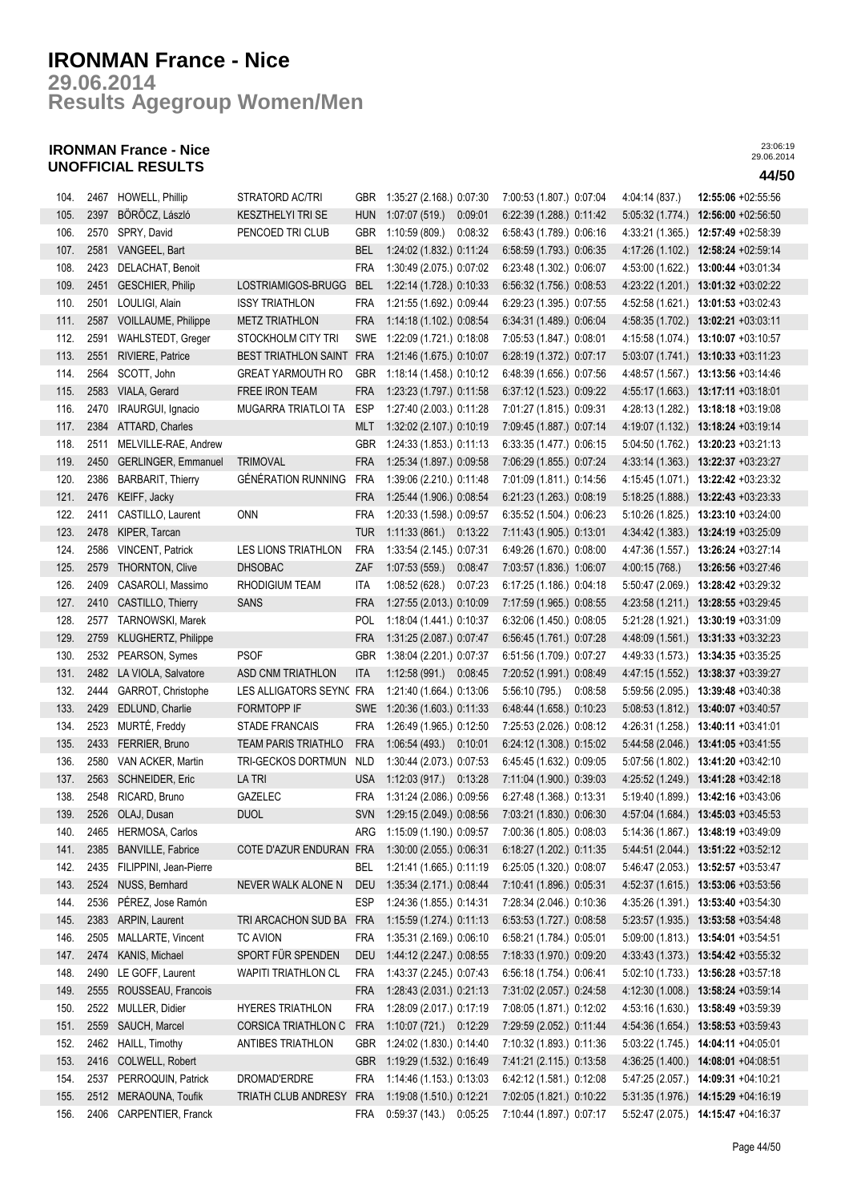# IRONMAN France - Nice

## 29.06.2014

## Results Agegroup Women/Men

### IRONMAN France - Nice
### UNOFFICIAL RESULTS

| Pos | Bib | Name | Club | Nat | Swim | T1 | Bike | T2 | Run | Finish |
|---|---|---|---|---|---|---|---|---|---|---|
| 104. | 2467 | HOWELL, Phillip | STRATORD AC/TRI | GBR | 1:35:27 (2.168.) | 0:07:30 | 7:00:53 (1.807.) | 0:07:04 | 4:04:14 (837.) | **12:55:06** +02:55:56 |
| 105. | 2397 | BÖRÖCZ, László | KESZTHELYI TRI SE | HUN | 1:07:07 (519.) | 0:09:01 | 6:22:39 (1.288.) | 0:11:42 | 5:05:32 (1.774.) | **12:56:00** +02:56:50 |
| 106. | 2570 | SPRY, David | PENCOED TRI CLUB | GBR | 1:10:59 (809.) | 0:08:32 | 6:58:43 (1.789.) | 0:06:16 | 4:33:21 (1.365.) | **12:57:49** +02:58:39 |
| 107. | 2581 | VANGEEL, Bart | | BEL | 1:24:02 (1.832.) | 0:11:24 | 6:58:59 (1.793.) | 0:06:35 | 4:17:26 (1.102.) | **12:58:24** +02:59:14 |
| 108. | 2423 | DELACHAT, Benoit | | FRA | 1:30:49 (2.075.) | 0:07:02 | 6:23:48 (1.302.) | 0:06:07 | 4:53:00 (1.622.) | **13:00:44** +03:01:34 |
| 109. | 2451 | GESCHIER, Philip | LOSTRIAMIGOS-BRUGG | BEL | 1:22:14 (1.728.) | 0:10:33 | 6:56:32 (1.756.) | 0:08:53 | 4:23:22 (1.201.) | **13:01:32** +03:02:22 |
| 110. | 2501 | LOULIGI, Alain | ISSY TRIATHLON | FRA | 1:21:55 (1.692.) | 0:09:44 | 6:29:23 (1.395.) | 0:07:55 | 4:52:58 (1.621.) | **13:01:53** +03:02:43 |
| 111. | 2587 | VOILLAUME, Philippe | METZ TRIATHLON | FRA | 1:14:18 (1.102.) | 0:08:54 | 6:34:31 (1.489.) | 0:06:04 | 4:58:35 (1.702.) | **13:02:21** +03:03:11 |
| 112. | 2591 | WAHLSTEDT, Greger | STOCKHOLM CITY TRI | SWE | 1:22:09 (1.721.) | 0:18:08 | 7:05:53 (1.847.) | 0:08:01 | 4:15:58 (1.074.) | **13:10:07** +03:10:57 |
| 113. | 2551 | RIVIERE, Patrice | BEST TRIATHLON SAINT | FRA | 1:21:46 (1.675.) | 0:10:07 | 6:28:19 (1.372.) | 0:07:17 | 5:03:07 (1.741.) | **13:10:33** +03:11:23 |
| 114. | 2564 | SCOTT, John | GREAT YARMOUTH RO | GBR | 1:18:14 (1.458.) | 0:10:12 | 6:48:39 (1.656.) | 0:07:56 | 4:48:57 (1.567.) | **13:13:56** +03:14:46 |
| 115. | 2583 | VIALA, Gerard | FREE IRON TEAM | FRA | 1:23:23 (1.797.) | 0:11:58 | 6:37:12 (1.523.) | 0:09:22 | 4:55:17 (1.663.) | **13:17:11** +03:18:01 |
| 116. | 2470 | IRAURGUI, Ignacio | MUGARRA TRIATLOI TA | ESP | 1:27:40 (2.003.) | 0:11:28 | 7:01:27 (1.815.) | 0:09:31 | 4:28:13 (1.282.) | **13:18:18** +03:19:08 |
| 117. | 2384 | ATTARD, Charles | | MLT | 1:32:02 (2.107.) | 0:10:19 | 7:09:45 (1.887.) | 0:07:14 | 4:19:07 (1.132.) | **13:18:24** +03:19:14 |
| 118. | 2511 | MELVILLE-RAE, Andrew | | GBR | 1:24:33 (1.853.) | 0:11:13 | 6:33:35 (1.477.) | 0:06:15 | 5:04:50 (1.762.) | **13:20:23** +03:21:13 |
| 119. | 2450 | GERLINGER, Emmanuel | TRIMOVAL | FRA | 1:25:34 (1.897.) | 0:09:58 | 7:06:29 (1.855.) | 0:07:24 | 4:33:14 (1.363.) | **13:22:37** +03:23:27 |
| 120. | 2386 | BARBARIT, Thierry | GÉNÉRATION RUNNING | FRA | 1:39:06 (2.210.) | 0:11:48 | 7:01:09 (1.811.) | 0:14:56 | 4:15:45 (1.071.) | **13:22:42** +03:23:32 |
| 121. | 2476 | KEIFF, Jacky | | FRA | 1:25:44 (1.906.) | 0:08:54 | 6:21:23 (1.263.) | 0:08:19 | 5:18:25 (1.888.) | **13:22:43** +03:23:33 |
| 122. | 2411 | CASTILLO, Laurent | ONN | FRA | 1:20:33 (1.598.) | 0:09:57 | 6:35:52 (1.504.) | 0:06:23 | 5:10:26 (1.825.) | **13:23:10** +03:24:00 |
| 123. | 2478 | KIPER, Tarcan | | TUR | 1:11:33 (861.) | 0:13:22 | 7:11:43 (1.905.) | 0:13:01 | 4:34:42 (1.383.) | **13:24:19** +03:25:09 |
| 124. | 2586 | VINCENT, Patrick | LES LIONS TRIATHLON | FRA | 1:33:54 (2.145.) | 0:07:31 | 6:49:26 (1.670.) | 0:08:00 | 4:47:36 (1.557.) | **13:26:24** +03:27:14 |
| 125. | 2579 | THORNTON, Clive | DHSOBAC | ZAF | 1:07:53 (559.) | 0:08:47 | 7:03:57 (1.836.) | 1:06:07 | 4:00:15 (768.) | **13:26:56** +03:27:46 |
| 126. | 2409 | CASAROLI, Massimo | RHODIGIUM TEAM | ITA | 1:08:52 (628.) | 0:07:23 | 6:17:25 (1.186.) | 0:04:18 | 5:50:47 (2.069.) | **13:28:42** +03:29:32 |
| 127. | 2410 | CASTILLO, Thierry | SANS | FRA | 1:27:55 (2.013.) | 0:10:09 | 7:17:59 (1.965.) | 0:08:55 | 4:23:58 (1.211.) | **13:28:55** +03:29:45 |
| 128. | 2577 | TARNOWSKI, Marek | | POL | 1:18:04 (1.441.) | 0:10:37 | 6:32:06 (1.450.) | 0:08:05 | 5:21:28 (1.921.) | **13:30:19** +03:31:09 |
| 129. | 2759 | KLUGHERTZ, Philippe | | FRA | 1:31:25 (2.087.) | 0:07:47 | 6:56:45 (1.761.) | 0:07:28 | 4:48:09 (1.561.) | **13:31:33** +03:32:23 |
| 130. | 2532 | PEARSON, Symes | PSOF | GBR | 1:38:04 (2.201.) | 0:07:37 | 6:51:56 (1.709.) | 0:07:27 | 4:49:33 (1.573.) | **13:34:35** +03:35:25 |
| 131. | 2482 | LA VIOLA, Salvatore | ASD CNM TRIATHLON | ITA | 1:12:58 (991.) | 0:08:45 | 7:20:52 (1.991.) | 0:08:49 | 4:47:15 (1.552.) | **13:38:37** +03:39:27 |
| 132. | 2444 | GARROT, Christophe | LES ALLIGATORS SEYNC | FRA | 1:21:40 (1.664.) | 0:13:06 | 5:56:10 (795.) | 0:08:58 | 5:59:56 (2.095.) | **13:39:48** +03:40:38 |
| 133. | 2429 | EDLUND, Charlie | FORMTOPP IF | SWE | 1:20:36 (1.603.) | 0:11:33 | 6:48:44 (1.658.) | 0:10:23 | 5:08:53 (1.812.) | **13:40:07** +03:40:57 |
| 134. | 2523 | MURTÉ, Freddy | STADE FRANCAIS | FRA | 1:26:49 (1.965.) | 0:12:50 | 7:25:53 (2.026.) | 0:08:12 | 4:26:31 (1.258.) | **13:40:11** +03:41:01 |
| 135. | 2433 | FERRIER, Bruno | TEAM PARIS TRIATHLO | FRA | 1:06:54 (493.) | 0:10:01 | 6:24:12 (1.308.) | 0:15:02 | 5:44:58 (2.046.) | **13:41:05** +03:41:55 |
| 136. | 2580 | VAN ACKER, Martin | TRI-GECKOS DORTMUN | NLD | 1:30:44 (2.073.) | 0:07:53 | 6:45:45 (1.632.) | 0:09:05 | 5:07:56 (1.802.) | **13:41:20** +03:42:10 |
| 137. | 2563 | SCHNEIDER, Eric | LA TRI | USA | 1:12:03 (917.) | 0:13:28 | 7:11:04 (1.900.) | 0:39:03 | 4:25:52 (1.249.) | **13:41:28** +03:42:18 |
| 138. | 2548 | RICARD, Bruno | GAZELEC | FRA | 1:31:24 (2.086.) | 0:09:56 | 6:27:48 (1.368.) | 0:13:31 | 5:19:40 (1.899.) | **13:42:16** +03:43:06 |
| 139. | 2526 | OLAJ, Dusan | DUOL | SVN | 1:29:15 (2.049.) | 0:08:56 | 7:03:21 (1.830.) | 0:06:30 | 4:57:04 (1.684.) | **13:45:03** +03:45:53 |
| 140. | 2465 | HERMOSA, Carlos | | ARG | 1:15:09 (1.190.) | 0:09:57 | 7:00:36 (1.805.) | 0:08:03 | 5:14:36 (1.867.) | **13:48:19** +03:49:09 |
| 141. | 2385 | BANVILLE, Fabrice | COTE D'AZUR ENDURAN | FRA | 1:30:00 (2.055.) | 0:06:31 | 6:18:27 (1.202.) | 0:11:35 | 5:44:51 (2.044.) | **13:51:22** +03:52:12 |
| 142. | 2435 | FILIPPINI, Jean-Pierre | | BEL | 1:21:41 (1.665.) | 0:11:19 | 6:25:05 (1.320.) | 0:08:07 | 5:46:47 (2.053.) | **13:52:57** +03:53:47 |
| 143. | 2524 | NUSS, Bernhard | NEVER WALK ALONE N | DEU | 1:35:34 (2.171.) | 0:08:44 | 7:10:41 (1.896.) | 0:05:31 | 4:52:37 (1.615.) | **13:53:06** +03:53:56 |
| 144. | 2536 | PÉREZ, Jose Ramón | | ESP | 1:24:36 (1.855.) | 0:14:31 | 7:28:34 (2.046.) | 0:10:36 | 4:35:26 (1.391.) | **13:53:40** +03:54:30 |
| 145. | 2383 | ARPIN, Laurent | TRI ARCACHON SUD BA | FRA | 1:15:59 (1.274.) | 0:11:13 | 6:53:53 (1.727.) | 0:08:58 | 5:23:57 (1.935.) | **13:53:58** +03:54:48 |
| 146. | 2505 | MALLARTE, Vincent | TC AVION | FRA | 1:35:31 (2.169.) | 0:06:10 | 6:58:21 (1.784.) | 0:05:01 | 5:09:00 (1.813.) | **13:54:01** +03:54:51 |
| 147. | 2474 | KANIS, Michael | SPORT FÜR SPENDEN | DEU | 1:44:12 (2.247.) | 0:08:55 | 7:18:33 (1.970.) | 0:09:20 | 4:33:43 (1.373.) | **13:54:42** +03:55:32 |
| 148. | 2490 | LE GOFF, Laurent | WAPITI TRIATHLON CL | FRA | 1:43:37 (2.245.) | 0:07:43 | 6:56:18 (1.754.) | 0:06:41 | 5:02:10 (1.733.) | **13:56:28** +03:57:18 |
| 149. | 2555 | ROUSSEAU, Francois | | FRA | 1:28:43 (2.031.) | 0:21:13 | 7:31:02 (2.057.) | 0:24:58 | 4:12:30 (1.008.) | **13:58:24** +03:59:14 |
| 150. | 2522 | MULLER, Didier | HYERES TRIATHLON | FRA | 1:28:09 (2.017.) | 0:17:19 | 7:08:05 (1.871.) | 0:12:02 | 4:53:16 (1.630.) | **13:58:49** +03:59:39 |
| 151. | 2559 | SAUCH, Marcel | CORSICA TRIATHLON C | FRA | 1:10:07 (721.) | 0:12:29 | 7:29:59 (2.052.) | 0:11:44 | 4:54:36 (1.654.) | **13:58:53** +03:59:43 |
| 152. | 2462 | HAILL, Timothy | ANTIBES TRIATHLON | GBR | 1:24:02 (1.830.) | 0:14:40 | 7:10:32 (1.893.) | 0:11:36 | 5:03:22 (1.745.) | **14:04:11** +04:05:01 |
| 153. | 2416 | COLWELL, Robert | | GBR | 1:19:29 (1.532.) | 0:16:49 | 7:41:21 (2.115.) | 0:13:58 | 4:36:25 (1.400.) | **14:08:01** +04:08:51 |
| 154. | 2537 | PERROQUIN, Patrick | DROMAD'ERDRE | FRA | 1:14:46 (1.153.) | 0:13:03 | 6:42:12 (1.581.) | 0:12:08 | 5:47:25 (2.057.) | **14:09:31** +04:10:21 |
| 155. | 2512 | MERAOUNA, Toufik | TRIATH CLUB ANDRESY | FRA | 1:19:08 (1.510.) | 0:12:21 | 7:02:05 (1.821.) | 0:10:22 | 5:31:35 (1.976.) | **14:15:29** +04:16:19 |
| 156. | 2406 | CARPENTIER, Franck | | FRA | 0:59:37 (143.) | 0:05:25 | 7:10:44 (1.897.) | 0:07:17 | 5:52:47 (2.075.) | **14:15:47** +04:16:37 |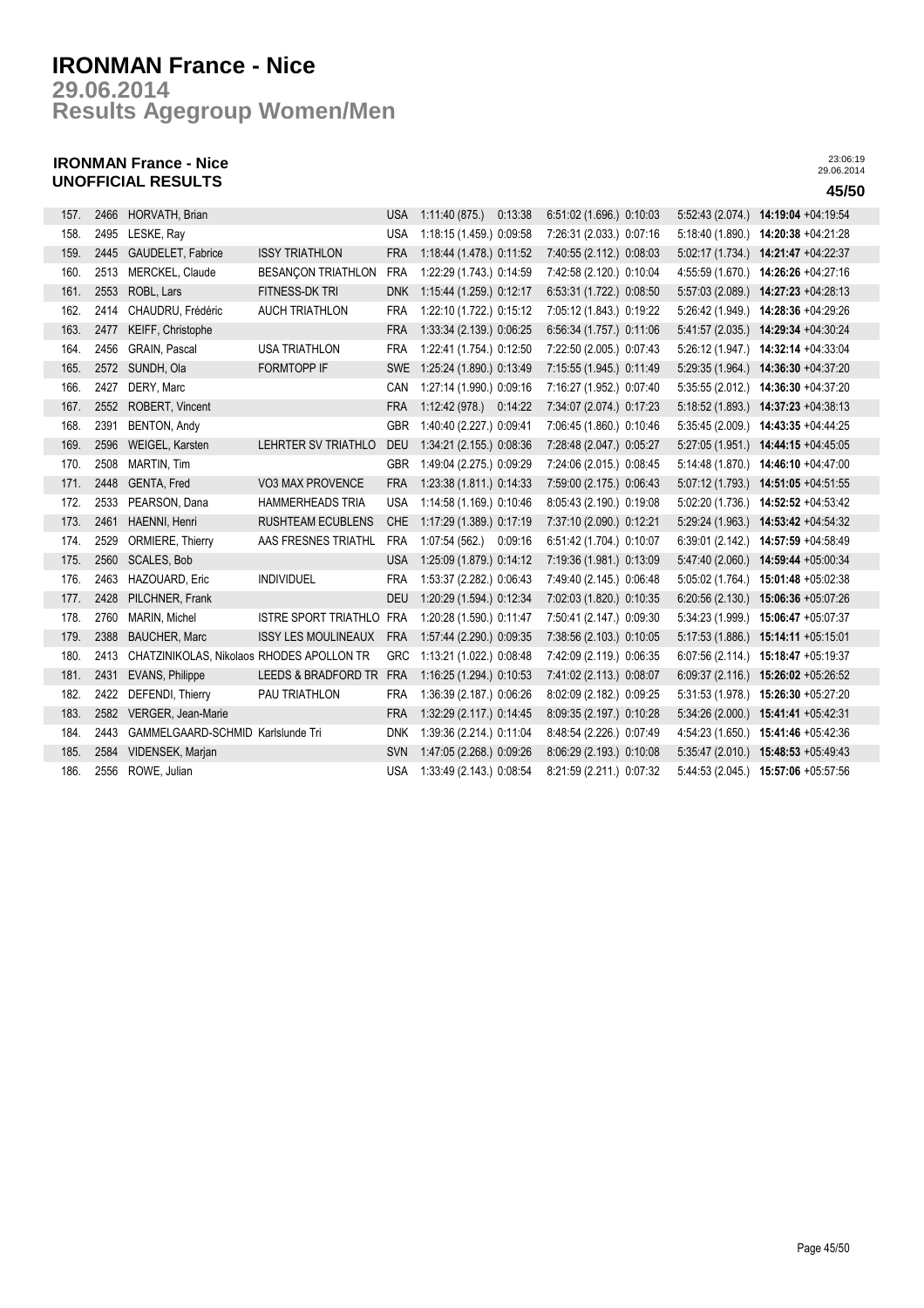# IRONMAN France - Nice

## 29.06.2014

## Results Agegroup Women/Men

### IRONMAN France - Nice
### UNOFFICIAL RESULTS

23:06:19
29.06.2014

**45/50**

| | | | | | | | | | | |
|---|---|---|---|---|---|---|---|---|---|---|
| 157. | 2466 | HORVATH, Brian | | USA | 1:11:40 (875.) | 0:13:38 | 6:51:02 (1.696.) 0:10:03 | 5:52:43 (2.074.) | **14:19:04** | +04:19:54 |
| 158. | 2495 | LESKE, Ray | | USA | 1:18:15 (1.459.) | 0:09:58 | 7:26:31 (2.033.) 0:07:16 | 5:18:40 (1.890.) | **14:20:38** | +04:21:28 |
| 159. | 2445 | GAUDELET, Fabrice | ISSY TRIATHLON | FRA | 1:18:44 (1.478.) | 0:11:52 | 7:40:55 (2.112.) 0:08:03 | 5:02:17 (1.734.) | **14:21:47** | +04:22:37 |
| 160. | 2513 | MERCKEL, Claude | BESANÇON TRIATHLON | FRA | 1:22:29 (1.743.) | 0:14:59 | 7:42:58 (2.120.) 0:10:04 | 4:55:59 (1.670.) | **14:26:26** | +04:27:16 |
| 161. | 2553 | ROBL, Lars | FITNESS-DK TRI | DNK | 1:15:44 (1.259.) | 0:12:17 | 6:53:31 (1.722.) 0:08:50 | 5:57:03 (2.089.) | **14:27:23** | +04:28:13 |
| 162. | 2414 | CHAUDRU, Frédéric | AUCH TRIATHLON | FRA | 1:22:10 (1.722.) | 0:15:12 | 7:05:12 (1.843.) 0:19:22 | 5:26:42 (1.949.) | **14:28:36** | +04:29:26 |
| 163. | 2477 | KEIFF, Christophe | | FRA | 1:33:34 (2.139.) | 0:06:25 | 6:56:34 (1.757.) 0:11:06 | 5:41:57 (2.035.) | **14:29:34** | +04:30:24 |
| 164. | 2456 | GRAIN, Pascal | USA TRIATHLON | FRA | 1:22:41 (1.754.) | 0:12:50 | 7:22:50 (2.005.) 0:07:43 | 5:26:12 (1.947.) | **14:32:14** | +04:33:04 |
| 165. | 2572 | SUNDH, Ola | FORMTOPP IF | SWE | 1:25:24 (1.890.) | 0:13:49 | 7:15:55 (1.945.) 0:11:49 | 5:29:35 (1.964.) | **14:36:30** | +04:37:20 |
| 166. | 2427 | DERY, Marc | | CAN | 1:27:14 (1.990.) | 0:09:16 | 7:16:27 (1.952.) 0:07:40 | 5:35:55 (2.012.) | **14:36:30** | +04:37:20 |
| 167. | 2552 | ROBERT, Vincent | | FRA | 1:12:42 (978.) | 0:14:22 | 7:34:07 (2.074.) 0:17:23 | 5:18:52 (1.893.) | **14:37:23** | +04:38:13 |
| 168. | 2391 | BENTON, Andy | | GBR | 1:40:40 (2.227.) | 0:09:41 | 7:06:45 (1.860.) 0:10:46 | 5:35:45 (2.009.) | **14:43:35** | +04:44:25 |
| 169. | 2596 | WEIGEL, Karsten | LEHRTER SV TRIATHLO | DEU | 1:34:21 (2.155.) | 0:08:36 | 7:28:48 (2.047.) 0:05:27 | 5:27:05 (1.951.) | **14:44:15** | +04:45:05 |
| 170. | 2508 | MARTIN, Tim | | GBR | 1:49:04 (2.275.) | 0:09:29 | 7:24:06 (2.015.) 0:08:45 | 5:14:48 (1.870.) | **14:46:10** | +04:47:00 |
| 171. | 2448 | GENTA, Fred | VO3 MAX PROVENCE | FRA | 1:23:38 (1.811.) | 0:14:33 | 7:59:00 (2.175.) 0:06:43 | 5:07:12 (1.793.) | **14:51:05** | +04:51:55 |
| 172. | 2533 | PEARSON, Dana | HAMMERHEADS TRIA | USA | 1:14:58 (1.169.) | 0:10:46 | 8:05:43 (2.190.) 0:19:08 | 5:02:20 (1.736.) | **14:52:52** | +04:53:42 |
| 173. | 2461 | HAENNI, Henri | RUSHTEAM ECUBLENS | CHE | 1:17:29 (1.389.) | 0:17:19 | 7:37:10 (2.090.) 0:12:21 | 5:29:24 (1.963.) | **14:53:42** | +04:54:32 |
| 174. | 2529 | ORMIERE, Thierry | AAS FRESNES TRIATHL | FRA | 1:07:54 (562.) | 0:09:16 | 6:51:42 (1.704.) 0:10:07 | 6:39:01 (2.142.) | **14:57:59** | +04:58:49 |
| 175. | 2560 | SCALES, Bob | | USA | 1:25:09 (1.879.) | 0:14:12 | 7:19:36 (1.981.) 0:13:09 | 5:47:40 (2.060.) | **14:59:44** | +05:00:34 |
| 176. | 2463 | HAZOUARD, Eric | INDIVIDUEL | FRA | 1:53:37 (2.282.) | 0:06:43 | 7:49:40 (2.145.) 0:06:48 | 5:05:02 (1.764.) | **15:01:48** | +05:02:38 |
| 177. | 2428 | PILCHNER, Frank | | DEU | 1:20:29 (1.594.) | 0:12:34 | 7:02:03 (1.820.) 0:10:35 | 6:20:56 (2.130.) | **15:06:36** | +05:07:26 |
| 178. | 2760 | MARIN, Michel | ISTRE SPORT TRIATHLO | FRA | 1:20:28 (1.590.) | 0:11:47 | 7:50:41 (2.147.) 0:09:30 | 5:34:23 (1.999.) | **15:06:47** | +05:07:37 |
| 179. | 2388 | BAUCHER, Marc | ISSY LES MOULINEAUX | FRA | 1:57:44 (2.290.) | 0:09:35 | 7:38:56 (2.103.) 0:10:05 | 5:17:53 (1.886.) | **15:14:11** | +05:15:01 |
| 180. | 2413 | CHATZINIKOLAS, Nikolaos | RHODES APOLLON TR | GRC | 1:13:21 (1.022.) | 0:08:48 | 7:42:09 (2.119.) 0:06:35 | 6:07:56 (2.114.) | **15:18:47** | +05:19:37 |
| 181. | 2431 | EVANS, Philippe | LEEDS & BRADFORD TR | FRA | 1:16:25 (1.294.) | 0:10:53 | 7:41:02 (2.113.) 0:08:07 | 6:09:37 (2.116.) | **15:26:02** | +05:26:52 |
| 182. | 2422 | DEFENDI, Thierry | PAU TRIATHLON | FRA | 1:36:39 (2.187.) | 0:06:26 | 8:02:09 (2.182.) 0:09:25 | 5:31:53 (1.978.) | **15:26:30** | +05:27:20 |
| 183. | 2582 | VERGER, Jean-Marie | | FRA | 1:32:29 (2.117.) | 0:14:45 | 8:09:35 (2.197.) 0:10:28 | 5:34:26 (2.000.) | **15:41:41** | +05:42:31 |
| 184. | 2443 | GAMMELGAARD-SCHMID | Karlslunde Tri | DNK | 1:39:36 (2.214.) | 0:11:04 | 8:48:54 (2.226.) 0:07:49 | 4:54:23 (1.650.) | **15:41:46** | +05:42:36 |
| 185. | 2584 | VIDENSEK, Marjan | | SVN | 1:47:05 (2.268.) | 0:09:26 | 8:06:29 (2.193.) 0:10:08 | 5:35:47 (2.010.) | **15:48:53** | +05:49:43 |
| 186. | 2556 | ROWE, Julian | | USA | 1:33:49 (2.143.) | 0:08:54 | 8:21:59 (2.211.) 0:07:32 | 5:44:53 (2.045.) | **15:57:06** | +05:57:56 |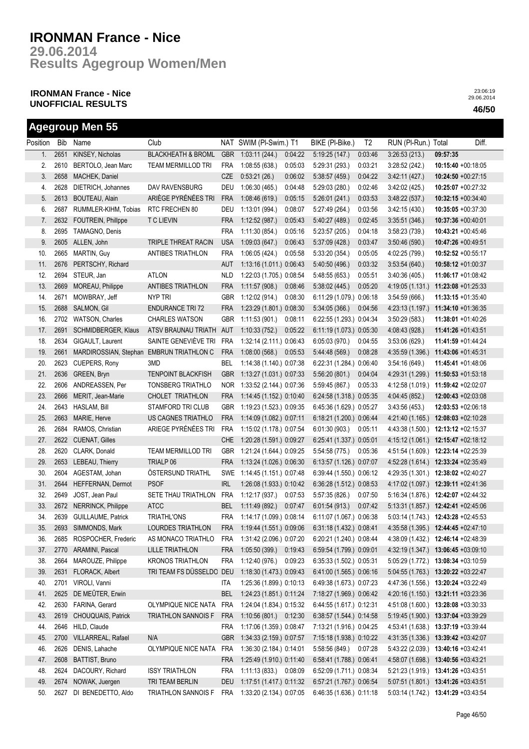# IRONMAN France - Nice

## 29.06.2014

## Results Agegroup Women/Men

**IRONMAN France - Nice**
**UNOFFICIAL RESULTS**

23:06:19
29.06.2014

**46/50**

## Agegroup Men 55

| Position | Bib | Name | Club | NAT | SWIM (Pl-Swim.) | T1 | BIKE (Pl-Bike.) | T2 | RUN (Pl-Run.) | Total | Diff. |
|---|---|---|---|---|---|---|---|---|---|---|---|
| 1. | 2651 | KINSEY, Nicholas | BLACKHEATH & BROML | GBR | 1:03:11 (244.) | 0:04:22 | 5:19:25 (147.) | 0:03:46 | 3:26:53 (213.) | **09:57:35** | |
| 2. | 2610 | BERTOLO, Jean Marc | TEAM MERMILLOD TRI | FRA | 1:08:55 (638.) | 0:05:03 | 5:29:31 (293.) | 0:03:21 | 3:28:52 (242.) | **10:15:40** | +00:18:05 |
| 3. | 2658 | MACHEK, Daniel | | CZE | 0:53:21 (26.) | 0:06:02 | 5:38:57 (459.) | 0:04:22 | 3:42:11 (427.) | **10:24:50** | +00:27:15 |
| 4. | 2628 | DIETRICH, Johannes | DAV RAVENSBURG | DEU | 1:06:30 (465.) | 0:04:48 | 5:29:03 (280.) | 0:02:46 | 3:42:02 (425.) | **10:25:07** | +00:27:32 |
| 5. | 2613 | BOUTEAU, Alain | ARIÈGE PYRÉNÉES TRI | FRA | 1:08:46 (619.) | 0:05:15 | 5:26:01 (241.) | 0:03:53 | 3:48:22 (537.) | **10:32:15** | +00:34:40 |
| 6. | 2687 | RUMMLER-KIHM, Tobias | RTC FRECHEN 80 | DEU | 1:13:01 (994.) | 0:08:07 | 5:27:49 (264.) | 0:03:56 | 3:42:15 (430.) | **10:35:05** | +00:37:30 |
| 7. | 2632 | FOUTREIN, Phillppe | T C LIEVIN | FRA | 1:12:52 (987.) | 0:05:43 | 5:40:27 (489.) | 0:02:45 | 3:35:51 (346.) | **10:37:36** | +00:40:01 |
| 8. | 2695 | TAMAGNO, Denis | | FRA | 1:11:30 (854.) | 0:05:16 | 5:23:57 (205.) | 0:04:18 | 3:58:23 (739.) | **10:43:21** | +00:45:46 |
| 9. | 2605 | ALLEN, John | TRIPLE THREAT RACIN | USA | 1:09:03 (647.) | 0:06:43 | 5:37:09 (428.) | 0:03:47 | 3:50:46 (590.) | **10:47:26** | +00:49:51 |
| 10. | 2665 | MARTIN, Guy | ANTIBES TRIATHLON | FRA | 1:06:05 (424.) | 0:05:58 | 5:33:20 (354.) | 0:05:05 | 4:02:25 (799.) | **10:52:52** | +00:55:17 |
| 11. | 2676 | PERTSCHY, Richard | | AUT | 1:13:16 (1.011.) | 0:06:43 | 5:40:50 (496.) | 0:03:32 | 3:53:54 (640.) | **10:58:12** | +01:00:37 |
| 12. | 2694 | STEUR, Jan | ATLON | NLD | 1:22:03 (1.705.) | 0:08:54 | 5:48:55 (653.) | 0:05:51 | 3:40:36 (405.) | **11:06:17** | +01:08:42 |
| 13. | 2669 | MOREAU, Philippe | ANTIBES TRIATHLON | FRA | 1:11:57 (908.) | 0:08:46 | 5:38:02 (445.) | 0:05:20 | 4:19:05 (1.131.) | **11:23:08** | +01:25:33 |
| 14. | 2671 | MOWBRAY, Jeff | NYP TRI | GBR | 1:12:02 (914.) | 0:08:30 | 6:11:29 (1.079.) | 0:06:18 | 3:54:59 (666.) | **11:33:15** | +01:35:40 |
| 15. | 2688 | SALMON, Gil | ENDURANCE TRI 72 | FRA | 1:23:29 (1.801.) | 0:08:30 | 5:34:05 (366.) | 0:04:56 | 4:23:13 (1.197.) | **11:34:10** | +01:36:35 |
| 16. | 2702 | WATSON, Charles | CHARLES WATSON | GBR | 1:11:53 (901.) | 0:08:11 | 6:22:55 (1.293.) | 0:04:34 | 3:50:29 (583.) | **11:38:01** | +01:40:26 |
| 17. | 2691 | SCHMIDBERGER, Klaus | ATSV BRAUNAU TRIATH | AUT | 1:10:33 (752.) | 0:05:22 | 6:11:19 (1.073.) | 0:05:30 | 4:08:43 (928.) | **11:41:26** | +01:43:51 |
| 18. | 2634 | GIGAULT, Laurent | SAINTE GENEVIÈVE TRI | FRA | 1:32:14 (2.111.) | 0:06:43 | 6:05:03 (970.) | 0:04:55 | 3:53:06 (629.) | **11:41:59** | +01:44:24 |
| 19. | 2661 | MARDIROSSIAN, Stephan | EMBRUN TRIATHLON C | FRA | 1:08:00 (568.) | 0:05:53 | 5:44:48 (569.) | 0:08:28 | 4:35:59 (1.396.) | **11:43:06** | +01:45:31 |
| 20. | 2623 | CUEPERS, Rony | 3MD | BEL | 1:14:38 (1.140.) | 0:07:38 | 6:22:31 (1.284.) | 0:06:40 | 3:54:16 (649.) | **11:45:41** | +01:48:06 |
| 21. | 2636 | GREEN, Bryn | TENPOINT BLACKFISH | GBR | 1:13:27 (1.031.) | 0:07:33 | 5:56:20 (801.) | 0:04:04 | 4:29:31 (1.299.) | **11:50:53** | +01:53:18 |
| 22. | 2606 | ANDREASSEN, Per | TONSBERG TRIATHLO | NOR | 1:33:52 (2.144.) | 0:07:36 | 5:59:45 (867.) | 0:05:33 | 4:12:58 (1.019.) | **11:59:42** | +02:02:07 |
| 23. | 2666 | MERIT, Jean-Marie | CHOLET TRIATHLON | FRA | 1:14:45 (1.152.) | 0:10:40 | 6:24:58 (1.318.) | 0:05:35 | 4:04:45 (852.) | **12:00:43** | +02:03:08 |
| 24. | 2643 | HASLAM, Bill | STAMFORD TRI CLUB | GBR | 1:19:23 (1.523.) | 0:09:35 | 6:45:36 (1.629.) | 0:05:27 | 3:43:56 (453.) | **12:03:53** | +02:06:18 |
| 25. | 2663 | MARIE, Herve | US CAGNES TRIATHLO | FRA | 1:14:09 (1.082.) | 0:07:11 | 6:18:21 (1.200.) | 0:06:44 | 4:21:40 (1.165.) | **12:08:03** | +02:10:28 |
| 26. | 2684 | RAMOS, Christian | ARIEGE PYRÉNÉES TRI | FRA | 1:15:02 (1.178.) | 0:07:54 | 6:01:30 (903.) | 0:05:11 | 4:43:38 (1.500.) | **12:13:12** | +02:15:37 |
| 27. | 2622 | CUENAT, Gilles | | CHE | 1:20:28 (1.591.) | 0:09:27 | 6:25:41 (1.337.) | 0:05:01 | 4:15:12 (1.061.) | **12:15:47** | +02:18:12 |
| 28. | 2620 | CLARK, Donald | TEAM MERMILLOD TRI | GBR | 1:21:24 (1.644.) | 0:09:25 | 5:54:58 (775.) | 0:05:36 | 4:51:54 (1.609.) | **12:23:14** | +02:25:39 |
| 29. | 2653 | LEBEAU, Thierry | TRIALP 06 | FRA | 1:13:24 (1.026.) | 0:06:30 | 6:13:57 (1.126.) | 0:07:07 | 4:52:28 (1.614.) | **12:33:24** | +02:35:49 |
| 30. | 2604 | AGESTAM, Johan | ÖSTERSUND TRIATHL | SWE | 1:14:45 (1.151.) | 0:07:48 | 6:39:44 (1.550.) | 0:06:12 | 4:29:35 (1.301.) | **12:38:02** | +02:40:27 |
| 31. | 2644 | HEFFERNAN, Dermot | PSOF | IRL | 1:26:08 (1.933.) | 0:10:42 | 6:36:28 (1.512.) | 0:08:53 | 4:17:02 (1.097.) | **12:39:11** | +02:41:36 |
| 32. | 2649 | JOST, Jean Paul | SETE THAU TRIATHLON | FRA | 1:12:17 (937.) | 0:07:53 | 5:57:35 (826.) | 0:07:50 | 5:16:34 (1.876.) | **12:42:07** | +02:44:32 |
| 33. | 2672 | NERRINCK, Philippe | ATCC | BEL | 1:11:49 (892.) | 0:07:47 | 6:01:54 (913.) | 0:07:42 | 5:13:31 (1.857.) | **12:42:41** | +02:45:06 |
| 34. | 2639 | GUILLAUME, Patrick | TRIATHL'ONS | FRA | 1:14:17 (1.099.) | 0:08:14 | 6:11:07 (1.067.) | 0:06:38 | 5:03:14 (1.743.) | **12:43:28** | +02:45:53 |
| 35. | 2693 | SIMMONDS, Mark | LOURDES TRIATHLON | FRA | 1:19:44 (1.551.) | 0:09:06 | 6:31:18 (1.432.) | 0:08:41 | 4:35:58 (1.395.) | **12:44:45** | +02:47:10 |
| 36. | 2685 | ROSPOCHER, Frederic | AS MONACO TRIATHLO | FRA | 1:31:42 (2.096.) | 0:07:20 | 6:20:21 (1.240.) | 0:08:44 | 4:38:09 (1.432.) | **12:46:14** | +02:48:39 |
| 37. | 2770 | ARAMINI, Pascal | LILLE TRIATHLON | FRA | 1:05:50 (399.) | 0:19:43 | 6:59:54 (1.799.) | 0:09:01 | 4:32:19 (1.347.) | **13:06:45** | +03:09:10 |
| 38. | 2664 | MAROUZE, Philippe | KRONOS TRIATHLON | FRA | 1:12:40 (976.) | 0:09:23 | 6:35:33 (1.502.) | 0:05:31 | 5:05:29 (1.772.) | **13:08:34** | +03:10:59 |
| 39. | 2631 | FLORACK, Albert | TRI TEAM FS DÜSSELDO | DEU | 1:18:30 (1.473.) | 0:09:43 | 6:41:00 (1.565.) | 0:06:16 | 5:04:55 (1.763.) | **13:20:22** | +03:22:47 |
| 40. | 2701 | VIROLI, Vanni | | ITA | 1:25:36 (1.899.) | 0:10:13 | 6:49:38 (1.673.) | 0:07:23 | 4:47:36 (1.556.) | **13:20:24** | +03:22:49 |
| 41. | 2625 | DE MEÛTER, Erwin | | BEL | 1:24:23 (1.851.) | 0:11:24 | 7:18:27 (1.969.) | 0:06:42 | 4:20:16 (1.150.) | **13:21:11** | +03:23:36 |
| 42. | 2630 | FARINA, Gerard | OLYMPIQUE NICE NATA | FRA | 1:24:04 (1.834.) | 0:15:32 | 6:44:55 (1.617.) | 0:12:31 | 4:51:08 (1.600.) | **13:28:08** | +03:30:33 |
| 43. | 2619 | CHOUQUAIS, Patrick | TRIATHLON SANNOIS F | FRA | 1:10:56 (801.) | 0:12:30 | 6:38:57 (1.544.) | 0:14:58 | 5:19:45 (1.900.) | **13:37:04** | +03:39:29 |
| 44. | 2646 | HILD, Claude | | FRA | 1:17:06 (1.359.) | 0:08:47 | 7:13:21 (1.916.) | 0:04:25 | 4:53:41 (1.638.) | **13:37:19** | +03:39:44 |
| 45. | 2700 | VILLARREAL, Rafael | N/A | GBR | 1:34:33 (2.159.) | 0:07:57 | 7:15:18 (1.938.) | 0:10:22 | 4:31:35 (1.336.) | **13:39:42** | +03:42:07 |
| 46. | 2626 | DENIS, Lahache | OLYMPIQUE NICE NATA | FRA | 1:36:30 (2.184.) | 0:14:01 | 5:58:56 (849.) | 0:07:28 | 5:43:22 (2.039.) | **13:40:16** | +03:42:41 |
| 47. | 2608 | BATTIST, Bruno | | FRA | 1:25:49 (1.910.) | 0:11:40 | 6:58:41 (1.788.) | 0:06:41 | 4:58:07 (1.698.) | **13:40:56** | +03:43:21 |
| 48. | 2624 | DACOURY, Richard | ISSY TRIATHLON | FRA | 1:11:13 (833.) | 0:08:09 | 6:52:09 (1.711.) | 0:08:34 | 5:21:23 (1.919.) | **13:41:26** | +03:43:51 |
| 49. | 2674 | NOWAK, Juergen | TRI TEAM BERLIN | DEU | 1:17:51 (1.417.) | 0:11:32 | 6:57:21 (1.767.) | 0:06:54 | 5:07:51 (1.801.) | **13:41:26** | +03:43:51 |
| 50. | 2627 | DI BENEDETTO, Aldo | TRIATHLON SANNOIS F | FRA | 1:33:20 (2.134.) | 0:07:05 | 6:46:35 (1.636.) | 0:11:18 | 5:03:14 (1.742.) | **13:41:29** | +03:43:54 |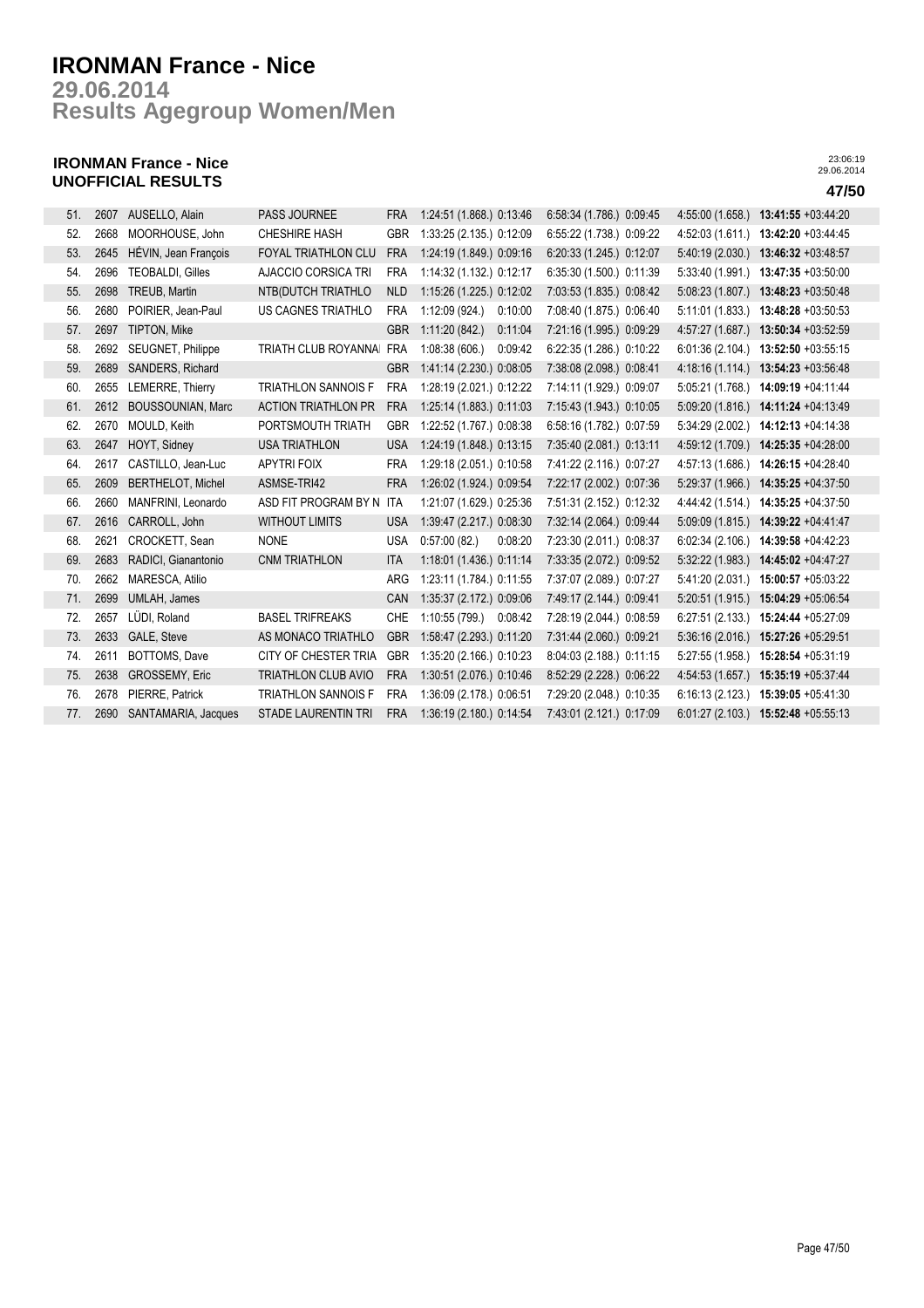# IRONMAN France - Nice

## 29.06.2014

## Results Agegroup Women/Men

### IRONMAN France - Nice
### UNOFFICIAL RESULTS

23:06:19
29.06.2014

**47/50**

| | | | | | | | | | | |
|---|---|---|---|---|---|---|---|---|---|---|
| 51. | 2607 | AUSELLO, Alain | PASS JOURNEE | FRA | 1:24:51 (1.868.) | 0:13:46 | 6:58:34 (1.786.) | 0:09:45 | 4:55:00 (1.658.) | **13:41:55** +03:44:20 |
| 52. | 2668 | MOORHOUSE, John | CHESHIRE HASH | GBR | 1:33:25 (2.135.) | 0:12:09 | 6:55:22 (1.738.) | 0:09:22 | 4:52:03 (1.611.) | **13:42:20** +03:44:45 |
| 53. | 2645 | HÉVIN, Jean François | FOYAL TRIATHLON CLU | FRA | 1:24:19 (1.849.) | 0:09:16 | 6:20:33 (1.245.) | 0:12:07 | 5:40:19 (2.030.) | **13:46:32** +03:48:57 |
| 54. | 2696 | TEOBALDI, Gilles | AJACCIO CORSICA TRI | FRA | 1:14:32 (1.132.) | 0:12:17 | 6:35:30 (1.500.) | 0:11:39 | 5:33:40 (1.991.) | **13:47:35** +03:50:00 |
| 55. | 2698 | TREUB, Martin | NTB(DUTCH TRIATHLO | NLD | 1:15:26 (1.225.) | 0:12:02 | 7:03:53 (1.835.) | 0:08:42 | 5:08:23 (1.807.) | **13:48:23** +03:50:48 |
| 56. | 2680 | POIRIER, Jean-Paul | US CAGNES TRIATHLO | FRA | 1:12:09 (924.) | 0:10:00 | 7:08:40 (1.875.) | 0:06:40 | 5:11:01 (1.833.) | **13:48:28** +03:50:53 |
| 57. | 2697 | TIPTON, Mike | | GBR | 1:11:20 (842.) | 0:11:04 | 7:21:16 (1.995.) | 0:09:29 | 4:57:27 (1.687.) | **13:50:34** +03:52:59 |
| 58. | 2692 | SEUGNET, Philippe | TRIATH CLUB ROYANNAI | FRA | 1:08:38 (606.) | 0:09:42 | 6:22:35 (1.286.) | 0:10:22 | 6:01:36 (2.104.) | **13:52:50** +03:55:15 |
| 59. | 2689 | SANDERS, Richard | | GBR | 1:41:14 (2.230.) | 0:08:05 | 7:38:08 (2.098.) | 0:08:41 | 4:18:16 (1.114.) | **13:54:23** +03:56:48 |
| 60. | 2655 | LEMERRE, Thierry | TRIATHLON SANNOIS F | FRA | 1:28:19 (2.021.) | 0:12:22 | 7:14:11 (1.929.) | 0:09:07 | 5:05:21 (1.768.) | **14:09:19** +04:11:44 |
| 61. | 2612 | BOUSSOUNIAN, Marc | ACTION TRIATHLON PR | FRA | 1:25:14 (1.883.) | 0:11:03 | 7:15:43 (1.943.) | 0:10:05 | 5:09:20 (1.816.) | **14:11:24** +04:13:49 |
| 62. | 2670 | MOULD, Keith | PORTSMOUTH TRIATH | GBR | 1:22:52 (1.767.) | 0:08:38 | 6:58:16 (1.782.) | 0:07:59 | 5:34:29 (2.002.) | **14:12:13** +04:14:38 |
| 63. | 2647 | HOYT, Sidney | USA TRIATHLON | USA | 1:24:19 (1.848.) | 0:13:15 | 7:35:40 (2.081.) | 0:13:11 | 4:59:12 (1.709.) | **14:25:35** +04:28:00 |
| 64. | 2617 | CASTILLO, Jean-Luc | APYTRI FOIX | FRA | 1:29:18 (2.051.) | 0:10:58 | 7:41:22 (2.116.) | 0:07:27 | 4:57:13 (1.686.) | **14:26:15** +04:28:40 |
| 65. | 2609 | BERTHELOT, Michel | ASMSE-TRI42 | FRA | 1:26:02 (1.924.) | 0:09:54 | 7:22:17 (2.002.) | 0:07:36 | 5:29:37 (1.966.) | **14:35:25** +04:37:50 |
| 66. | 2660 | MANFRINI, Leonardo | ASD FIT PROGRAM BY N | ITA | 1:21:07 (1.629.) | 0:25:36 | 7:51:31 (2.152.) | 0:12:32 | 4:44:42 (1.514.) | **14:35:25** +04:37:50 |
| 67. | 2616 | CARROLL, John | WITHOUT LIMITS | USA | 1:39:47 (2.217.) | 0:08:30 | 7:32:14 (2.064.) | 0:09:44 | 5:09:09 (1.815.) | **14:39:22** +04:41:47 |
| 68. | 2621 | CROCKETT, Sean | NONE | USA | 0:57:00 (82.) | 0:08:20 | 7:23:30 (2.011.) | 0:08:37 | 6:02:34 (2.106.) | **14:39:58** +04:42:23 |
| 69. | 2683 | RADICI, Gianantonio | CNM TRIATHLON | ITA | 1:18:01 (1.436.) | 0:11:14 | 7:33:35 (2.072.) | 0:09:52 | 5:32:22 (1.983.) | **14:45:02** +04:47:27 |
| 70. | 2662 | MARESCA, Atilio | | ARG | 1:23:11 (1.784.) | 0:11:55 | 7:37:07 (2.089.) | 0:07:27 | 5:41:20 (2.031.) | **15:00:57** +05:03:22 |
| 71. | 2699 | UMLAH, James | | CAN | 1:35:37 (2.172.) | 0:09:06 | 7:49:17 (2.144.) | 0:09:41 | 5:20:51 (1.915.) | **15:04:29** +05:06:54 |
| 72. | 2657 | LÜDI, Roland | BASEL TRIFREAKS | CHE | 1:10:55 (799.) | 0:08:42 | 7:28:19 (2.044.) | 0:08:59 | 6:27:51 (2.133.) | **15:24:44** +05:27:09 |
| 73. | 2633 | GALE, Steve | AS MONACO TRIATHLO | GBR | 1:58:47 (2.293.) | 0:11:20 | 7:31:44 (2.060.) | 0:09:21 | 5:36:16 (2.016.) | **15:27:26** +05:29:51 |
| 74. | 2611 | BOTTOMS, Dave | CITY OF CHESTER TRIA | GBR | 1:35:20 (2.166.) | 0:10:23 | 8:04:03 (2.188.) | 0:11:15 | 5:27:55 (1.958.) | **15:28:54** +05:31:19 |
| 75. | 2638 | GROSSEMY, Eric | TRIATHLON CLUB AVIO | FRA | 1:30:51 (2.076.) | 0:10:46 | 8:52:29 (2.228.) | 0:06:22 | 4:54:53 (1.657.) | **15:35:19** +05:37:44 |
| 76. | 2678 | PIERRE, Patrick | TRIATHLON SANNOIS F | FRA | 1:36:09 (2.178.) | 0:06:51 | 7:29:20 (2.048.) | 0:10:35 | 6:16:13 (2.123.) | **15:39:05** +05:41:30 |
| 77. | 2690 | SANTAMARIA, Jacques | STADE LAURENTIN TRI | FRA | 1:36:19 (2.180.) | 0:14:54 | 7:43:01 (2.121.) | 0:17:09 | 6:01:27 (2.103.) | **15:52:48** +05:55:13 |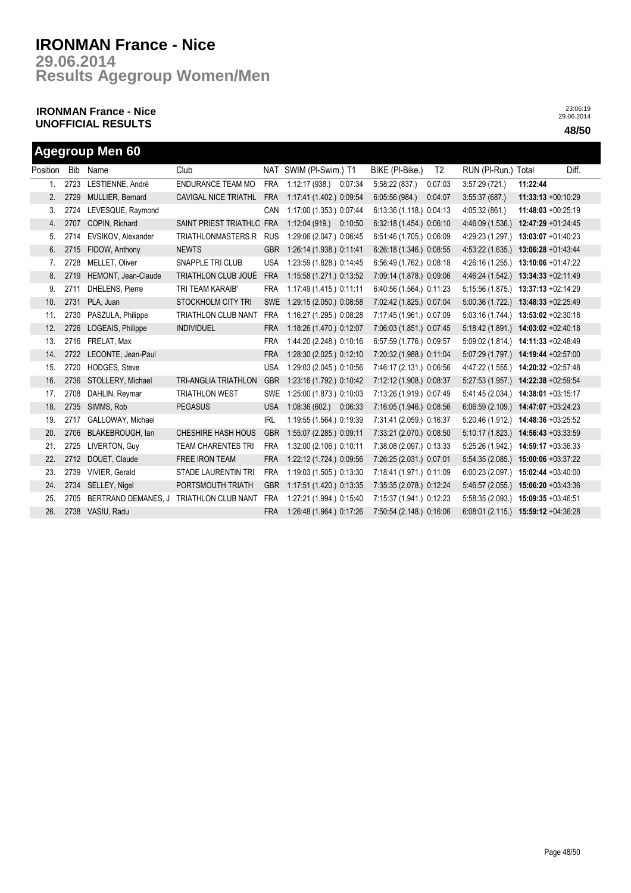# IRONMAN France - Nice

## 29.06.2014

## Results Agegroup Women/Men

**IRONMAN France - Nice**
**UNOFFICIAL RESULTS**

23:06:19
29.06.2014

**48/50**

## Agegroup Men 60

| Position | Bib | Name | Club | NAT | SWIM (Pl-Swim.) | T1 | BIKE (Pl-Bike.) | T2 | RUN (Pl-Run.) | Total | Diff. |
|---|---|---|---|---|---|---|---|---|---|---|---|
| 1. | 2723 | LESTIENNE, André | ENDURANCE TEAM MO | FRA | 1:12:17 (938.) | 0:07:34 | 5:58:22 (837.) | 0:07:03 | 3:57:29 (721.) | **11:22:44** | |
| 2. | 2729 | MULLIER, Bernard | CAVIGAL NICE TRIATHL | FRA | 1:17:41 (1.402.) | 0:09:54 | 6:05:56 (984.) | 0:04:07 | 3:55:37 (687.) | **11:33:13** | +00:10:29 |
| 3. | 2724 | LEVESQUE, Raymond | | CAN | 1:17:00 (1.353.) | 0:07:44 | 6:13:36 (1.118.) | 0:04:13 | 4:05:32 (861.) | **11:48:03** | +00:25:19 |
| 4. | 2707 | COPIN, Richard | SAINT PRIEST TRIATHLC | FRA | 1:12:04 (919.) | 0:10:50 | 6:32:18 (1.454.) | 0:06:10 | 4:46:09 (1.536.) | **12:47:29** | +01:24:45 |
| 5. | 2714 | EVSIKOV, Alexander | TRIATHLONMASTERS.R | RUS | 1:29:06 (2.047.) | 0:06:45 | 6:51:46 (1.705.) | 0:06:09 | 4:29:23 (1.297.) | **13:03:07** | +01:40:23 |
| 6. | 2715 | FIDOW, Anthony | NEWTS | GBR | 1:26:14 (1.938.) | 0:11:41 | 6:26:18 (1.346.) | 0:08:55 | 4:53:22 (1.635.) | **13:06:28** | +01:43:44 |
| 7. | 2728 | MELLET, Oliver | SNAPPLE TRI CLUB | USA | 1:23:59 (1.828.) | 0:14:45 | 6:56:49 (1.762.) | 0:08:18 | 4:26:16 (1.255.) | **13:10:06** | +01:47:22 |
| 8. | 2719 | HEMONT, Jean-Claude | TRIATHLON CLUB JOUÉ | FRA | 1:15:58 (1.271.) | 0:13:52 | 7:09:14 (1.878.) | 0:09:06 | 4:46:24 (1.542.) | **13:34:33** | +02:11:49 |
| 9. | 2711 | DHELENS, Pierre | TRI TEAM KARAIB' | FRA | 1:17:49 (1.415.) | 0:11:11 | 6:40:56 (1.564.) | 0:11:23 | 5:15:56 (1.875.) | **13:37:13** | +02:14:29 |
| 10. | 2731 | PLA, Juan | STOCKHOLM CITY TRI | SWE | 1:29:15 (2.050.) | 0:08:58 | 7:02:42 (1.825.) | 0:07:04 | 5:00:36 (1.722.) | **13:48:33** | +02:25:49 |
| 11. | 2730 | PASZULA, Philippe | TRIATHLON CLUB NANT | FRA | 1:16:27 (1.295.) | 0:08:28 | 7:17:45 (1.961.) | 0:07:09 | 5:03:16 (1.744.) | **13:53:02** | +02:30:18 |
| 12. | 2726 | LOGEAIS, Philippe | INDIVIDUEL | FRA | 1:18:26 (1.470.) | 0:12:07 | 7:06:03 (1.851.) | 0:07:45 | 5:18:42 (1.891.) | **14:03:02** | +02:40:18 |
| 13. | 2716 | FRELAT, Max | | FRA | 1:44:20 (2.248.) | 0:10:16 | 6:57:59 (1.776.) | 0:09:57 | 5:09:02 (1.814.) | **14:11:33** | +02:48:49 |
| 14. | 2722 | LECONTE, Jean-Paul | | FRA | 1:28:30 (2.025.) | 0:12:10 | 7:20:32 (1.988.) | 0:11:04 | 5:07:29 (1.797.) | **14:19:44** | +02:57:00 |
| 15. | 2720 | HODGES, Steve | | USA | 1:29:03 (2.045.) | 0:10:56 | 7:46:17 (2.131.) | 0:06:56 | 4:47:22 (1.555.) | **14:20:32** | +02:57:48 |
| 16. | 2736 | STOLLERY, Michael | TRI-ANGLIA TRIATHLON | GBR | 1:23:16 (1.792.) | 0:10:42 | 7:12:12 (1.908.) | 0:08:37 | 5:27:53 (1.957.) | **14:22:38** | +02:59:54 |
| 17. | 2708 | DAHLIN, Reymar | TRIATHLON WEST | SWE | 1:25:00 (1.873.) | 0:10:03 | 7:13:26 (1.919.) | 0:07:49 | 5:41:45 (2.034.) | **14:38:01** | +03:15:17 |
| 18. | 2735 | SIMMS, Rob | PEGASUS | USA | 1:08:36 (602.) | 0:06:33 | 7:16:05 (1.946.) | 0:08:56 | 6:06:59 (2.109.) | **14:47:07** | +03:24:23 |
| 19. | 2717 | GALLOWAY, Michael | | IRL | 1:19:55 (1.564.) | 0:19:39 | 7:31:41 (2.059.) | 0:16:37 | 5:20:46 (1.912.) | **14:48:36** | +03:25:52 |
| 20. | 2706 | BLAKEBROUGH, Ian | CHESHIRE HASH HOUS | GBR | 1:55:07 (2.285.) | 0:09:11 | 7:33:21 (2.070.) | 0:08:50 | 5:10:17 (1.823.) | **14:56:43** | +03:33:59 |
| 21. | 2725 | LIVERTON, Guy | TEAM CHARENTES TRI | FRA | 1:32:00 (2.106.) | 0:10:11 | 7:38:08 (2.097.) | 0:13:33 | 5:25:26 (1.942.) | **14:59:17** | +03:36:33 |
| 22. | 2712 | DOUET, Claude | FREE IRON TEAM | FRA | 1:22:12 (1.724.) | 0:09:56 | 7:26:25 (2.031.) | 0:07:01 | 5:54:35 (2.085.) | **15:00:06** | +03:37:22 |
| 23. | 2739 | VIVIER, Gerald | STADE LAURENTIN TRI | FRA | 1:19:03 (1.505.) | 0:13:30 | 7:18:41 (1.971.) | 0:11:09 | 6:00:23 (2.097.) | **15:02:44** | +03:40:00 |
| 24. | 2734 | SELLEY, Nigel | PORTSMOUTH TRIATH | GBR | 1:17:51 (1.420.) | 0:13:35 | 7:35:35 (2.078.) | 0:12:24 | 5:46:57 (2.055.) | **15:06:20** | +03:43:36 |
| 25. | 2705 | BERTRAND DEMANES, J | TRIATHLON CLUB NANT | FRA | 1:27:21 (1.994.) | 0:15:40 | 7:15:37 (1.941.) | 0:12:23 | 5:58:35 (2.093.) | **15:09:35** | +03:46:51 |
| 26. | 2738 | VASIU, Radu | | FRA | 1:26:48 (1.964.) | 0:17:26 | 7:50:54 (2.148.) | 0:16:06 | 6:08:01 (2.115.) | **15:59:12** | +04:36:28 |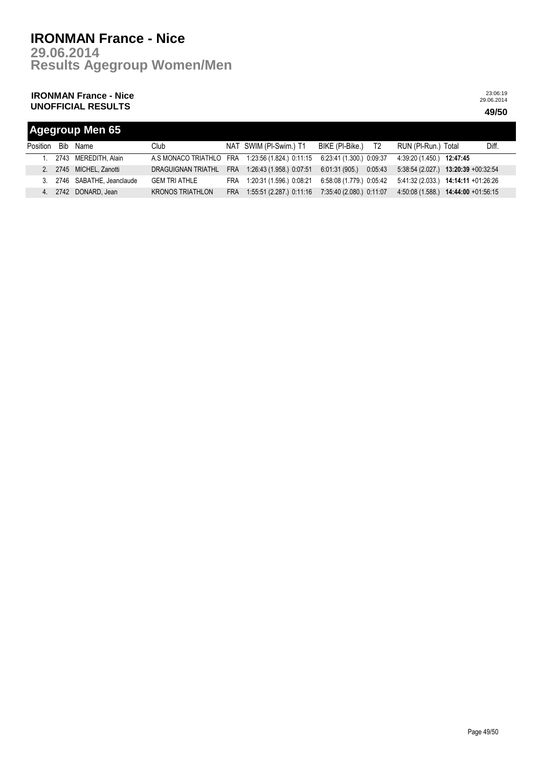# IRONMAN France - Nice

## 29.06.2014

## Results Agegroup Women/Men

**IRONMAN France - Nice**
**UNOFFICIAL RESULTS**

23:06:19
29.06.2014

**49/50**

### Agegroup Men 65

| Position | Bib | Name | Club | NAT | SWIM (Pl-Swim.) | T1 | BIKE (Pl-Bike.) | T2 | RUN (Pl-Run.) | Total | Diff. |
|---|---|---|---|---|---|---|---|---|---|---|---|
| 1. | 2743 | MEREDITH, Alain | A.S MONACO TRIATHLO | FRA | 1:23:56 (1.824.) | 0:11:15 | 6:23:41 (1.300.) | 0:09:37 | 4:39:20 (1.450.) | **12:47:45** | |
| 2. | 2745 | MICHEL, Zanotti | DRAGUIGNAN TRIATHL | FRA | 1:26:43 (1.958.) | 0:07:51 | 6:01:31 (905.) | 0:05:43 | 5:38:54 (2.027.) | **13:20:39** | +00:32:54 |
| 3. | 2746 | SABATHE, Jeanclaude | GEM TRI ATHLE | FRA | 1:20:31 (1.596.) | 0:08:21 | 6:58:08 (1.779.) | 0:05:42 | 5:41:32 (2.033.) | **14:14:11** | +01:26:26 |
| 4. | 2742 | DONARD, Jean | KRONOS TRIATHLON | FRA | 1:55:51 (2.287.) | 0:11:16 | 7:35:40 (2.080.) | 0:11:07 | 4:50:08 (1.588.) | **14:44:00** | +01:56:15 |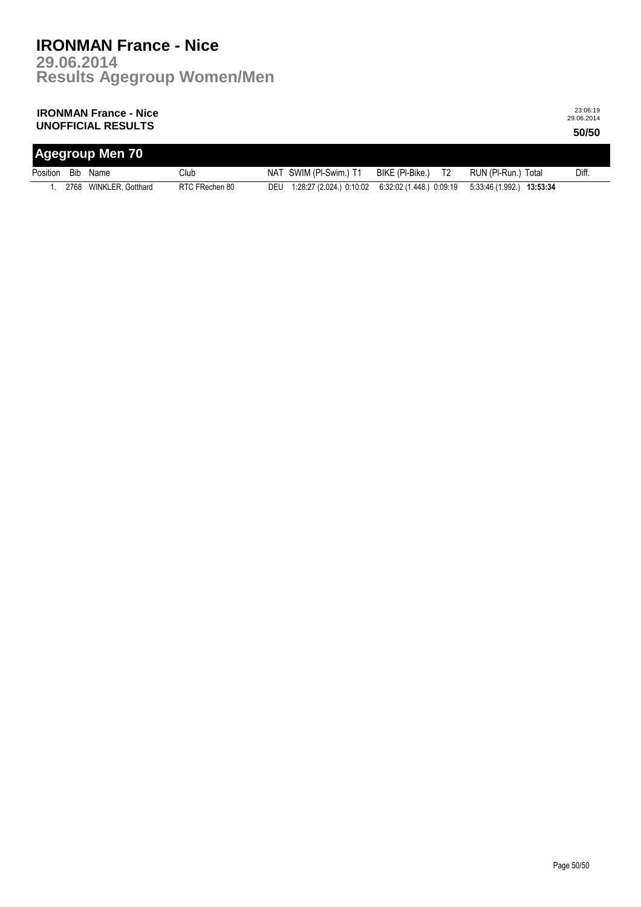# IRONMAN France - Nice

## 29.06.2014

## Results Agegroup Women/Men

**IRONMAN France - Nice**
**UNOFFICIAL RESULTS**

23:06:19
29.06.2014

**50/50**

## Agegroup Men 70

| Position | Bib | Name | Club | NAT | SWIM (Pl-Swim.) | T1 | BIKE (Pl-Bike.) | T2 | RUN (Pl-Run.) | Total | Diff. |
|---|---|---|---|---|---|---|---|---|---|---|---|
| 1. | 2768 | WINKLER, Gotthard | RTC FRechen 80 | DEU | 1:28:27 (2.024.) | 0:10:02 | 6:32:02 (1.448.) | 0:09:19 | 5:33:46 (1.992.) | **13:53:34** | |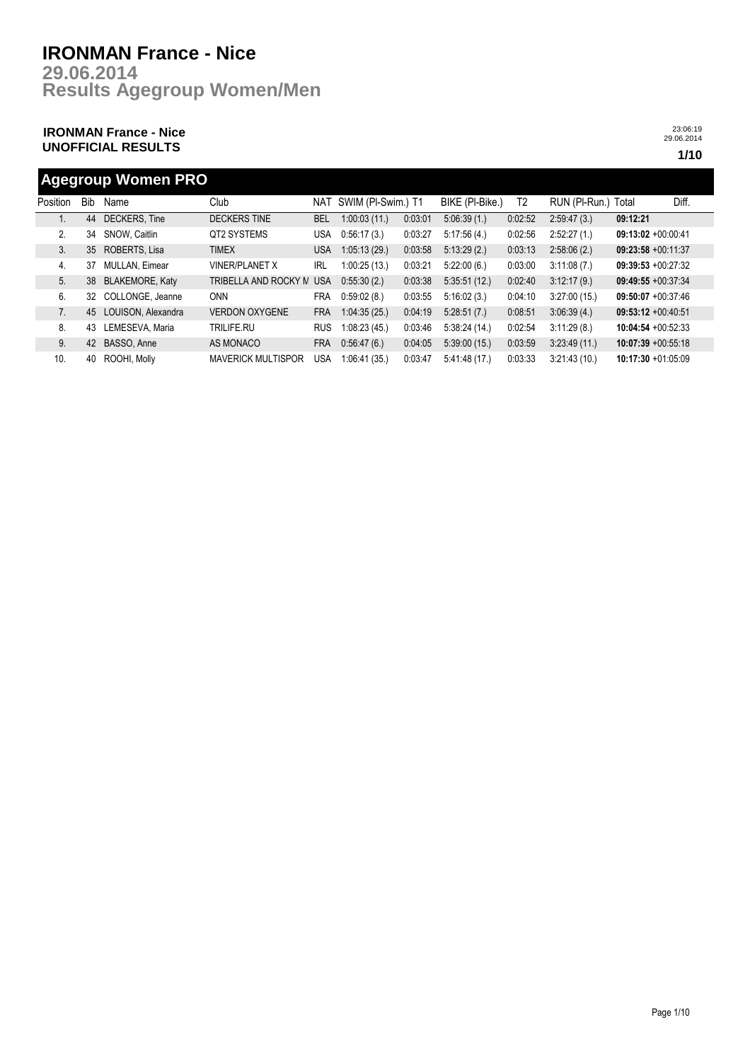# IRONMAN France - Nice

## 29.06.2014

## Results Agegroup Women/Men

**IRONMAN France - Nice**
**UNOFFICIAL RESULTS**

23:06:19
29.06.2014

**1/10**

## Agegroup Women PRO

| Position | Bib | Name | Club | NAT | SWIM (Pl-Swim.) | T1 | BIKE (Pl-Bike.) | T2 | RUN (Pl-Run.) | Total | Diff. |
|---|---|---|---|---|---|---|---|---|---|---|---|
| 1. | 44 | DECKERS, Tine | DECKERS TINE | BEL | 1:00:03 (11.) | 0:03:01 | 5:06:39 (1.) | 0:02:52 | 2:59:47 (3.) | **09:12:21** | |
| 2. | 34 | SNOW, Caitlin | QT2 SYSTEMS | USA | 0:56:17 (3.) | 0:03:27 | 5:17:56 (4.) | 0:02:56 | 2:52:27 (1.) | **09:13:02** | +00:00:41 |
| 3. | 35 | ROBERTS, Lisa | TIMEX | USA | 1:05:13 (29.) | 0:03:58 | 5:13:29 (2.) | 0:03:13 | 2:58:06 (2.) | **09:23:58** | +00:11:37 |
| 4. | 37 | MULLAN, Eimear | VINER/PLANET X | IRL | 1:00:25 (13.) | 0:03:21 | 5:22:00 (6.) | 0:03:00 | 3:11:08 (7.) | **09:39:53** | +00:27:32 |
| 5. | 38 | BLAKEMORE, Katy | TRIBELLA AND ROCKY M | USA | 0:55:30 (2.) | 0:03:38 | 5:35:51 (12.) | 0:02:40 | 3:12:17 (9.) | **09:49:55** | +00:37:34 |
| 6. | 32 | COLLONGE, Jeanne | ONN | FRA | 0:59:02 (8.) | 0:03:55 | 5:16:02 (3.) | 0:04:10 | 3:27:00 (15.) | **09:50:07** | +00:37:46 |
| 7. | 45 | LOUISON, Alexandra | VERDON OXYGENE | FRA | 1:04:35 (25.) | 0:04:19 | 5:28:51 (7.) | 0:08:51 | 3:06:39 (4.) | **09:53:12** | +00:40:51 |
| 8. | 43 | LEMESEVA, Maria | TRILIFE.RU | RUS | 1:08:23 (45.) | 0:03:46 | 5:38:24 (14.) | 0:02:54 | 3:11:29 (8.) | **10:04:54** | +00:52:33 |
| 9. | 42 | BASSO, Anne | AS MONACO | FRA | 0:56:47 (6.) | 0:04:05 | 5:39:00 (15.) | 0:03:59 | 3:23:49 (11.) | **10:07:39** | +00:55:18 |
| 10. | 40 | ROOHI, Molly | MAVERICK MULTISPOR | USA | 1:06:41 (35.) | 0:03:47 | 5:41:48 (17.) | 0:03:33 | 3:21:43 (10.) | **10:17:30** | +01:05:09 |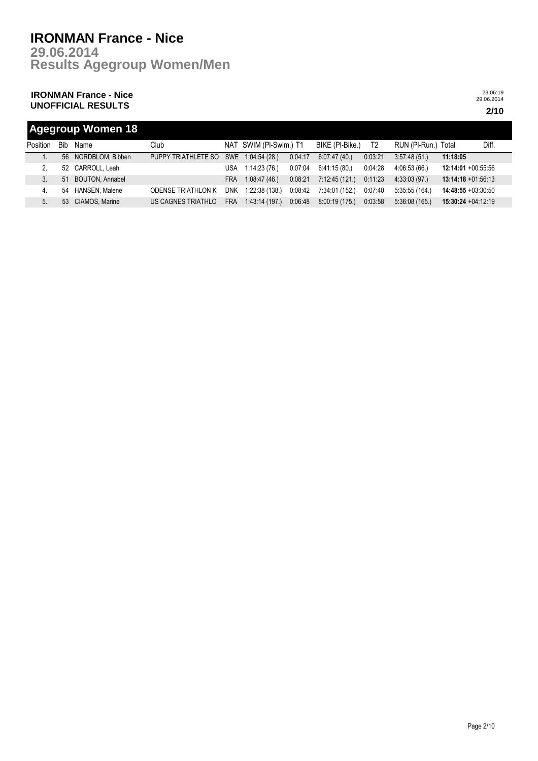# IRONMAN France - Nice

## 29.06.2014
## Results Agegroup Women/Men

**IRONMAN France - Nice**
**UNOFFICIAL RESULTS**

23:06:19
29.06.2014

## Agegroup Women 18

| Position | Bib | Name | Club | NAT | SWIM (Pl-Swim.) | T1 | BIKE (Pl-Bike.) | T2 | RUN (Pl-Run.) | Total | Diff. |
|---|---|---|---|---|---|---|---|---|---|---|---|
| 1. | 56 | NORDBLOM, Bibben | PUPPY TRIATHLETE SO | SWE | 1:04:54 (28.) | 0:04:17 | 6:07:47 (40.) | 0:03:21 | 3:57:48 (51.) | **11:18:05** | |
| 2. | 52 | CARROLL, Leah | | USA | 1:14:23 (76.) | 0:07:04 | 6:41:15 (80.) | 0:04:28 | 4:06:53 (66.) | **12:14:01** | +00:55:56 |
| 3. | 51 | BOUTON, Annabel | | FRA | 1:08:47 (46.) | 0:08:21 | 7:12:45 (121.) | 0:11:23 | 4:33:03 (97.) | **13:14:18** | +01:56:13 |
| 4. | 54 | HANSEN, Malene | ODENSE TRIATHLON K | DNK | 1:22:38 (138.) | 0:08:42 | 7:34:01 (152.) | 0:07:40 | 5:35:55 (164.) | **14:48:55** | +03:30:50 |
| 5. | 53 | CIAMOS, Marine | US CAGNES TRIATHLO | FRA | 1:43:14 (197.) | 0:06:48 | 8:00:19 (175.) | 0:03:58 | 5:36:08 (165.) | **15:30:24** | +04:12:19 |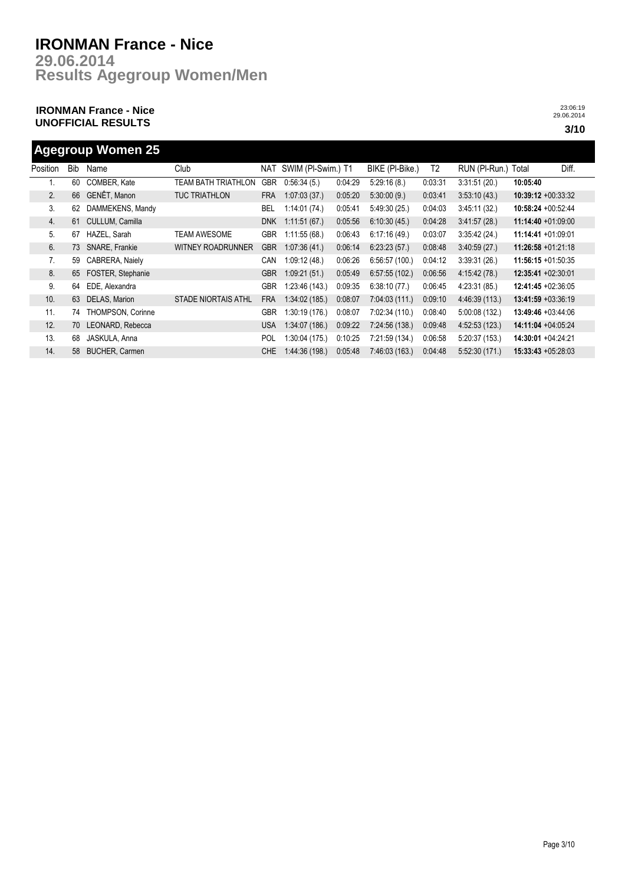# IRONMAN France - Nice

## 29.06.2014

## Results Agegroup Women/Men

**IRONMAN France - Nice**
**UNOFFICIAL RESULTS**

23:06:19
29.06.2014

**3/10**

## Agegroup Women 25

| Position | Bib | Name | Club | NAT | SWIM (Pl-Swim.) | T1 | BIKE (Pl-Bike.) | T2 | RUN (Pl-Run.) | Total | Diff. |
|---|---|---|---|---|---|---|---|---|---|---|---|
| 1. | 60 | COMBER, Kate | TEAM BATH TRIATHLON | GBR | 0:56:34 (5.) | 0:04:29 | 5:29:16 (8.) | 0:03:31 | 3:31:51 (20.) | **10:05:40** | |
| 2. | 66 | GENÊT, Manon | TUC TRIATHLON | FRA | 1:07:03 (37.) | 0:05:20 | 5:30:00 (9.) | 0:03:41 | 3:53:10 (43.) | **10:39:12** | +00:33:32 |
| 3. | 62 | DAMMEKENS, Mandy | | BEL | 1:14:01 (74.) | 0:05:41 | 5:49:30 (25.) | 0:04:03 | 3:45:11 (32.) | **10:58:24** | +00:52:44 |
| 4. | 61 | CULLUM, Camilla | | DNK | 1:11:51 (67.) | 0:05:56 | 6:10:30 (45.) | 0:04:28 | 3:41:57 (28.) | **11:14:40** | +01:09:00 |
| 5. | 67 | HAZEL, Sarah | TEAM AWESOME | GBR | 1:11:55 (68.) | 0:06:43 | 6:17:16 (49.) | 0:03:07 | 3:35:42 (24.) | **11:14:41** | +01:09:01 |
| 6. | 73 | SNARE, Frankie | WITNEY ROADRUNNER | GBR | 1:07:36 (41.) | 0:06:14 | 6:23:23 (57.) | 0:08:48 | 3:40:59 (27.) | **11:26:58** | +01:21:18 |
| 7. | 59 | CABRERA, Naiely | | CAN | 1:09:12 (48.) | 0:06:26 | 6:56:57 (100.) | 0:04:12 | 3:39:31 (26.) | **11:56:15** | +01:50:35 |
| 8. | 65 | FOSTER, Stephanie | | GBR | 1:09:21 (51.) | 0:05:49 | 6:57:55 (102.) | 0:06:56 | 4:15:42 (78.) | **12:35:41** | +02:30:01 |
| 9. | 64 | EDE, Alexandra | | GBR | 1:23:46 (143.) | 0:09:35 | 6:38:10 (77.) | 0:06:45 | 4:23:31 (85.) | **12:41:45** | +02:36:05 |
| 10. | 63 | DELAS, Marion | STADE NIORTAIS ATHL | FRA | 1:34:02 (185.) | 0:08:07 | 7:04:03 (111.) | 0:09:10 | 4:46:39 (113.) | **13:41:59** | +03:36:19 |
| 11. | 74 | THOMPSON, Corinne | | GBR | 1:30:19 (176.) | 0:08:07 | 7:02:34 (110.) | 0:08:40 | 5:00:08 (132.) | **13:49:46** | +03:44:06 |
| 12. | 70 | LEONARD, Rebecca | | USA | 1:34:07 (186.) | 0:09:22 | 7:24:56 (138.) | 0:09:48 | 4:52:53 (123.) | **14:11:04** | +04:05:24 |
| 13. | 68 | JASKULA, Anna | | POL | 1:30:04 (175.) | 0:10:25 | 7:21:59 (134.) | 0:06:58 | 5:20:37 (153.) | **14:30:01** | +04:24:21 |
| 14. | 58 | BUCHER, Carmen | | CHE | 1:44:36 (198.) | 0:05:48 | 7:46:03 (163.) | 0:04:48 | 5:52:30 (171.) | **15:33:43** | +05:28:03 |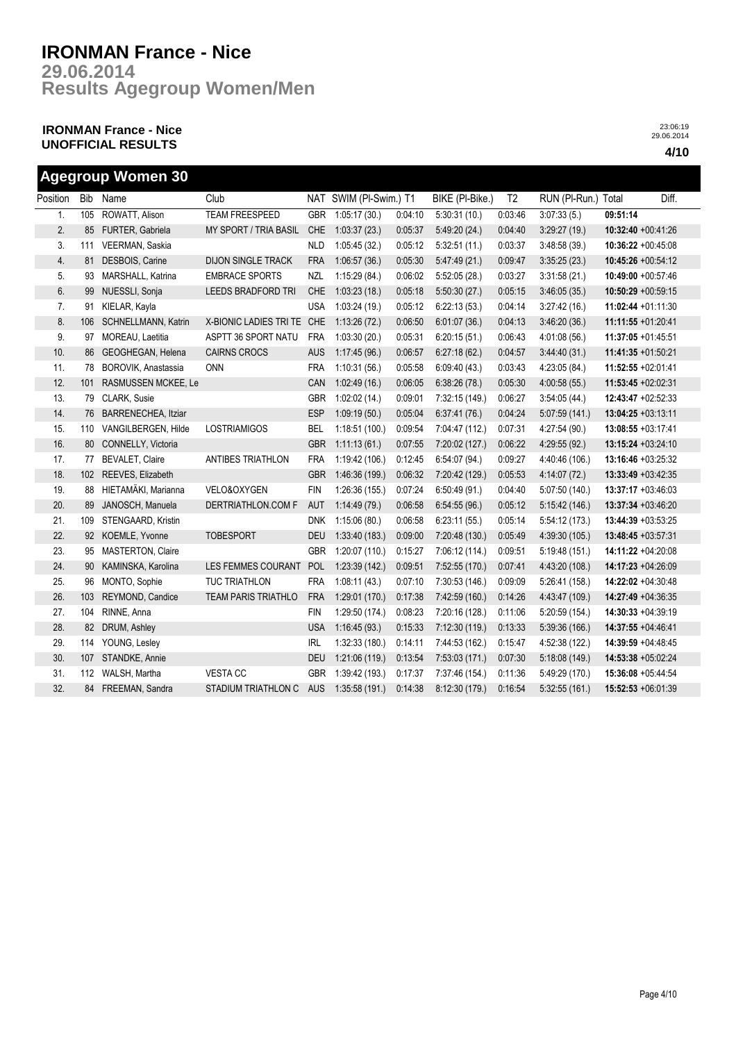# IRONMAN France - Nice

## 29.06.2014

## Results Agegroup Women/Men

**IRONMAN France - Nice**
**UNOFFICIAL RESULTS**

23:06:19
29.06.2014

**4/10**

## Agegroup Women 30

| Position | Bib | Name | Club | NAT | SWIM (Pl-Swim.) | T1 | BIKE (Pl-Bike.) | T2 | RUN (Pl-Run.) | Total | Diff. |
|---|---|---|---|---|---|---|---|---|---|---|---|
| 1. | 105 | ROWATT, Alison | TEAM FREESPEED | GBR | 1:05:17 (30.) | 0:04:10 | 5:30:31 (10.) | 0:03:46 | 3:07:33 (5.) | **09:51:14** | |
| 2. | 85 | FURTER, Gabriela | MY SPORT / TRIA BASIL | CHE | 1:03:37 (23.) | 0:05:37 | 5:49:20 (24.) | 0:04:40 | 3:29:27 (19.) | **10:32:40** | +00:41:26 |
| 3. | 111 | VEERMAN, Saskia | | NLD | 1:05:45 (32.) | 0:05:12 | 5:32:51 (11.) | 0:03:37 | 3:48:58 (39.) | **10:36:22** | +00:45:08 |
| 4. | 81 | DESBOIS, Carine | DIJON SINGLE TRACK | FRA | 1:06:57 (36.) | 0:05:30 | 5:47:49 (21.) | 0:09:47 | 3:35:25 (23.) | **10:45:26** | +00:54:12 |
| 5. | 93 | MARSHALL, Katrina | EMBRACE SPORTS | NZL | 1:15:29 (84.) | 0:06:02 | 5:52:05 (28.) | 0:03:27 | 3:31:58 (21.) | **10:49:00** | +00:57:46 |
| 6. | 99 | NUESSLI, Sonja | LEEDS BRADFORD TRI | CHE | 1:03:23 (18.) | 0:05:18 | 5:50:30 (27.) | 0:05:15 | 3:46:05 (35.) | **10:50:29** | +00:59:15 |
| 7. | 91 | KIELAR, Kayla | | USA | 1:03:24 (19.) | 0:05:12 | 6:22:13 (53.) | 0:04:14 | 3:27:42 (16.) | **11:02:44** | +01:11:30 |
| 8. | 106 | SCHNELLMANN, Katrin | X-BIONIC LADIES TRI TE | CHE | 1:13:26 (72.) | 0:06:50 | 6:01:07 (36.) | 0:04:13 | 3:46:20 (36.) | **11:11:55** | +01:20:41 |
| 9. | 97 | MOREAU, Laetitia | ASPTT 36 SPORT NATU | FRA | 1:03:30 (20.) | 0:05:31 | 6:20:15 (51.) | 0:06:43 | 4:01:08 (56.) | **11:37:05** | +01:45:51 |
| 10. | 86 | GEOGHEGAN, Helena | CAIRNS CROCS | AUS | 1:17:45 (96.) | 0:06:57 | 6:27:18 (62.) | 0:04:57 | 3:44:40 (31.) | **11:41:35** | +01:50:21 |
| 11. | 78 | BOROVIK, Anastassia | ONN | FRA | 1:10:31 (56.) | 0:05:58 | 6:09:40 (43.) | 0:03:43 | 4:23:05 (84.) | **11:52:55** | +02:01:41 |
| 12. | 101 | RASMUSSEN MCKEE, Le | | CAN | 1:02:49 (16.) | 0:06:05 | 6:38:26 (78.) | 0:05:30 | 4:00:58 (55.) | **11:53:45** | +02:02:31 |
| 13. | 79 | CLARK, Susie | | GBR | 1:02:02 (14.) | 0:09:01 | 7:32:15 (149.) | 0:06:27 | 3:54:05 (44.) | **12:43:47** | +02:52:33 |
| 14. | 76 | BARRENECHEA, Itziar | | ESP | 1:09:19 (50.) | 0:05:04 | 6:37:41 (76.) | 0:04:24 | 5:07:59 (141.) | **13:04:25** | +03:13:11 |
| 15. | 110 | VANGILBERGEN, Hilde | LOSTRIAMIGOS | BEL | 1:18:51 (100.) | 0:09:54 | 7:04:47 (112.) | 0:07:31 | 4:27:54 (90.) | **13:08:55** | +03:17:41 |
| 16. | 80 | CONNELLY, Victoria | | GBR | 1:11:13 (61.) | 0:07:55 | 7:20:02 (127.) | 0:06:22 | 4:29:55 (92.) | **13:15:24** | +03:24:10 |
| 17. | 77 | BEVALET, Claire | ANTIBES TRIATHLON | FRA | 1:19:42 (106.) | 0:12:45 | 6:54:07 (94.) | 0:09:27 | 4:40:46 (106.) | **13:16:46** | +03:25:32 |
| 18. | 102 | REEVES, Elizabeth | | GBR | 1:46:36 (199.) | 0:06:32 | 7:20:42 (129.) | 0:05:53 | 4:14:07 (72.) | **13:33:49** | +03:42:35 |
| 19. | 88 | HIETAMÄKI, Marianna | VELO&OXYGEN | FIN | 1:26:36 (155.) | 0:07:24 | 6:50:49 (91.) | 0:04:40 | 5:07:50 (140.) | **13:37:17** | +03:46:03 |
| 20. | 89 | JANOSCH, Manuela | DERTRIATHLON.COM F | AUT | 1:14:49 (79.) | 0:06:58 | 6:54:55 (96.) | 0:05:12 | 5:15:42 (146.) | **13:37:34** | +03:46:20 |
| 21. | 109 | STENGAARD, Kristin | | DNK | 1:15:06 (80.) | 0:06:58 | 6:23:11 (55.) | 0:05:14 | 5:54:12 (173.) | **13:44:39** | +03:53:25 |
| 22. | 92 | KOEMLE, Yvonne | TOBESPORT | DEU | 1:33:40 (183.) | 0:09:00 | 7:20:48 (130.) | 0:05:49 | 4:39:30 (105.) | **13:48:45** | +03:57:31 |
| 23. | 95 | MASTERTON, Claire | | GBR | 1:20:07 (110.) | 0:15:27 | 7:06:12 (114.) | 0:09:51 | 5:19:48 (151.) | **14:11:22** | +04:20:08 |
| 24. | 90 | KAMINSKA, Karolina | LES FEMMES COURANT | POL | 1:23:39 (142.) | 0:09:51 | 7:52:55 (170.) | 0:07:41 | 4:43:20 (108.) | **14:17:23** | +04:26:09 |
| 25. | 96 | MONTO, Sophie | TUC TRIATHLON | FRA | 1:08:11 (43.) | 0:07:10 | 7:30:53 (146.) | 0:09:09 | 5:26:41 (158.) | **14:22:02** | +04:30:48 |
| 26. | 103 | REYMOND, Candice | TEAM PARIS TRIATHLO | FRA | 1:29:01 (170.) | 0:17:38 | 7:42:59 (160.) | 0:14:26 | 4:43:47 (109.) | **14:27:49** | +04:36:35 |
| 27. | 104 | RINNE, Anna | | FIN | 1:29:50 (174.) | 0:08:23 | 7:20:16 (128.) | 0:11:06 | 5:20:59 (154.) | **14:30:33** | +04:39:19 |
| 28. | 82 | DRUM, Ashley | | USA | 1:16:45 (93.) | 0:15:33 | 7:12:30 (119.) | 0:13:33 | 5:39:36 (166.) | **14:37:55** | +04:46:41 |
| 29. | 114 | YOUNG, Lesley | | IRL | 1:32:33 (180.) | 0:14:11 | 7:44:53 (162.) | 0:15:47 | 4:52:38 (122.) | **14:39:59** | +04:48:45 |
| 30. | 107 | STANDKE, Annie | | DEU | 1:21:06 (119.) | 0:13:54 | 7:53:03 (171.) | 0:07:30 | 5:18:08 (149.) | **14:53:38** | +05:02:24 |
| 31. | 112 | WALSH, Martha | VESTA CC | GBR | 1:39:42 (193.) | 0:17:37 | 7:37:46 (154.) | 0:11:36 | 5:49:29 (170.) | **15:36:08** | +05:44:54 |
| 32. | 84 | FREEMAN, Sandra | STADIUM TRIATHLON C | AUS | 1:35:58 (191.) | 0:14:38 | 8:12:30 (179.) | 0:16:54 | 5:32:55 (161.) | **15:52:53** | +06:01:39 |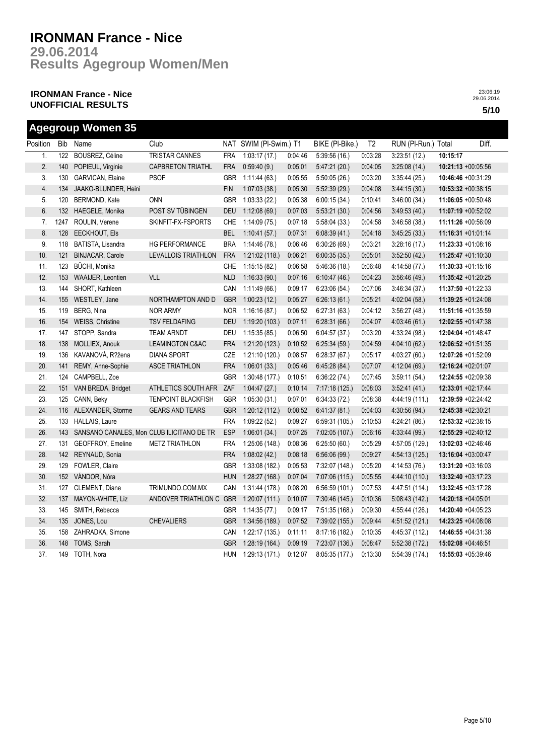# IRONMAN France - Nice

## 29.06.2014

## Results Agegroup Women/Men

**IRONMAN France - Nice**
**UNOFFICIAL RESULTS**

23:06:19
29.06.2014

**5/10**

## Agegroup Women 35

| Position | Bib | Name | Club | NAT | SWIM (Pl-Swim.) | T1 | BIKE (Pl-Bike.) | T2 | RUN (Pl-Run.) | Total | Diff. |
|---|---|---|---|---|---|---|---|---|---|---|---|
| 1. | 122 | BOUSREZ, Céline | TRISTAR CANNES | FRA | 1:03:17 (17.) | 0:04:46 | 5:39:56 (16.) | 0:03:28 | 3:23:51 (12.) | **10:15:17** | |
| 2. | 140 | POPIEUL, Virginie | CAPBRETON TRIATHL | FRA | 0:59:40 (9.) | 0:05:01 | 5:47:21 (20.) | 0:04:05 | 3:25:08 (14.) | **10:21:13** | +00:05:56 |
| 3. | 130 | GARVICAN, Elaine | PSOF | GBR | 1:11:44 (63.) | 0:05:55 | 5:50:05 (26.) | 0:03:20 | 3:35:44 (25.) | **10:46:46** | +00:31:29 |
| 4. | 134 | JAAKO-BLUNDER, Heini | | FIN | 1:07:03 (38.) | 0:05:30 | 5:52:39 (29.) | 0:04:08 | 3:44:15 (30.) | **10:53:32** | +00:38:15 |
| 5. | 120 | BERMOND, Kate | ONN | GBR | 1:03:33 (22.) | 0:05:38 | 6:00:15 (34.) | 0:10:41 | 3:46:00 (34.) | **11:06:05** | +00:50:48 |
| 6. | 132 | HAEGELE, Monika | POST SV TÜBINGEN | DEU | 1:12:08 (69.) | 0:07:03 | 5:53:21 (30.) | 0:04:56 | 3:49:53 (40.) | **11:07:19** | +00:52:02 |
| 7. | 1247 | ROULIN, Verene | SKINFIT-FX-FSPORTS | CHE | 1:14:09 (75.) | 0:07:18 | 5:58:04 (33.) | 0:04:58 | 3:46:58 (38.) | **11:11:26** | +00:56:09 |
| 8. | 128 | EECKHOUT, Els | | BEL | 1:10:41 (57.) | 0:07:31 | 6:08:39 (41.) | 0:04:18 | 3:45:25 (33.) | **11:16:31** | +01:01:14 |
| 9. | 118 | BATISTA, Lisandra | HG PERFORMANCE | BRA | 1:14:46 (78.) | 0:06:46 | 6:30:26 (69.) | 0:03:21 | 3:28:16 (17.) | **11:23:33** | +01:08:16 |
| 10. | 121 | BINJACAR, Carole | LEVALLOIS TRIATHLON | FRA | 1:21:02 (118.) | 0:06:21 | 6:00:35 (35.) | 0:05:01 | 3:52:50 (42.) | **11:25:47** | +01:10:30 |
| 11. | 123 | BÜCHI, Monika | | CHE | 1:15:15 (82.) | 0:06:58 | 5:46:36 (18.) | 0:06:48 | 4:14:58 (77.) | **11:30:33** | +01:15:16 |
| 12. | 153 | WAAIJER, Leontien | VLL | NLD | 1:16:33 (90.) | 0:07:16 | 6:10:47 (46.) | 0:04:23 | 3:56:46 (49.) | **11:35:42** | +01:20:25 |
| 13. | 144 | SHORT, Kathleen | | CAN | 1:11:49 (66.) | 0:09:17 | 6:23:06 (54.) | 0:07:06 | 3:46:34 (37.) | **11:37:50** | +01:22:33 |
| 14. | 155 | WESTLEY, Jane | NORTHAMPTON AND D | GBR | 1:00:23 (12.) | 0:05:27 | 6:26:13 (61.) | 0:05:21 | 4:02:04 (58.) | **11:39:25** | +01:24:08 |
| 15. | 119 | BERG, Nina | NOR ARMY | NOR | 1:16:16 (87.) | 0:06:52 | 6:27:31 (63.) | 0:04:12 | 3:56:27 (48.) | **11:51:16** | +01:35:59 |
| 16. | 154 | WEISS, Christine | TSV FELDAFING | DEU | 1:19:20 (103.) | 0:07:11 | 6:28:31 (66.) | 0:04:07 | 4:03:46 (61.) | **12:02:55** | +01:47:38 |
| 17. | 147 | STOPP, Sandra | TEAM ARNDT | DEU | 1:15:35 (85.) | 0:06:50 | 6:04:57 (37.) | 0:03:20 | 4:33:24 (98.) | **12:04:04** | +01:48:47 |
| 18. | 138 | MOLLIEX, Anouk | LEAMINGTON C&AC | FRA | 1:21:20 (123.) | 0:10:52 | 6:25:34 (59.) | 0:04:59 | 4:04:10 (62.) | **12:06:52** | +01:51:35 |
| 19. | 136 | KAVANOVÁ, R?žena | DIANA SPORT | CZE | 1:21:10 (120.) | 0:08:57 | 6:28:37 (67.) | 0:05:17 | 4:03:27 (60.) | **12:07:26** | +01:52:09 |
| 20. | 141 | REMY, Anne-Sophie | ASCE TRIATHLON | FRA | 1:06:01 (33.) | 0:05:46 | 6:45:28 (84.) | 0:07:07 | 4:12:04 (69.) | **12:16:24** | +02:01:07 |
| 21. | 124 | CAMPBELL, Zoe | | GBR | 1:30:48 (177.) | 0:10:51 | 6:36:22 (74.) | 0:07:45 | 3:59:11 (54.) | **12:24:55** | +02:09:38 |
| 22. | 151 | VAN BREDA, Bridget | ATHLETICS SOUTH AFR | ZAF | 1:04:47 (27.) | 0:10:14 | 7:17:18 (125.) | 0:08:03 | 3:52:41 (41.) | **12:33:01** | +02:17:44 |
| 23. | 125 | CANN, Beky | TENPOINT BLACKFISH | GBR | 1:05:30 (31.) | 0:07:01 | 6:34:33 (72.) | 0:08:38 | 4:44:19 (111.) | **12:39:59** | +02:24:42 |
| 24. | 116 | ALEXANDER, Storme | GEARS AND TEARS | GBR | 1:20:12 (112.) | 0:08:52 | 6:41:37 (81.) | 0:04:03 | 4:30:56 (94.) | **12:45:38** | +02:30:21 |
| 25. | 133 | HALLAIS, Laure | | FRA | 1:09:22 (52.) | 0:09:27 | 6:59:31 (105.) | 0:10:53 | 4:24:21 (86.) | **12:53:32** | +02:38:15 |
| 26. | 143 | SANSANO CANALES, Mon | CLUB ILICITANO DE TR | ESP | 1:06:01 (34.) | 0:07:25 | 7:02:05 (107.) | 0:06:16 | 4:33:44 (99.) | **12:55:29** | +02:40:12 |
| 27. | 131 | GEOFFROY, Emeline | METZ TRIATHLON | FRA | 1:25:06 (148.) | 0:08:36 | 6:25:50 (60.) | 0:05:29 | 4:57:05 (129.) | **13:02:03** | +02:46:46 |
| 28. | 142 | REYNAUD, Sonia | | FRA | 1:08:02 (42.) | 0:08:18 | 6:56:06 (99.) | 0:09:27 | 4:54:13 (125.) | **13:16:04** | +03:00:47 |
| 29. | 129 | FOWLER, Claire | | GBR | 1:33:08 (182.) | 0:05:53 | 7:32:07 (148.) | 0:05:20 | 4:14:53 (76.) | **13:31:20** | +03:16:03 |
| 30. | 152 | VÁNDOR, Nóra | | HUN | 1:28:27 (168.) | 0:07:04 | 7:07:06 (115.) | 0:05:55 | 4:44:10 (110.) | **13:32:40** | +03:17:23 |
| 31. | 127 | CLEMENT, Diane | TRIMUNDO.COM.MX | CAN | 1:31:44 (178.) | 0:08:20 | 6:56:59 (101.) | 0:07:53 | 4:47:51 (114.) | **13:32:45** | +03:17:28 |
| 32. | 137 | MAYON-WHITE, Liz | ANDOVER TRIATHLON C | GBR | 1:20:07 (111.) | 0:10:07 | 7:30:46 (145.) | 0:10:36 | 5:08:43 (142.) | **14:20:18** | +04:05:01 |
| 33. | 145 | SMITH, Rebecca | | GBR | 1:14:35 (77.) | 0:09:17 | 7:51:35 (168.) | 0:09:30 | 4:55:44 (126.) | **14:20:40** | +04:05:23 |
| 34. | 135 | JONES, Lou | CHEVALIERS | GBR | 1:34:56 (189.) | 0:07:52 | 7:39:02 (155.) | 0:09:44 | 4:51:52 (121.) | **14:23:25** | +04:08:08 |
| 35. | 158 | ZAHRADKA, Simone | | CAN | 1:22:17 (135.) | 0:11:11 | 8:17:16 (182.) | 0:10:35 | 4:45:37 (112.) | **14:46:55** | +04:31:38 |
| 36. | 148 | TOMS, Sarah | | GBR | 1:28:19 (164.) | 0:09:19 | 7:23:07 (136.) | 0:08:47 | 5:52:38 (172.) | **15:02:08** | +04:46:51 |
| 37. | 149 | TOTH, Nora | | HUN | 1:29:13 (171.) | 0:12:07 | 8:05:35 (177.) | 0:13:30 | 5:54:39 (174.) | **15:55:03** | +05:39:46 |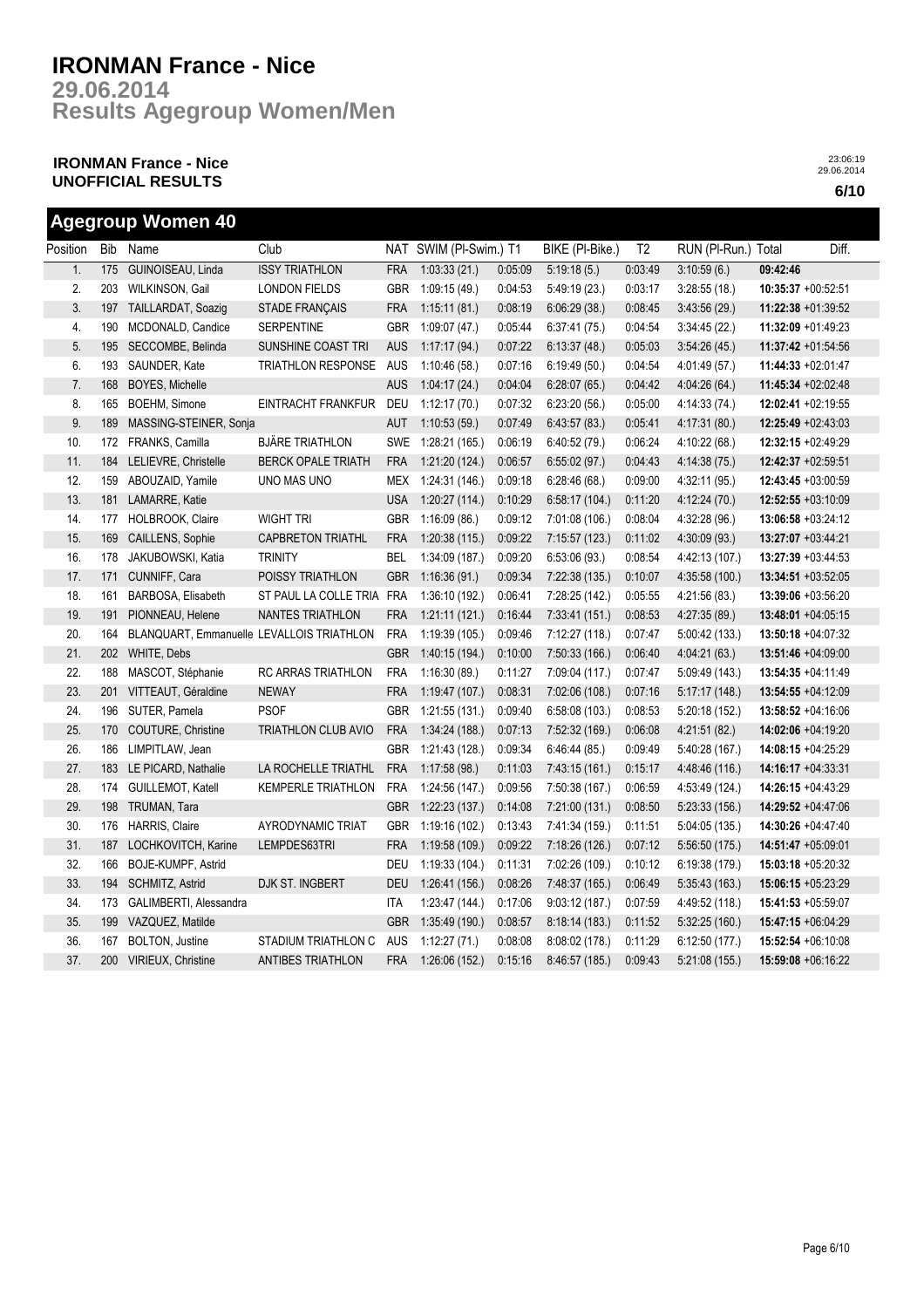# IRONMAN France - Nice

## 29.06.2014
## Results Agegroup Women/Men

**IRONMAN France - Nice**
**UNOFFICIAL RESULTS**

23:06:19
29.06.2014

**6/10**

## Agegroup Women 40

| Position | Bib | Name | Club | NAT | SWIM (Pl-Swim.) | T1 | BIKE (Pl-Bike.) | T2 | RUN (Pl-Run.) | Total | Diff. |
|---|---|---|---|---|---|---|---|---|---|---|---|
| 1. | 175 | GUINOISEAU, Linda | ISSY TRIATHLON | FRA | 1:03:33 (21.) | 0:05:09 | 5:19:18 (5.) | 0:03:49 | 3:10:59 (6.) | **09:42:46** | |
| 2. | 203 | WILKINSON, Gail | LONDON FIELDS | GBR | 1:09:15 (49.) | 0:04:53 | 5:49:19 (23.) | 0:03:17 | 3:28:55 (18.) | **10:35:37** | +00:52:51 |
| 3. | 197 | TAILLARDAT, Soazig | STADE FRANÇAIS | FRA | 1:15:11 (81.) | 0:08:19 | 6:06:29 (38.) | 0:08:45 | 3:43:56 (29.) | **11:22:38** | +01:39:52 |
| 4. | 190 | MCDONALD, Candice | SERPENTINE | GBR | 1:09:07 (47.) | 0:05:44 | 6:37:41 (75.) | 0:04:54 | 3:34:45 (22.) | **11:32:09** | +01:49:23 |
| 5. | 195 | SECCOMBE, Belinda | SUNSHINE COAST TRI | AUS | 1:17:17 (94.) | 0:07:22 | 6:13:37 (48.) | 0:05:03 | 3:54:26 (45.) | **11:37:42** | +01:54:56 |
| 6. | 193 | SAUNDER, Kate | TRIATHLON RESPONSE | AUS | 1:10:46 (58.) | 0:07:16 | 6:19:49 (50.) | 0:04:54 | 4:01:49 (57.) | **11:44:33** | +02:01:47 |
| 7. | 168 | BOYES, Michelle | | AUS | 1:04:17 (24.) | 0:04:04 | 6:28:07 (65.) | 0:04:42 | 4:04:26 (64.) | **11:45:34** | +02:02:48 |
| 8. | 165 | BOEHM, Simone | EINTRACHT FRANKFUR | DEU | 1:12:17 (70.) | 0:07:32 | 6:23:20 (56.) | 0:05:00 | 4:14:33 (74.) | **12:02:41** | +02:19:55 |
| 9. | 189 | MASSING-STEINER, Sonja | | AUT | 1:10:53 (59.) | 0:07:49 | 6:43:57 (83.) | 0:05:41 | 4:17:31 (80.) | **12:25:49** | +02:43:03 |
| 10. | 172 | FRANKS, Camilla | BJÄRE TRIATHLON | SWE | 1:28:21 (165.) | 0:06:19 | 6:40:52 (79.) | 0:06:24 | 4:10:22 (68.) | **12:32:15** | +02:49:29 |
| 11. | 184 | LELIEVRE, Christelle | BERCK OPALE TRIATH | FRA | 1:21:20 (124.) | 0:06:57 | 6:55:02 (97.) | 0:04:43 | 4:14:38 (75.) | **12:42:37** | +02:59:51 |
| 12. | 159 | ABOUZAID, Yamile | UNO MAS UNO | MEX | 1:24:31 (146.) | 0:09:18 | 6:28:46 (68.) | 0:09:00 | 4:32:11 (95.) | **12:43:45** | +03:00:59 |
| 13. | 181 | LAMARRE, Katie | | USA | 1:20:27 (114.) | 0:10:29 | 6:58:17 (104.) | 0:11:20 | 4:12:24 (70.) | **12:52:55** | +03:10:09 |
| 14. | 177 | HOLBROOK, Claire | WIGHT TRI | GBR | 1:16:09 (86.) | 0:09:12 | 7:01:08 (106.) | 0:08:04 | 4:32:28 (96.) | **13:06:58** | +03:24:12 |
| 15. | 169 | CAILLENS, Sophie | CAPBRETON TRIATHL | FRA | 1:20:38 (115.) | 0:09:22 | 7:15:57 (123.) | 0:11:02 | 4:30:09 (93.) | **13:27:07** | +03:44:21 |
| 16. | 178 | JAKUBOWSKI, Katia | TRINITY | BEL | 1:34:09 (187.) | 0:09:20 | 6:53:06 (93.) | 0:08:54 | 4:42:13 (107.) | **13:27:39** | +03:44:53 |
| 17. | 171 | CUNNIFF, Cara | POISSY TRIATHLON | GBR | 1:16:36 (91.) | 0:09:34 | 7:22:38 (135.) | 0:10:07 | 4:35:58 (100.) | **13:34:51** | +03:52:05 |
| 18. | 161 | BARBOSA, Elisabeth | ST PAUL LA COLLE TRIA | FRA | 1:36:10 (192.) | 0:06:41 | 7:28:25 (142.) | 0:05:55 | 4:21:56 (83.) | **13:39:06** | +03:56:20 |
| 19. | 191 | PIONNEAU, Helene | NANTES TRIATHLON | FRA | 1:21:11 (121.) | 0:16:44 | 7:33:41 (151.) | 0:08:53 | 4:27:35 (89.) | **13:48:01** | +04:05:15 |
| 20. | 164 | BLANQUART, Emmanuelle | LEVALLOIS TRIATHLON | FRA | 1:19:39 (105.) | 0:09:46 | 7:12:27 (118.) | 0:07:47 | 5:00:42 (133.) | **13:50:18** | +04:07:32 |
| 21. | 202 | WHITE, Debs | | GBR | 1:40:15 (194.) | 0:10:00 | 7:50:33 (166.) | 0:06:40 | 4:04:21 (63.) | **13:51:46** | +04:09:00 |
| 22. | 188 | MASCOT, Stéphanie | RC ARRAS TRIATHLON | FRA | 1:16:30 (89.) | 0:11:27 | 7:09:04 (117.) | 0:07:47 | 5:09:49 (143.) | **13:54:35** | +04:11:49 |
| 23. | 201 | VITTEAUT, Géraldine | NEWAY | FRA | 1:19:47 (107.) | 0:08:31 | 7:02:06 (108.) | 0:07:16 | 5:17:17 (148.) | **13:54:55** | +04:12:09 |
| 24. | 196 | SUTER, Pamela | PSOF | GBR | 1:21:55 (131.) | 0:09:40 | 6:58:08 (103.) | 0:08:53 | 5:20:18 (152.) | **13:58:52** | +04:16:06 |
| 25. | 170 | COUTURE, Christine | TRIATHLON CLUB AVIO | FRA | 1:34:24 (188.) | 0:07:13 | 7:52:32 (169.) | 0:06:08 | 4:21:51 (82.) | **14:02:06** | +04:19:20 |
| 26. | 186 | LIMPITLAW, Jean | | GBR | 1:21:43 (128.) | 0:09:34 | 6:46:44 (85.) | 0:09:49 | 5:40:28 (167.) | **14:08:15** | +04:25:29 |
| 27. | 183 | LE PICARD, Nathalie | LA ROCHELLE TRIATHL | FRA | 1:17:58 (98.) | 0:11:03 | 7:43:15 (161.) | 0:15:17 | 4:48:46 (116.) | **14:16:17** | +04:33:31 |
| 28. | 174 | GUILLEMOT, Katell | KEMPERLE TRIATHLON | FRA | 1:24:56 (147.) | 0:09:56 | 7:50:38 (167.) | 0:06:59 | 4:53:49 (124.) | **14:26:15** | +04:43:29 |
| 29. | 198 | TRUMAN, Tara | | GBR | 1:22:23 (137.) | 0:14:08 | 7:21:00 (131.) | 0:08:50 | 5:23:33 (156.) | **14:29:52** | +04:47:06 |
| 30. | 176 | HARRIS, Claire | AYRODYNAMIC TRIAT | GBR | 1:19:16 (102.) | 0:13:43 | 7:41:34 (159.) | 0:11:51 | 5:04:05 (135.) | **14:30:26** | +04:47:40 |
| 31. | 187 | LOCHKOVITCH, Karine | LEMPDES63TRI | FRA | 1:19:58 (109.) | 0:09:22 | 7:18:26 (126.) | 0:07:12 | 5:56:50 (175.) | **14:51:47** | +05:09:01 |
| 32. | 166 | BOJE-KUMPF, Astrid | | DEU | 1:19:33 (104.) | 0:11:31 | 7:02:26 (109.) | 0:10:12 | 6:19:38 (179.) | **15:03:18** | +05:20:32 |
| 33. | 194 | SCHMITZ, Astrid | DJK ST. INGBERT | DEU | 1:26:41 (156.) | 0:08:26 | 7:48:37 (165.) | 0:06:49 | 5:35:43 (163.) | **15:06:15** | +05:23:29 |
| 34. | 173 | GALIMBERTI, Alessandra | | ITA | 1:23:47 (144.) | 0:17:06 | 9:03:12 (187.) | 0:07:59 | 4:49:52 (118.) | **15:41:53** | +05:59:07 |
| 35. | 199 | VAZQUEZ, Matilde | | GBR | 1:35:49 (190.) | 0:08:57 | 8:18:14 (183.) | 0:11:52 | 5:32:25 (160.) | **15:47:15** | +06:04:29 |
| 36. | 167 | BOLTON, Justine | STADIUM TRIATHLON C | AUS | 1:12:27 (71.) | 0:08:08 | 8:08:02 (178.) | 0:11:29 | 6:12:50 (177.) | **15:52:54** | +06:10:08 |
| 37. | 200 | VIRIEUX, Christine | ANTIBES TRIATHLON | FRA | 1:26:06 (152.) | 0:15:16 | 8:46:57 (185.) | 0:09:43 | 5:21:08 (155.) | **15:59:08** | +06:16:22 |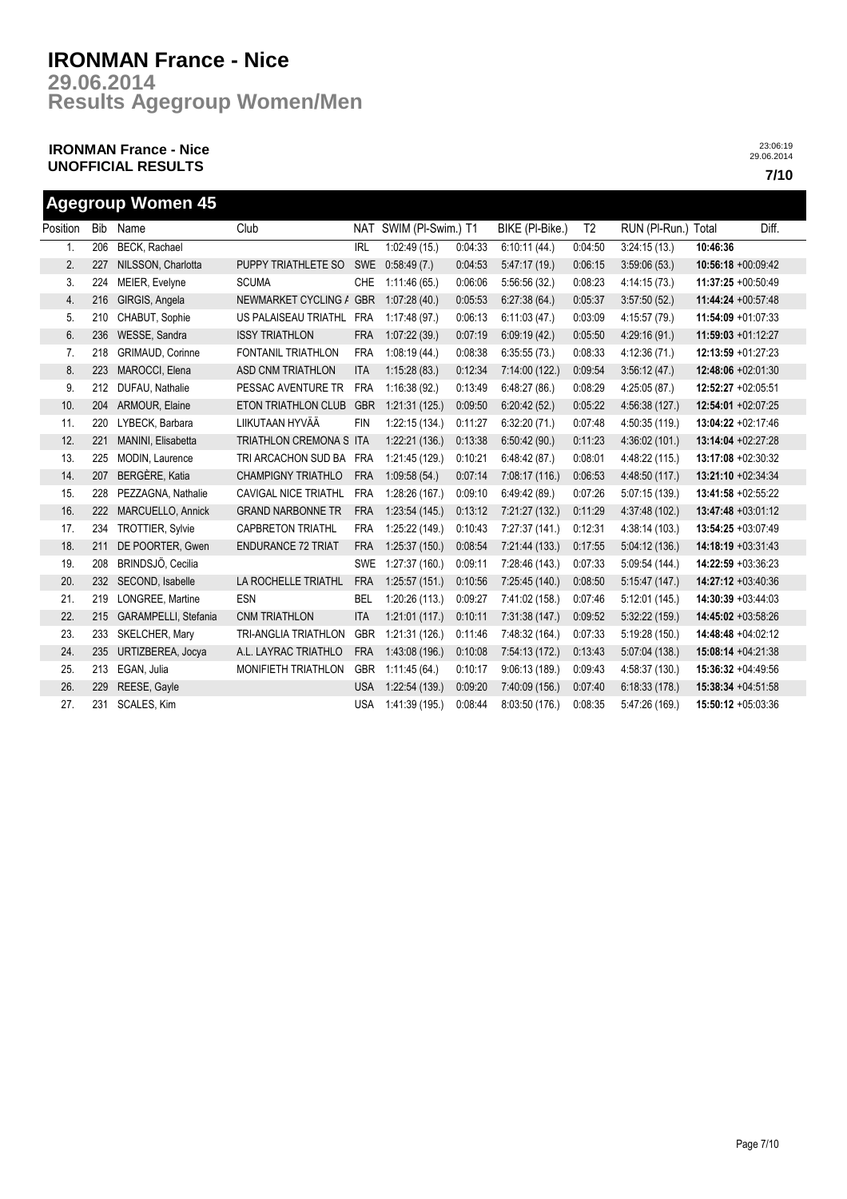# IRONMAN France - Nice

## 29.06.2014

## Results Agegroup Women/Men

**IRONMAN France - Nice**
**UNOFFICIAL RESULTS**

23:06:19
29.06.2014

**7/10**

## Agegroup Women 45

| Position | Bib | Name | Club | NAT | SWIM (Pl-Swim.) | T1 | BIKE (Pl-Bike.) | T2 | RUN (Pl-Run.) | Total | Diff. |
|---|---|---|---|---|---|---|---|---|---|---|---|
| 1. | 206 | BECK, Rachael | | IRL | 1:02:49 (15.) | 0:04:33 | 6:10:11 (44.) | 0:04:50 | 3:24:15 (13.) | **10:46:36** | |
| 2. | 227 | NILSSON, Charlotta | PUPPY TRIATHLETE SO | SWE | 0:58:49 (7.) | 0:04:53 | 5:47:17 (19.) | 0:06:15 | 3:59:06 (53.) | **10:56:18** | +00:09:42 |
| 3. | 224 | MEIER, Evelyne | SCUMA | CHE | 1:11:46 (65.) | 0:06:06 | 5:56:56 (32.) | 0:08:23 | 4:14:15 (73.) | **11:37:25** | +00:50:49 |
| 4. | 216 | GIRGIS, Angela | NEWMARKET CYCLING / | GBR | 1:07:28 (40.) | 0:05:53 | 6:27:38 (64.) | 0:05:37 | 3:57:50 (52.) | **11:44:24** | +00:57:48 |
| 5. | 210 | CHABUT, Sophie | US PALAISEAU TRIATHL | FRA | 1:17:48 (97.) | 0:06:13 | 6:11:03 (47.) | 0:03:09 | 4:15:57 (79.) | **11:54:09** | +01:07:33 |
| 6. | 236 | WESSE, Sandra | ISSY TRIATHLON | FRA | 1:07:22 (39.) | 0:07:19 | 6:09:19 (42.) | 0:05:50 | 4:29:16 (91.) | **11:59:03** | +01:12:27 |
| 7. | 218 | GRIMAUD, Corinne | FONTANIL TRIATHLON | FRA | 1:08:19 (44.) | 0:08:38 | 6:35:55 (73.) | 0:08:33 | 4:12:36 (71.) | **12:13:59** | +01:27:23 |
| 8. | 223 | MAROCCI, Elena | ASD CNM TRIATHLON | ITA | 1:15:28 (83.) | 0:12:34 | 7:14:00 (122.) | 0:09:54 | 3:56:12 (47.) | **12:48:06** | +02:01:30 |
| 9. | 212 | DUFAU, Nathalie | PESSAC AVENTURE TR | FRA | 1:16:38 (92.) | 0:13:49 | 6:48:27 (86.) | 0:08:29 | 4:25:05 (87.) | **12:52:27** | +02:05:51 |
| 10. | 204 | ARMOUR, Elaine | ETON TRIATHLON CLUB | GBR | 1:21:31 (125.) | 0:09:50 | 6:20:42 (52.) | 0:05:22 | 4:56:38 (127.) | **12:54:01** | +02:07:25 |
| 11. | 220 | LYBECK, Barbara | LIIKUTAAN HYVÄÄ | FIN | 1:22:15 (134.) | 0:11:27 | 6:32:20 (71.) | 0:07:48 | 4:50:35 (119.) | **13:04:22** | +02:17:46 |
| 12. | 221 | MANINI, Elisabetta | TRIATHLON CREMONA S | ITA | 1:22:21 (136.) | 0:13:38 | 6:50:42 (90.) | 0:11:23 | 4:36:02 (101.) | **13:14:04** | +02:27:28 |
| 13. | 225 | MODIN, Laurence | TRI ARCACHON SUD BA | FRA | 1:21:45 (129.) | 0:10:21 | 6:48:42 (87.) | 0:08:01 | 4:48:22 (115.) | **13:17:08** | +02:30:32 |
| 14. | 207 | BERGÈRE, Katia | CHAMPIGNY TRIATHLO | FRA | 1:09:58 (54.) | 0:07:14 | 7:08:17 (116.) | 0:06:53 | 4:48:50 (117.) | **13:21:10** | +02:34:34 |
| 15. | 228 | PEZZAGNA, Nathalie | CAVIGAL NICE TRIATHL | FRA | 1:28:26 (167.) | 0:09:10 | 6:49:42 (89.) | 0:07:26 | 5:07:15 (139.) | **13:41:58** | +02:55:22 |
| 16. | 222 | MARCUELLO, Annick | GRAND NARBONNE TR | FRA | 1:23:54 (145.) | 0:13:12 | 7:21:27 (132.) | 0:11:29 | 4:37:48 (102.) | **13:47:48** | +03:01:12 |
| 17. | 234 | TROTTIER, Sylvie | CAPBRETON TRIATHL | FRA | 1:25:22 (149.) | 0:10:43 | 7:27:37 (141.) | 0:12:31 | 4:38:14 (103.) | **13:54:25** | +03:07:49 |
| 18. | 211 | DE POORTER, Gwen | ENDURANCE 72 TRIAT | FRA | 1:25:37 (150.) | 0:08:54 | 7:21:44 (133.) | 0:17:55 | 5:04:12 (136.) | **14:18:19** | +03:31:43 |
| 19. | 208 | BRINDSJÖ, Cecilia | | SWE | 1:27:37 (160.) | 0:09:11 | 7:28:46 (143.) | 0:07:33 | 5:09:54 (144.) | **14:22:59** | +03:36:23 |
| 20. | 232 | SECOND, Isabelle | LA ROCHELLE TRIATHL | FRA | 1:25:57 (151.) | 0:10:56 | 7:25:45 (140.) | 0:08:50 | 5:15:47 (147.) | **14:27:12** | +03:40:36 |
| 21. | 219 | LONGREE, Martine | ESN | BEL | 1:20:26 (113.) | 0:09:27 | 7:41:02 (158.) | 0:07:46 | 5:12:01 (145.) | **14:30:39** | +03:44:03 |
| 22. | 215 | GARAMPELLI, Stefania | CNM TRIATHLON | ITA | 1:21:01 (117.) | 0:10:11 | 7:31:38 (147.) | 0:09:52 | 5:32:22 (159.) | **14:45:02** | +03:58:26 |
| 23. | 233 | SKELCHER, Mary | TRI-ANGLIA TRIATHLON | GBR | 1:21:31 (126.) | 0:11:46 | 7:48:32 (164.) | 0:07:33 | 5:19:28 (150.) | **14:48:48** | +04:02:12 |
| 24. | 235 | URTIZBEREA, Jocya | A.L. LAYRAC TRIATHLO | FRA | 1:43:08 (196.) | 0:10:08 | 7:54:13 (172.) | 0:13:43 | 5:07:04 (138.) | **15:08:14** | +04:21:38 |
| 25. | 213 | EGAN, Julia | MONIFIETH TRIATHLON | GBR | 1:11:45 (64.) | 0:10:17 | 9:06:13 (189.) | 0:09:43 | 4:58:37 (130.) | **15:36:32** | +04:49:56 |
| 26. | 229 | REESE, Gayle | | USA | 1:22:54 (139.) | 0:09:20 | 7:40:09 (156.) | 0:07:40 | 6:18:33 (178.) | **15:38:34** | +04:51:58 |
| 27. | 231 | SCALES, Kim | | USA | 1:41:39 (195.) | 0:08:44 | 8:03:50 (176.) | 0:08:35 | 5:47:26 (169.) | **15:50:12** | +05:03:36 |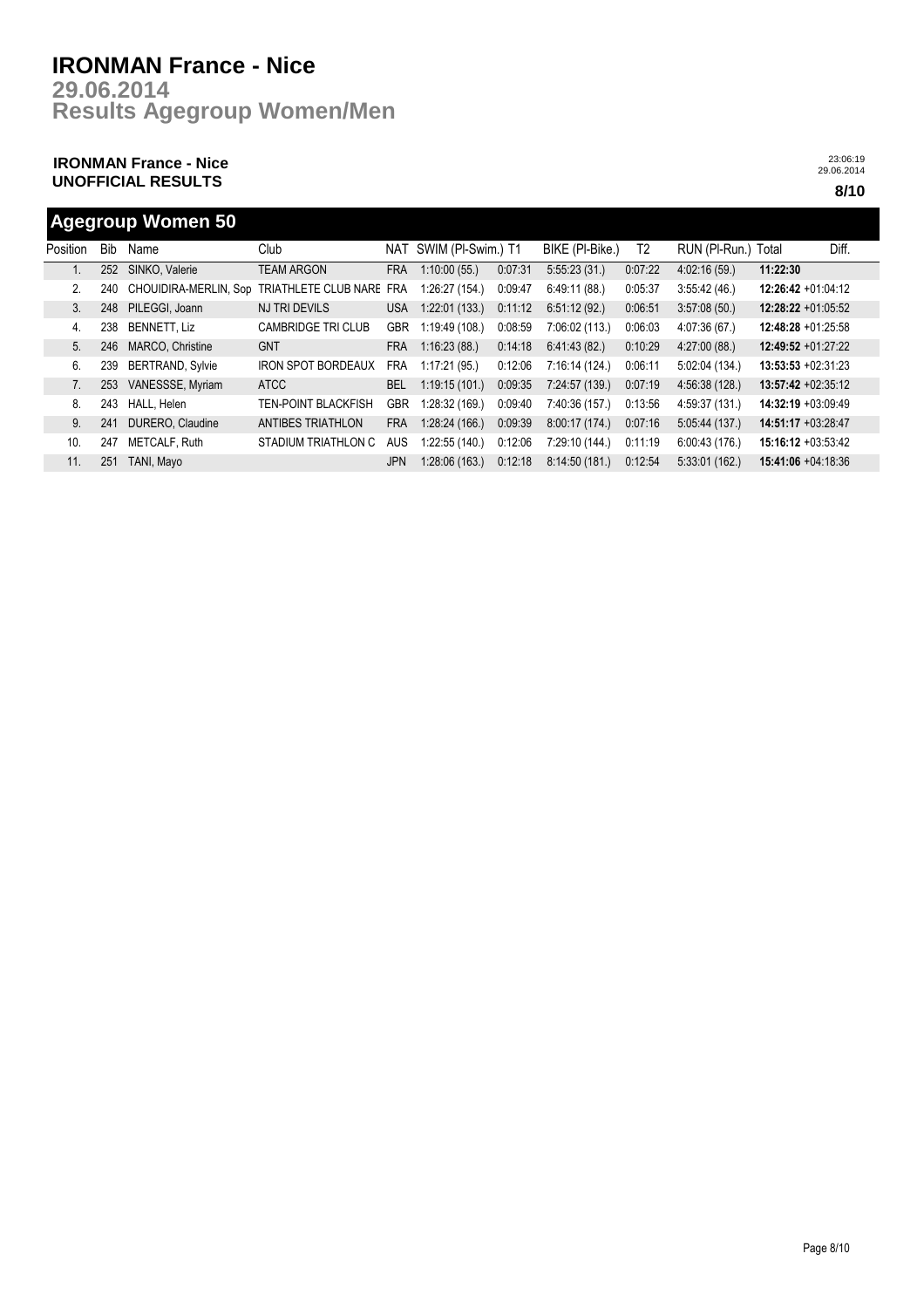# IRONMAN France - Nice

## 29.06.2014
## Results Agegroup Women/Men

**IRONMAN France - Nice**
**UNOFFICIAL RESULTS**

23:06:19
29.06.2014

**8/10**

## Agegroup Women 50

| Position | Bib | Name | Club | NAT | SWIM (Pl-Swim.) | T1 | BIKE (Pl-Bike.) | T2 | RUN (Pl-Run.) | Total | Diff. |
|---|---|---|---|---|---|---|---|---|---|---|---|
| 1. | 252 | SINKO, Valerie | TEAM ARGON | FRA | 1:10:00 (55.) | 0:07:31 | 5:55:23 (31.) | 0:07:22 | 4:02:16 (59.) | **11:22:30** | |
| 2. | 240 | CHOUIDIRA-MERLIN, Sop | TRIATHLETE CLUB NARE | FRA | 1:26:27 (154.) | 0:09:47 | 6:49:11 (88.) | 0:05:37 | 3:55:42 (46.) | **12:26:42** | +01:04:12 |
| 3. | 248 | PILEGGI, Joann | NJ TRI DEVILS | USA | 1:22:01 (133.) | 0:11:12 | 6:51:12 (92.) | 0:06:51 | 3:57:08 (50.) | **12:28:22** | +01:05:52 |
| 4. | 238 | BENNETT, Liz | CAMBRIDGE TRI CLUB | GBR | 1:19:49 (108.) | 0:08:59 | 7:06:02 (113.) | 0:06:03 | 4:07:36 (67.) | **12:48:28** | +01:25:58 |
| 5. | 246 | MARCO, Christine | GNT | FRA | 1:16:23 (88.) | 0:14:18 | 6:41:43 (82.) | 0:10:29 | 4:27:00 (88.) | **12:49:52** | +01:27:22 |
| 6. | 239 | BERTRAND, Sylvie | IRON SPOT BORDEAUX | FRA | 1:17:21 (95.) | 0:12:06 | 7:16:14 (124.) | 0:06:11 | 5:02:04 (134.) | **13:53:53** | +02:31:23 |
| 7. | 253 | VANESSSE, Myriam | ATCC | BEL | 1:19:15 (101.) | 0:09:35 | 7:24:57 (139.) | 0:07:19 | 4:56:38 (128.) | **13:57:42** | +02:35:12 |
| 8. | 243 | HALL, Helen | TEN-POINT BLACKFISH | GBR | 1:28:32 (169.) | 0:09:40 | 7:40:36 (157.) | 0:13:56 | 4:59:37 (131.) | **14:32:19** | +03:09:49 |
| 9. | 241 | DURERO, Claudine | ANTIBES TRIATHLON | FRA | 1:28:24 (166.) | 0:09:39 | 8:00:17 (174.) | 0:07:16 | 5:05:44 (137.) | **14:51:17** | +03:28:47 |
| 10. | 247 | METCALF, Ruth | STADIUM TRIATHLON C | AUS | 1:22:55 (140.) | 0:12:06 | 7:29:10 (144.) | 0:11:19 | 6:00:43 (176.) | **15:16:12** | +03:53:42 |
| 11. | 251 | TANI, Mayo | | JPN | 1:28:06 (163.) | 0:12:18 | 8:14:50 (181.) | 0:12:54 | 5:33:01 (162.) | **15:41:06** | +04:18:36 |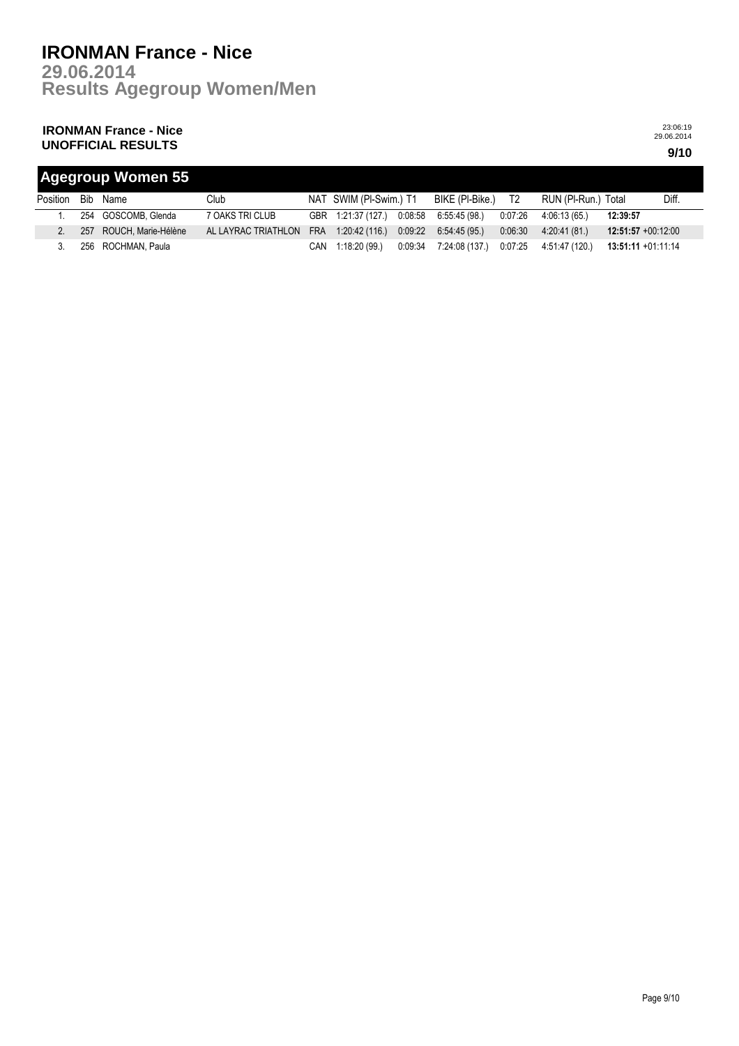# IRONMAN France - Nice

**29.06.2014**

**Results Agegroup Women/Men**

**IRONMAN France - Nice**
**UNOFFICIAL RESULTS**

23:06:19
29.06.2014

**9/10**

## Agegroup Women 55

| Position | Bib | Name | Club | NAT | SWIM (Pl-Swim.) | T1 | BIKE (Pl-Bike.) | T2 | RUN (Pl-Run.) | Total | Diff. |
|---|---|---|---|---|---|---|---|---|---|---|---|
| 1. | 254 | GOSCOMB, Glenda | 7 OAKS TRI CLUB | GBR | 1:21:37 (127.) | 0:08:58 | 6:55:45 (98.) | 0:07:26 | 4:06:13 (65.) | **12:39:57** | |
| 2. | 257 | ROUCH, Marie-Hélène | AL LAYRAC TRIATHLON | FRA | 1:20:42 (116.) | 0:09:22 | 6:54:45 (95.) | 0:06:30 | 4:20:41 (81.) | **12:51:57** | +00:12:00 |
| 3. | 256 | ROCHMAN, Paula | | CAN | 1:18:20 (99.) | 0:09:34 | 7:24:08 (137.) | 0:07:25 | 4:51:47 (120.) | **13:51:11** | +01:11:14 |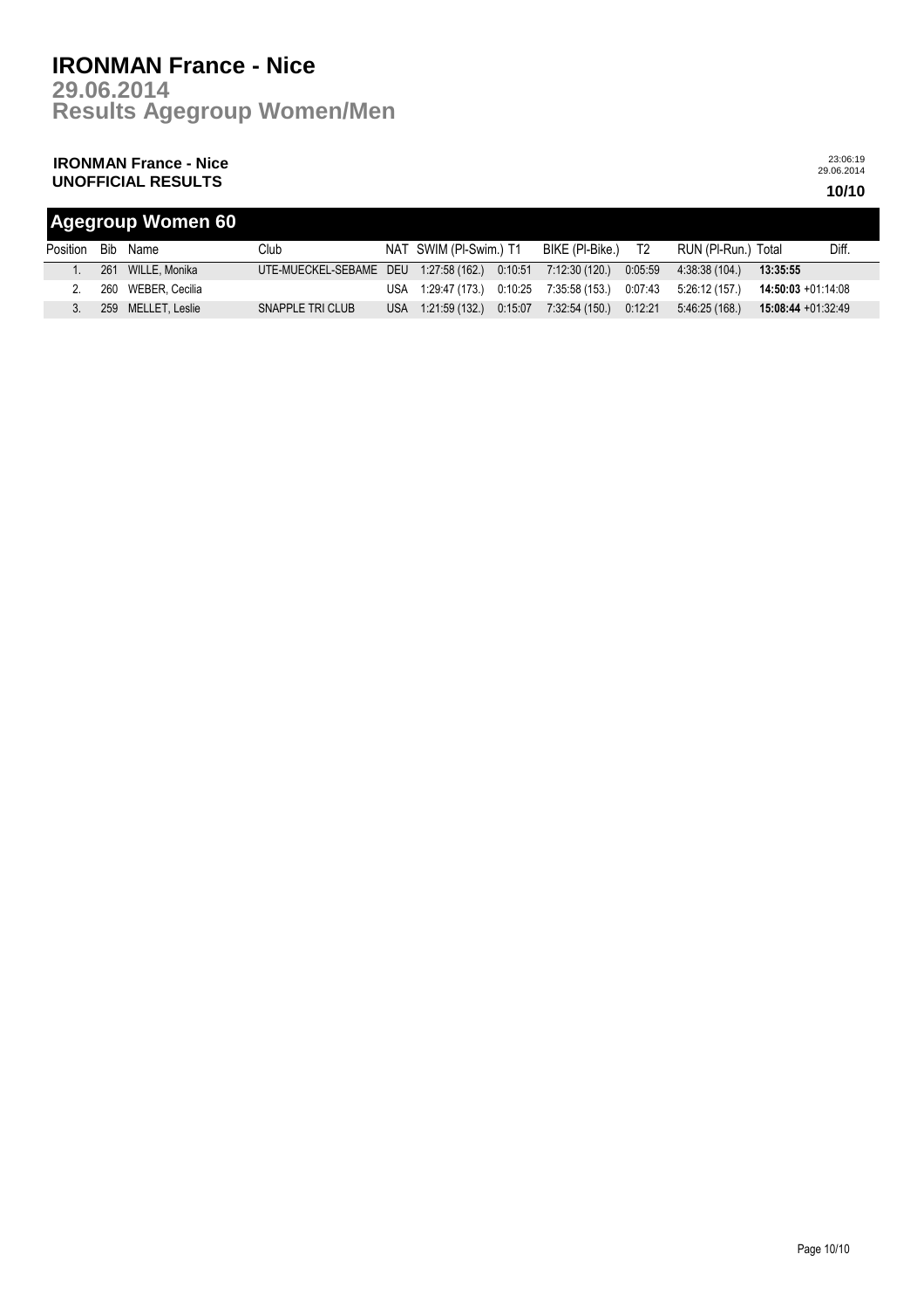# IRONMAN France - Nice

## 29.06.2014

## Results Agegroup Women/Men

**IRONMAN France - Nice**
**UNOFFICIAL RESULTS**

23:06:19
29.06.2014

**10/10**

## Agegroup Women 60

| Position | Bib | Name | Club | NAT | SWIM (Pl-Swim.) | T1 | BIKE (Pl-Bike.) | T2 | RUN (Pl-Run.) | Total | Diff. |
|---|---|---|---|---|---|---|---|---|---|---|---|
| 1. | 261 | WILLE, Monika | UTE-MUECKEL-SEBAME | DEU | 1:27:58 (162.) | 0:10:51 | 7:12:30 (120.) | 0:05:59 | 4:38:38 (104.) | **13:35:55** | |
| 2. | 260 | WEBER, Cecilia | | USA | 1:29:47 (173.) | 0:10:25 | 7:35:58 (153.) | 0:07:43 | 5:26:12 (157.) | **14:50:03** | +01:14:08 |
| 3. | 259 | MELLET, Leslie | SNAPPLE TRI CLUB | USA | 1:21:59 (132.) | 0:15:07 | 7:32:54 (150.) | 0:12:21 | 5:46:25 (168.) | **15:08:44** | +01:32:49 |